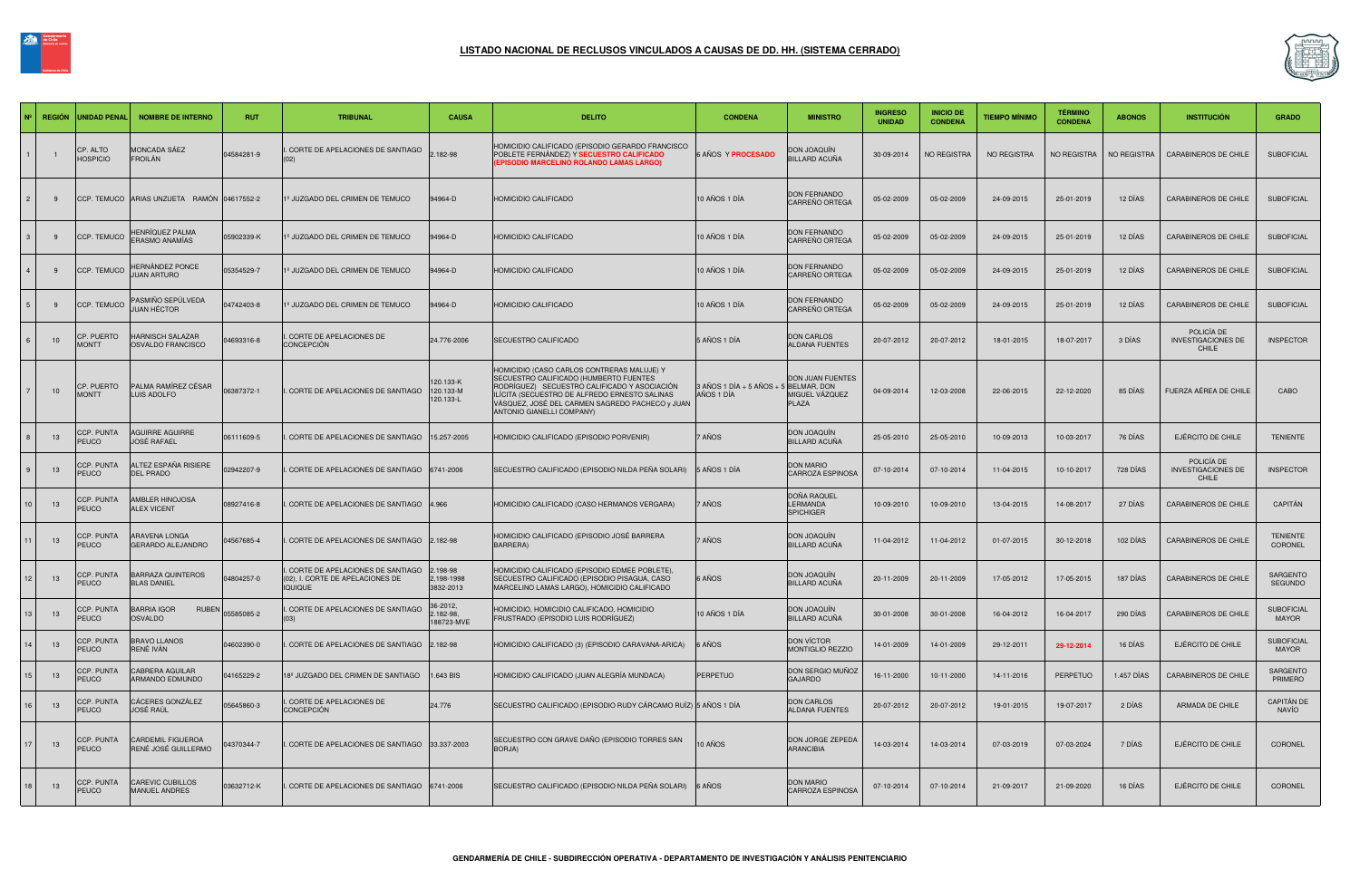# LISTADO NACIONAL DE RECLUSOS VINCULADOS A CAUSAS DE DD. HH. (SISTEMA CERRADO)

| Nº | REGIÓN | UNIDAD PENAL | NOMBRE DE INTERNO | RUT | TRIBUNAL | CAUSA | DELITO | CONDENA | MINISTRO | INGRESO UNIDAD | INICIO DE CONDENA | TIEMPO MÍNIMO | TÉRMINO CONDENA | ABONOS | INSTITUCIÓN | GRADO |
|---|---|---|---|---|---|---|---|---|---|---|---|---|---|---|---|---|
| 1 | 1 | CP. ALTO HOSPICIO | MONCADA SÁEZ FROILÁN | 04584281-9 | I. CORTE DE APELACIONES DE SANTIAGO (02) | 2.182-98 | HOMICIDIO CALIFICADO (EPISODIO GERARDO FRANCISCO POBLETE FERNÁNDEZ) Y **SECUESTRO CALIFICADO (EPISODIO MARCELINO ROLANDO LAMAS LARGO)** | 6 AÑOS Y **PROCESADO** | DON JOAQUÍN BILLARD ACUÑA | 30-09-2014 | NO REGISTRA | NO REGISTRA | NO REGISTRA | NO REGISTRA | CARABINEROS DE CHILE | SUBOFICIAL |
| 2 | 9 | CCP. TEMUCO | ARIAS UNZUETA RAMÓN | 04617552-2 | 1º JUZGADO DEL CRIMEN DE TEMUCO | 94964-D | HOMICIDIO CALIFICADO | 10 AÑOS 1 DÍA | DON FERNANDO CARREÑO ORTEGA | 05-02-2009 | 05-02-2009 | 24-09-2015 | 25-01-2019 | 12 DÍAS | CARABINEROS DE CHILE | SUBOFICIAL |
| 3 | 9 | CCP. TEMUCO | HENRÍQUEZ PALMA ERASMO ANAMÍAS | 05902339-K | 1º JUZGADO DEL CRIMEN DE TEMUCO | 94964-D | HOMICIDIO CALIFICADO | 10 AÑOS 1 DÍA | DON FERNANDO CARREÑO ORTEGA | 05-02-2009 | 05-02-2009 | 24-09-2015 | 25-01-2019 | 12 DÍAS | CARABINEROS DE CHILE | SUBOFICIAL |
| 4 | 9 | CCP. TEMUCO | HERNÁNDEZ PONCE JUAN ARTURO | 05354529-7 | 1º JUZGADO DEL CRIMEN DE TEMUCO | 94964-D | HOMICIDIO CALIFICADO | 10 AÑOS 1 DÍA | DON FERNANDO CARREÑO ORTEGA | 05-02-2009 | 05-02-2009 | 24-09-2015 | 25-01-2019 | 12 DÍAS | CARABINEROS DE CHILE | SUBOFICIAL |
| 5 | 9 | CCP. TEMUCO | PASMIÑO SEPÚLVEDA JUAN HÉCTOR | 04742403-8 | 1º JUZGADO DEL CRIMEN DE TEMUCO | 94964-D | HOMICIDIO CALIFICADO | 10 AÑOS 1 DÍA | DON FERNANDO CARREÑO ORTEGA | 05-02-2009 | 05-02-2009 | 24-09-2015 | 25-01-2019 | 12 DÍAS | CARABINEROS DE CHILE | SUBOFICIAL |
| 6 | 10 | CP. PUERTO MONTT | HARNISCH SALAZAR OSVALDO FRANCISCO | 04693316-8 | I. CORTE DE APELACIONES DE CONCEPCIÓN | 24.776-2006 | SECUESTRO CALIFICADO | 5 AÑOS 1 DÍA | DON CARLOS ALDANA FUENTES | 20-07-2012 | 20-07-2012 | 18-01-2015 | 18-07-2017 | 3 DÍAS | POLICÍA DE INVESTIGACIONES DE CHILE | INSPECTOR |
| 7 | 10 | CP. PUERTO MONTT | PALMA RAMÍREZ CÉSAR LUIS ADOLFO | 06387372-1 | I. CORTE DE APELACIONES DE SANTIAGO | 120.133-K 120.133-M 120.133-L | HOMICIDIO (CASO CARLOS CONTRERAS MALUJE) Y SECUESTRO CALIFICADO (HUMBERTO FUENTES RODRÍGUEZ) SECUESTRO CALIFICADO Y ASOCIACIÓN ILÍCITA (SECUESTRO DE ALFREDO ERNESTO SALINAS VÁSQUEZ, JOSÉ DEL CARMEN SAGREDO PACHECO y JUAN ANTONIO GIANELLI COMPANY) | 3 AÑOS 1 DÍA + 5 AÑOS + 5 AÑOS 1 DÍA | DON JUAN FUENTES BELMAR, DON MIGUEL VÁZQUEZ PLAZA | 04-09-2014 | 12-03-2008 | 22-06-2015 | 22-12-2020 | 85 DÍAS | FUERZA AÉREA DE CHILE | CABO |
| 8 | 13 | CCP. PUNTA PEUCO | AGUIRRE AGUIRRE JOSÉ RAFAEL | 06111609-5 | I. CORTE DE APELACIONES DE SANTIAGO | 15.257-2005 | HOMICIDIO CALIFICADO (EPISODIO PORVENIR) | 7 AÑOS | DON JOAQUÍN BILLARD ACUÑA | 25-05-2010 | 25-05-2010 | 10-09-2013 | 10-03-2017 | 76 DÍAS | EJÉRCITO DE CHILE | TENIENTE |
| 9 | 13 | CCP. PUNTA PEUCO | ALTEZ ESPAÑA RISIERE DEL PRADO | 02942207-9 | I. CORTE DE APELACIONES DE SANTIAGO | 6741-2006 | SECUESTRO CALIFICADO (EPISODIO NILDA PEÑA SOLARI) | 5 AÑOS 1 DÍA | DON MARIO CARROZA ESPINOSA | 07-10-2014 | 07-10-2014 | 11-04-2015 | 10-10-2017 | 728 DÍAS | POLICÍA DE INVESTIGACIONES DE CHILE | INSPECTOR |
| 10 | 13 | CCP. PUNTA PEUCO | AMBLER HINOJOSA ALEX VICENT | 08927416-8 | I. CORTE DE APELACIONES DE SANTIAGO | 4.966 | HOMICIDIO CALIFICADO (CASO HERMANOS VERGARA) | 7 AÑOS | DOÑA RAQUEL LERMANDA SPICHIGER | 10-09-2010 | 10-09-2010 | 13-04-2015 | 14-08-2017 | 27 DÍAS | CARABINEROS DE CHILE | CAPITÁN |
| 11 | 13 | CCP. PUNTA PEUCO | ARAVENA LONGA GERARDO ALEJANDRO | 04567685-4 | I. CORTE DE APELACIONES DE SANTIAGO | 2.182-98 | HOMICIDIO CALIFICADO (EPISODIO JOSÉ BARRERA BARRERA) | 7 AÑOS | DON JOAQUÍN BILLARD ACUÑA | 11-04-2012 | 11-04-2012 | 01-07-2015 | 30-12-2018 | 102 DÍAS | CARABINEROS DE CHILE | TENIENTE CORONEL |
| 12 | 13 | CCP. PUNTA PEUCO | BARRAZA QUINTEROS BLAS DANIEL | 04804257-0 | I. CORTE DE APELACIONES DE SANTIAGO (02), I. CORTE DE APELACIONES DE IQUIQUE | 2.198-98 2,198-1998 3832-2013 | HOMICIDIO CALIFICADO (EPISODIO EDMEE POBLETE), SECUESTRO CALIFICADO (EPISODIO PISAGUA, CASO MARCELINO LAMAS LARGO), HOMICIDIO CALIFICADO | 6 AÑOS | DON JOAQUÍN BILLARD ACUÑA | 20-11-2009 | 20-11-2009 | 17-05-2012 | 17-05-2015 | 187 DÍAS | CARABINEROS DE CHILE | SARGENTO SEGUNDO |
| 13 | 13 | CCP. PUNTA PEUCO | BARRIA IGOR RUBEN OSVALDO | 05585085-2 | I. CORTE DE APELACIONES DE SANTIAGO (03) | 36-2012, 2.182-98, 188723-MVE | HOMICIDIO, HOMICIDIO CALIFICADO, HOMICIDIO FRUSTRADO (EPISODIO LUIS RODRÍGUEZ) | 10 AÑOS 1 DÍA | DON JOAQUÍN BILLARD ACUÑA | 30-01-2008 | 30-01-2008 | 16-04-2012 | 16-04-2017 | 290 DÍAS | CARABINEROS DE CHILE | SUBOFICIAL MAYOR |
| 14 | 13 | CCP. PUNTA PEUCO | BRAVO LLANOS RENÉ IVÁN | 04602390-0 | I. CORTE DE APELACIONES DE SANTIAGO | 2.182-98 | HOMICIDIO CALIFICADO (3) (EPISODIO CARAVANA-ARICA) | 6 AÑOS | DON VÍCTOR MONTIGLIO REZZIO | 14-01-2009 | 14-01-2009 | 29-12-2011 | **29-12-2014** | 16 DÍAS | EJÉRCITO DE CHILE | SUBOFICIAL MAYOR |
| 15 | 13 | CCP. PUNTA PEUCO | CABRERA AGUILAR ARMANDO EDMUNDO | 04165229-2 | 18º JUZGADO DEL CRIMEN DE SANTIAGO | 1.643 BIS | HOMICIDIO CALIFICADO (JUAN ALEGRÍA MUNDACA) | PERPETUO | DON SERGIO MUÑOZ GAJARDO | 16-11-2000 | 10-11-2000 | 14-11-2016 | PERPETUO | 1.457 DÍAS | CARABINEROS DE CHILE | SARGENTO PRIMERO |
| 16 | 13 | CCP. PUNTA PEUCO | CÁCERES GONZÁLEZ JOSÉ RAÚL | 05645860-3 | I. CORTE DE APELACIONES DE CONCEPCIÓN | 24.776 | SECUESTRO CALIFICADO (EPISODIO RUDY CÁRCAMO RUÍZ) | 5 AÑOS 1 DÍA | DON CARLOS ALDANA FUENTES | 20-07-2012 | 20-07-2012 | 19-01-2015 | 19-07-2017 | 2 DÍAS | ARMADA DE CHILE | CAPITÁN DE NAVÍO |
| 17 | 13 | CCP. PUNTA PEUCO | CARDEMIL FIGUEROA RENÉ JOSÉ GUILLERMO | 04370344-7 | I. CORTE DE APELACIONES DE SANTIAGO | 33.337-2003 | SECUESTRO CON GRAVE DAÑO (EPISODIO TORRES SAN BORJA) | 10 AÑOS | DON JORGE ZEPEDA ARANCIBIA | 14-03-2014 | 14-03-2014 | 07-03-2019 | 07-03-2024 | 7 DÍAS | EJÉRCITO DE CHILE | CORONEL |
| 18 | 13 | CCP. PUNTA PEUCO | CAREVIC CUBILLOS MANUEL ANDRES | 03632712-K | I. CORTE DE APELACIONES DE SANTIAGO | 6741-2006 | SECUESTRO CALIFICADO (EPISODIO NILDA PEÑA SOLARI) | 6 AÑOS | DON MARIO CARROZA ESPINOSA | 07-10-2014 | 07-10-2014 | 21-09-2017 | 21-09-2020 | 16 DÍAS | EJÉRCITO DE CHILE | CORONEL |

GENDARMERÍA DE CHILE - SUBDIRECCIÓN OPERATIVA - DEPARTAMENTO DE INVESTIGACIÓN Y ANÁLISIS PENITENCIARIO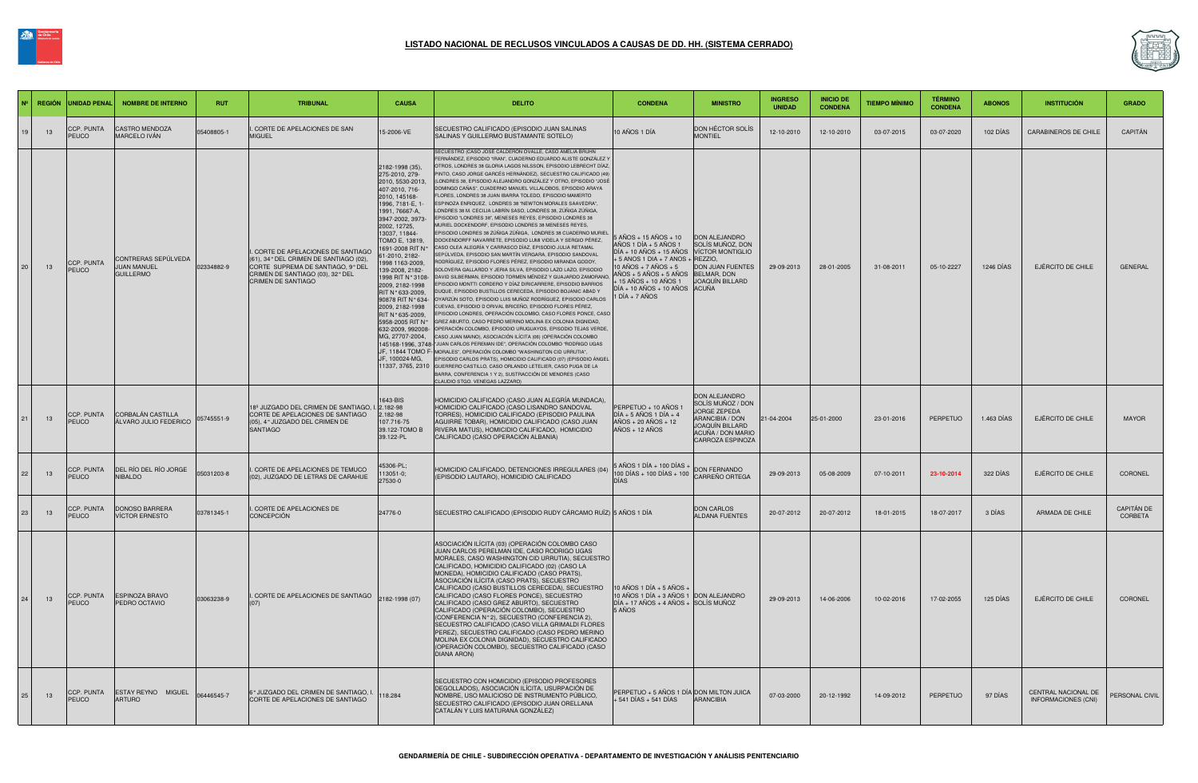## LISTADO NACIONAL DE RECLUSOS VINCULADOS A CAUSAS DE DD. HH. (SISTEMA CERRADO)

| Nº | REGIÓN | UNIDAD PENAL | NOMBRE DE INTERNO | RUT | TRIBUNAL | CAUSA | DELITO | CONDENA | MINISTRO | INGRESO UNIDAD | INICIO DE CONDENA | TIEMPO MÍNIMO | TÉRMINO CONDENA | ABONOS | INSTITUCIÓN | GRADO |
|---|---|---|---|---|---|---|---|---|---|---|---|---|---|---|---|---|
| 19 | 13 | CCP. PUNTA PEUCO | CASTRO MENDOZA MARCELO IVÁN | 05408805-1 | I. CORTE DE APELACIONES DE SAN MIGUEL | 15-2006-VE | SECUESTRO CALIFICADO (EPISODIO JUAN SALINAS SALINAS Y GUILLERMO BUSTAMANTE SOTELO) | 10 AÑOS 1 DÍA | DON HÉCTOR SOLÍS MONTIEL | 12-10-2010 | 12-10-2010 | 03-07-2015 | 03-07-2020 | 102 DÍAS | CARABINEROS DE CHILE | CAPITÁN |
| 20 | 13 | CCP. PUNTA PEUCO | CONTRERAS SEPÚLVEDA JUAN MANUEL GUILLERMO | 02334882-9 | I. CORTE DE APELACIONES DE SANTIAGO (61), 34° DEL CRIMEN DE SANTIAGO (02), CORTE SUPREMA DE SANTIAGO, 9° DEL CRIMEN DE SANTIAGO (03), 32° DEL CRIMEN DE SANTIAGO | 2182-1998 (35), 275-2010, 279-2010, 5530-2013, 407-2010, 716-2010, 145168-1996, 7181-E, 1-1991, 76667-A, 3947-2002, 3973-2002, 12725, 13037, 11844-TOMO E, 13819, 1691-2008 RIT N° 61-2010, 2182-1998 1163-2009, 139-2008, 2182-1998 RIT N° 3108-2009, 2182-1998 RIT N° 633-2009, 90878 RIT N° 634-2009, 2182-1998 RIT N° 635-2009, 5958-2005 RIT N° 632-2009, 992008-MG, 27707-2004, 145168-1996, 3748-JF, 11844 TOMO F-JF, 100024-MG, 11337, 3765, 2310 | SECUESTRO (CASO JOSÉ CALDERÓN OVALLE, CASO AMELIA BRUHN FERNÁNDEZ, EPISODIO "IRAN", CUADERNO EDUARDO ALISTE GONZÁLEZ Y OTROS, LONDRES 38 GLORIA LAGOS NILSSON, EPISODIO LEBRECHT DÍAZ, PINTO, CASO JORGE GARCÉS HERNÁNDEZ), SECUESTRO CALIFICADO (49) (LONDRES 38, EPISODIO ALEJANDRO GONZÁLEZ Y OTRO, EPISODIO "JOSÉ DOMINGO CAÑAS", CUADERNO MANUEL VILLALOBOS, EPISODIO ARAYA FLORES, LONDRES 38 JUAN IBARRA TOLEDO, EPISODIO MAMERTO ESPINOZA ENRIQUEZ, LONDRES 38 "NEWTON MORALES SAAVEDRA", LONDRES 38 M. CECILIA LABRÍN SASO, LONDRES 38, ZÚÑIGA ZÚÑIGA, EPISODIO "LONDRES 38", MENESES REYES, EPISODIO LONDRES 38 MURIEL DOCKENDORF, EPISODIO LONDRES 38 MENESES REYES, EPISODIO LONDRES 38 ZÚÑIGA ZÚÑIGA, LONDRES 38 CUADERNO MURIEL DOCKENDORFF NAVARRETE, EPISODIO LUMI VIDELA Y SERGIO PÉREZ, CASO OLEA ALEGRÍA Y CARRASCO DÍAZ, EPISODIO JULIA RETAMAL SEPÚLVEDA, EPISODIO SAN MARTÍN VERGARA, EPISODIO SANDOVAL RODRÍGUEZ, EPISODIO FLORES PÉREZ, EPISODIO MIRANDA GODOY, SOLOVERA GALLARDO Y JERIA SILVA, EPISODIO LAZO LAZO, EPISODIO DAVID SILBERMAN, EPISODIO TORMEN MÉNDEZ Y GUAJARDO ZAMORANO, EPISODIO MONTTI CORDERO Y DÍAZ DIRCARRERE, EPISODIO BARRIOS DUQUE, EPISODIO BUSTILLOS CERECEDA, EPISODIO BOJANIC ABAD Y OYARZÚN SOTO, EPISODIO LUIS MUÑOZ RODRÍGUEZ, EPISODIO CARLOS CUEVAS, EPISODIO D ORIVAL BRICEÑO, EPISODIO FLORES PÉREZ, EPISODIO LONDRES, OPERACIÓN COLOMBO, CASO FLORES PONCE, CASO GREZ ABURTO, CASO PEDRO MERINO MOLINA EX COLONIA DIGNIDAD, OPERACIÓN COLOMBO, EPISODIO URUGUAYOS, EPISODIO TEJAS VERDE, CASO JUAN MAINO), ASOCIACIÓN ILÍCITA (05) (OPERACIÓN COLOMBO "JUAN CARLOS PEREMAN IDE", OPERACIÓN COLOMBO "RODRIGO UGAS MORALES", OPERACIÓN COLOMBO "WASHINGTON CID URRUTIA", EPISODIO CARLOS PRATS), HOMICIDIO CALIFICADO (07) (EPISODIO ÁNGEL GUERRERO CASTILLO, CASO ORLANDO LETELIER, CASO PUGA DE LA BARRA, CONFERENCIA 1 Y 2), SUSTRACCIÓN DE MENORES (CASO CLAUDIO STGO. VENEGAS LAZZARO) | 5 AÑOS + 15 AÑOS + 10 AÑOS 1 DÍA + 5 AÑOS 1 DÍA + 10 AÑOS + 15 AÑOS + 5 AÑOS 1 DÍA + 7 AÑOS + 10 AÑOS + 7 AÑOS + 5 AÑOS + 5 AÑOS + 5 AÑOS + 15 AÑOS + 10 AÑOS 1 DÍA + 10 AÑOS + 10 AÑOS 1 DÍA + 7 AÑOS | DON ALEJANDRO SOLÍS MUÑOZ, DON VÍCTOR MONTIGLIO REZZIO, DON JUAN FUENTES BELMAR, DON JOAQUÍN BILLARD ACUÑA | 29-09-2013 | 28-01-2005 | 31-08-2011 | 05-10-2227 | 1246 DÍAS | EJÉRCITO DE CHILE | GENERAL |
| 21 | 13 | CCP. PUNTA PEUCO | CORBALÁN CASTILLA ÁLVARO JULIO FEDERICO | 05745551-9 | 18° JUZGADO DEL CRIMEN DE SANTIAGO, I. CORTE DE APELACIONES DE SANTIAGO (05), 4° JUZGADO DEL CRIMEN DE SANTIAGO | 1643-BIS 2.182-98 2.182-98 107.716-75 39.122-TOMO B 39.122-PL | HOMICIDIO CALIFICADO (CASO JUAN ALEGRÍA MUNDACA), HOMICIDIO CALIFICADO (CASO LISANDRO SANDOVAL TORRES), HOMICIDIO CALIFICADO (EPISODIO PAULINA AGUIRRE TOBAR), HOMICIDIO CALIFICADO (CASO JUAN RIVERA MATUS), HOMICIDIO CALIFICADO, HOMICIDIO CALIFICADO (CASO OPERACIÓN ALBANIA) | PERPETUO + 10 AÑOS 1 DÍA + 5 AÑOS 1 DÍA + 4 AÑOS + 20 AÑOS + 12 AÑOS + 12 AÑOS | DON ALEJANDRO SOLÍS MUÑOZ / DON JORGE ZEPEDA ARANCIBIA / DON JOAQUÍN BILLARD ACUÑA / DON MARIO CARROZA ESPINOZA | 21-04-2004 | 25-01-2000 | 23-01-2016 | PERPETUO | 1.463 DÍAS | EJÉRCITO DE CHILE | MAYOR |
| 22 | 13 | CCP. PUNTA PEUCO | DEL RÍO DEL RÍO JORGE NIBALDO | 05031203-8 | I. CORTE DE APELACIONES DE TEMUCO (02), JUZGADO DE LETRAS DE CARAHUE | 45306-PL; 113051-0; 27530-0 | HOMICIDIO CALIFICADO, DETENCIONES IRREGULARES (04) (EPISODIO LAUTARO), HOMICIDIO CALIFICADO | 5 AÑOS 1 DÍA + 100 DÍAS + 100 DÍAS + 100 DÍAS + 100 DÍAS | DON FERNANDO CARREÑO ORTEGA | 29-09-2013 | 05-08-2009 | 07-10-2011 | 23-10-2014 | 322 DÍAS | EJÉRCITO DE CHILE | CORONEL |
| 23 | 13 | CCP. PUNTA PEUCO | DONOSO BARRERA VÍCTOR ERNESTO | 03781345-1 | I. CORTE DE APELACIONES DE CONCEPCIÓN | 24776-0 | SECUESTRO CALIFICADO (EPISODIO RUDY CÁRCAMO RUÍZ) | 5 AÑOS 1 DÍA | DON CARLOS ALDANA FUENTES | 20-07-2012 | 20-07-2012 | 18-01-2015 | 18-07-2017 | 3 DÍAS | ARMADA DE CHILE | CAPITÁN DE CORBETA |
| 24 | 13 | CCP. PUNTA PEUCO | ESPINOZA BRAVO PEDRO OCTAVIO | 03063238-9 | I. CORTE DE APELACIONES DE SANTIAGO (07) | 2182-1998 (07) | ASOCIACIÓN ILÍCITA (03) (OPERACIÓN COLOMBO CASO JUAN CARLOS PERELMAN IDE, CASO RODRIGO UGAS MORALES, CASO WASHINGTON CID URRUTIA), SECUESTRO CALIFICADO, HOMICIDIO CALIFICADO (02) (CASO LA MONEDA), HOMICIDIO CALIFICADO (CASO PRATS), ASOCIACIÓN ILÍCITA (CASO PRATS), SECUESTRO CALIFICADO (CASO BUSTILLOS CERECEDA), SECUESTRO CALIFICADO (CASO FLORES PONCE), SECUESTRO CALIFICADO (CASO GREZ ABURTO), SECUESTRO CALIFICADO (OPERACIÓN COLOMBO), SECUESTRO (CONFERENCIA N°2), SECUESTRO (CONFERENCIA 2), SECUESTRO CALIFICADO (CASO VILLA GRIMALDI FLORES PEREZ), SECUESTRO CALIFICADO (CASO PEDRO MERINO MOLINA EX COLONIA DIGNIDAD), SECUESTRO CALIFICADO (OPERACIÓN COLOMBO), SECUESTRO CALIFICADO (CASO DIANA ARON) | 10 AÑOS 1 DÍA + 5 AÑOS + 10 AÑOS 1 DÍA + 3 AÑOS 1 DÍA + 17 AÑOS + 4 AÑOS + 5 AÑOS | DON ALEJANDRO SOLÍS MUÑOZ | 29-09-2013 | 14-06-2006 | 10-02-2016 | 17-02-2055 | 125 DÍAS | EJÉRCITO DE CHILE | CORONEL |
| 25 | 13 | CCP. PUNTA PEUCO | ESTAY REYNO MIGUEL ARTURO | 06446545-7 | 6° JUZGADO DEL CRIMEN DE SANTIAGO, I. CORTE DE APELACIONES DE SANTIAGO | 118.284 | SECUESTRO CON HOMICIDIO (EPISODIO PROFESORES DEGOLLADOS), ASOCIACIÓN ILÍCITA, USURPACIÓN DE NOMBRE, USO MALICIOSO DE INSTRUMENTO PÚBLICO, SECUESTRO CALIFICADO (EPISODIO JUAN ORELLANA CATALÁN Y LUIS MATURANA GONZÁLEZ) | PERPETUO + 5 AÑOS 1 DÍA + 541 DÍAS + 541 DÍAS | DON MILTON JUICA ARANCIBIA | 07-03-2000 | 20-12-1992 | 14-09-2012 | PERPETUO | 97 DÍAS | CENTRAL NACIONAL DE INFORMACIONES (CNI) | PERSONAL CIVIL |

GENDARMERÍA DE CHILE - SUBDIRECCIÓN OPERATIVA - DEPARTAMENTO DE INVESTIGACIÓN Y ANÁLISIS PENITENCIARIO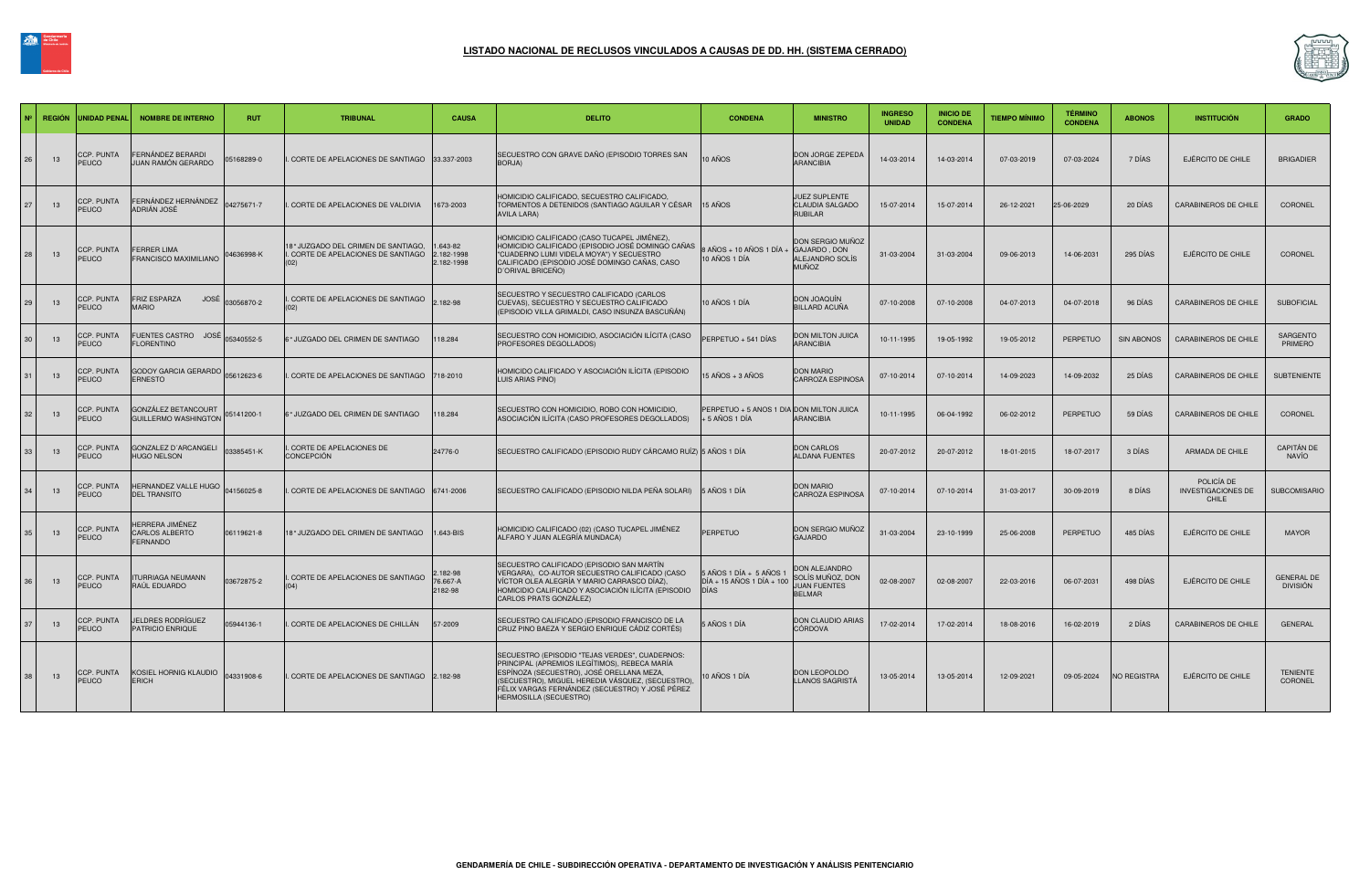# LISTADO NACIONAL DE RECLUSOS VINCULADOS A CAUSAS DE DD. HH. (SISTEMA CERRADO)

| Nº | REGIÓN | UNIDAD PENAL | NOMBRE DE INTERNO | RUT | TRIBUNAL | CAUSA | DELITO | CONDENA | MINISTRO | INGRESO UNIDAD | INICIO DE CONDENA | TIEMPO MÍNIMO | TÉRMINO CONDENA | ABONOS | INSTITUCIÓN | GRADO |
|---|---|---|---|---|---|---|---|---|---|---|---|---|---|---|---|---|
| 26 | 13 | CCP. PUNTA PEUCO | FERNÁNDEZ BERARDI JUAN RAMÓN GERARDO | 05168289-0 | I. CORTE DE APELACIONES DE SANTIAGO | 33.337-2003 | SECUESTRO CON GRAVE DAÑO (EPISODIO TORRES SAN BORJA) | 10 AÑOS | DON JORGE ZEPEDA ARANCIBIA | 14-03-2014 | 14-03-2014 | 07-03-2019 | 07-03-2024 | 7 DÍAS | EJÉRCITO DE CHILE | BRIGADIER |
| 27 | 13 | CCP. PUNTA PEUCO | FERNÁNDEZ HERNÁNDEZ ADRIÁN JOSÉ | 04275671-7 | I. CORTE DE APELACIONES DE VALDIVIA | 1673-2003 | HOMICIDIO CALIFICADO, SECUESTRO CALIFICADO, TORMENTOS A DETENIDOS (SANTIAGO AGUILAR Y CÉSAR AVILA LARA) | 15 AÑOS | JUEZ SUPLENTE CLAUDIA SALGADO RUBILAR | 15-07-2014 | 15-07-2014 | 26-12-2021 | 25-06-2029 | 20 DÍAS | CARABINEROS DE CHILE | CORONEL |
| 28 | 13 | CCP. PUNTA PEUCO | FERRER LIMA FRANCISCO MAXIMILIANO | 04636998-K | 18° JUZGADO DEL CRIMEN DE SANTIAGO, I. CORTE DE APELACIONES DE SANTIAGO (02) | 1.643-82 2.182-1998 2.182-1998 | HOMICIDIO CALIFICADO (CASO TUCAPEL JIMÉNEZ), HOMICIDIO CALIFICADO (EPISODIO JOSÉ DOMINGO CAÑAS "CUADERNO LUMI VIDELA MOYA") Y SECUESTRO CALIFICADO (EPISODIO JOSÉ DOMINGO CAÑAS, CASO D´ORIVAL BRICEÑO) | 8 AÑOS + 10 AÑOS 1 DÍA + 10 AÑOS 1 DÍA | DON SERGIO MUÑOZ GAJARDO , DON ALEJANDRO SOLÍS MUÑOZ | 31-03-2004 | 31-03-2004 | 09-06-2013 | 14-06-2031 | 295 DÍAS | EJÉRCITO DE CHILE | CORONEL |
| 29 | 13 | CCP. PUNTA PEUCO | FRIZ ESPARZA JOSÉ MARIO | 03056870-2 | I. CORTE DE APELACIONES DE SANTIAGO (02) | 2.182-98 | SECUESTRO Y SECUESTRO CALIFICADO (CARLOS CUEVAS), SECUESTRO Y SECUESTRO CALIFICADO (EPISODIO VILLA GRIMALDI, CASO INSUNZA BASCUÑÁN) | 10 AÑOS 1 DÍA | DON JOAQUÍN BILLARD ACUÑA | 07-10-2008 | 07-10-2008 | 04-07-2013 | 04-07-2018 | 96 DÍAS | CARABINEROS DE CHILE | SUBOFICIAL |
| 30 | 13 | CCP. PUNTA PEUCO | FUENTES CASTRO JOSÉ FLORENTINO | 05340552-5 | 6° JUZGADO DEL CRIMEN DE SANTIAGO | 118.284 | SECUESTRO CON HOMICIDIO, ASOCIACIÓN ILÍCITA (CASO PROFESORES DEGOLLADOS) | PERPETUO + 541 DÍAS | DON MILTON JUICA ARANCIBIA | 10-11-1995 | 19-05-1992 | 19-05-2012 | PERPETUO | SIN ABONOS | CARABINEROS DE CHILE | SARGENTO PRIMERO |
| 31 | 13 | CCP. PUNTA PEUCO | GODOY GARCIA GERARDO ERNESTO | 05612623-6 | I. CORTE DE APELACIONES DE SANTIAGO | 718-2010 | HOMICIDO CALIFICADO Y ASOCIACIÓN ILÍCITA (EPISODIO LUIS ARIAS PINO) | 15 AÑOS + 3 AÑOS | DON MARIO CARROZA ESPINOSA | 07-10-2014 | 07-10-2014 | 14-09-2023 | 14-09-2032 | 25 DÍAS | CARABINEROS DE CHILE | SUBTENIENTE |
| 32 | 13 | CCP. PUNTA PEUCO | GONZÁLEZ BETANCOURT GUILLERMO WASHINGTON | 05141200-1 | 6° JUZGADO DEL CRIMEN DE SANTIAGO | 118.284 | SECUESTRO CON HOMICIDIO, ROBO CON HOMICIDIO, ASOCIACIÓN ILÍCITA (CASO PROFESORES DEGOLLADOS) | PERPETUO + 5 ANOS 1 DIA + 5 AÑOS 1 DÍA | DON MILTON JUICA ARANCIBIA | 10-11-1995 | 06-04-1992 | 06-02-2012 | PERPETUO | 59 DÍAS | CARABINEROS DE CHILE | CORONEL |
| 33 | 13 | CCP. PUNTA PEUCO | GONZALEZ D´ARCANGELI HUGO NELSON | 03385451-K | I. CORTE DE APELACIONES DE CONCEPCIÓN | 24776-0 | SECUESTRO CALIFICADO (EPISODIO RUDY CÁRCAMO RUÍZ) | 5 AÑOS 1 DÍA | DON CARLOS ALDANA FUENTES | 20-07-2012 | 20-07-2012 | 18-01-2015 | 18-07-2017 | 3 DÍAS | ARMADA DE CHILE | CAPITÁN DE NAVÍO |
| 34 | 13 | CCP. PUNTA PEUCO | HERNANDEZ VALLE HUGO DEL TRANSITO | 04156025-8 | I. CORTE DE APELACIONES DE SANTIAGO | 6741-2006 | SECUESTRO CALIFICADO (EPISODIO NILDA PEÑA SOLARI) | 5 AÑOS 1 DÍA | DON MARIO CARROZA ESPINOSA | 07-10-2014 | 07-10-2014 | 31-03-2017 | 30-09-2019 | 8 DÍAS | POLICÍA DE INVESTIGACIONES DE CHILE | SUBCOMISARIO |
| 35 | 13 | CCP. PUNTA PEUCO | HERRERA JIMÉNEZ CARLOS ALBERTO FERNANDO | 06119621-8 | 18° JUZGADO DEL CRIMEN DE SANTIAGO | 1.643-BIS | HOMICIDIO CALIFICADO (02) (CASO TUCAPEL JIMÉNEZ ALFARO Y JUAN ALEGRÍA MUNDACA) | PERPETUO | DON SERGIO MUÑOZ GAJARDO | 31-03-2004 | 23-10-1999 | 25-06-2008 | PERPETUO | 485 DÍAS | EJÉRCITO DE CHILE | MAYOR |
| 36 | 13 | CCP. PUNTA PEUCO | ITURRIAGA NEUMANN RAÚL EDUARDO | 03672875-2 | I. CORTE DE APELACIONES DE SANTIAGO (04) | 2.182-98 76.667-A 2182-98 | SECUESTRO CALIFICADO (EPISODIO SAN MARTÍN VERGARA), CO-AUTOR SECUESTRO CALIFICADO (CASO VÍCTOR OLEA ALEGRÍA Y MARIO CARRASCO DÍAZ), HOMICIDIO CALIFICADO Y ASOCIACIÓN ILÍCITA (EPISODIO CARLOS PRATS GONZÁLEZ) | 5 AÑOS 1 DÍA + 5 AÑOS 1 DÍA + 15 AÑOS 1 DÍA + 100 DÍAS | DON ALEJANDRO SOLÍS MUÑOZ, DON JUAN FUENTES BELMAR | 02-08-2007 | 02-08-2007 | 22-03-2016 | 06-07-2031 | 498 DÍAS | EJÉRCITO DE CHILE | GENERAL DE DIVISIÓN |
| 37 | 13 | CCP. PUNTA PEUCO | JELDRES RODRÍGUEZ PATRICIO ENRIQUE | 05944136-1 | I. CORTE DE APELACIONES DE CHILLÁN | 57-2009 | SECUESTRO CALIFICADO (EPISODIO FRANCISCO DE LA CRUZ PINO BAEZA Y SERGIO ENRIQUE CÁDIZ CORTÉS) | 5 AÑOS 1 DÍA | DON CLAUDIO ARIAS CÓRDOVA | 17-02-2014 | 17-02-2014 | 18-08-2016 | 16-02-2019 | 2 DÍAS | CARABINEROS DE CHILE | GENERAL |
| 38 | 13 | CCP. PUNTA PEUCO | KOSIEL HORNIG KLAUDIO ERICH | 04331908-6 | I. CORTE DE APELACIONES DE SANTIAGO | 2.182-98 | SECUESTRO (EPISODIO "TEJAS VERDES", CUADERNOS: PRINCIPAL (APREMIOS ILEGÍTIMOS), REBECA MARÍA ESPÍNOZA (SECUESTRO), JOSÉ ORELLANA MEZA, (SECUESTRO), MIGUEL HEREDIA VÁSQUEZ, (SECUESTRO), FÉLIX VARGAS FERNÁNDEZ (SECUESTRO) Y JOSÉ PÉREZ HERMOSILLA (SECUESTRO) | 10 AÑOS 1 DÍA | DON LEOPOLDO LLANOS SAGRISTÁ | 13-05-2014 | 13-05-2014 | 12-09-2021 | 09-05-2024 | NO REGISTRA | EJÉRCITO DE CHILE | TENIENTE CORONEL |

GENDARMERÍA DE CHILE - SUBDIRECCIÓN OPERATIVA - DEPARTAMENTO DE INVESTIGACIÓN Y ANÁLISIS PENITENCIARIO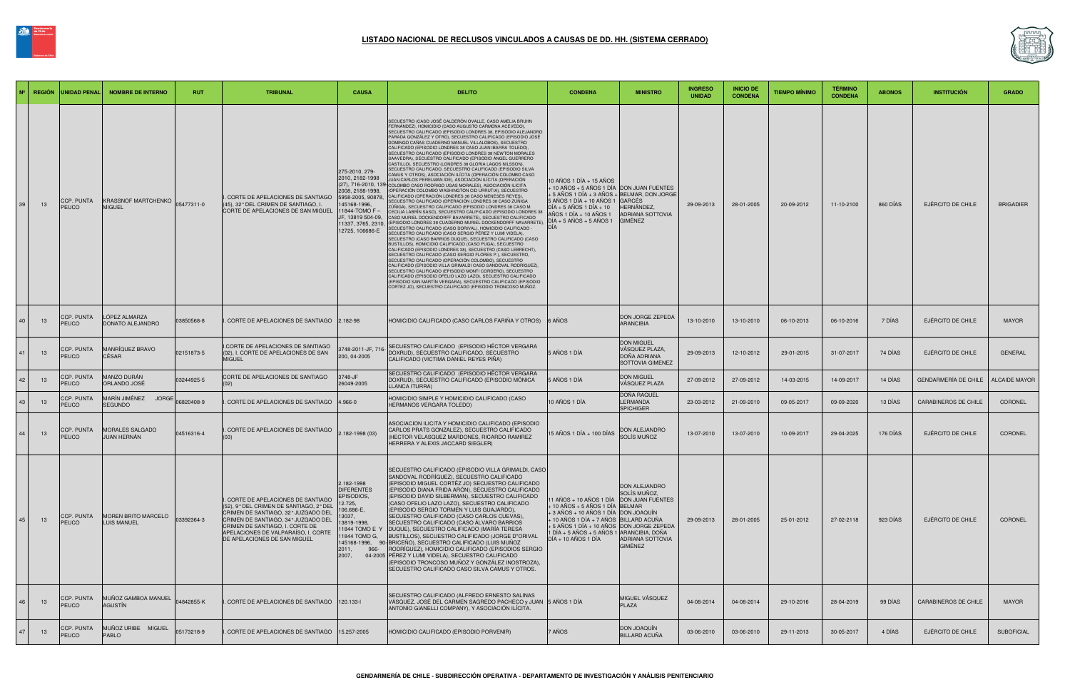## LISTADO NACIONAL DE RECLUSOS VINCULADOS A CAUSAS DE DD. HH. (SISTEMA CERRADO)

| Nº | REGIÓN | UNIDAD PENAL | NOMBRE DE INTERNO | RUT | TRIBUNAL | CAUSA | DELITO | CONDENA | MINISTRO | INGRESO UNIDAD | INICIO DE CONDENA | TIEMPO MÍNIMO | TÉRMINO CONDENA | ABONOS | INSTITUCIÓN | GRADO |
|---|---|---|---|---|---|---|---|---|---|---|---|---|---|---|---|---|
| 39 | 13 | CCP. PUNTA PEUCO | KRASSNOF MARTCHENKO MIGUEL | 05477311-0 | I. CORTE DE APELACIONES DE SANTIAGO (45), 32° DEL CRIMEN DE SANTIAGO, I. CORTE DE APELACIONES DE SAN MIGUEL | 275-2010, 279-2010, 2182-1998 (27), 716-2010, 139-2008, 2188-1998, 5958-2005, 90878, 145168-1996, 11844-TOMO F – JF, 13819 504-09, 11337, 3765, 2310, 12725, 106686-E | SECUESTRO (CASO JOSÉ CALDERÓN OVALLE, CASO AMELIA BRUHN FERNÁNDEZ), HOMICIDIO (CASO AUGUSTO CARMONA ACEVEDO), SECUESTRO CALIFICADO (EPISODIO LONDRES 38, EPISODIO ALEJANDRO PARADA GONZÁLEZ Y OTRO), SECUESTRO CALIFICADO (EPISODIO JOSÉ DOMINGO CAÑAS CUADERNO MANUEL VILLALOBOS), SECUESTRO CALIFICADO (EPISODIO LONDRES 38 CASO JUAN IBARRA TOLEDO), SECUESTRO CALIFICADO (EPISODIO LONDRES 38 NEWTON MORALES SAAVEDRA), SECUESTRO CALIFICADO (EPISODIO ÁNGEL GUERRERO CASTILLO), SECUESTRO (LONDRES 38 GLORIA LAGOS NILSSON), SECUESTRO CALIFICADO, SECUESTRO CALIFICADO (EPISODIO SILVA CAMUS Y OTROS), ASOCIACIÓN ILÍCITA (OPERACIÓN COLOMBO CASO JUAN CARLOS PERELMAN IDE), ASOCIACIÓN ILÍCITA (OPERACIÓN COLOMBO CASO RODRIGO UGAS MORALES), ASOCIACIÓN ILÍCITA (OPERACIÓN COLOMBO WASHINGTON CID URRUTIA), SECUESTRO CALIFICADO (OPERACIÓN LONDRES 38 CASO MENESES REYES), SECUESTRO CALIFICADO (OPERACIÓN LONDRES 38 CASO ZÚÑIGA ZÚÑIGA), SECUESTRO CALIFICADO (EPISODIO LONDRES 38 CASO M. CECILIA LABRÍN SASO), SECUESTRO CALIFICADO (EPISODIO LONDRES 38 CASO MURIEL DOCKENDORFF BAVARRETE), SECUESTRO CALIFICADO (EPISODIO LONDRES 38 CUADERNO MURIEL DOCKENDORFF NAVARRETE), SECUESTRO CALIFICADO (CASO DORIVAL), HOMICIDIO CALIFICADO - SECUESTRO CALIFICADO (CASO SERGIO PÉREZ Y LUMI VIDELA), SECUESTRO (CASO BARRIOS DUQUE), SECUESTRO CALIFICADO (CASO BUSTILLOS), HOMICIDIO CALIFICADO (CASO PUGA), SECUESTRO CALIFICADO (EPISODIO LONDRES 38), SECUESTRO (CASO LEBRECHT), SECUESTRO CALIFICADO (CASO SERGIO FLORES P.), SECUESTRO, SECUESTRO CALIFICADO (OPERACIÓN COLOMBO), SECUESTRO CALIFICADO (EPISODIO VILLA GRIMALDI CASO SANDOVAL RODRÍGUEZ), SECUESTRO CALIFICADO (EPISODIO MONTI CORDERO), SECUESTRO CALIFICADO (EPISODIO OFELIO LAZO LAZO), SECUESTRO CALIFICADO (EPISODIO SAN MARTÍN VERGARA), SECUESTRO CALIFICADO (EPISODIO CORTEZ JO), SECUESTRO CALIFICADO (EPISODIO TRONCOSO MUÑOZ | 10 AÑOS 1 DÍA + 15 AÑOS + 10 AÑOS + 5 AÑOS 1 DÍA + 5 AÑOS 1 DÍA + 3 AÑOS + 5 AÑOS 1 DÍA + 10 AÑOS 1 DÍA + 5 AÑOS 1 DÍA + 10 AÑOS 1 DÍA + 10 AÑOS 1 DÍA + 5 AÑOS + 5 AÑOS 1 DÍA | DON JUAN FUENTES BELMAR, DON JORGE GARCÉS HERNÁNDEZ, ADRIANA SOTTOVIA GIMÉNEZ | 29-09-2013 | 28-01-2005 | 20-09-2012 | 11-10-2100 | 860 DÍAS | EJÉRCITO DE CHILE | BRIGADIER |
| 40 | 13 | CCP. PUNTA PEUCO | LÓPEZ ALMARZA DONATO ALEJANDRO | 03850568-8 | I. CORTE DE APELACIONES DE SANTIAGO | 2.182-98 | HOMICIDIO CALIFICADO (CASO CARLOS FARIÑA Y OTROS) | 6 AÑOS | DON JORGE ZEPEDA ARANCIBIA | 13-10-2010 | 13-10-2010 | 06-10-2013 | 06-10-2016 | 7 DÍAS | EJÉRCITO DE CHILE | MAYOR |
| 41 | 13 | CCP. PUNTA PEUCO | MANRÍQUEZ BRAVO CÉSAR | 02151873-5 | I.CORTE DE APELACIONES DE SANTIAGO (02), I. CORTE DE APELACIONES DE SAN MIGUEL | 3748-2011-JF, 716-200, 04-2005 | SECUESTRO CALIFICADO (EPISODIO HÉCTOR VERGARA DOXRUD), SECUESTRO CALIFICADO, SECUESTRO CALIFICADO (VICTIMA DANIEL REYES PIÑA) | 5 AÑOS 1 DÍA | DON MIGUEL VÁSQUEZ PLAZA, DOÑA ADRIANA SOTTOVIA GIMENEZ | 29-09-2013 | 12-10-2012 | 29-01-2015 | 31-07-2017 | 74 DÍAS | EJÉRCITO DE CHILE | GENERAL |
| 42 | 13 | CCP. PUNTA PEUCO | MANZO DURÁN ORLANDO JOSÉ | 03244925-5 | CORTE DE APELACIONES DE SANTIAGO (02) | 3748-JF 26049-2005 | SECUESTRO CALIFICADO (EPISODIO HÉCTOR VERGARA DOXRUD), SECUESTRO CALIFICADO (EPISODIO MÓNICA LLANCA ITURRA) | 5 AÑOS 1 DÍA | DON MIGUEL VÁSQUEZ PLAZA | 27-09-2012 | 27-09-2012 | 14-03-2015 | 14-09-2017 | 14 DÍAS | GENDARMERÍA DE CHILE | ALCAIDE MAYOR |
| 43 | 13 | CCP. PUNTA PEUCO | MARÍN JIMÉNEZ JORGE SEGUNDO | 06820408-9 | I. CORTE DE APELACIONES DE SANTIAGO | 4.966-0 | HOMICIDIO SIMPLE Y HOMICIDIO CALIFICADO (CASO HERMANOS VERGARA TOLEDO) | 10 AÑOS 1 DÍA | DOÑA RAQUEL LERMANDA SPICHIGER | 23-03-2012 | 21-09-2010 | 09-05-2017 | 09-09-2020 | 13 DÍAS | CARABINEROS DE CHILE | CORONEL |
| 44 | 13 | CCP. PUNTA PEUCO | MORALES SALGADO JUAN HERNÁN | 04516316-4 | I. CORTE DE APELACIONES DE SANTIAGO (03) | 2.182-1998 (03) | ASOCIACION ILICITA Y HOMICIDIO CALIFICADO (EPISODIO CARLOS PRATS GONZALEZ), SECUESTRO CALIFICADO (HECTOR VELASQUEZ MARDONES, RICARDO RAMIREZ HERRERA Y ALEXIS JACCARD SIEGLER) | 15 AÑOS 1 DÍA + 100 DÍAS | DON ALEJANDRO SOLÍS MUÑOZ | 13-07-2010 | 13-07-2010 | 10-09-2017 | 29-04-2025 | 176 DÍAS | EJÉRCITO DE CHILE | CORONEL |
| 45 | 13 | CCP. PUNTA PEUCO | MOREN BRITO MARCELO LUIS MANUEL | 03392364-3 | I. CORTE DE APELACIONES DE SANTIAGO (52), 9° DEL CRIMEN DE SANTIAGO, 2° DEL CRIMEN DE SANTIAGO, 32° JUZGADO DEL CRIMEN DE SANTIAGO, 34° JUZGADO DEL CRIMEN DE SANTIAGO, I. CORTE DE APELACIONES DE VALPARAÍSO, I. CORTE DE APELACIONES DE SAN MIGUEL | 2.182-1998 DIFERENTES EPISODIOS, 12.725, 106.686-E, 13037, 13819-1998, 11844 TOMO E Y 11844 TOMO G, 145168-1996, 90-2011, 966-2007, 04-2005 | SECUESTRO CALIFICADO (EPISODIO VILLA GRIMALDI, CASO SANDOVAL RODRÍGUEZ), SECUESTRO CALIFICADO (EPISODIO MIGUEL CORTÉZ JO) SECUESTRO CALIFICADO (EPISODIO DIANA FRIDA ARÓN), SECUESTRO CALIFICADO (EPISODIO DAVID SILBERMAN), SECUESTRO CALIFICADO (CASO OFELIO LAZO LAZO), SECUESTRO CALIFICADO (EPISODIO SERGIO TORMEN Y LUIS GUAJARDO), SECUESTRO CALIFICADO (CASO CARLOS CUEVAS), SECUESTRO CALIFICADO (CASO ÁLVARO BARRIOS DUQUE), SECUESTRO CALIFICADO (MARÍA TERESA BUSTILLOS), SECUESTRO CALIFICADO (JORGE D'ORIVAL BRICEÑO), SECUESTRO CALIFICADO (LUIS MUÑOZ RODRÍGUEZ), HOMICIDIO CALIFICADO (EPISODIOS SERGIO PÉREZ Y LUMI VIDELA), SECUESTRO CALIFICADO (EPISODIO TRONCOSO MUÑOZ Y GONZÁLEZ INOSTROZA), SECUESTRO CALIFICADO CASO SILVA CAMUS Y OTROS. | 11 AÑOS + 10 AÑOS 1 DÍA + 10 AÑOS + 5 AÑOS 1 DÍA + 3 AÑOS + 10 AÑOS 1 DÍA + 10 AÑOS 1 DÍA + 7 AÑOS + 5 AÑOS 1 DÍA + 10 AÑOS 1 DÍA + 5 AÑOS + 5 AÑOS 1 DÍA + 10 AÑOS 1 DÍA | DON ALEJANDRO SOLÍS MUÑOZ, DON JUAN FUENTES BELMAR, DON JOAQUÍN BILLARD ACUÑA, DON JORGE ZEPEDA ARANCIBIA, DOÑA ADRIANA SOTTOVIA GIMÉNEZ | 29-09-2013 | 28-01-2005 | 25-01-2012 | 27-02-2118 | 923 DÍAS | EJÉRCITO DE CHILE | CORONEL |
| 46 | 13 | CCP. PUNTA PEUCO | MUÑOZ GAMBOA MANUEL AGUSTÍN | 04842855-K | I. CORTE DE APELACIONES DE SANTIAGO | 120.133-I | SECUESTRO CALIFICADO (ALFREDO ERNESTO SALINAS VÁSQUEZ, JOSÉ DEL CARMEN SAGREDO PACHECO y JUAN ANTONIO GIANELLI COMPANY), Y ASOCIACIÓN ILÍCITA. | 5 AÑOS 1 DÍA | MIGUEL VÁSQUEZ PLAZA | 04-08-2014 | 04-08-2014 | 29-10-2016 | 28-04-2019 | 99 DÍAS | CARABINEROS DE CHILE | MAYOR |
| 47 | 13 | CCP. PUNTA PEUCO | MUÑOZ URIBE MIGUEL PABLO | 05173218-9 | I. CORTE DE APELACIONES DE SANTIAGO | 15.257-2005 | HOMICIDIO CALIFICADO (EPISODIO PORVENIR) | 7 AÑOS | DON JOAQUÍN BILLARD ACUÑA | 03-06-2010 | 03-06-2010 | 29-11-2013 | 30-05-2017 | 4 DÍAS | EJÉRCITO DE CHILE | SUBOFICIAL |

GENDARMERÍA DE CHILE - SUBDIRECCIÓN OPERATIVA - DEPARTAMENTO DE INVESTIGACIÓN Y ANÁLISIS PENITENCIARIO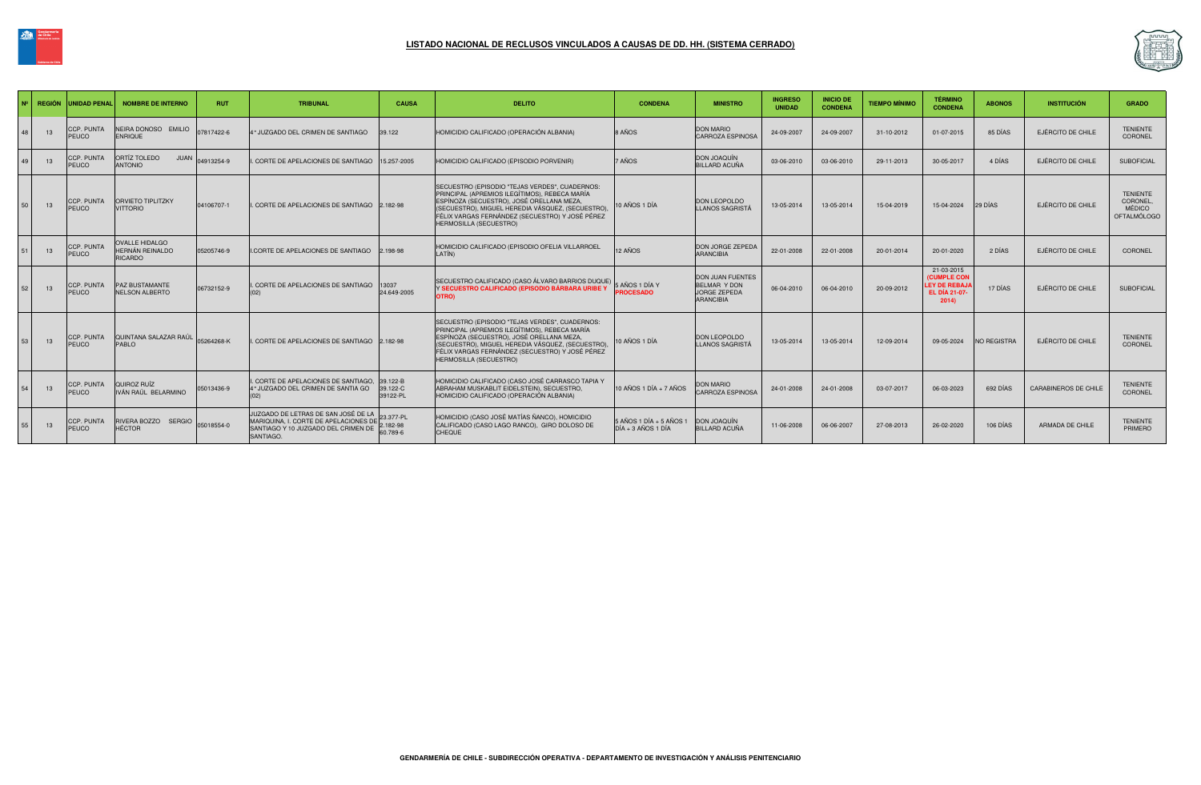# LISTADO NACIONAL DE RECLUSOS VINCULADOS A CAUSAS DE DD. HH. (SISTEMA CERRADO)

| Nº | REGIÓN | UNIDAD PENAL | NOMBRE DE INTERNO | RUT | TRIBUNAL | CAUSA | DELITO | CONDENA | MINISTRO | INGRESO UNIDAD | INICIO DE CONDENA | TIEMPO MÍNIMO | TÉRMINO CONDENA | ABONOS | INSTITUCIÓN | GRADO |
|---|---|---|---|---|---|---|---|---|---|---|---|---|---|---|---|---|
| 48 | 13 | CCP. PUNTA PEUCO | NEIRA DONOSO EMILIO ENRIQUE | 07817422-6 | 4° JUZGADO DEL CRIMEN DE SANTIAGO | 39.122 | HOMICIDIO CALIFICADO (OPERACIÓN ALBANIA) | 8 AÑOS | DON MARIO CARROZA ESPINOSA | 24-09-2007 | 24-09-2007 | 31-10-2012 | 01-07-2015 | 85 DÍAS | EJÉRCITO DE CHILE | TENIENTE CORONEL |
| 49 | 13 | CCP. PUNTA PEUCO | ORTÍZ TOLEDO JUAN ANTONIO | 04913254-9 | I. CORTE DE APELACIONES DE SANTIAGO | 15.257-2005 | HOMICIDIO CALIFICADO (EPISODIO PORVENIR) | 7 AÑOS | DON JOAQUÍN BILLARD ACUÑA | 03-06-2010 | 03-06-2010 | 29-11-2013 | 30-05-2017 | 4 DÍAS | EJÉRCITO DE CHILE | SUBOFICIAL |
| 50 | 13 | CCP. PUNTA PEUCO | ORVIETO TIPLITZKY VITTORIO | 04106707-1 | I. CORTE DE APELACIONES DE SANTIAGO | 2.182-98 | SECUESTRO (EPISODIO "TEJAS VERDES", CUADERNOS: PRINCIPAL (APREMIOS ILEGÍTIMOS), REBECA MARÍA ESPINOZA (SECUESTRO), JOSÉ ORELLANA MEZA, (SECUESTRO), MIGUEL HEREDIA VÁSQUEZ, (SECUESTRO), FÉLIX VARGAS FERNÁNDEZ (SECUESTRO) Y JOSÉ PÉREZ HERMOSILLA (SECUESTRO) | 10 AÑOS 1 DÍA | DON LEOPOLDO LLANOS SAGRISTÁ | 13-05-2014 | 13-05-2014 | 15-04-2019 | 15-04-2024 | 29 DÍAS | EJÉRCITO DE CHILE | TENIENTE CORONEL, MÉDICO OFTALMÓLOGO |
| 51 | 13 | CCP. PUNTA PEUCO | OVALLE HIDALGO HERNÁN REINALDO RICARDO | 05205746-9 | I.CORTE DE APELACIONES DE SANTIAGO | 2.198-98 | HOMICIDIO CALIFICADO (EPISODIO OFELIA VILLARROEL LATÍN) | 12 AÑOS | DON JORGE ZEPEDA ARANCIBIA | 22-01-2008 | 22-01-2008 | 20-01-2014 | 20-01-2020 | 2 DÍAS | EJÉRCITO DE CHILE | CORONEL |
| 52 | 13 | CCP. PUNTA PEUCO | PAZ BUSTAMANTE NELSON ALBERTO | 06732152-9 | I. CORTE DE APELACIONES DE SANTIAGO (02) | 13037 24.649-2005 | SECUESTRO CALIFICADO (CASO ÁLVARO BARRIOS DUQUE) **Y SECUESTRO CALIFICADO (EPISODIO BÁRBARA URIBE Y OTRO)** | 5 AÑOS 1 DÍA Y **PROCESADO** | DON JUAN FUENTES BELMAR Y DON JORGE ZEPEDA ARANCIBIA | 06-04-2010 | 06-04-2010 | 20-09-2012 | 21-03-2015 **(CUMPLE CON LEY DE REBAJA EL DÍA 21-07-2014)** | 17 DÍAS | EJÉRCITO DE CHILE | SUBOFICIAL |
| 53 | 13 | CCP. PUNTA PEUCO | QUINTANA SALAZAR RAÚL PABLO | 05264268-K | I. CORTE DE APELACIONES DE SANTIAGO | 2.182-98 | SECUESTRO (EPISODIO "TEJAS VERDES", CUADERNOS: PRINCIPAL (APREMIOS ILEGÍTIMOS), REBECA MARÍA ESPINOZA (SECUESTRO), JOSÉ ORELLANA MEZA, (SECUESTRO), MIGUEL HEREDIA VÁSQUEZ, (SECUESTRO), FÉLIX VARGAS FERNÁNDEZ (SECUESTRO) Y JOSÉ PÉREZ HERMOSILLA (SECUESTRO) | 10 AÑOS 1 DÍA | DON LEOPOLDO LLANOS SAGRISTÁ | 13-05-2014 | 13-05-2014 | 12-09-2014 | 09-05-2024 | NO REGISTRA | EJÉRCITO DE CHILE | TENIENTE CORONEL |
| 54 | 13 | CCP. PUNTA PEUCO | QUIROZ RUÍZ IVÁN RAÚL BELARMINO | 05013436-9 | I. CORTE DE APELACIONES DE SANTIAGO, 4° JUZGADO DEL CRIMEN DE SANTIA GO (02) | 39.122-B 39.122-C 39122-PL | HOMICIDIO CALIFICADO (CASO JOSÉ CARRASCO TAPIA Y ABRAHAM MUSKABLIT EIDELSTEIN), SECUESTRO, HOMICIDIO CALIFICADO (OPERACIÓN ALBANIA) | 10 AÑOS 1 DÍA + 7 AÑOS | DON MARIO CARROZA ESPINOSA | 24-01-2008 | 24-01-2008 | 03-07-2017 | 06-03-2023 | 692 DÍAS | CARABINEROS DE CHILE | TENIENTE CORONEL |
| 55 | 13 | CCP. PUNTA PEUCO | RIVERA BOZZO SERGIO HÉCTOR | 05018554-0 | JUZGADO DE LETRAS DE SAN JOSÉ DE LA MARIQUINA, I. CORTE DE APELACIONES DE SANTIAGO Y 10 JUZGADO DEL CRIMEN DE SANTIAGO. | 23.377-PL 2.182-98 60.789-6 | HOMICIDIO (CASO JOSÉ MATÍAS ÑANCO), HOMICIDIO CALIFICADO (CASO LAGO RANCO), GIRO DOLOSO DE CHEQUE | 5 AÑOS 1 DÍA + 5 AÑOS 1 DÍA + 3 AÑOS 1 DÍA | DON JOAQUÍN BILLARD ACUÑA | 11-06-2008 | 06-06-2007 | 27-08-2013 | 26-02-2020 | 106 DÍAS | ARMADA DE CHILE | TENIENTE PRIMERO |

GENDARMERÍA DE CHILE - SUBDIRECCIÓN OPERATIVA - DEPARTAMENTO DE INVESTIGACIÓN Y ANÁLISIS PENITENCIARIO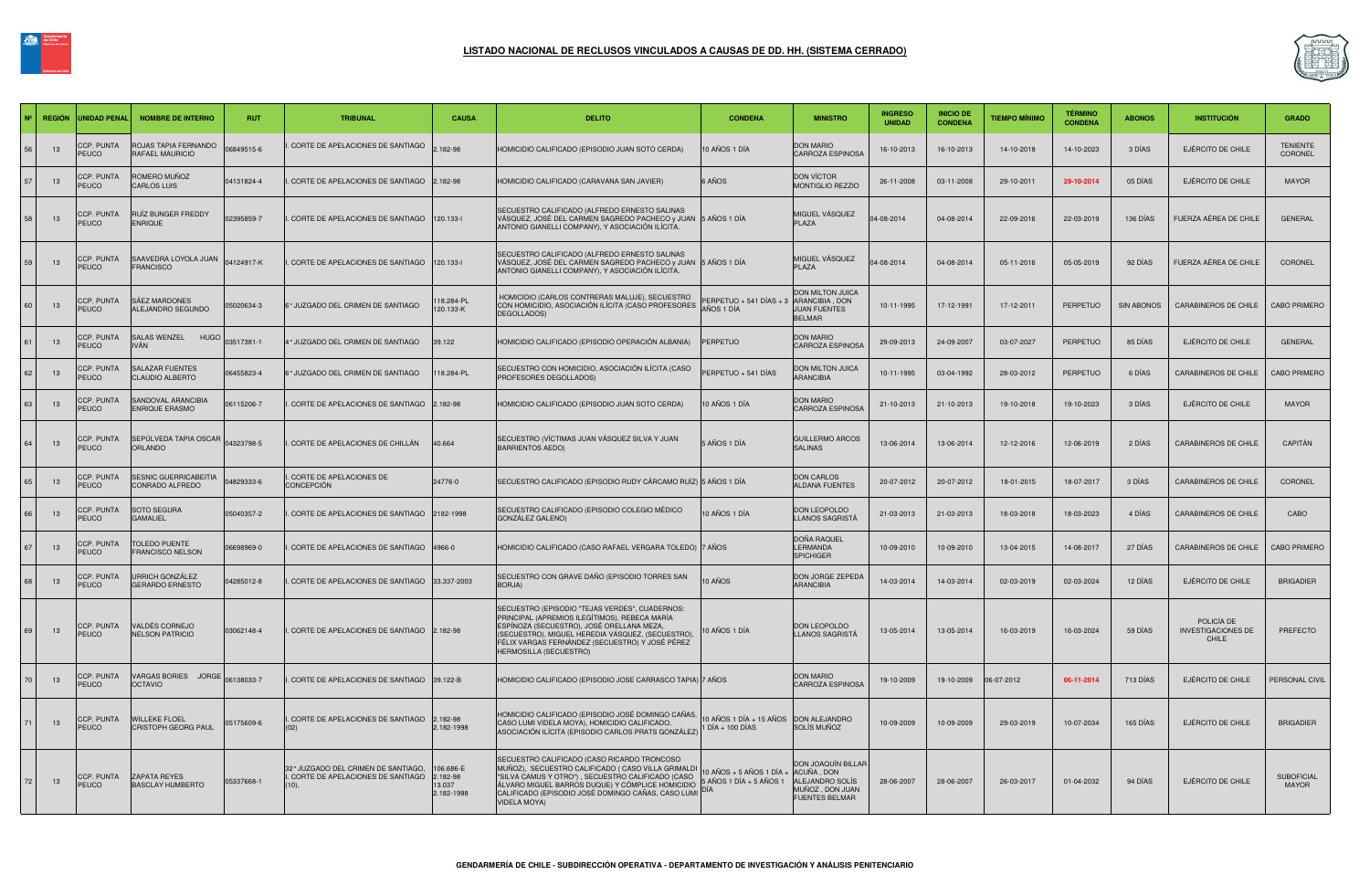## LISTADO NACIONAL DE RECLUSOS VINCULADOS A CAUSAS DE DD. HH. (SISTEMA CERRADO)

| Nº | REGIÓN | UNIDAD PENAL | NOMBRE DE INTERNO | RUT | TRIBUNAL | CAUSA | DELITO | CONDENA | MINISTRO | INGRESO UNIDAD | INICIO DE CONDENA | TIEMPO MÍNIMO | TÉRMINO CONDENA | ABONOS | INSTITUCIÓN | GRADO |
|---|---|---|---|---|---|---|---|---|---|---|---|---|---|---|---|---|
| 56 | 13 | CCP. PUNTA PEUCO | ROJAS TAPIA FERNANDO RAFAEL MAURICIO | 06849515-6 | I. CORTE DE APELACIONES DE SANTIAGO | 2.182-98 | HOMICIDIO CALIFICADO (EPISODIO JUAN SOTO CERDA) | 10 AÑOS 1 DÍA | DON MARIO CARROZA ESPINOSA | 16-10-2013 | 16-10-2013 | 14-10-2018 | 14-10-2023 | 3 DÍAS | EJÉRCITO DE CHILE | TENIENTE CORONEL |
| 57 | 13 | CCP. PUNTA PEUCO | ROMERO MUÑOZ CARLOS LUIS | 04131824-4 | I. CORTE DE APELACIONES DE SANTIAGO | 2.182-98 | HOMICIDIO CALIFICADO (CARAVANA SAN JAVIER) | 6 AÑOS | DON VÍCTOR MONTIGLIO REZZIO | 26-11-2008 | 03-11-2008 | 29-10-2011 | 29-10-2014 | 05 DÍAS | EJÉRCITO DE CHILE | MAYOR |
| 58 | 13 | CCP. PUNTA PEUCO | RUÍZ BUNGER FREDDY ENRIQUE | 02395859-7 | I. CORTE DE APELACIONES DE SANTIAGO | 120.133-I | SECUESTRO CALIFICADO (ALFREDO ERNESTO SALINAS VÁSQUEZ, JOSÉ DEL CARMEN SAGREDO PACHECO y JUAN ANTONIO GIANELLI COMPANY), Y ASOCIACIÓN ILÍCITA. | 5 AÑOS 1 DÍA | MIGUEL VÁSQUEZ PLAZA | 04-08-2014 | 04-08-2014 | 22-09-2016 | 22-03-2019 | 136 DÍAS | FUERZA AÉREA DE CHILE | GENERAL |
| 59 | 13 | CCP. PUNTA PEUCO | SAAVEDRA LOYOLA JUAN FRANCISCO | 04124917-K | I. CORTE DE APELACIONES DE SANTIAGO | 120.133-I | SECUESTRO CALIFICADO (ALFREDO ERNESTO SALINAS VÁSQUEZ, JOSÉ DEL CARMEN SAGREDO PACHECO y JUAN ANTONIO GIANELLI COMPANY), Y ASOCIACIÓN ILÍCITA. | 5 AÑOS 1 DÍA | MIGUEL VÁSQUEZ PLAZA | 04-08-2014 | 04-08-2014 | 05-11-2016 | 05-05-2019 | 92 DÍAS | FUERZA AÉREA DE CHILE | CORONEL |
| 60 | 13 | CCP. PUNTA PEUCO | SÁEZ MARDONES ALEJANDRO SEGUNDO | 05020634-3 | 6° JUZGADO DEL CRIMEN DE SANTIAGO | 118.284-PL 120.133-K | HOMICIDIO (CARLOS CONTRERAS MALUJE), SECUESTRO CON HOMICIDIO, ASOCIACIÓN ILÍCITA (CASO PROFESORES DEGOLLADOS) | PERPETUO + 541 DÍAS + 3 AÑOS 1 DÍA | DON MILTON JUICA ARANCIBIA , DON JUAN FUENTES BELMAR | 10-11-1995 | 17-12-1991 | 17-12-2011 | PERPETUO | SIN ABONOS | CARABINEROS DE CHILE | CABO PRIMERO |
| 61 | 13 | CCP. PUNTA PEUCO | SALAS WENZEL HUGO IVÁN | 03517381-1 | 4° JUZGADO DEL CRIMEN DE SANTIAGO | 39.122 | HOMICIDIO CALIFICADO (EPISODIO OPERACIÓN ALBANIA) | PERPETUO | DON MARIO CARROZA ESPINOSA | 29-09-2013 | 24-09-2007 | 03-07-2027 | PERPETUO | 85 DÍAS | EJÉRCITO DE CHILE | GENERAL |
| 62 | 13 | CCP. PUNTA PEUCO | SALAZAR FUENTES CLAUDIO ALBERTO | 06455823-4 | 6° JUZGADO DEL CRIMEN DE SANTIAGO | 118.284-PL | SECUESTRO CON HOMICIDIO, ASOCIACIÓN ILÍCITA (CASO PROFESORES DEGOLLADOS) | PERPETUO + 541 DÍAS | DON MILTON JUICA ARANCIBIA | 10-11-1995 | 03-04-1992 | 28-03-2012 | PERPETUO | 6 DÍAS | CARABINEROS DE CHILE | CABO PRIMERO |
| 63 | 13 | CCP. PUNTA PEUCO | SANDOVAL ARANCIBIA ENRIQUE ERASMO | 06115206-7 | I. CORTE DE APELACIONES DE SANTIAGO | 2.182-98 | HOMICIDIO CALIFICADO (EPISODIO JUAN SOTO CERDA) | 10 AÑOS 1 DÍA | DON MARIO CARROZA ESPINOSA | 21-10-2013 | 21-10-2013 | 19-10-2018 | 19-10-2023 | 3 DÍAS | EJÉRCITO DE CHILE | MAYOR |
| 64 | 13 | CCP. PUNTA PEUCO | SEPÚLVEDA TAPIA OSCAR ORLANDO | 04323798-5 | I. CORTE DE APELACIONES DE CHILLÁN | 40.664 | SECUESTRO (VÍCTIMAS JUAN VÁSQUEZ SILVA Y JUAN BARRIENTOS AEDO) | 5 AÑOS 1 DÍA | GUILLERMO ARCOS SALINAS | 13-06-2014 | 13-06-2014 | 12-12-2016 | 12-06-2019 | 2 DÍAS | CARABINEROS DE CHILE | CAPITÁN |
| 65 | 13 | CCP. PUNTA PEUCO | SESNIC GUERRICABEITIA CONRADO ALFREDO | 04829333-6 | I. CORTE DE APELACIONES DE CONCEPCIÓN | 24776-0 | SECUESTRO CALIFICADO (EPISODIO RUDY CÁRCAMO RUÍZ) | 5 AÑOS 1 DÍA | DON CARLOS ALDANA FUENTES | 20-07-2012 | 20-07-2012 | 18-01-2015 | 18-07-2017 | 3 DÍAS | CARABINEROS DE CHILE | CORONEL |
| 66 | 13 | CCP. PUNTA PEUCO | SOTO SEGURA GAMALIEL | 05040357-2 | I. CORTE DE APELACIONES DE SANTIAGO | 2182-1998 | SECUESTRO CALIFICADO (EPISODIO COLEGIO MÉDICO GONZÁLEZ GALENO) | 10 AÑOS 1 DÍA | DON LEOPOLDO LLANOS SAGRISTÁ | 21-03-2013 | 21-03-2013 | 18-03-2018 | 18-03-2023 | 4 DÍAS | CARABINEROS DE CHILE | CABO |
| 67 | 13 | CCP. PUNTA PEUCO | TOLEDO PUENTE FRANCISCO NELSON | 06698969-0 | I. CORTE DE APELACIONES DE SANTIAGO | 4966-0 | HOMICIDIO CALIFICADO (CASO RAFAEL VERGARA TOLEDO) | 7 AÑOS | DOÑA RAQUEL LERMANDA SPICHIGER | 10-09-2010 | 10-09-2010 | 13-04-2015 | 14-08-2017 | 27 DÍAS | CARABINEROS DE CHILE | CABO PRIMERO |
| 68 | 13 | CCP. PUNTA PEUCO | URRICH GONZÁLEZ GERARDO ERNESTO | 04285012-8 | I. CORTE DE APELACIONES DE SANTIAGO | 33.337-2003 | SECUESTRO CON GRAVE DAÑO (EPISODIO TORRES SAN BORJA) | 10 AÑOS | DON JORGE ZEPEDA ARANCIBIA | 14-03-2014 | 14-03-2014 | 02-03-2019 | 02-03-2024 | 12 DÍAS | EJÉRCITO DE CHILE | BRIGADIER |
| 69 | 13 | CCP. PUNTA PEUCO | VALDÉS CORNEJO NELSON PATRICIO | 03062148-4 | I. CORTE DE APELACIONES DE SANTIAGO | 2.182-98 | SECUESTRO (EPISODIO "TEJAS VERDES", CUADERNOS: PRINCIPAL (APREMIOS ILEGÍTIMOS), REBECA MARÍA ESPÍNOZA (SECUESTRO), JOSÉ ORELLANA MEZA, (SECUESTRO), MIGUEL HEREDIA VÁSQUEZ, (SECUESTRO), FÉLIX VARGAS FERNÁNDEZ (SECUESTRO) Y JOSÉ PÉREZ HERMOSILLA (SECUESTRO) | 10 AÑOS 1 DÍA | DON LEOPOLDO LLANOS SAGRISTÁ | 13-05-2014 | 13-05-2014 | 16-03-2019 | 16-03-2024 | 59 DÍAS | POLICÍA DE INVESTIGACIONES DE CHILE | PREFECTO |
| 70 | 13 | CCP. PUNTA PEUCO | VARGAS BORIES JORGE OCTAVIO | 06138033-7 | I. CORTE DE APELACIONES DE SANTIAGO | 39.122-B | HOMICIDIO CALIFICADO (EPISODIO JOSE CARRASCO TAPIA) | 7 AÑOS | DON MARIO CARROZA ESPINOSA | 19-10-2009 | 19-10-2009 | 06-07-2012 | 06-11-2014 | 713 DÍAS | EJÉRCITO DE CHILE | PERSONAL CIVIL |
| 71 | 13 | CCP. PUNTA PEUCO | WILLEKE FLOEL CRISTOPH GEORG PAUL | 05175609-6 | I. CORTE DE APELACIONES DE SANTIAGO (02) | 2.182-98 2.182-1998 | HOMICIDIO CALIFICADO (EPISODIO JOSÉ DOMINGO CAÑAS, CASO LUMI VIDELA MOYA), HOMICIDIO CALIFICADO, ASOCIACIÓN ILÍCITA (EPISODIO CARLOS PRATS GONZÁLEZ) | 10 AÑOS 1 DÍA + 15 AÑOS 1 DÍA + 100 DÍAS | DON ALEJANDRO SOLÍS MUÑOZ | 10-09-2009 | 10-09-2009 | 29-03-2019 | 10-07-2034 | 165 DÍAS | EJÉRCITO DE CHILE | BRIGADIER |
| 72 | 13 | CCP. PUNTA PEUCO | ZAPATA REYES BASCLAY HUMBERTO | 05337668-1 | 32° JUZGADO DEL CRIMEN DE SANTIAGO, I. CORTE DE APELACIONES DE SANTIAGO (10), | 106.686-E 2.182-98 13.037 2.182-1998 | SECUESTRO CALIFICADO (CASO RICARDO TRONCOSO MUÑOZ), SECUESTRO CALIFICADO ( CASO VILLA GRIMALDI "SILVA CAMUS Y OTRO") , SECUESTRO CALIFICADO (CASO ÁLVARO MIGUEL BARRIOS DUQUE) Y CÓMPLICE HOMICIDIO CALIFICADO (EPISODIO JOSÉ DOMINGO CAÑAS, CASO LUMI VIDELA MOYA) | 10 AÑOS + 5 AÑOS 1 DÍA + 5 AÑOS 1 DÍA + 5 AÑOS 1 DÍA | DON JOAQUÍN BILLAR ACUÑA , DON ALEJANDRO SOLÍS MUÑOZ , DON JUAN FUENTES BELMAR | 28-06-2007 | 28-06-2007 | 26-03-2017 | 01-04-2032 | 94 DÍAS | EJÉRCITO DE CHILE | SUBOFICIAL MAYOR |

GENDARMERÍA DE CHILE - SUBDIRECCIÓN OPERATIVA - DEPARTAMENTO DE INVESTIGACIÓN Y ANÁLISIS PENITENCIARIO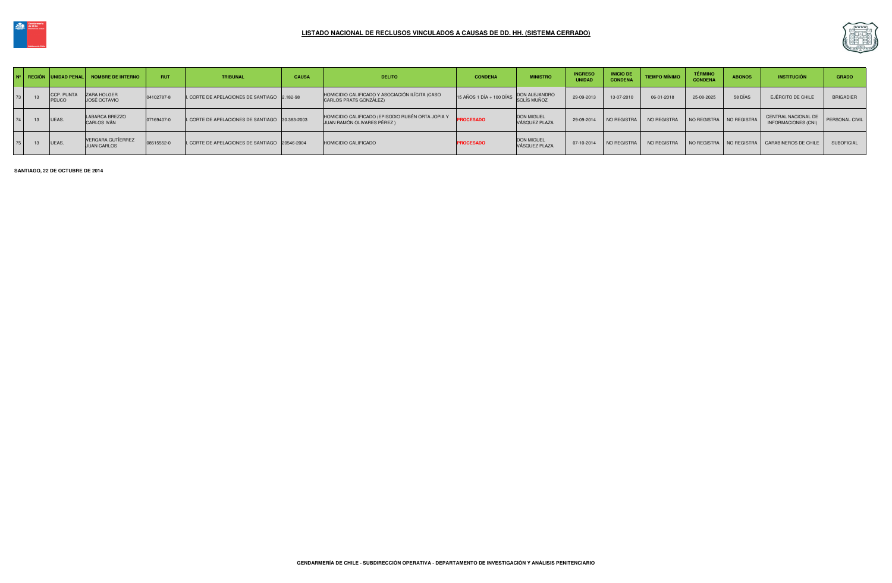## LISTADO NACIONAL DE RECLUSOS VINCULADOS A CAUSAS DE DD. HH. (SISTEMA CERRADO)

| Nº | REGIÓN | UNIDAD PENAL | NOMBRE DE INTERNO | RUT | TRIBUNAL | CAUSA | DELITO | CONDENA | MINISTRO | INGRESO UNIDAD | INICIO DE CONDENA | TIEMPO MÍNIMO | TÉRMINO CONDENA | ABONOS | INSTITUCIÓN | GRADO |
|---|---|---|---|---|---|---|---|---|---|---|---|---|---|---|---|---|
| 73 | 13 | CCP. PUNTA PEUCO | ZARA HOLGER JOSÉ OCTAVIO | 04102787-8 | I. CORTE DE APELACIONES DE SANTIAGO | 2.182-98 | HOMICIDIO CALIFICADO Y ASOCIACIÓN ILÍCITA (CASO CARLOS PRATS GONZÁLEZ) | 15 AÑOS 1 DÍA + 100 DÍAS | DON ALEJANDRO SOLÍS MUÑOZ | 29-09-2013 | 13-07-2010 | 06-01-2018 | 25-08-2025 | 58 DÍAS | EJÉRCITO DE CHILE | BRIGADIER |
| 74 | 13 | UEAS. | LABARCA BREZZO CARLOS IVÁN | 07169407-0 | I. CORTE DE APELACIONES DE SANTIAGO | 30.383-2003 | HOMICIDIO CALIFICADO (EPISODIO RUBÉN ORTA JOPIA Y JUAN RAMÓN OLIVARES PÉREZ ) | PROCESADO | DON MIGUEL VÁSQUEZ PLAZA | 29-09-2014 | NO REGISTRA | NO REGISTRA | NO REGISTRA | NO REGISTRA | CENTRAL NACIONAL DE INFORMACIONES (CNI) | PERSONAL CIVIL |
| 75 | 13 | UEAS. | VERGARA GUTÍERREZ JUAN CARLOS | 08515552-0 | I. CORTE DE APELACIONES DE SANTIAGO | 20546-2004 | HOMICIDIO CALIFICADO | PROCESADO | DON MIGUEL VÁSQUEZ PLAZA | 07-10-2014 | NO REGISTRA | NO REGISTRA | NO REGISTRA | NO REGISTRA | CARABINEROS DE CHILE | SUBOFICIAL |

**SANTIAGO, 22 DE OCTUBRE DE 2014**

**GENDARMERÍA DE CHILE - SUBDIRECCIÓN OPERATIVA - DEPARTAMENTO DE INVESTIGACIÓN Y ANÁLISIS PENITENCIARIO**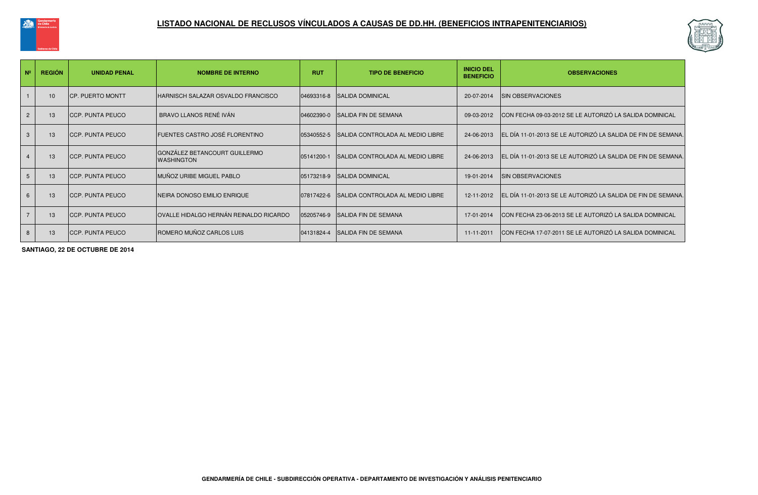# LISTADO NACIONAL DE RECLUSOS VÍNCULADOS A CAUSAS DE DD.HH. (BENEFICIOS INTRAPENITENCIARIOS)

| Nº | REGIÓN | UNIDAD PENAL | NOMBRE DE INTERNO | RUT | TIPO DE BENEFICIO | INICIO DEL BENEFICIO | OBSERVACIONES |
|---|---|---|---|---|---|---|---|
| 1 | 10 | CP. PUERTO MONTT | HARNISCH SALAZAR OSVALDO FRANCISCO | 04693316-8 | SALIDA DOMINICAL | 20-07-2014 | SIN OBSERVACIONES |
| 2 | 13 | CCP. PUNTA PEUCO | BRAVO LLANOS RENÉ IVÁN | 04602390-0 | SALIDA FIN DE SEMANA | 09-03-2012 | CON FECHA 09-03-2012 SE LE AUTORIZÓ LA SALIDA DOMINICAL |
| 3 | 13 | CCP. PUNTA PEUCO | FUENTES CASTRO JOSÉ FLORENTINO | 05340552-5 | SALIDA CONTROLADA AL MEDIO LIBRE | 24-06-2013 | EL DÍA 11-01-2013 SE LE AUTORIZÓ LA SALIDA DE FIN DE SEMANA. |
| 4 | 13 | CCP. PUNTA PEUCO | GONZÁLEZ BETANCOURT GUILLERMO WASHINGTON | 05141200-1 | SALIDA CONTROLADA AL MEDIO LIBRE | 24-06-2013 | EL DÍA 11-01-2013 SE LE AUTORIZÓ LA SALIDA DE FIN DE SEMANA. |
| 5 | 13 | CCP. PUNTA PEUCO | MUÑOZ URIBE MIGUEL PABLO | 05173218-9 | SALIDA DOMINICAL | 19-01-2014 | SIN OBSERVACIONES |
| 6 | 13 | CCP. PUNTA PEUCO | NEIRA DONOSO EMILIO ENRIQUE | 07817422-6 | SALIDA CONTROLADA AL MEDIO LIBRE | 12-11-2012 | EL DÍA 11-01-2013 SE LE AUTORIZÓ LA SALIDA DE FIN DE SEMANA. |
| 7 | 13 | CCP. PUNTA PEUCO | OVALLE HIDALGO HERNÁN REINALDO RICARDO | 05205746-9 | SALIDA FIN DE SEMANA | 17-01-2014 | CON FECHA 23-06-2013 SE LE AUTORIZÓ LA SALIDA DOMINICAL |
| 8 | 13 | CCP. PUNTA PEUCO | ROMERO MUÑOZ CARLOS LUIS | 04131824-4 | SALIDA FIN DE SEMANA | 11-11-2011 | CON FECHA 17-07-2011 SE LE AUTORIZÓ LA SALIDA DOMINICAL |

**SANTIAGO, 22 DE OCTUBRE DE 2014**

**GENDARMERÍA DE CHILE - SUBDIRECCIÓN OPERATIVA - DEPARTAMENTO DE INVESTIGACIÓN Y ANÁLISIS PENITENCIARIO**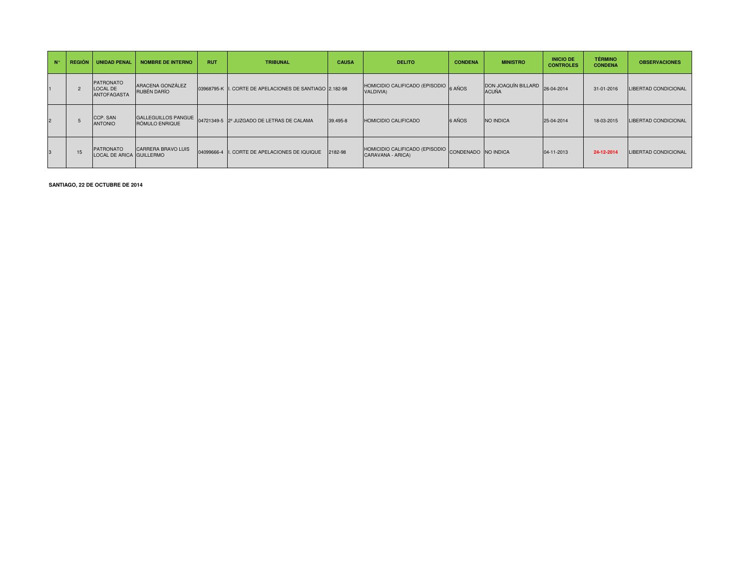| N° | REGIÓN | UNIDAD PENAL | NOMBRE DE INTERNO | RUT | TRIBUNAL | CAUSA | DELITO | CONDENA | MINISTRO | INICIO DE CONTROLES | TÉRMINO CONDENA | OBSERVACIONES |
|---|---|---|---|---|---|---|---|---|---|---|---|---|
| 1 | 2 | PATRONATO LOCAL DE ANTOFAGASTA | ARACENA GONZÁLEZ RUBÉN DARÍO | 03968795-K | I. CORTE DE APELACIONES DE SANTIAGO | 2.182-98 | HOMICIDIO CALIFICADO (EPISODIO VALDIVIA) | 6 AÑOS | DON JOAQUÍN BILLARD ACUÑA | 26-04-2014 | 31-01-2016 | LIBERTAD CONDICIONAL |
| 2 | 5 | CCP. SAN ANTONIO | GALLEGUILLOS PANGUE RÓMULO ENRIQUE | 04721349-5 | 2º JUZGADO DE LETRAS DE CALAMA | 39.495-8 | HOMICIDIO CALIFICADO | 6 AÑOS | NO INDICA | 25-04-2014 | 18-03-2015 | LIBERTAD CONDICIONAL |
| 3 | 15 | PATRONATO LOCAL DE ARICA | CARRERA BRAVO LUIS GUILLERMO | 04099666-4 | I. CORTE DE APELACIONES DE IQUIQUE | 2182-98 | HOMICIDIO CALIFICADO (EPISODIO CARAVANA - ARICA) | CONDENADO | NO INDICA | 04-11-2013 | **24-12-2014** | LIBERTAD CONDICIONAL |

**SANTIAGO, 22 DE OCTUBRE DE 2014**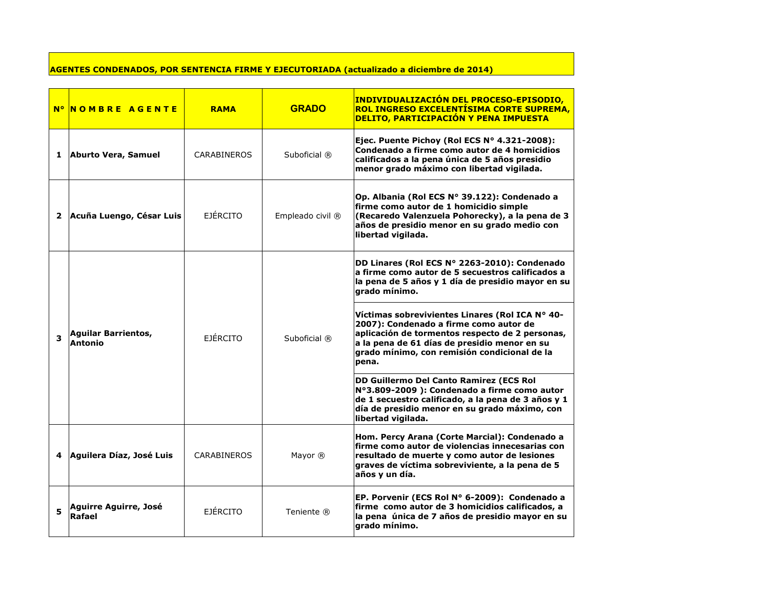**AGENTES CONDENADOS, POR SENTENCIA FIRME Y EJECUTORIADA (actualizado a diciembre de 2014)**

| N° | NOMBRE AGENTE | RAMA | GRADO | INDIVIDUALIZACIÓN DEL PROCESO-EPISODIO, ROL INGRESO EXCELENTÍSIMA CORTE SUPREMA, DELITO, PARTICIPACIÓN Y PENA IMPUESTA |
|---|---|---|---|---|
| 1 | **Aburto Vera, Samuel** | CARABINEROS | Suboficial ® | **Ejec. Puente Pichoy (Rol ECS N° 4.321-2008): Condenado a firme como autor de 4 homicidios calificados a la pena única de 5 años presidio menor grado máximo con libertad vigilada.** |
| 2 | **Acuña Luengo, César Luis** | EJÉRCITO | Empleado civil ® | **Op. Albania (Rol ECS N° 39.122): Condenado a firme como autor de 1 homicidio simple (Recaredo Valenzuela Pohorecky), a la pena de 3 años de presidio menor en su grado medio con libertad vigilada.** |
| 3 | **Aguilar Barrientos, Antonio** | EJÉRCITO | Suboficial ® | **DD Linares (Rol ECS N° 2263-2010): Condenado a firme como autor de 5 secuestros calificados a la pena de 5 años y 1 día de presidio mayor en su grado mínimo.** |
| | | | | **Víctimas sobrevivientes Linares (Rol ICA N° 40-2007): Condenado a firme como autor de aplicación de tormentos respecto de 2 personas, a la pena de 61 días de presidio menor en su grado mínimo, con remisión condicional de la pena.** |
| | | | | **DD Guillermo Del Canto Ramirez (ECS Rol N°3.809-2009 ): Condenado a firme como autor de 1 secuestro calificado, a la pena de 3 años y 1 día de presidio menor en su grado máximo, con libertad vigilada.** |
| 4 | **Aguilera Díaz, José Luis** | CARABINEROS | Mayor ® | **Hom. Percy Arana (Corte Marcial): Condenado a firme como autor de violencias innecesarias con resultado de muerte y como autor de lesiones graves de víctima sobreviviente, a la pena de 5 años y un día.** |
| 5 | **Aguirre Aguirre, José Rafael** | EJÉRCITO | Teniente ® | **EP. Porvenir (ECS Rol N° 6-2009): Condenado a firme como autor de 3 homicidios calificados, a la pena única de 7 años de presidio mayor en su grado mínimo.** |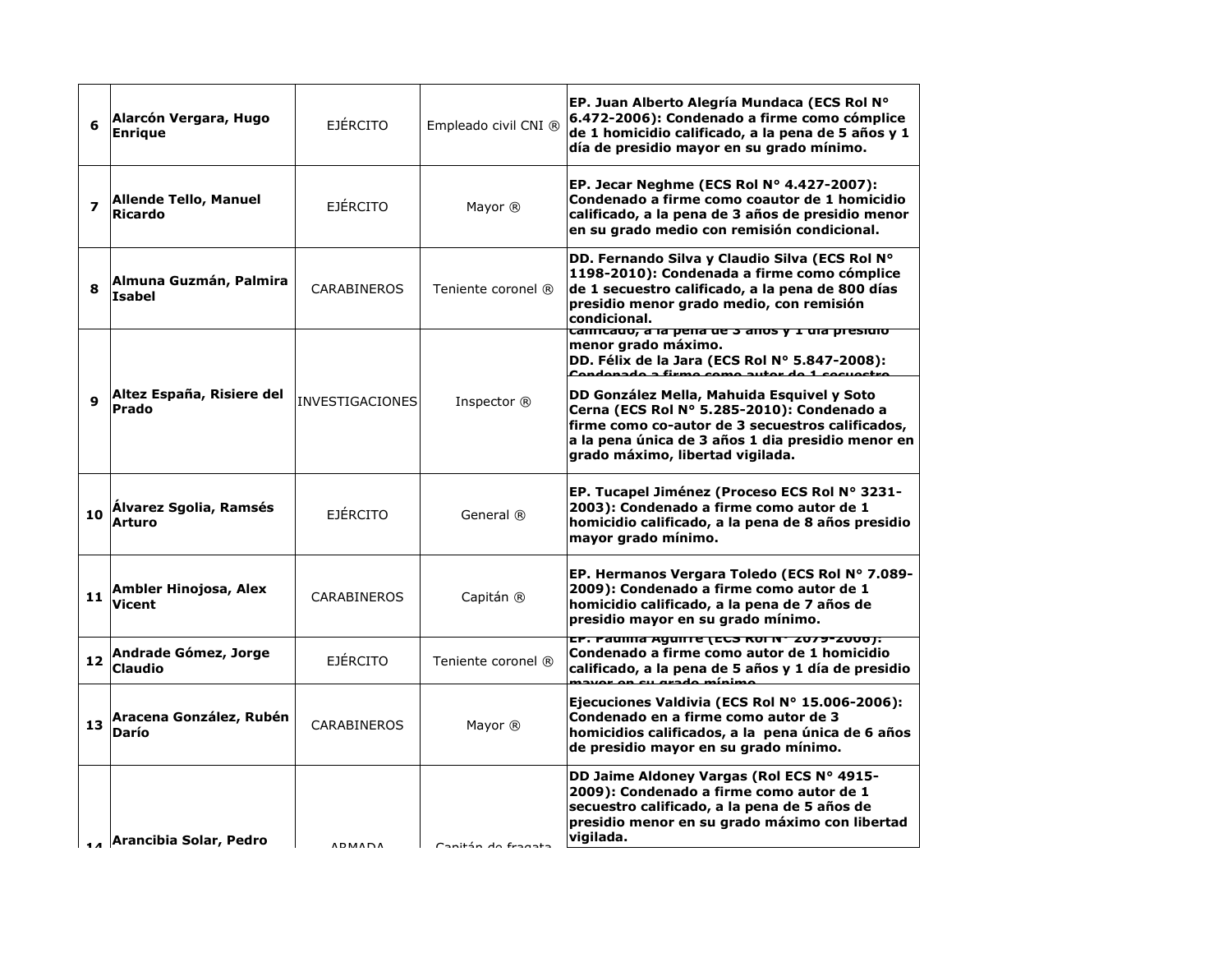| | | | | |
|---|---|---|---|---|
| 6 | Alarcón Vergara, Hugo Enrique | EJÉRCITO | Empleado civil CNI ® | EP. Juan Alberto Alegría Mundaca (ECS Rol N° 6.472-2006): Condenado a firme como cómplice de 1 homicidio calificado, a la pena de 5 años y 1 día de presidio mayor en su grado mínimo. |
| 7 | Allende Tello, Manuel Ricardo | EJÉRCITO | Mayor ® | EP. Jecar Neghme (ECS Rol N° 4.427-2007): Condenado a firme como coautor de 1 homicidio calificado, a la pena de 3 años de presidio menor en su grado medio con remisión condicional. |
| 8 | Almuna Guzmán, Palmira Isabel | CARABINEROS | Teniente coronel ® | DD. Fernando Silva y Claudio Silva (ECS Rol N° 1198-2010): Condenada a firme como cómplice de 1 secuestro calificado, a la pena de 800 días presidio menor grado medio, con remisión condicional. |
| 9 | Altez España, Risiere del Prado | INVESTIGACIONES | Inspector ® | calificado, a la pena de 3 años y 1 día presidio menor grado máximo.<br>DD. Félix de la Jara (ECS Rol N° 5.847-2008): Condenado a firme como autor de 1 secuestro<br>DD González Mella, Mahuida Esquivel y Soto Cerna (ECS Rol N° 5.285-2010): Condenado a firme como co-autor de 3 secuestros calificados, a la pena única de 3 años 1 dia presidio menor en grado máximo, libertad vigilada. |
| 10 | Álvarez Sgolia, Ramsés Arturo | EJÉRCITO | General ® | EP. Tucapel Jiménez (Proceso ECS Rol N° 3231-2003): Condenado a firme como autor de 1 homicidio calificado, a la pena de 8 años presidio mayor grado mínimo. |
| 11 | Ambler Hinojosa, Alex Vicent | CARABINEROS | Capitán ® | EP. Hermanos Vergara Toledo (ECS Rol N° 7.089-2009): Condenado a firme como autor de 1 homicidio calificado, a la pena de 7 años de presidio mayor en su grado mínimo. |
| 12 | Andrade Gómez, Jorge Claudio | EJÉRCITO | Teniente coronel ® | EP. Paulina Aguirre (ECS Rol N° 2079-2006): Condenado a firme como autor de 1 homicidio calificado, a la pena de 5 años y 1 día de presidio mayor en su grado mínimo. |
| 13 | Aracena González, Rubén Darío | CARABINEROS | Mayor ® | Ejecuciones Valdivia (ECS Rol N° 15.006-2006): Condenado en a firme como autor de 3 homicidios calificados, a la pena única de 6 años de presidio mayor en su grado mínimo. |
| 14 | Arancibia Solar, Pedro | ARMADA | Capitán de fragata | DD Jaime Aldoney Vargas (Rol ECS N° 4915-2009): Condenado a firme como autor de 1 secuestro calificado, a la pena de 5 años de presidio menor en su grado máximo con libertad vigilada. |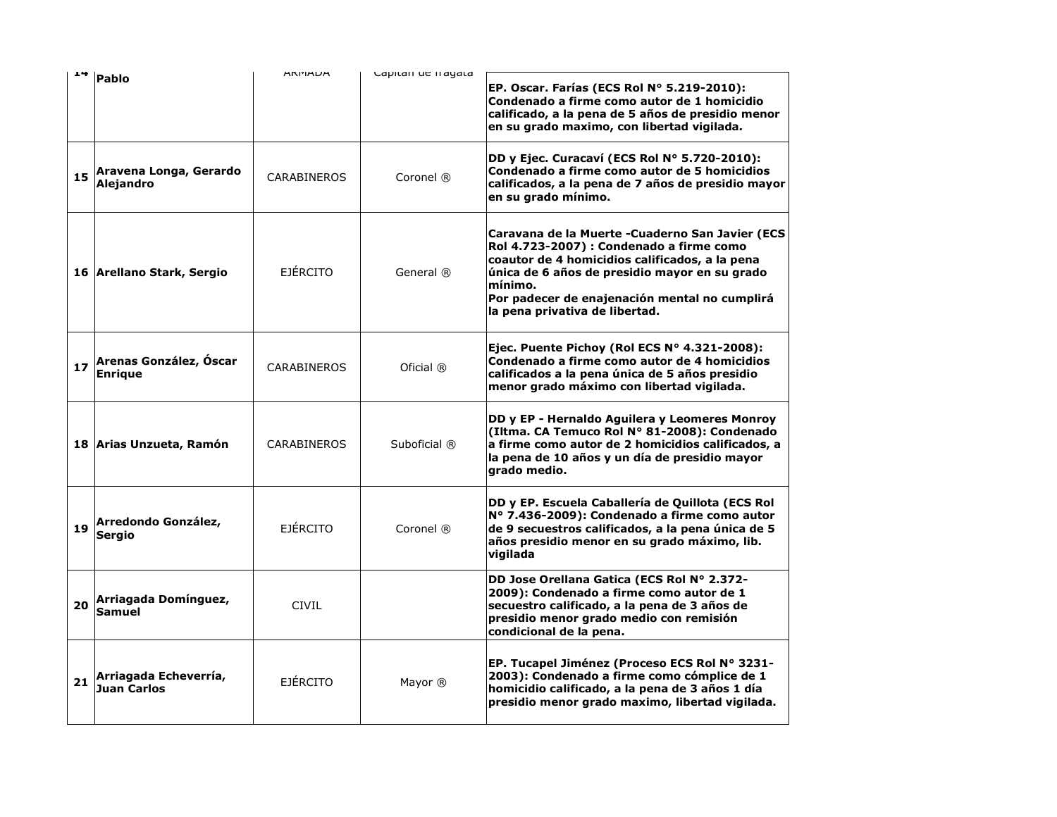| | | | | |
|---|---|---|---|---|
| 14 | Pablo | ARMADA | Capitán de fragata | **EP. Oscar. Farías (ECS Rol N° 5.219-2010): Condenado a firme como autor de 1 homicidio calificado, a la pena de 5 años de presidio menor en su grado maximo, con libertad vigilada.** |
| 15 | **Aravena Longa, Gerardo Alejandro** | CARABINEROS | Coronel ® | **DD y Ejec. Curacaví (ECS Rol N° 5.720-2010): Condenado a firme como autor de 5 homicidios calificados, a la pena de 7 años de presidio mayor en su grado mínimo.** |
| 16 | **Arellano Stark, Sergio** | EJÉRCITO | General ® | **Caravana de la Muerte -Cuaderno San Javier (ECS Rol 4.723-2007) : Condenado a firme como coautor de 4 homicidios calificados, a la pena única de 6 años de presidio mayor en su grado mínimo.<br>Por padecer de enajenación mental no cumplirá la pena privativa de libertad.** |
| 17 | **Arenas González, Óscar Enrique** | CARABINEROS | Oficial ® | **Ejec. Puente Pichoy (Rol ECS N° 4.321-2008): Condenado a firme como autor de 4 homicidios calificados a la pena única de 5 años presidio menor grado máximo con libertad vigilada.** |
| 18 | **Arias Unzueta, Ramón** | CARABINEROS | Suboficial ® | **DD y EP - Hernaldo Aguilera y Leomeres Monroy (Iltma. CA Temuco Rol N° 81-2008): Condenado a firme como autor de 2 homicidios calificados, a la pena de 10 años y un día de presidio mayor grado medio.** |
| 19 | **Arredondo González, Sergio** | EJÉRCITO | Coronel ® | **DD y EP. Escuela Caballería de Quillota (ECS Rol N° 7.436-2009): Condenado a firme como autor de 9 secuestros calificados, a la pena única de 5 años presidio menor en su grado máximo, lib. vigilada** |
| 20 | **Arriagada Domínguez, Samuel** | CIVIL | | **DD Jose Orellana Gatica (ECS Rol N° 2.372-2009): Condenado a firme como autor de 1 secuestro calificado, a la pena de 3 años de presidio menor grado medio con remisión condicional de la pena.** |
| 21 | **Arriagada Echeverría, Juan Carlos** | EJÉRCITO | Mayor ® | **EP. Tucapel Jiménez (Proceso ECS Rol N° 3231-2003): Condenado a firme como cómplice de 1 homicidio calificado, a la pena de 3 años 1 día presidio menor grado maximo, libertad vigilada.** |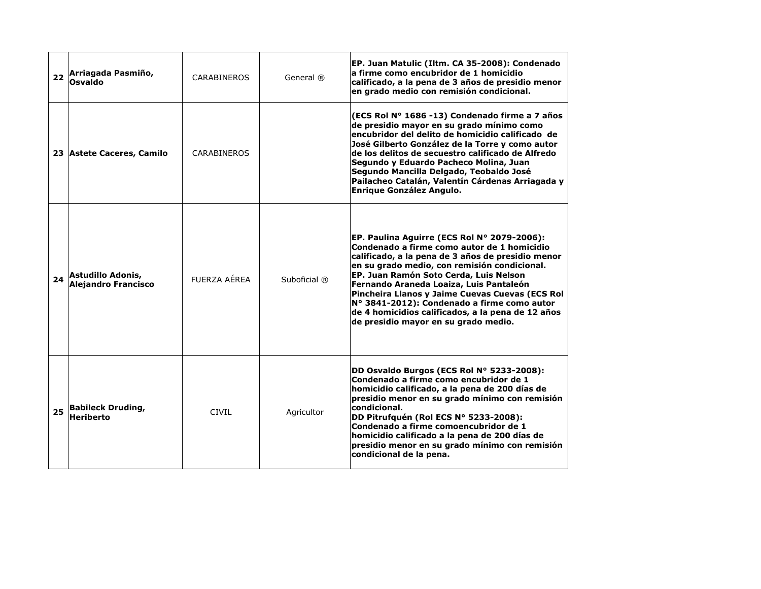| | | | | |
|---|---|---|---|---|
| **22** | **Arriagada Pasmiño, Osvaldo** | CARABINEROS | General ® | **EP. Juan Matulic (Iltm. CA 35-2008): Condenado a firme como encubridor de 1 homicidio calificado, a la pena de 3 años de presidio menor en grado medio con remisión condicional.** |
| **23** | **Astete Caceres, Camilo** | CARABINEROS | | **(ECS Rol N° 1686 -13) Condenado firme a 7 años de presidio mayor en su grado mínimo como encubridor del delito de homicidio calificado de José Gilberto González de la Torre y como autor de los delitos de secuestro calificado de Alfredo Segundo y Eduardo Pacheco Molina, Juan Segundo Mancilla Delgado, Teobaldo José Pailacheo Catalán, Valentín Cárdenas Arriagada y Enrique González Angulo.** |
| **24** | **Astudillo Adonis, Alejandro Francisco** | FUERZA AÉREA | Suboficial ® | **EP. Paulina Aguirre (ECS Rol N° 2079-2006): Condenado a firme como autor de 1 homicidio calificado, a la pena de 3 años de presidio menor en su grado medio, con remisión condicional.**<br>**EP. Juan Ramón Soto Cerda, Luis Nelson Fernando Araneda Loaiza, Luis Pantaleón Pincheira Llanos y Jaime Cuevas Cuevas (ECS Rol N° 3841-2012): Condenado a firme como autor de 4 homicidios calificados, a la pena de 12 años de presidio mayor en su grado medio.** |
| **25** | **Babileck Druding, Heriberto** | CIVIL | Agricultor | **DD Osvaldo Burgos (ECS Rol N° 5233-2008): Condenado a firme como encubridor de 1 homicidio calificado, a la pena de 200 días de presidio menor en su grado mínimo con remisión condicional.**<br>**DD Pitrufquén (Rol ECS N° 5233-2008): Condenado a firme comoencubridor de 1 homicidio calificado a la pena de 200 días de presidio menor en su grado mínimo con remisión condicional de la pena.** |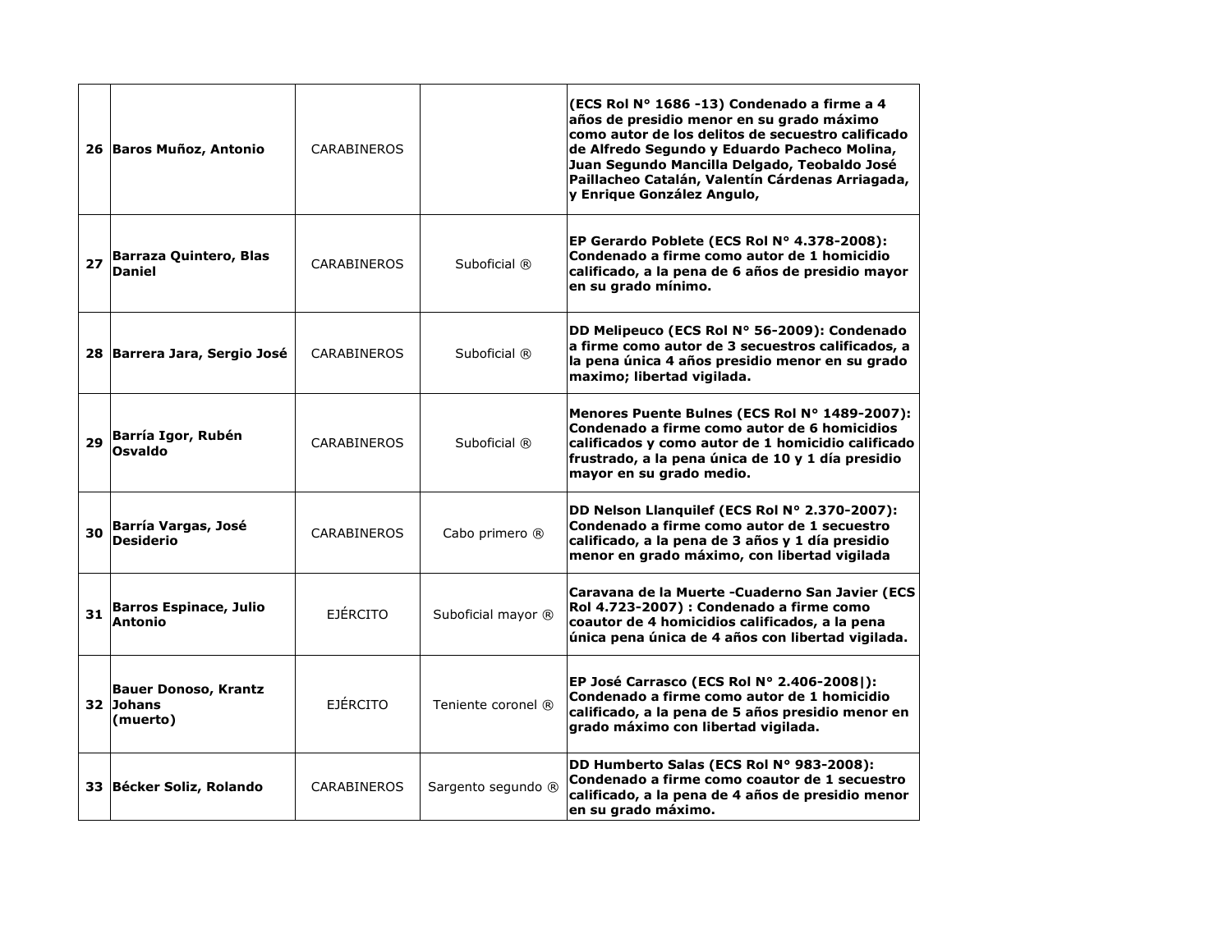| | | | | |
|---|---|---|---|---|
| 26 | **Baros Muñoz, Antonio** | CARABINEROS | | **(ECS Rol N° 1686 -13) Condenado a firme a 4 años de presidio menor en su grado máximo como autor de los delitos de secuestro calificado de Alfredo Segundo y Eduardo Pacheco Molina, Juan Segundo Mancilla Delgado, Teobaldo José Paillacheo Catalán, Valentín Cárdenas Arriagada, y Enrique González Angulo,** |
| 27 | **Barraza Quintero, Blas Daniel** | CARABINEROS | Suboficial ® | **EP Gerardo Poblete (ECS Rol N° 4.378-2008): Condenado a firme como autor de 1 homicidio calificado, a la pena de 6 años de presidio mayor en su grado mínimo.** |
| 28 | **Barrera Jara, Sergio José** | CARABINEROS | Suboficial ® | **DD Melipeuco (ECS Rol N° 56-2009): Condenado a firme como autor de 3 secuestros calificados, a la pena única 4 años presidio menor en su grado maximo; libertad vigilada.** |
| 29 | **Barría Igor, Rubén Osvaldo** | CARABINEROS | Suboficial ® | **Menores Puente Bulnes (ECS Rol N° 1489-2007): Condenado a firme como autor de 6 homicidios calificados y como autor de 1 homicidio calificado frustrado, a la pena única de 10 y 1 día presidio mayor en su grado medio.** |
| 30 | **Barría Vargas, José Desiderio** | CARABINEROS | Cabo primero ® | **DD Nelson Llanquilef (ECS Rol N° 2.370-2007): Condenado a firme como autor de 1 secuestro calificado, a la pena de 3 años y 1 día presidio menor en grado máximo, con libertad vigilada** |
| 31 | **Barros Espinace, Julio Antonio** | EJÉRCITO | Suboficial mayor ® | **Caravana de la Muerte -Cuaderno San Javier (ECS Rol 4.723-2007) : Condenado a firme como coautor de 4 homicidios calificados, a la pena única pena única de 4 años con libertad vigilada.** |
| 32 | **Bauer Donoso, Krantz Johans (muerto)** | EJÉRCITO | Teniente coronel ® | **EP José Carrasco (ECS Rol N° 2.406-2008\|): Condenado a firme como autor de 1 homicidio calificado, a la pena de 5 años presidio menor en grado máximo con libertad vigilada.** |
| 33 | **Bécker Soliz, Rolando** | CARABINEROS | Sargento segundo ® | **DD Humberto Salas (ECS Rol N° 983-2008): Condenado a firme como coautor de 1 secuestro calificado, a la pena de 4 años de presidio menor en su grado máximo.** |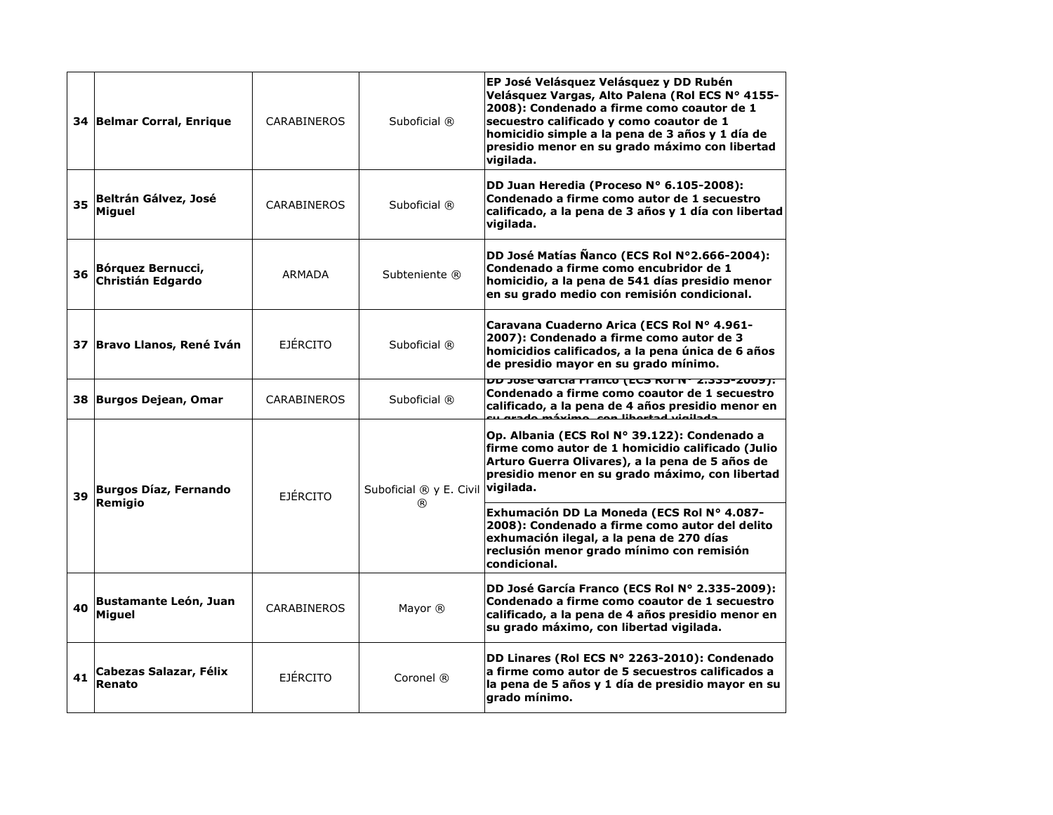| | | | | |
|---|---|---|---|---|
| 34 | **Belmar Corral, Enrique** | CARABINEROS | Suboficial ® | **EP José Velásquez Velásquez y DD Rubén Velásquez Vargas, Alto Palena (Rol ECS N° 4155-2008): Condenado a firme como coautor de 1 secuestro calificado y como coautor de 1 homicidio simple a la pena de 3 años y 1 día de presidio menor en su grado máximo con libertad vigilada.** |
| 35 | **Beltrán Gálvez, José Miguel** | CARABINEROS | Suboficial ® | **DD Juan Heredia (Proceso N° 6.105-2008): Condenado a firme como autor de 1 secuestro calificado, a la pena de 3 años y 1 día con libertad vigilada.** |
| 36 | **Bórquez Bernucci, Christián Edgardo** | ARMADA | Subteniente ® | **DD José Matías Ñanco (ECS Rol N°2.666-2004): Condenado a firme como encubridor de 1 homicidio, a la pena de 541 días presidio menor en su grado medio con remisión condicional.** |
| 37 | **Bravo Llanos, René Iván** | EJÉRCITO | Suboficial ® | **Caravana Cuaderno Arica (ECS Rol N° 4.961-2007): Condenado a firme como autor de 3 homicidios calificados, a la pena única de 6 años de presidio mayor en su grado mínimo.** |
| 38 | **Burgos Dejean, Omar** | CARABINEROS | Suboficial ® | **DD José García Franco (ECS Rol N° 2.335-2009): Condenado a firme como coautor de 1 secuestro calificado, a la pena de 4 años presidio menor en su grado máximo, con libertad vigilada** |
| 39 | **Burgos Díaz, Fernando Remigio** | EJÉRCITO | Suboficial ® y E. Civil ® | **Op. Albania (ECS Rol N° 39.122): Condenado a firme como autor de 1 homicidio calificado (Julio Arturo Guerra Olivares), a la pena de 5 años de presidio menor en su grado máximo, con libertad vigilada.** |
| | | | | **Exhumación DD La Moneda (ECS Rol N° 4.087-2008): Condenado a firme como autor del delito exhumación ilegal, a la pena de 270 días reclusión menor grado mínimo con remisión condicional.** |
| 40 | **Bustamante León, Juan Miguel** | CARABINEROS | Mayor ® | **DD José García Franco (ECS Rol N° 2.335-2009): Condenado a firme como coautor de 1 secuestro calificado, a la pena de 4 años presidio menor en su grado máximo, con libertad vigilada.** |
| 41 | **Cabezas Salazar, Félix Renato** | EJÉRCITO | Coronel ® | **DD Linares (Rol ECS N° 2263-2010): Condenado a firme como autor de 5 secuestros calificados a la pena de 5 años y 1 día de presidio mayor en su grado mínimo.** |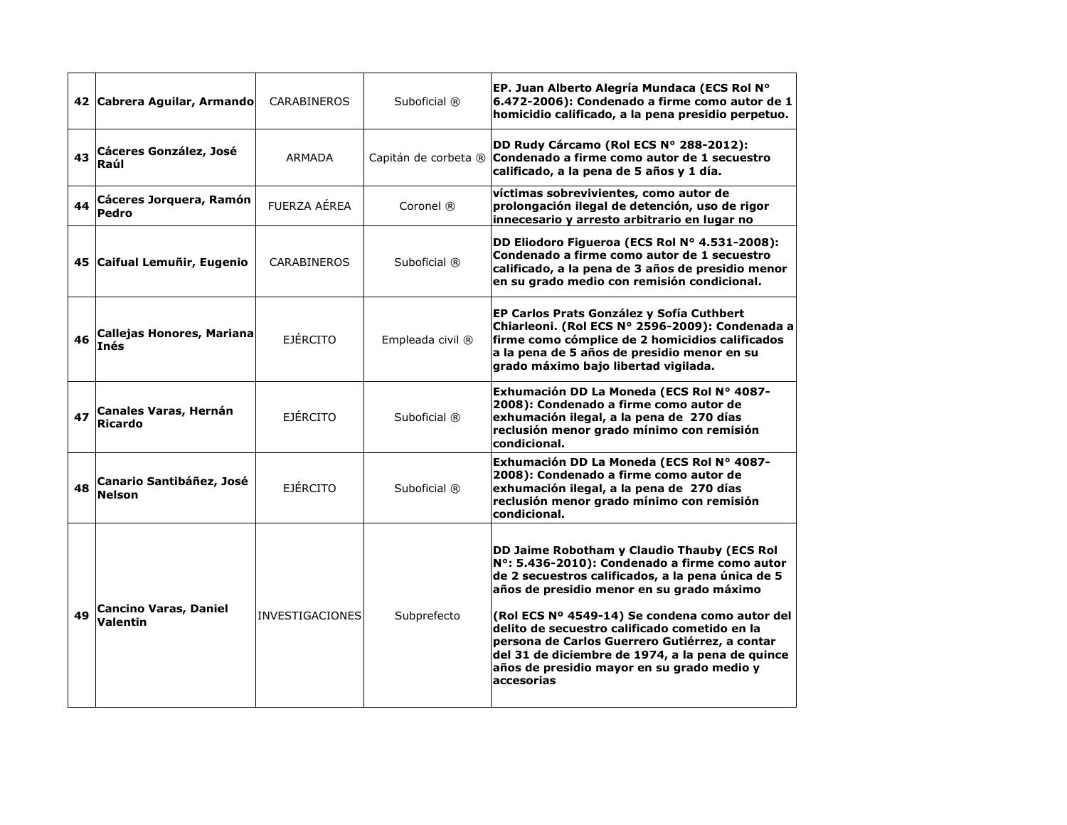| 42 | Cabrera Aguilar, Armando | CARABINEROS | Suboficial ® | **EP. Juan Alberto Alegría Mundaca (ECS Rol N° 6.472-2006): Condenado a firme como autor de 1 homicidio calificado, a la pena presidio perpetuo.** |
|---|---|---|---|---|
| 43 | Cáceres González, José Raúl | ARMADA | Capitán de corbeta ® | **DD Rudy Cárcamo (Rol ECS N° 288-2012): Condenado a firme como autor de 1 secuestro calificado, a la pena de 5 años y 1 día.** |
| 44 | Cáceres Jorquera, Ramón Pedro | FUERZA AÉREA | Coronel ® | **víctimas sobrevivientes, como autor de prolongación ilegal de detención, uso de rigor innecesario y arresto arbitrario en lugar no** |
| 45 | Caifual Lemuñir, Eugenio | CARABINEROS | Suboficial ® | **DD Eliodoro Figueroa (ECS Rol N° 4.531-2008): Condenado a firme como autor de 1 secuestro calificado, a la pena de 3 años de presidio menor en su grado medio con remisión condicional.** |
| 46 | Callejas Honores, Mariana Inés | EJÉRCITO | Empleada civil ® | **EP Carlos Prats González y Sofía Cuthbert Chiarleoni. (Rol ECS N° 2596-2009): Condenada a firme como cómplice de 2 homicidios calificados a la pena de 5 años de presidio menor en su grado máximo bajo libertad vigilada.** |
| 47 | Canales Varas, Hernán Ricardo | EJÉRCITO | Suboficial ® | **Exhumación DD La Moneda (ECS Rol N° 4087-2008): Condenado a firme como autor de exhumación ilegal, a la pena de 270 días reclusión menor grado mínimo con remisión condicional.** |
| 48 | Canario Santibáñez, José Nelson | EJÉRCITO | Suboficial ® | **Exhumación DD La Moneda (ECS Rol N° 4087-2008): Condenado a firme como autor de exhumación ilegal, a la pena de 270 días reclusión menor grado mínimo con remisión condicional.** |
| 49 | Cancino Varas, Daniel Valentin | INVESTIGACIONES | Subprefecto | **DD Jaime Robotham y Claudio Thauby (ECS Rol N°: 5.436-2010): Condenado a firme como autor de 2 secuestros calificados, a la pena única de 5 años de presidio menor en su grado máximo**<br><br>**(Rol ECS Nº 4549-14) Se condena como autor del delito de secuestro calificado cometido en la persona de Carlos Guerrero Gutiérrez, a contar del 31 de diciembre de 1974, a la pena de quince años de presidio mayor en su grado medio y accesorias** |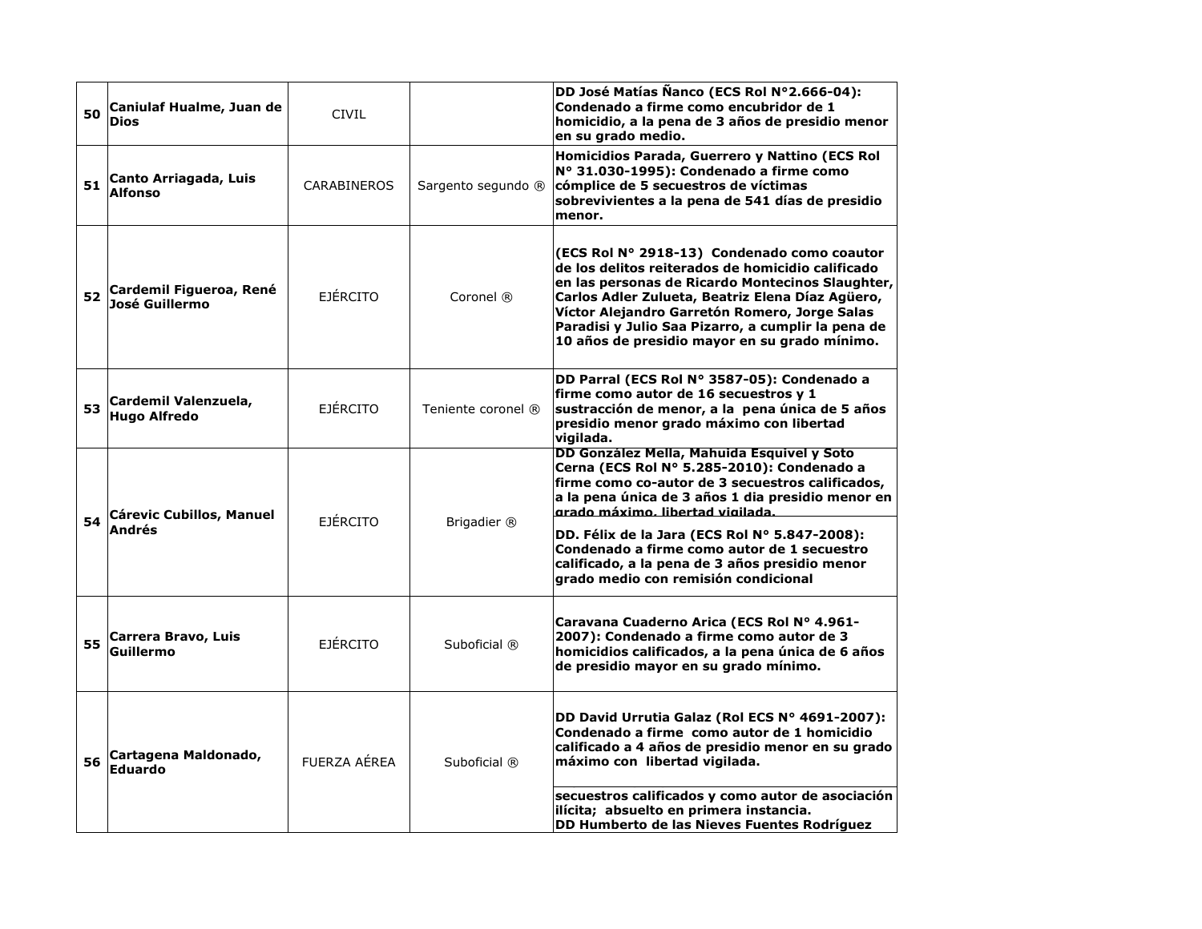| | | | | |
|---|---|---|---|---|
| 50 | **Caniulaf Hualme, Juan de Dios** | CIVIL | | **DD José Matías Ñanco (ECS Rol N°2.666-04): Condenado a firme como encubridor de 1 homicidio, a la pena de 3 años de presidio menor en su grado medio.** |
| 51 | **Canto Arriagada, Luis Alfonso** | CARABINEROS | Sargento segundo ® | **Homicidios Parada, Guerrero y Nattino (ECS Rol N° 31.030-1995): Condenado a firme como cómplice de 5 secuestros de víctimas sobrevivientes a la pena de 541 días de presidio menor.** |
| 52 | **Cardemil Figueroa, René José Guillermo** | EJÉRCITO | Coronel ® | **(ECS Rol N° 2918-13) Condenado como coautor de los delitos reiterados de homicidio calificado en las personas de Ricardo Montecinos Slaughter, Carlos Adler Zulueta, Beatriz Elena Díaz Agüero, Víctor Alejandro Garretón Romero, Jorge Salas Paradisi y Julio Saa Pizarro, a cumplir la pena de 10 años de presidio mayor en su grado mínimo.** |
| 53 | **Cardemil Valenzuela, Hugo Alfredo** | EJÉRCITO | Teniente coronel ® | **DD Parral (ECS Rol N° 3587-05): Condenado a firme como autor de 16 secuestros y 1 sustracción de menor, a la pena única de 5 años presidio menor grado máximo con libertad vigilada.** |
| 54 | **Cárevic Cubillos, Manuel Andrés** | EJÉRCITO | Brigadier ® | **DD González Mella, Mahuida Esquivel y Soto Cerna (ECS Rol N° 5.285-2010): Condenado a firme como co-autor de 3 secuestros calificados, a la pena única de 3 años 1 dia presidio menor en grado máximo, libertad vigilada.** |
| | | | | **DD. Félix de la Jara (ECS Rol N° 5.847-2008): Condenado a firme como autor de 1 secuestro calificado, a la pena de 3 años presidio menor grado medio con remisión condicional** |
| 55 | **Carrera Bravo, Luis Guillermo** | EJÉRCITO | Suboficial ® | **Caravana Cuaderno Arica (ECS Rol N° 4.961-2007): Condenado a firme como autor de 3 homicidios calificados, a la pena única de 6 años de presidio mayor en su grado mínimo.** |
| 56 | **Cartagena Maldonado, Eduardo** | FUERZA AÉREA | Suboficial ® | **DD David Urrutia Galaz (Rol ECS N° 4691-2007): Condenado a firme como autor de 1 homicidio calificado a 4 años de presidio menor en su grado máximo con libertad vigilada.** |
| | | | | **secuestros calificados y como autor de asociación ilícita; absuelto en primera instancia. DD Humberto de las Nieves Fuentes Rodríguez** |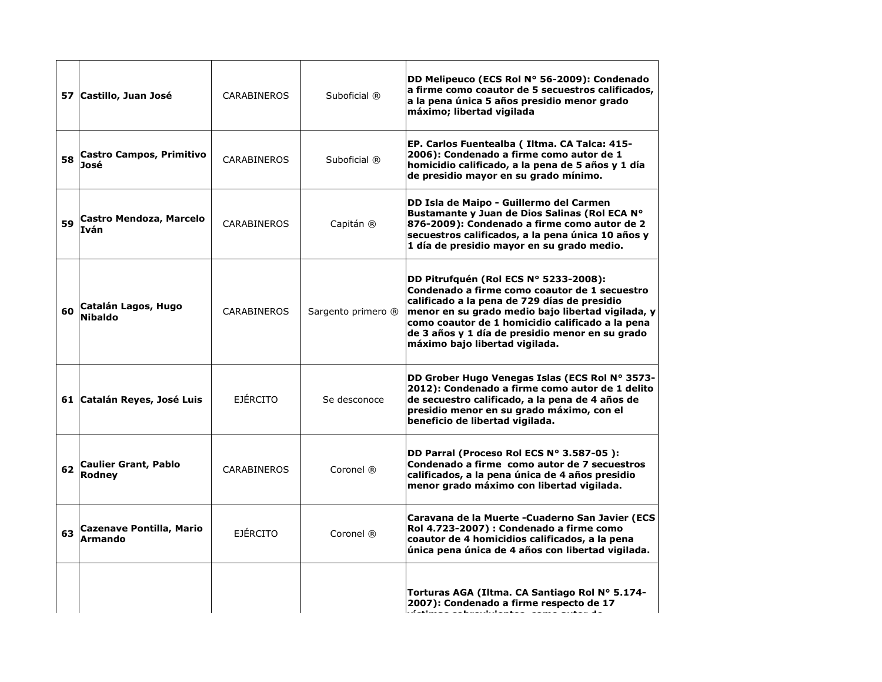| | | | | |
|---|---|---|---|---|
| **57** | **Castillo, Juan José** | CARABINEROS | Suboficial ® | **DD Melipeuco (ECS Rol N° 56-2009): Condenado a firme como coautor de 5 secuestros calificados, a la pena única 5 años presidio menor grado máximo; libertad vigilada** |
| **58** | **Castro Campos, Primitivo José** | CARABINEROS | Suboficial ® | **EP. Carlos Fuentealba ( Iltma. CA Talca: 415-2006): Condenado a firme como autor de 1 homicidio calificado, a la pena de 5 años y 1 día de presidio mayor en su grado mínimo.** |
| **59** | **Castro Mendoza, Marcelo Iván** | CARABINEROS | Capitán ® | **DD Isla de Maipo - Guillermo del Carmen Bustamante y Juan de Dios Salinas (Rol ECA N° 876-2009): Condenado a firme como autor de 2 secuestros calificados, a la pena única 10 años y 1 día de presidio mayor en su grado medio.** |
| **60** | **Catalán Lagos, Hugo Nibaldo** | CARABINEROS | Sargento primero ® | **DD Pitrufquén (Rol ECS N° 5233-2008): Condenado a firme como coautor de 1 secuestro calificado a la pena de 729 días de presidio menor en su grado medio bajo libertad vigilada, y como coautor de 1 homicidio calificado a la pena de 3 años y 1 día de presidio menor en su grado máximo bajo libertad vigilada.** |
| **61** | **Catalán Reyes, José Luis** | EJÉRCITO | Se desconoce | **DD Grober Hugo Venegas Islas (ECS Rol N° 3573-2012): Condenado a firme como autor de 1 delito de secuestro calificado, a la pena de 4 años de presidio menor en su grado máximo, con el beneficio de libertad vigilada.** |
| **62** | **Caulier Grant, Pablo Rodney** | CARABINEROS | Coronel ® | **DD Parral (Proceso Rol ECS N° 3.587-05 ): Condenado a firme como autor de 7 secuestros calificados, a la pena única de 4 años presidio menor grado máximo con libertad vigilada.** |
| **63** | **Cazenave Pontilla, Mario Armando** | EJÉRCITO | Coronel ® | **Caravana de la Muerte -Cuaderno San Javier (ECS Rol 4.723-2007) : Condenado a firme como coautor de 4 homicidios calificados, a la pena única pena única de 4 años con libertad vigilada.** |
| | | | | **Torturas AGA (Iltma. CA Santiago Rol N° 5.174-2007): Condenado a firme respecto de 17 víctimas sobrevivientes, como autor de** |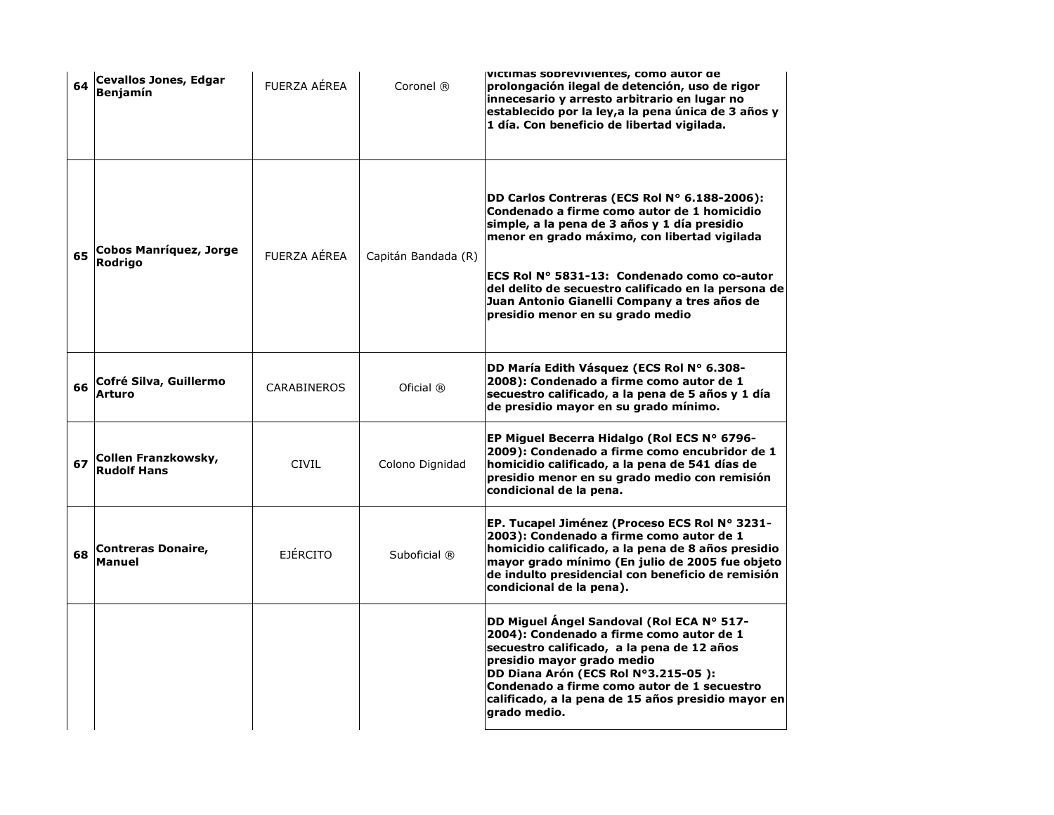| | | | | |
|---|---|---|---|---|
| 64 | **Cevallos Jones, Edgar Benjamín** | FUERZA AÉREA | Coronel ® | **víctimas sobrevivientes, como autor de prolongación ilegal de detención, uso de rigor innecesario y arresto arbitrario en lugar no establecido por la ley,a la pena única de 3 años y 1 día. Con beneficio de libertad vigilada.** |
| 65 | **Cobos Manríquez, Jorge Rodrigo** | FUERZA AÉREA | Capitán Bandada (R) | **DD Carlos Contreras (ECS Rol N° 6.188-2006): Condenado a firme como autor de 1 homicidio simple, a la pena de 3 años y 1 día presidio menor en grado máximo, con libertad vigilada**<br><br>**ECS Rol N° 5831-13: Condenado como co-autor del delito de secuestro calificado en la persona de Juan Antonio Gianelli Company a tres años de presidio menor en su grado medio** |
| 66 | **Cofré Silva, Guillermo Arturo** | CARABINEROS | Oficial ® | **DD María Edith Vásquez (ECS Rol N° 6.308-2008): Condenado a firme como autor de 1 secuestro calificado, a la pena de 5 años y 1 día de presidio mayor en su grado mínimo.** |
| 67 | **Collen Franzkowsky, Rudolf Hans** | CIVIL | Colono Dignidad | **EP Miguel Becerra Hidalgo (Rol ECS N° 6796-2009): Condenado a firme como encubridor de 1 homicidio calificado, a la pena de 541 días de presidio menor en su grado medio con remisión condicional de la pena.** |
| 68 | **Contreras Donaire, Manuel** | EJÉRCITO | Suboficial ® | **EP. Tucapel Jiménez (Proceso ECS Rol N° 3231-2003): Condenado a firme como autor de 1 homicidio calificado, a la pena de 8 años presidio mayor grado mínimo (En julio de 2005 fue objeto de indulto presidencial con beneficio de remisión condicional de la pena).** |
| | | | | **DD Miguel Ángel Sandoval (Rol ECA N° 517-2004): Condenado a firme como autor de 1 secuestro calificado, a la pena de 12 años presidio mayor grado medio**<br>**DD Diana Arón (ECS Rol N°3.215-05 ): Condenado a firme como autor de 1 secuestro calificado, a la pena de 15 años presidio mayor en grado medio.** |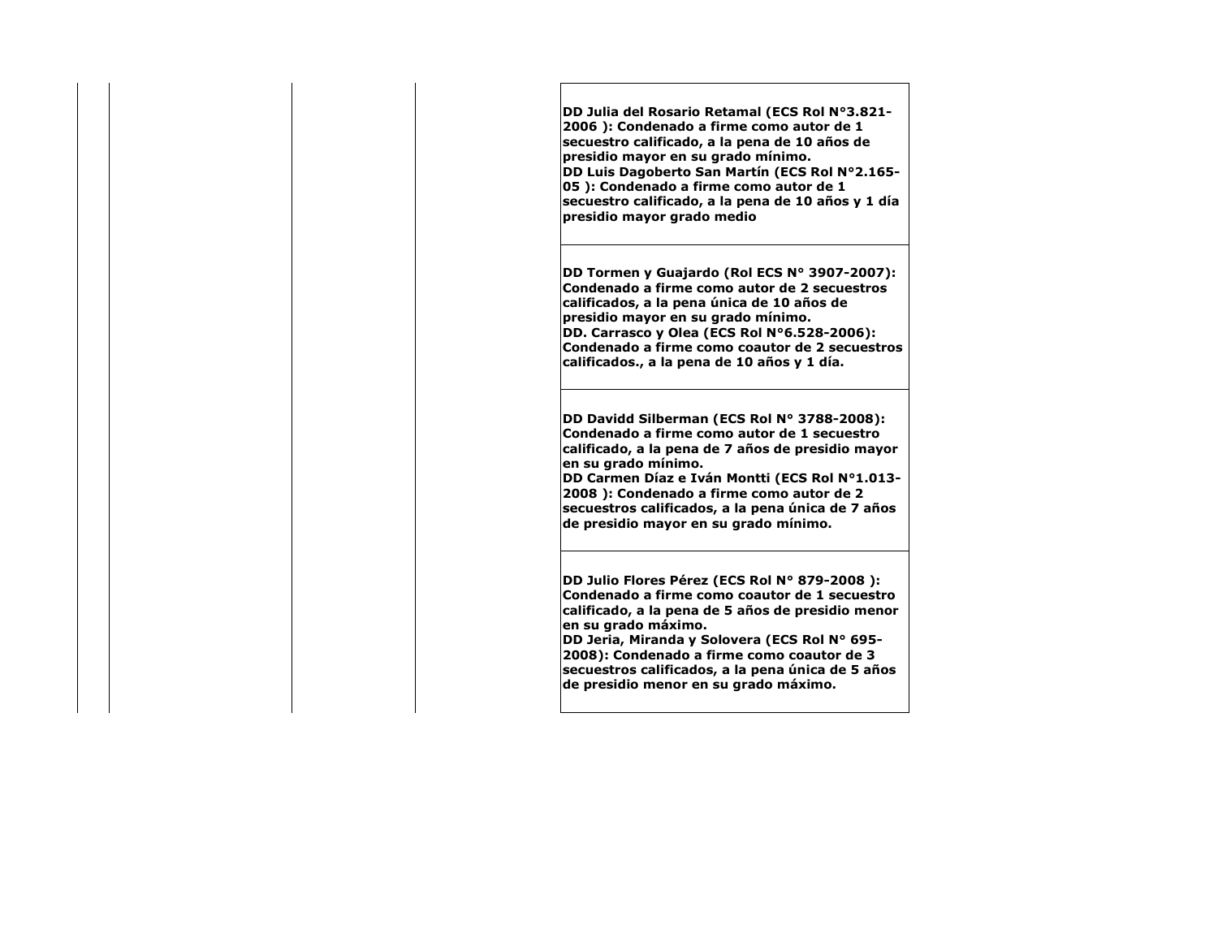| | | | | |
|---|---|---|---|---|
| | | | | **DD Julia del Rosario Retamal (ECS Rol N°3.821-2006 ): Condenado a firme como autor de 1 secuestro calificado, a la pena de 10 años de presidio mayor en su grado mínimo.**<br>**DD Luis Dagoberto San Martín (ECS Rol N°2.165-05 ): Condenado a firme como autor de 1 secuestro calificado, a la pena de 10 años y 1 día presidio mayor grado medio** |
| | | | | **DD Tormen y Guajardo (Rol ECS N° 3907-2007): Condenado a firme como autor de 2 secuestros calificados, a la pena única de 10 años de presidio mayor en su grado mínimo.**<br>**DD. Carrasco y Olea (ECS Rol N°6.528-2006): Condenado a firme como coautor de 2 secuestros calificados., a la pena de 10 años y 1 día.** |
| | | | | **DD Davidd Silberman (ECS Rol N° 3788-2008): Condenado a firme como autor de 1 secuestro calificado, a la pena de 7 años de presidio mayor en su grado mínimo.**<br>**DD Carmen Díaz e Iván Montti (ECS Rol N°1.013-2008 ): Condenado a firme como autor de 2 secuestros calificados, a la pena única de 7 años de presidio mayor en su grado mínimo.** |
| | | | | **DD Julio Flores Pérez (ECS Rol N° 879-2008 ): Condenado a firme como coautor de 1 secuestro calificado, a la pena de 5 años de presidio menor en su grado máximo.**<br>**DD Jeria, Miranda y Solovera (ECS Rol N° 695-2008): Condenado a firme como coautor de 3 secuestros calificados, a la pena única de 5 años de presidio menor en su grado máximo.** |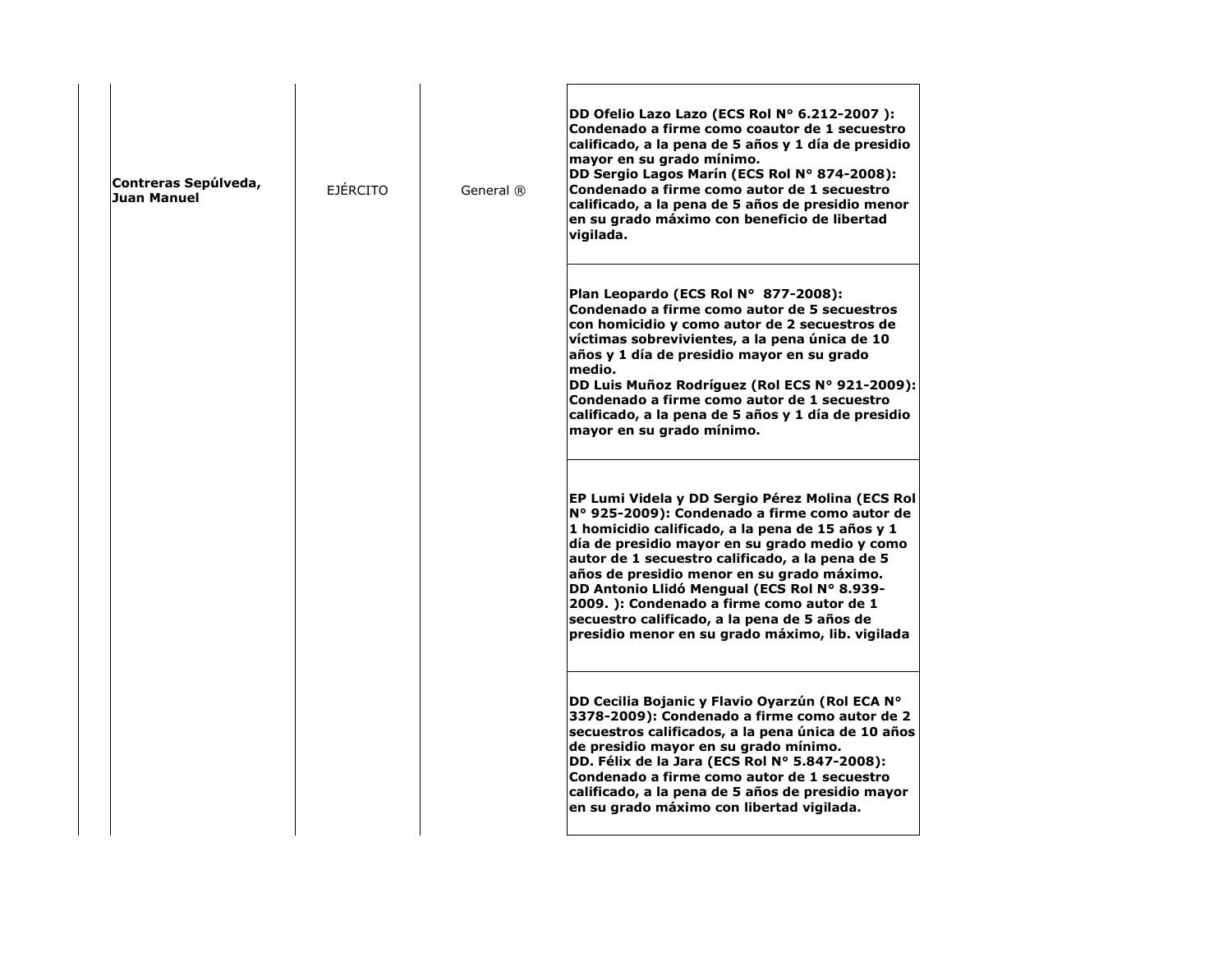| | | | | |
|---|---|---|---|---|
| | **Contreras Sepúlveda, Juan Manuel** | EJÉRCITO | General ® | **DD Ofelio Lazo Lazo (ECS Rol N° 6.212-2007 ): Condenado a firme como coautor de 1 secuestro calificado, a la pena de 5 años y 1 día de presidio mayor en su grado mínimo.**<br>**DD Sergio Lagos Marín (ECS Rol N° 874-2008): Condenado a firme como autor de 1 secuestro calificado, a la pena de 5 años de presidio menor en su grado máximo con beneficio de libertad vigilada.** |
| | | | | **Plan Leopardo (ECS Rol N° 877-2008): Condenado a firme como autor de 5 secuestros con homicidio y como autor de 2 secuestros de víctimas sobrevivientes, a la pena única de 10 años y 1 día de presidio mayor en su grado medio.**<br>**DD Luis Muñoz Rodríguez (Rol ECS N° 921-2009): Condenado a firme como autor de 1 secuestro calificado, a la pena de 5 años y 1 día de presidio mayor en su grado mínimo.** |
| | | | | **EP Lumi Videla y DD Sergio Pérez Molina (ECS Rol N° 925-2009): Condenado a firme como autor de 1 homicidio calificado, a la pena de 15 años y 1 día de presidio mayor en su grado medio y como autor de 1 secuestro calificado, a la pena de 5 años de presidio menor en su grado máximo.**<br>**DD Antonio Llidó Mengual (ECS Rol N° 8.939-2009. ): Condenado a firme como autor de 1 secuestro calificado, a la pena de 5 años de presidio menor en su grado máximo, lib. vigilada** |
| | | | | **DD Cecilia Bojanic y Flavio Oyarzún (Rol ECA N° 3378-2009): Condenado a firme como autor de 2 secuestros calificados, a la pena única de 10 años de presidio mayor en su grado mínimo.**<br>**DD. Félix de la Jara (ECS Rol N° 5.847-2008): Condenado a firme como autor de 1 secuestro calificado, a la pena de 5 años de presidio mayor en su grado máximo con libertad vigilada.** |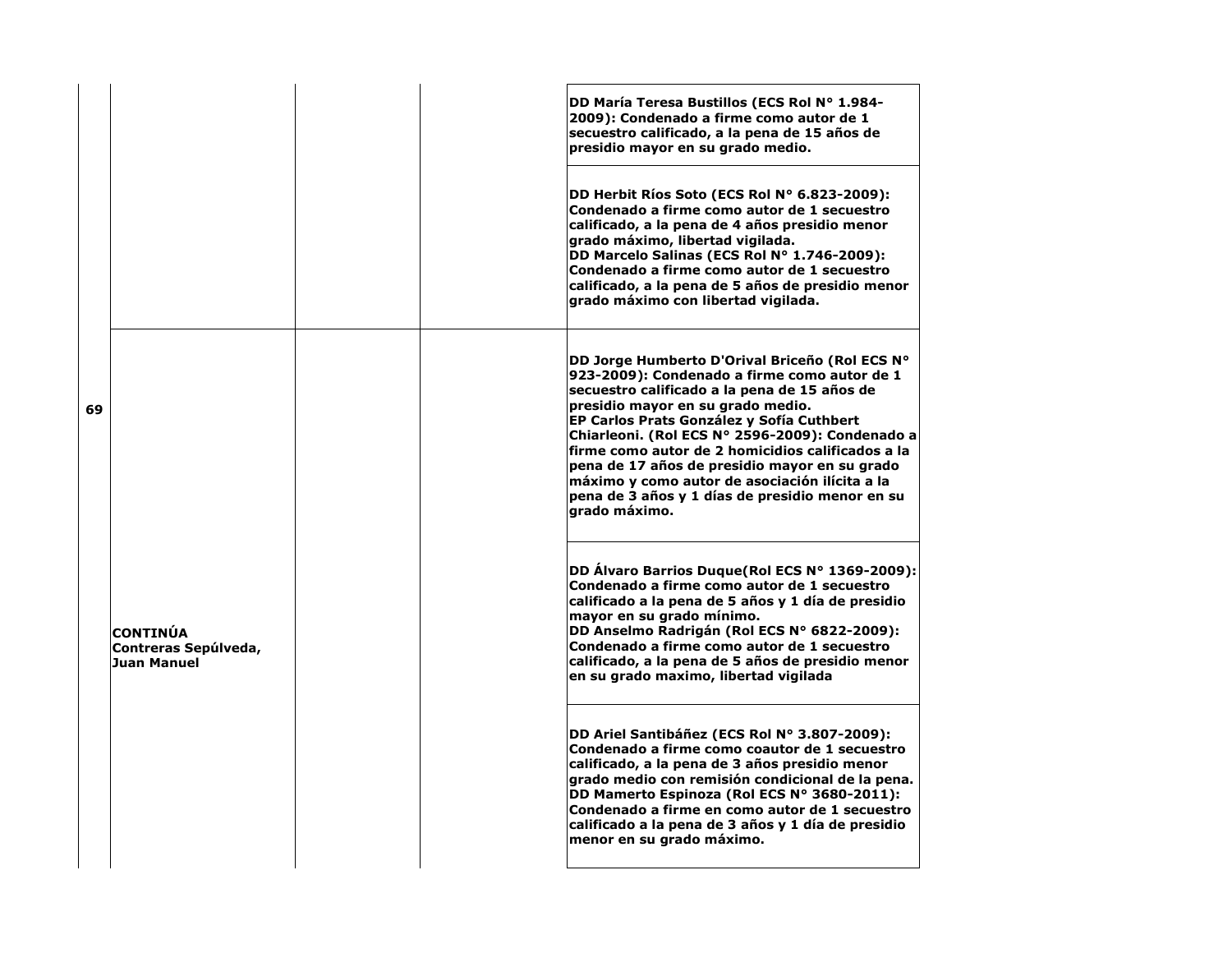| | | | | |
|---|---|---|---|---|
| 69 | **CONTINÚA Contreras Sepúlveda, Juan Manuel** | | | **DD María Teresa Bustillos (ECS Rol N° 1.984-2009): Condenado a firme como autor de 1 secuestro calificado, a la pena de 15 años de presidio mayor en su grado medio.** |
| | | | | **DD Herbit Ríos Soto (ECS Rol N° 6.823-2009): Condenado a firme como autor de 1 secuestro calificado, a la pena de 4 años presidio menor grado máximo, libertad vigilada.**<br>**DD Marcelo Salinas (ECS Rol N° 1.746-2009): Condenado a firme como autor de 1 secuestro calificado, a la pena de 5 años de presidio menor grado máximo con libertad vigilada.** |
| | | | | **DD Jorge Humberto D'Orival Briceño (Rol ECS N° 923-2009): Condenado a firme como autor de 1 secuestro calificado a la pena de 15 años de presidio mayor en su grado medio.**<br>**EP Carlos Prats González y Sofía Cuthbert Chiarleoni. (Rol ECS N° 2596-2009): Condenado a firme como autor de 2 homicidios calificados a la pena de 17 años de presidio mayor en su grado máximo y como autor de asociación ilícita a la pena de 3 años y 1 días de presidio menor en su grado máximo.** |
| | | | | **DD Álvaro Barrios Duque(Rol ECS N° 1369-2009): Condenado a firme como autor de 1 secuestro calificado a la pena de 5 años y 1 día de presidio mayor en su grado mínimo.**<br>**DD Anselmo Radrigán (Rol ECS N° 6822-2009): Condenado a firme como autor de 1 secuestro calificado, a la pena de 5 años de presidio menor en su grado maximo, libertad vigilada** |
| | | | | **DD Ariel Santibáñez (ECS Rol N° 3.807-2009): Condenado a firme como coautor de 1 secuestro calificado, a la pena de 3 años presidio menor grado medio con remisión condicional de la pena.**<br>**DD Mamerto Espinoza (Rol ECS N° 3680-2011): Condenado a firme en como autor de 1 secuestro calificado a la pena de 3 años y 1 día de presidio menor en su grado máximo.** |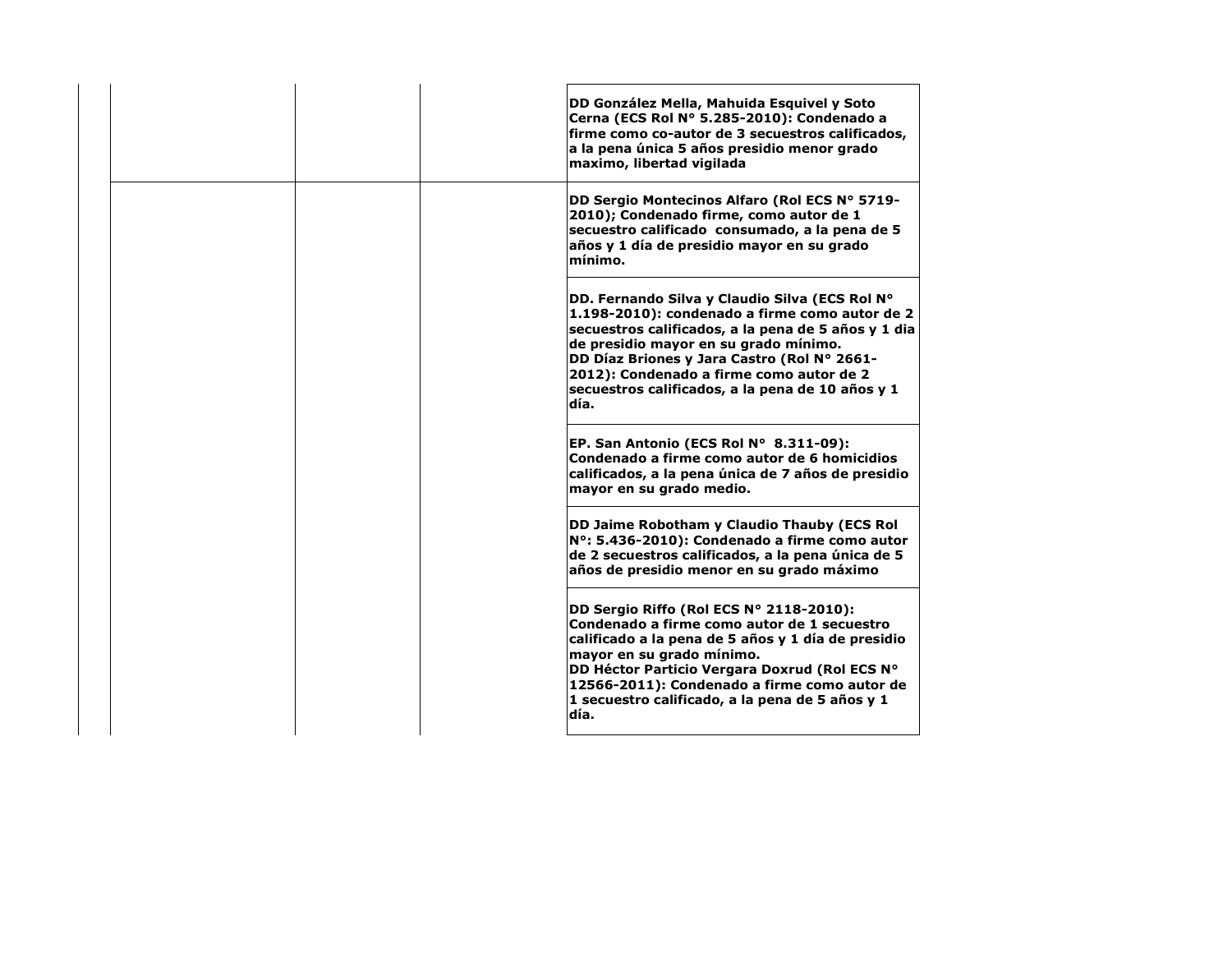| | | | | |
|---|---|---|---|---|
| | | | | **DD González Mella, Mahuida Esquivel y Soto Cerna (ECS Rol N° 5.285-2010): Condenado a firme como co-autor de 3 secuestros calificados, a la pena única 5 años presidio menor grado maximo, libertad vigilada** |
| | | | | **DD Sergio Montecinos Alfaro (Rol ECS N° 5719-2010); Condenado firme, como autor de 1 secuestro calificado consumado, a la pena de 5 años y 1 día de presidio mayor en su grado mínimo.** |
| | | | | **DD. Fernando Silva y Claudio Silva (ECS Rol N° 1.198-2010): condenado a firme como autor de 2 secuestros calificados, a la pena de 5 años y 1 dia de presidio mayor en su grado mínimo.**<br>**DD Díaz Briones y Jara Castro (Rol N° 2661-2012): Condenado a firme como autor de 2 secuestros calificados, a la pena de 10 años y 1 día.** |
| | | | | **EP. San Antonio (ECS Rol N° 8.311-09): Condenado a firme como autor de 6 homicidios calificados, a la pena única de 7 años de presidio mayor en su grado medio.** |
| | | | | **DD Jaime Robotham y Claudio Thauby (ECS Rol N°: 5.436-2010): Condenado a firme como autor de 2 secuestros calificados, a la pena única de 5 años de presidio menor en su grado máximo** |
| | | | | **DD Sergio Riffo (Rol ECS N° 2118-2010): Condenado a firme como autor de 1 secuestro calificado a la pena de 5 años y 1 día de presidio mayor en su grado mínimo.**<br>**DD Héctor Particio Vergara Doxrud (Rol ECS N° 12566-2011): Condenado a firme como autor de 1 secuestro calificado, a la pena de 5 años y 1 día.** |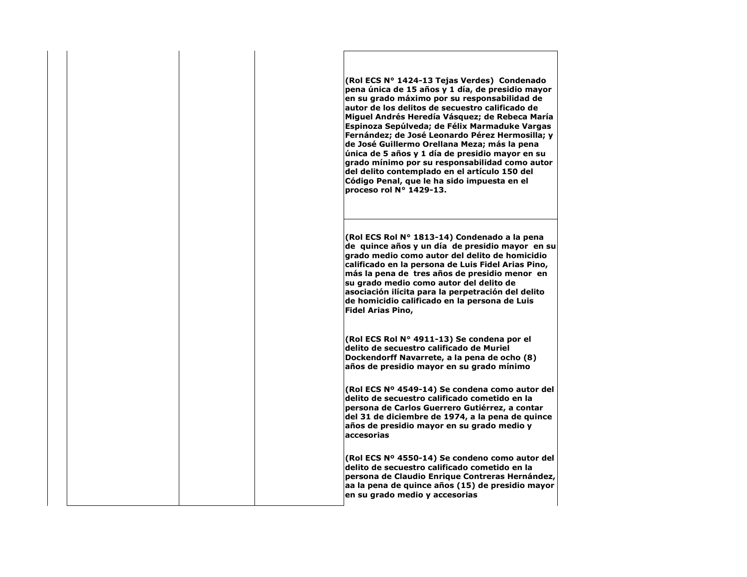| | | | | |
|---|---|---|---|---|
| | | | | **(Rol ECS N° 1424-13 Tejas Verdes) Condenado pena única de 15 años y 1 día, de presidio mayor en su grado máximo por su responsabilidad de autor de los delitos de secuestro calificado de Miguel Andrés Heredía Vásquez; de Rebeca María Espinoza Sepúlveda; de Félix Marmaduke Vargas Fernández; de José Leonardo Pérez Hermosilla; y de José Guillermo Orellana Meza; más la pena única de 5 años y 1 día de presidio mayor en su grado mínimo por su responsabilidad como autor del delito contemplado en el artículo 150 del Código Penal, que le ha sido impuesta en el proceso rol N° 1429-13.** |
| | | | | **(Rol ECS Rol N° 1813-14) Condenado a la pena de quince años y un día de presidio mayor en su grado medio como autor del delito de homicidio calificado en la persona de Luis Fidel Arias Pino, más la pena de tres años de presidio menor en su grado medio como autor del delito de asociación ilícita para la perpetración del delito de homicidio calificado en la persona de Luis Fidel Arias Pino,**<br><br>**(Rol ECS Rol N° 4911-13) Se condena por el delito de secuestro calificado de Muriel Dockendorff Navarrete, a la pena de ocho (8) años de presidio mayor en su grado mínimo**<br><br>**(Rol ECS Nº 4549-14) Se condena como autor del delito de secuestro calificado cometido en la persona de Carlos Guerrero Gutiérrez, a contar del 31 de diciembre de 1974, a la pena de quince años de presidio mayor en su grado medio y accesorias**<br><br>**(Rol ECS Nº 4550-14) Se condeno como autor del delito de secuestro calificado cometido en la persona de Claudio Enrique Contreras Hernández, aa la pena de quince años (15) de presidio mayor en su grado medio y accesorias** |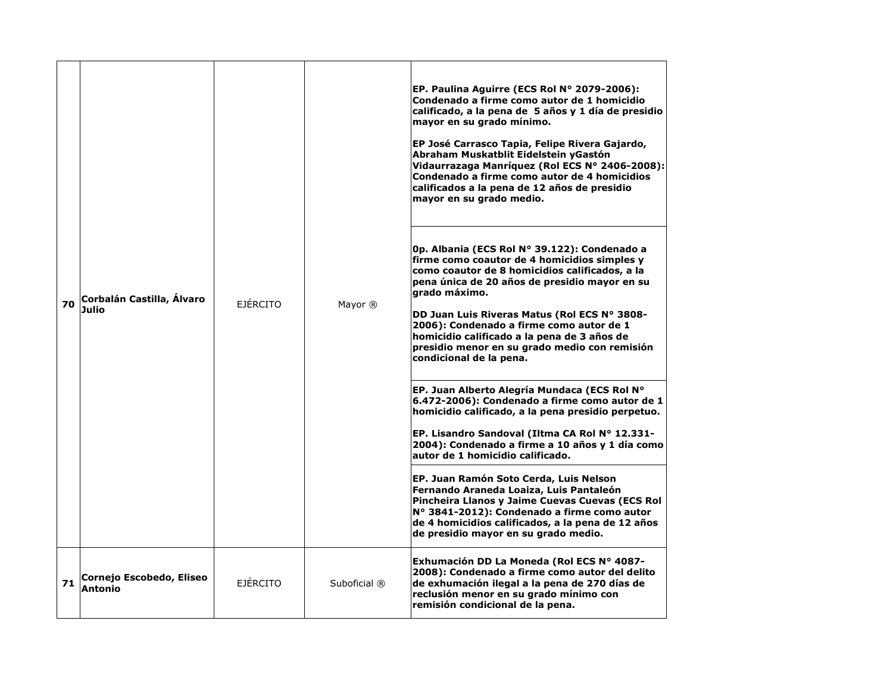| | | | | |
|---|---|---|---|---|
| **70** | **Corbalán Castilla, Álvaro Julio** | EJÉRCITO | Mayor ® | **EP. Paulina Aguirre (ECS Rol N° 2079-2006): Condenado a firme como autor de 1 homicidio calificado, a la pena de 5 años y 1 día de presidio mayor en su grado mínimo.**<br><br>**EP José Carrasco Tapia, Felipe Rivera Gajardo, Abraham Muskatblit Eidelstein yGastón Vidaurrazaga Manríquez (Rol ECS N° 2406-2008): Condenado a firme como autor de 4 homicidios calificados a la pena de 12 años de presidio mayor en su grado medio.** |
| | | | | **0p. Albania (ECS Rol N° 39.122): Condenado a firme como coautor de 4 homicidios simples y como coautor de 8 homicidios calificados, a la pena única de 20 años de presidio mayor en su grado máximo.**<br><br>**DD Juan Luis Riveras Matus (Rol ECS N° 3808-2006): Condenado a firme como autor de 1 homicidio calificado a la pena de 3 años de presidio menor en su grado medio con remisión condicional de la pena.** |
| | | | | **EP. Juan Alberto Alegría Mundaca (ECS Rol N° 6.472-2006): Condenado a firme como autor de 1 homicidio calificado, a la pena presidio perpetuo.**<br><br>**EP. Lisandro Sandoval (Iltma CA Rol N° 12.331-2004): Condenado a firme a 10 años y 1 día como autor de 1 homicidio calificado.** |
| | | | | **EP. Juan Ramón Soto Cerda, Luis Nelson Fernando Araneda Loaiza, Luis Pantaleón Pincheira Llanos y Jaime Cuevas Cuevas (ECS Rol N° 3841-2012): Condenado a firme como autor de 4 homicidios calificados, a la pena de 12 años de presidio mayor en su grado medio.** |
| **71** | **Cornejo Escobedo, Eliseo Antonio** | EJÉRCITO | Suboficial ® | **Exhumación DD La Moneda (Rol ECS N° 4087-2008): Condenado a firme como autor del delito de exhumación ilegal a la pena de 270 días de reclusión menor en su grado mínimo con remisión condicional de la pena.** |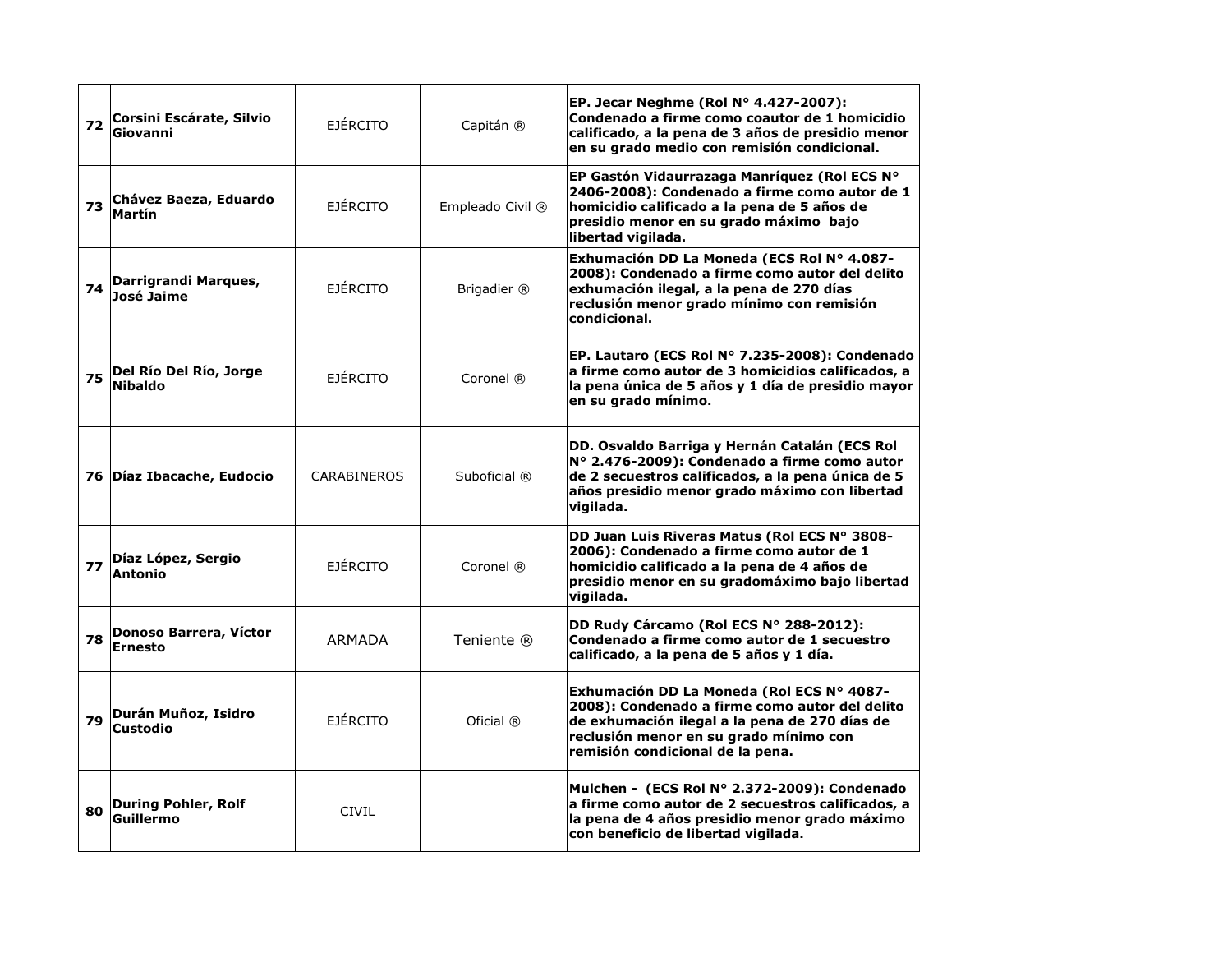| | | | | |
|---|---|---|---|---|
| **72** | **Corsini Escárate, Silvio Giovanni** | EJÉRCITO | Capitán ® | **EP. Jecar Neghme (Rol N° 4.427-2007): Condenado a firme como coautor de 1 homicidio calificado, a la pena de 3 años de presidio menor en su grado medio con remisión condicional.** |
| **73** | **Chávez Baeza, Eduardo Martín** | EJÉRCITO | Empleado Civil ® | **EP Gastón Vidaurrazaga Manríquez (Rol ECS N° 2406-2008): Condenado a firme como autor de 1 homicidio calificado a la pena de 5 años de presidio menor en su grado máximo bajo libertad vigilada.** |
| **74** | **Darrigrandi Marques, José Jaime** | EJÉRCITO | Brigadier ® | **Exhumación DD La Moneda (ECS Rol N° 4.087-2008): Condenado a firme como autor del delito exhumación ilegal, a la pena de 270 días reclusión menor grado mínimo con remisión condicional.** |
| **75** | **Del Río Del Río, Jorge Nibaldo** | EJÉRCITO | Coronel ® | **EP. Lautaro (ECS Rol N° 7.235-2008): Condenado a firme como autor de 3 homicidios calificados, a la pena única de 5 años y 1 día de presidio mayor en su grado mínimo.** |
| **76** | **Díaz Ibacache, Eudocio** | CARABINEROS | Suboficial ® | **DD. Osvaldo Barriga y Hernán Catalán (ECS Rol N° 2.476-2009): Condenado a firme como autor de 2 secuestros calificados, a la pena única de 5 años presidio menor grado máximo con libertad vigilada.** |
| **77** | **Díaz López, Sergio Antonio** | EJÉRCITO | Coronel ® | **DD Juan Luis Riveras Matus (Rol ECS N° 3808-2006): Condenado a firme como autor de 1 homicidio calificado a la pena de 4 años de presidio menor en su gradomáximo bajo libertad vigilada.** |
| **78** | **Donoso Barrera, Víctor Ernesto** | ARMADA | Teniente ® | **DD Rudy Cárcamo (Rol ECS N° 288-2012): Condenado a firme como autor de 1 secuestro calificado, a la pena de 5 años y 1 día.** |
| **79** | **Durán Muñoz, Isidro Custodio** | EJÉRCITO | Oficial ® | **Exhumación DD La Moneda (Rol ECS N° 4087-2008): Condenado a firme como autor del delito de exhumación ilegal a la pena de 270 días de reclusión menor en su grado mínimo con remisión condicional de la pena.** |
| **80** | **During Pohler, Rolf Guillermo** | CIVIL | | **Mulchen - (ECS Rol N° 2.372-2009): Condenado a firme como autor de 2 secuestros calificados, a la pena de 4 años presidio menor grado máximo con beneficio de libertad vigilada.** |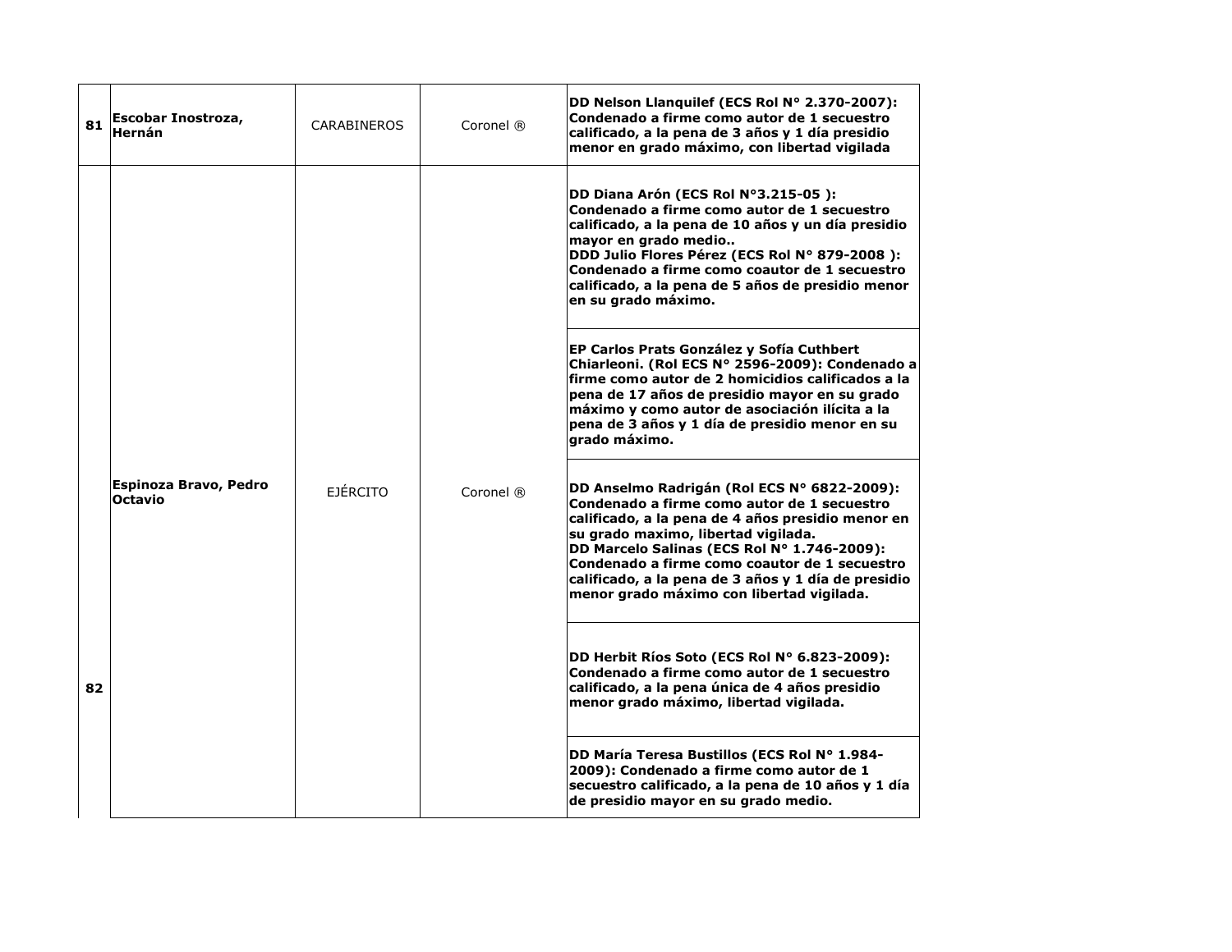| | | | | |
|---|---|---|---|---|
| 81 | **Escobar Inostroza, Hernán** | CARABINEROS | Coronel ® | **DD Nelson Llanquilef (ECS Rol N° 2.370-2007): Condenado a firme como autor de 1 secuestro calificado, a la pena de 3 años y 1 día presidio menor en grado máximo, con libertad vigilada** |
| 82 | **Espinoza Bravo, Pedro Octavio** | EJÉRCITO | Coronel ® | **DD Diana Arón (ECS Rol N°3.215-05 ): Condenado a firme como autor de 1 secuestro calificado, a la pena de 10 años y un día presidio mayor en grado medio..**<br>**DDD Julio Flores Pérez (ECS Rol N° 879-2008 ): Condenado a firme como coautor de 1 secuestro calificado, a la pena de 5 años de presidio menor en su grado máximo.** |
| | | | | **EP Carlos Prats González y Sofía Cuthbert Chiarleoni. (Rol ECS N° 2596-2009): Condenado a firme como autor de 2 homicidios calificados a la pena de 17 años de presidio mayor en su grado máximo y como autor de asociación ilícita a la pena de 3 años y 1 día de presidio menor en su grado máximo.** |
| | | | | **DD Anselmo Radrigán (Rol ECS N° 6822-2009): Condenado a firme como autor de 1 secuestro calificado, a la pena de 4 años presidio menor en su grado maximo, libertad vigilada.**<br>**DD Marcelo Salinas (ECS Rol N° 1.746-2009): Condenado a firme como coautor de 1 secuestro calificado, a la pena de 3 años y 1 día de presidio menor grado máximo con libertad vigilada.** |
| | | | | **DD Herbit Ríos Soto (ECS Rol N° 6.823-2009): Condenado a firme como autor de 1 secuestro calificado, a la pena única de 4 años presidio menor grado máximo, libertad vigilada.** |
| | | | | **DD María Teresa Bustillos (ECS Rol N° 1.984-2009): Condenado a firme como autor de 1 secuestro calificado, a la pena de 10 años y 1 día de presidio mayor en su grado medio.** |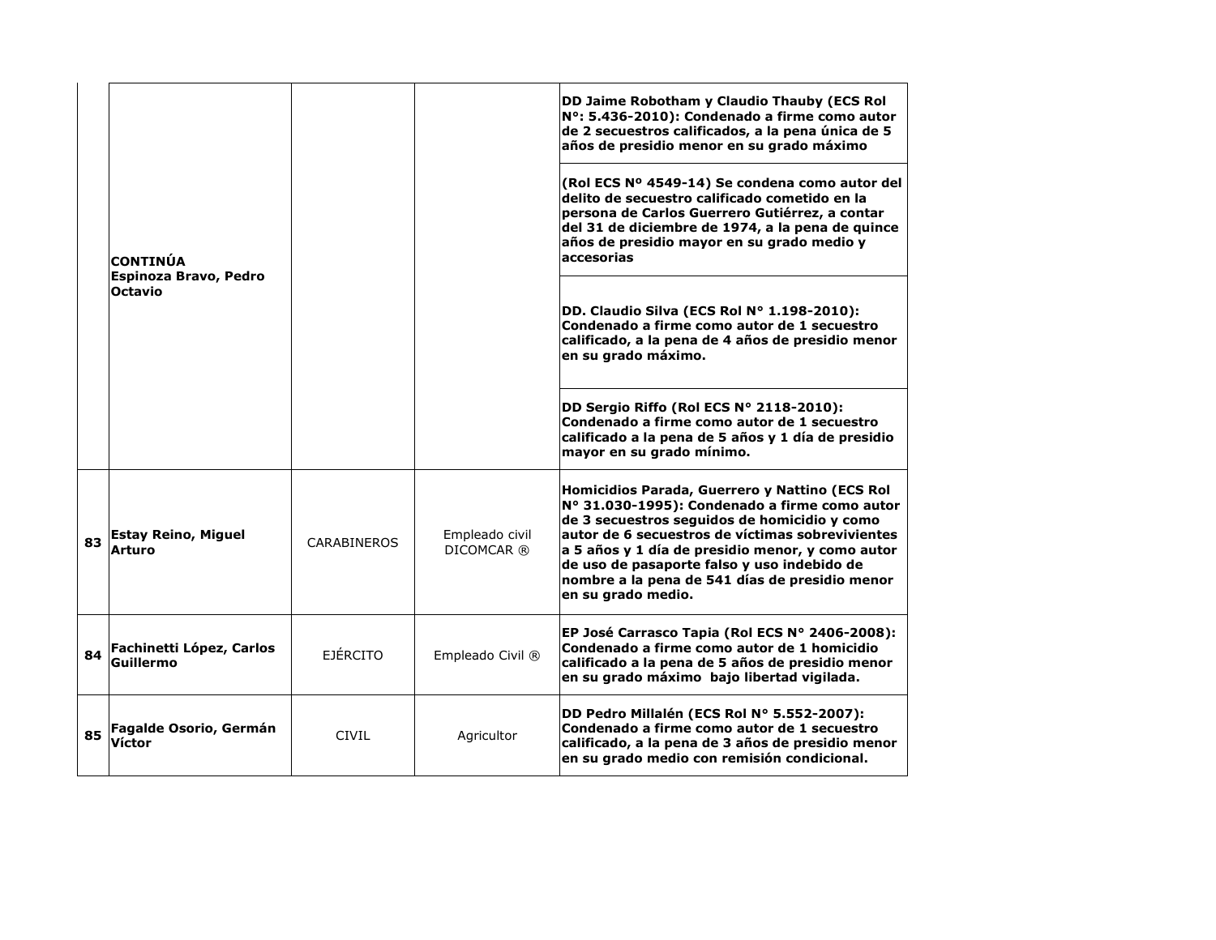| | | | | |
|---|---|---|---|---|
| | **CONTINÚA Espinoza Bravo, Pedro Octavio** | | | **DD Jaime Robotham y Claudio Thauby (ECS Rol N°: 5.436-2010): Condenado a firme como autor de 2 secuestros calificados, a la pena única de 5 años de presidio menor en su grado máximo** |
| | | | | **(Rol ECS Nº 4549-14) Se condena como autor del delito de secuestro calificado cometido en la persona de Carlos Guerrero Gutiérrez, a contar del 31 de diciembre de 1974, a la pena de quince años de presidio mayor en su grado medio y accesorias** |
| | | | | **DD. Claudio Silva (ECS Rol N° 1.198-2010): Condenado a firme como autor de 1 secuestro calificado, a la pena de 4 años de presidio menor en su grado máximo.** |
| | | | | **DD Sergio Riffo (Rol ECS N° 2118-2010): Condenado a firme como autor de 1 secuestro calificado a la pena de 5 años y 1 día de presidio mayor en su grado mínimo.** |
| **83** | **Estay Reino, Miguel Arturo** | CARABINEROS | Empleado civil DICOMCAR ® | **Homicidios Parada, Guerrero y Nattino (ECS Rol N° 31.030-1995): Condenado a firme como autor de 3 secuestros seguidos de homicidio y como autor de 6 secuestros de víctimas sobrevivientes a 5 años y 1 día de presidio menor, y como autor de uso de pasaporte falso y uso indebido de nombre a la pena de 541 días de presidio menor en su grado medio.** |
| **84** | **Fachinetti López, Carlos Guillermo** | EJÉRCITO | Empleado Civil ® | **EP José Carrasco Tapia (Rol ECS N° 2406-2008): Condenado a firme como autor de 1 homicidio calificado a la pena de 5 años de presidio menor en su grado máximo bajo libertad vigilada.** |
| **85** | **Fagalde Osorio, Germán Víctor** | CIVIL | Agricultor | **DD Pedro Millalén (ECS Rol N° 5.552-2007): Condenado a firme como autor de 1 secuestro calificado, a la pena de 3 años de presidio menor en su grado medio con remisión condicional.** |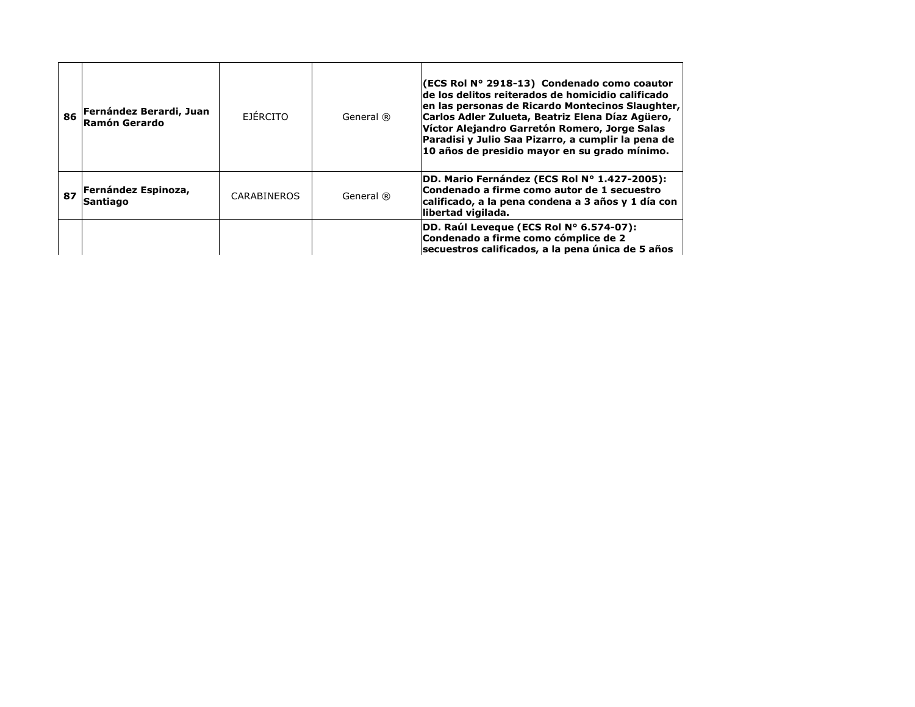| | | | | |
|---|---|---|---|---|
| **86** | **Fernández Berardi, Juan Ramón Gerardo** | EJÉRCITO | General ® | **(ECS Rol N° 2918-13) Condenado como coautor de los delitos reiterados de homicidio calificado en las personas de Ricardo Montecinos Slaughter, Carlos Adler Zulueta, Beatriz Elena Díaz Agüero, Víctor Alejandro Garretón Romero, Jorge Salas Paradisi y Julio Saa Pizarro, a cumplir la pena de 10 años de presidio mayor en su grado mínimo.** |
| **87** | **Fernández Espinoza, Santiago** | CARABINEROS | General ® | **DD. Mario Fernández (ECS Rol N° 1.427-2005): Condenado a firme como autor de 1 secuestro calificado, a la pena condena a 3 años y 1 día con libertad vigilada.** |
| | | | | **DD. Raúl Leveque (ECS Rol N° 6.574-07): Condenado a firme como cómplice de 2 secuestros calificados, a la pena única de 5 años** |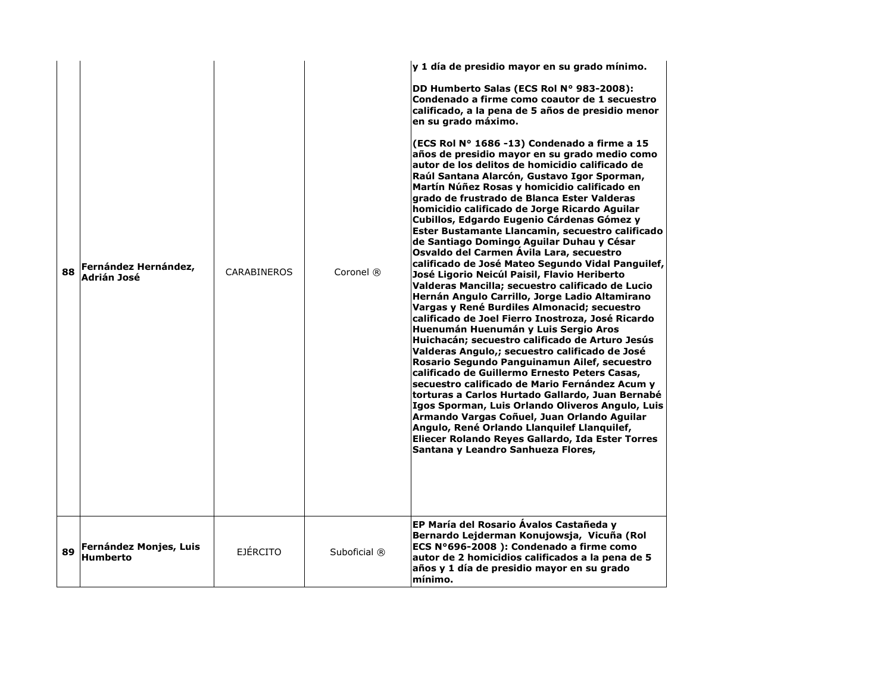| | | | | |
|---|---|---|---|---|
| 88 | Fernández Hernández, Adrián José | CARABINEROS | Coronel ® | **y 1 día de presidio mayor en su grado mínimo.**<br><br>**DD Humberto Salas (ECS Rol N° 983-2008): Condenado a firme como coautor de 1 secuestro calificado, a la pena de 5 años de presidio menor en su grado máximo.**<br><br>**(ECS Rol N° 1686 -13) Condenado a firme a 15 años de presidio mayor en su grado medio como autor de los delitos de homicidio calificado de Raúl Santana Alarcón, Gustavo Igor Sporman, Martín Núñez Rosas y homicidio calificado en grado de frustrado de Blanca Ester Valderas homicidio calificado de Jorge Ricardo Aguilar Cubillos, Edgardo Eugenio Cárdenas Gómez y Ester Bustamante Llancamin, secuestro calificado de Santiago Domingo Aguilar Duhau y César Osvaldo del Carmen Ávila Lara, secuestro calificado de José Mateo Segundo Vidal Panguilef, José Ligorio Neicúl Paisil, Flavio Heriberto Valderas Mancilla; secuestro calificado de Lucio Hernán Angulo Carrillo, Jorge Ladio Altamirano Vargas y René Burdiles Almonacid; secuestro calificado de Joel Fierro Inostroza, José Ricardo Huenumán Huenumán y Luis Sergio Aros Huichacán; secuestro calificado de Arturo Jesús Valderas Angulo,; secuestro calificado de José Rosario Segundo Panguinamun Ailef, secuestro calificado de Guillermo Ernesto Peters Casas, secuestro calificado de Mario Fernández Acum y torturas a Carlos Hurtado Gallardo, Juan Bernabé Igos Sporman, Luis Orlando Oliveros Angulo, Luis Armando Vargas Coñuel, Juan Orlando Aguilar Angulo, René Orlando Llanquilef Llanquilef, Eliecer Rolando Reyes Gallardo, Ida Ester Torres Santana y Leandro Sanhueza Flores,** |
| 89 | Fernández Monjes, Luis Humberto | EJÉRCITO | Suboficial ® | **EP María del Rosario Ávalos Castañeda y Bernardo Lejderman Konujowsja, Vicuña (Rol ECS N°696-2008 ): Condenado a firme como autor de 2 homicidios calificados a la pena de 5 años y 1 día de presidio mayor en su grado mínimo.** |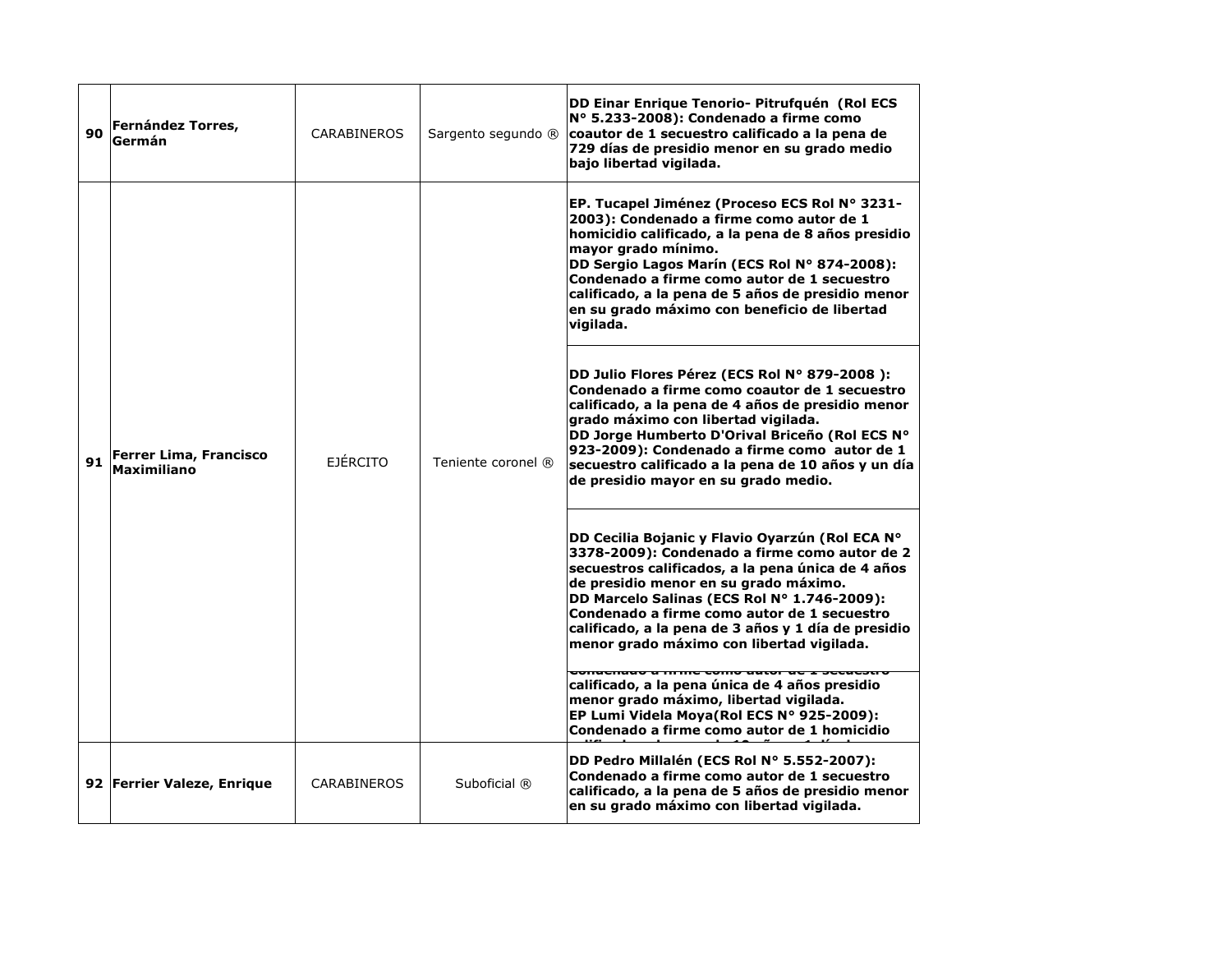| | | | | |
|---|---|---|---|---|
| 90 | **Fernández Torres, Germán** | CARABINEROS | Sargento segundo ® | **DD Einar Enrique Tenorio- Pitrufquén (Rol ECS N° 5.233-2008): Condenado a firme como coautor de 1 secuestro calificado a la pena de 729 días de presidio menor en su grado medio bajo libertad vigilada.** |
| 91 | **Ferrer Lima, Francisco Maximiliano** | EJÉRCITO | Teniente coronel ® | **EP. Tucapel Jiménez (Proceso ECS Rol N° 3231-2003): Condenado a firme como autor de 1 homicidio calificado, a la pena de 8 años presidio mayor grado mínimo.**<br>**DD Sergio Lagos Marín (ECS Rol N° 874-2008): Condenado a firme como autor de 1 secuestro calificado, a la pena de 5 años de presidio menor en su grado máximo con beneficio de libertad vigilada.**<br><br>**DD Julio Flores Pérez (ECS Rol N° 879-2008 ): Condenado a firme como coautor de 1 secuestro calificado, a la pena de 4 años de presidio menor grado máximo con libertad vigilada.**<br>**DD Jorge Humberto D'Orival Briceño (Rol ECS N° 923-2009): Condenado a firme como autor de 1 secuestro calificado a la pena de 10 años y un día de presidio mayor en su grado medio.**<br><br>**DD Cecilia Bojanic y Flavio Oyarzún (Rol ECA N° 3378-2009): Condenado a firme como autor de 2 secuestros calificados, a la pena única de 4 años de presidio menor en su grado máximo.**<br>**DD Marcelo Salinas (ECS Rol N° 1.746-2009): Condenado a firme como autor de 1 secuestro calificado, a la pena de 3 años y 1 día de presidio menor grado máximo con libertad vigilada.**<br><br>**Condenado a firme como autor de 1 secuestro calificado, a la pena única de 4 años presidio menor grado máximo, libertad vigilada.**<br>**EP Lumi Videla Moya(Rol ECS N° 925-2009): Condenado a firme como autor de 1 homicidio** |
| 92 | **Ferrier Valeze, Enrique** | CARABINEROS | Suboficial ® | **DD Pedro Millalén (ECS Rol N° 5.552-2007): Condenado a firme como autor de 1 secuestro calificado, a la pena de 5 años de presidio menor en su grado máximo con libertad vigilada.** |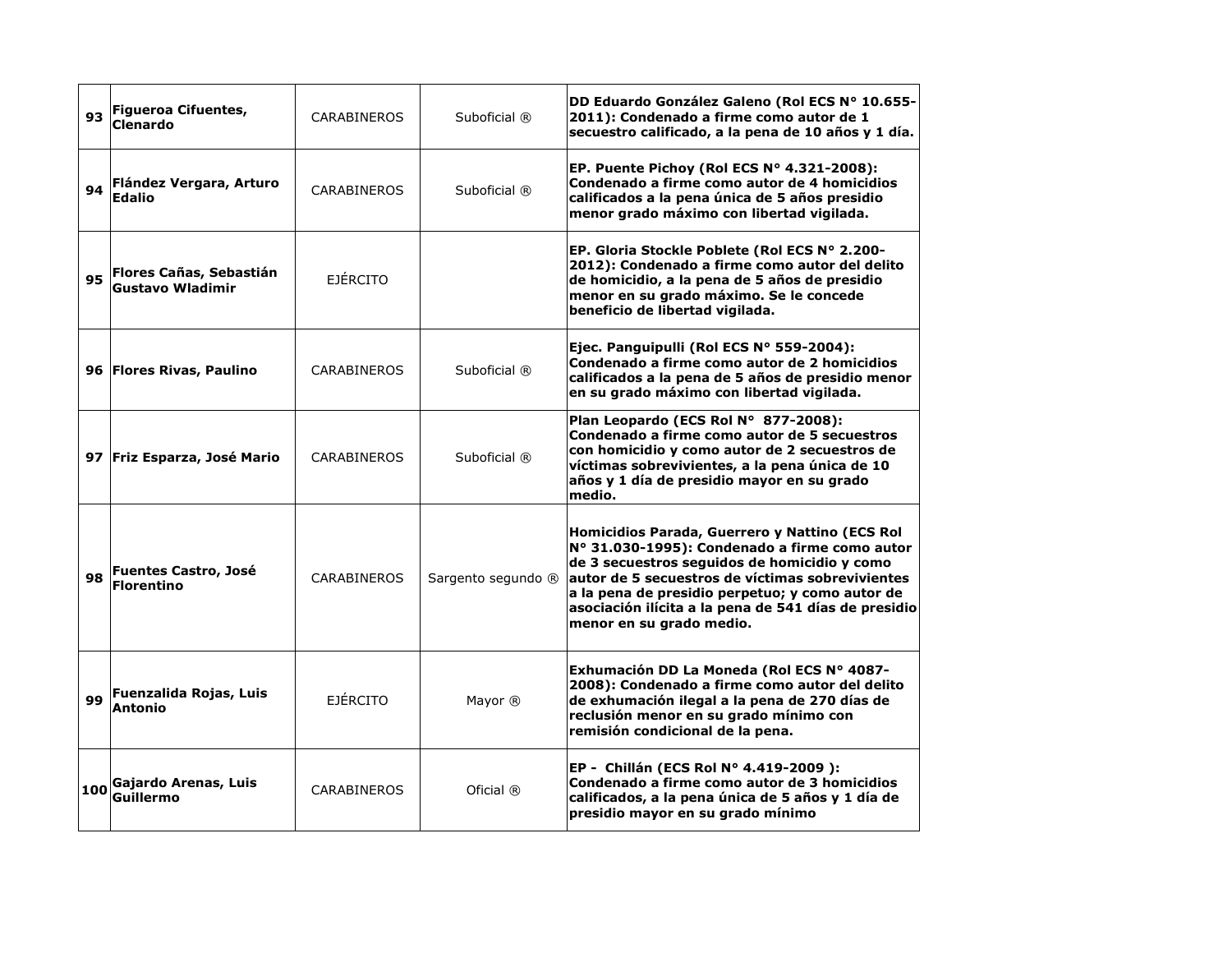| | | | | |
|---|---|---|---|---|
| **93** | **Figueroa Cifuentes, Clenardo** | CARABINEROS | Suboficial ® | **DD Eduardo González Galeno (Rol ECS N° 10.655-2011): Condenado a firme como autor de 1 secuestro calificado, a la pena de 10 años y 1 día.** |
| **94** | **Flández Vergara, Arturo Edalio** | CARABINEROS | Suboficial ® | **EP. Puente Pichoy (Rol ECS N° 4.321-2008): Condenado a firme como autor de 4 homicidios calificados a la pena única de 5 años presidio menor grado máximo con libertad vigilada.** |
| **95** | **Flores Cañas, Sebastián Gustavo Wladimir** | EJÉRCITO | | **EP. Gloria Stockle Poblete (Rol ECS N° 2.200-2012): Condenado a firme como autor del delito de homicidio, a la pena de 5 años de presidio menor en su grado máximo. Se le concede beneficio de libertad vigilada.** |
| **96** | **Flores Rivas, Paulino** | CARABINEROS | Suboficial ® | **Ejec. Panguipulli (Rol ECS N° 559-2004): Condenado a firme como autor de 2 homicidios calificados a la pena de 5 años de presidio menor en su grado máximo con libertad vigilada.** |
| **97** | **Friz Esparza, José Mario** | CARABINEROS | Suboficial ® | **Plan Leopardo (ECS Rol N° 877-2008): Condenado a firme como autor de 5 secuestros con homicidio y como autor de 2 secuestros de víctimas sobrevivientes, a la pena única de 10 años y 1 día de presidio mayor en su grado medio.** |
| **98** | **Fuentes Castro, José Florentino** | CARABINEROS | Sargento segundo ® | **Homicidios Parada, Guerrero y Nattino (ECS Rol N° 31.030-1995): Condenado a firme como autor de 3 secuestros seguidos de homicidio y como autor de 5 secuestros de víctimas sobrevivientes a la pena de presidio perpetuo; y como autor de asociación ilícita a la pena de 541 días de presidio menor en su grado medio.** |
| **99** | **Fuenzalida Rojas, Luis Antonio** | EJÉRCITO | Mayor ® | **Exhumación DD La Moneda (Rol ECS N° 4087-2008): Condenado a firme como autor del delito de exhumación ilegal a la pena de 270 días de reclusión menor en su grado mínimo con remisión condicional de la pena.** |
| **100** | **Gajardo Arenas, Luis Guillermo** | CARABINEROS | Oficial ® | **EP - Chillán (ECS Rol N° 4.419-2009 ): Condenado a firme como autor de 3 homicidios calificados, a la pena única de 5 años y 1 día de presidio mayor en su grado mínimo** |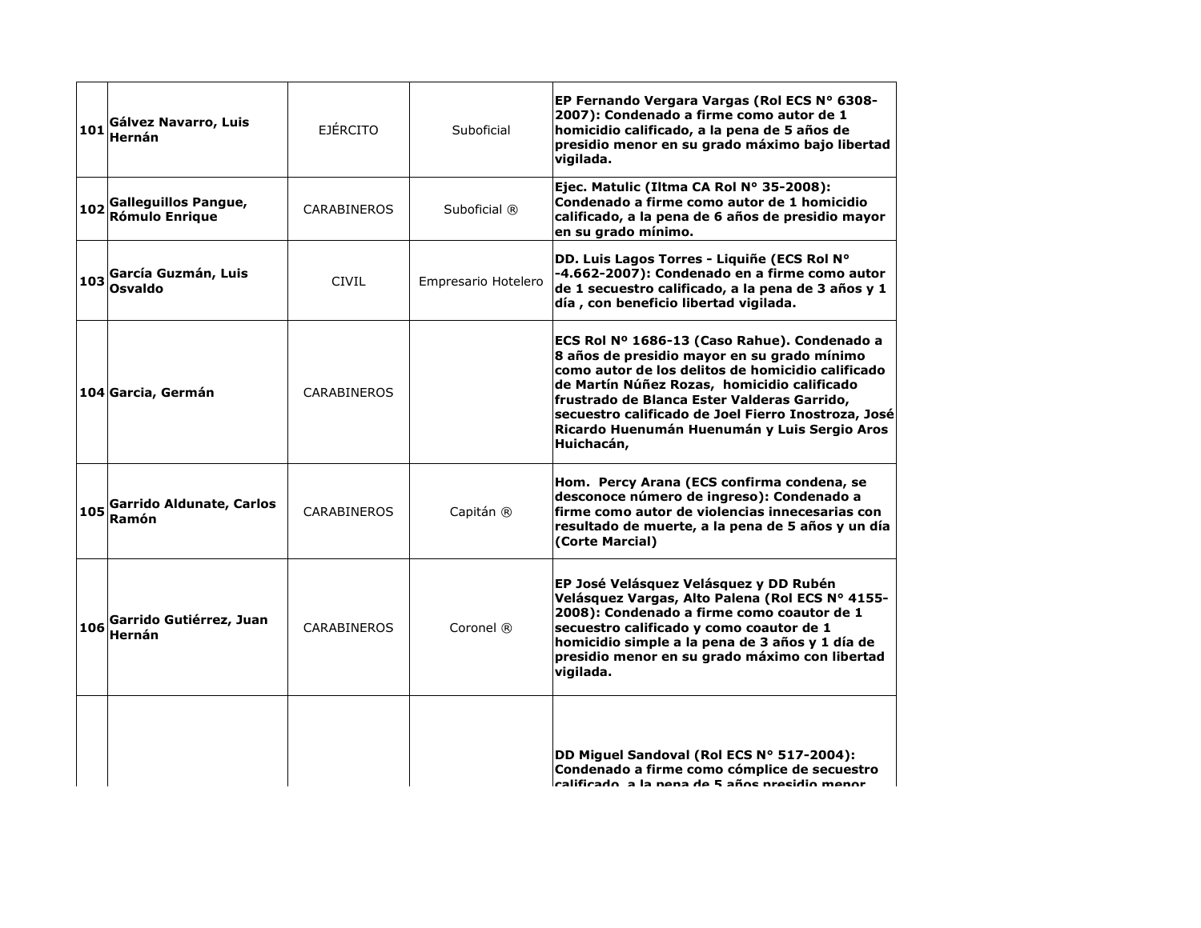| | | | | |
|---|---|---|---|---|
| 101 | **Gálvez Navarro, Luis Hernán** | EJÉRCITO | Suboficial | **EP Fernando Vergara Vargas (Rol ECS N° 6308-2007): Condenado a firme como autor de 1 homicidio calificado, a la pena de 5 años de presidio menor en su grado máximo bajo libertad vigilada.** |
| 102 | **Galleguillos Pangue, Rómulo Enrique** | CARABINEROS | Suboficial ® | **Ejec. Matulic (Iltma CA Rol N° 35-2008): Condenado a firme como autor de 1 homicidio calificado, a la pena de 6 años de presidio mayor en su grado mínimo.** |
| 103 | **García Guzmán, Luis Osvaldo** | CIVIL | Empresario Hotelero | **DD. Luis Lagos Torres - Liquiñe (ECS Rol N° -4.662-2007): Condenado en a firme como autor de 1 secuestro calificado, a la pena de 3 años y 1 día , con beneficio libertad vigilada.** |
| 104 | **Garcia, Germán** | CARABINEROS | | **ECS Rol Nº 1686-13 (Caso Rahue). Condenado a 8 años de presidio mayor en su grado mínimo como autor de los delitos de homicidio calificado de Martín Núñez Rozas, homicidio calificado frustrado de Blanca Ester Valderas Garrido, secuestro calificado de Joel Fierro Inostroza, José Ricardo Huenumán Huenumán y Luis Sergio Aros Huichacán,** |
| 105 | **Garrido Aldunate, Carlos Ramón** | CARABINEROS | Capitán ® | **Hom. Percy Arana (ECS confirma condena, se desconoce número de ingreso): Condenado a firme como autor de violencias innecesarias con resultado de muerte, a la pena de 5 años y un día (Corte Marcial)** |
| 106 | **Garrido Gutiérrez, Juan Hernán** | CARABINEROS | Coronel ® | **EP José Velásquez Velásquez y DD Rubén Velásquez Vargas, Alto Palena (Rol ECS N° 4155-2008): Condenado a firme como coautor de 1 secuestro calificado y como coautor de 1 homicidio simple a la pena de 3 años y 1 día de presidio menor en su grado máximo con libertad vigilada.** |
| | | | | **DD Miguel Sandoval (Rol ECS N° 517-2004): Condenado a firme como cómplice de secuestro calificado, a la pena de 5 años presidio menor** |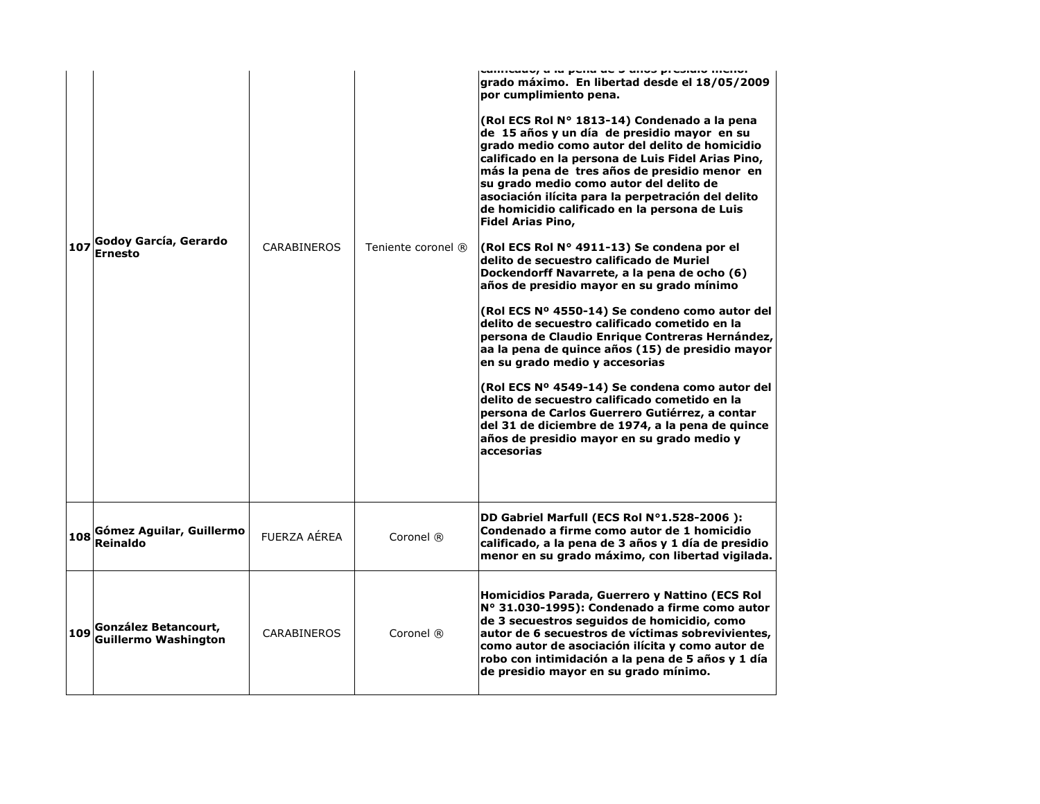| | | | | |
|---|---|---|---|---|
| 107 | **Godoy García, Gerardo Ernesto** | CARABINEROS | Teniente coronel ® | **calificado, a la pena de 5 años presidio menor grado máximo. En libertad desde el 18/05/2009 por cumplimiento pena.**<br><br>**(Rol ECS Rol N° 1813-14) Condenado a la pena de 15 años y un día de presidio mayor en su grado medio como autor del delito de homicidio calificado en la persona de Luis Fidel Arias Pino, más la pena de tres años de presidio menor en su grado medio como autor del delito de asociación ilícita para la perpetración del delito de homicidio calificado en la persona de Luis Fidel Arias Pino,**<br><br>**(Rol ECS Rol N° 4911-13) Se condena por el delito de secuestro calificado de Muriel Dockendorff Navarrete, a la pena de ocho (6) años de presidio mayor en su grado mínimo**<br><br>**(Rol ECS Nº 4550-14) Se condeno como autor del delito de secuestro calificado cometido en la persona de Claudio Enrique Contreras Hernández, aa la pena de quince años (15) de presidio mayor en su grado medio y accesorias**<br><br>**(Rol ECS Nº 4549-14) Se condena como autor del delito de secuestro calificado cometido en la persona de Carlos Guerrero Gutiérrez, a contar del 31 de diciembre de 1974, a la pena de quince años de presidio mayor en su grado medio y accesorias** |
| 108 | **Gómez Aguilar, Guillermo Reinaldo** | FUERZA AÉREA | Coronel ® | **DD Gabriel Marfull (ECS Rol N°1.528-2006 ): Condenado a firme como autor de 1 homicidio calificado, a la pena de 3 años y 1 día de presidio menor en su grado máximo, con libertad vigilada.** |
| 109 | **González Betancourt, Guillermo Washington** | CARABINEROS | Coronel ® | **Homicidios Parada, Guerrero y Nattino (ECS Rol N° 31.030-1995): Condenado a firme como autor de 3 secuestros seguidos de homicidio, como autor de 6 secuestros de víctimas sobrevivientes, como autor de asociación ilícita y como autor de robo con intimidación a la pena de 5 años y 1 día de presidio mayor en su grado mínimo.** |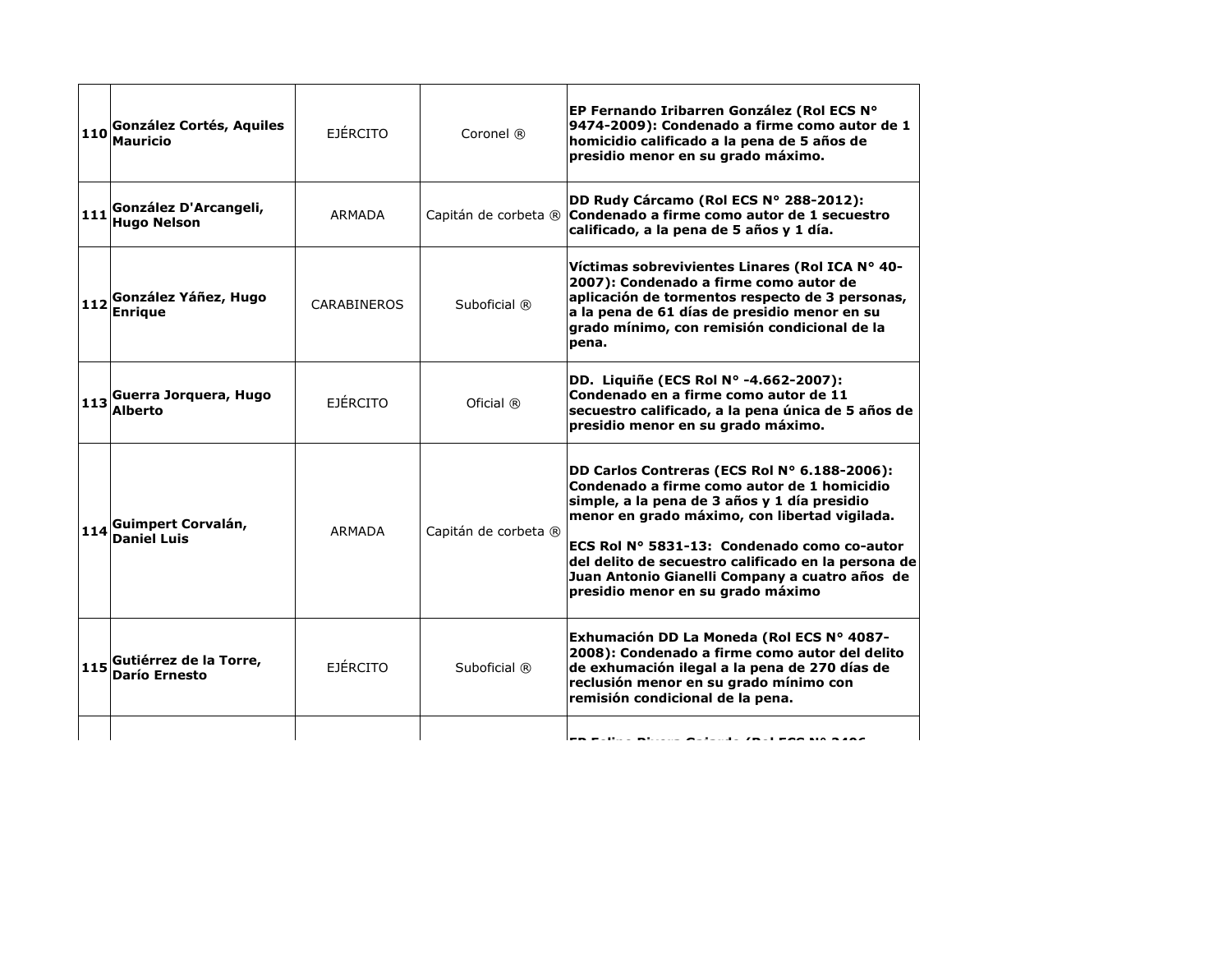| | | | | |
|---|---|---|---|---|
| **110** | **González Cortés, Aquiles Mauricio** | EJÉRCITO | Coronel ® | **EP Fernando Iribarren González (Rol ECS N° 9474-2009): Condenado a firme como autor de 1 homicidio calificado a la pena de 5 años de presidio menor en su grado máximo.** |
| **111** | **González D'Arcangeli, Hugo Nelson** | ARMADA | Capitán de corbeta ® | **DD Rudy Cárcamo (Rol ECS N° 288-2012): Condenado a firme como autor de 1 secuestro calificado, a la pena de 5 años y 1 día.** |
| **112** | **González Yáñez, Hugo Enrique** | CARABINEROS | Suboficial ® | **Víctimas sobrevivientes Linares (Rol ICA N° 40-2007): Condenado a firme como autor de aplicación de tormentos respecto de 3 personas, a la pena de 61 días de presidio menor en su grado mínimo, con remisión condicional de la pena.** |
| **113** | **Guerra Jorquera, Hugo Alberto** | EJÉRCITO | Oficial ® | **DD. Liquiñe (ECS Rol N° -4.662-2007): Condenado en a firme como autor de 11 secuestro calificado, a la pena única de 5 años de presidio menor en su grado máximo.** |
| **114** | **Guimpert Corvalán, Daniel Luis** | ARMADA | Capitán de corbeta ® | **DD Carlos Contreras (ECS Rol N° 6.188-2006): Condenado a firme como autor de 1 homicidio simple, a la pena de 3 años y 1 día presidio menor en grado máximo, con libertad vigilada.**<br><br>**ECS Rol N° 5831-13: Condenado como co-autor del delito de secuestro calificado en la persona de Juan Antonio Gianelli Company a cuatro años de presidio menor en su grado máximo** |
| **115** | **Gutiérrez de la Torre, Darío Ernesto** | EJÉRCITO | Suboficial ® | **Exhumación DD La Moneda (Rol ECS N° 4087-2008): Condenado a firme como autor del delito de exhumación ilegal a la pena de 270 días de reclusión menor en su grado mínimo con remisión condicional de la pena.** |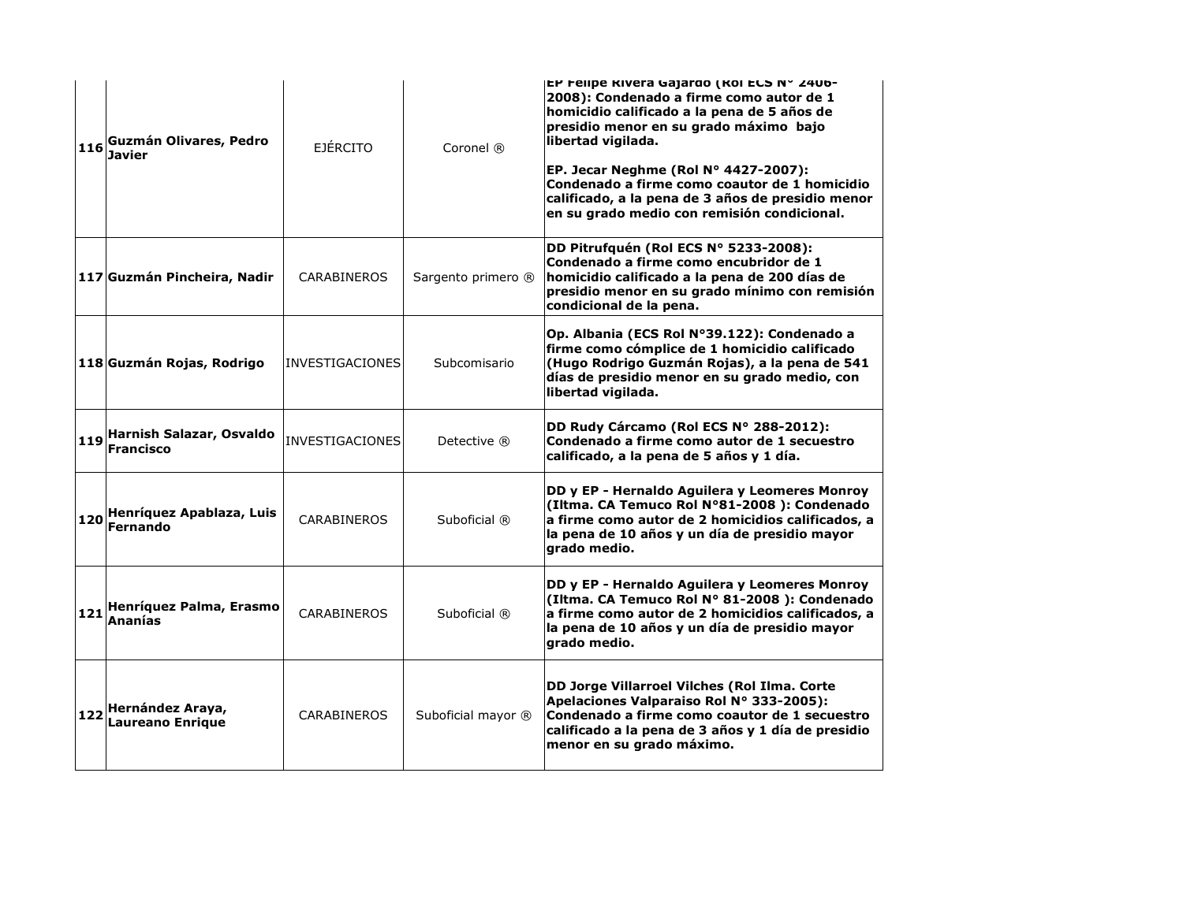| | | | | |
|---|---|---|---|---|
| 116 | **Guzmán Olivares, Pedro Javier** | EJÉRCITO | Coronel ® | **EP Felipe Rivera Gajardo (Rol ECS N° 2406-2008): Condenado a firme como autor de 1 homicidio calificado a la pena de 5 años de presidio menor en su grado máximo bajo libertad vigilada.**<br><br>**EP. Jecar Neghme (Rol N° 4427-2007): Condenado a firme como coautor de 1 homicidio calificado, a la pena de 3 años de presidio menor en su grado medio con remisión condicional.** |
| 117 | **Guzmán Pincheira, Nadir** | CARABINEROS | Sargento primero ® | **DD Pitrufquén (Rol ECS N° 5233-2008): Condenado a firme como encubridor de 1 homicidio calificado a la pena de 200 días de presidio menor en su grado mínimo con remisión condicional de la pena.** |
| 118 | **Guzmán Rojas, Rodrigo** | INVESTIGACIONES | Subcomisario | **Op. Albania (ECS Rol N°39.122): Condenado a firme como cómplice de 1 homicidio calificado (Hugo Rodrigo Guzmán Rojas), a la pena de 541 días de presidio menor en su grado medio, con libertad vigilada.** |
| 119 | **Harnish Salazar, Osvaldo Francisco** | INVESTIGACIONES | Detective ® | **DD Rudy Cárcamo (Rol ECS N° 288-2012): Condenado a firme como autor de 1 secuestro calificado, a la pena de 5 años y 1 día.** |
| 120 | **Henríquez Apablaza, Luis Fernando** | CARABINEROS | Suboficial ® | **DD y EP - Hernaldo Aguilera y Leomeres Monroy (Iltma. CA Temuco Rol N°81-2008 ): Condenado a firme como autor de 2 homicidios calificados, a la pena de 10 años y un día de presidio mayor grado medio.** |
| 121 | **Henríquez Palma, Erasmo Ananías** | CARABINEROS | Suboficial ® | **DD y EP - Hernaldo Aguilera y Leomeres Monroy (Iltma. CA Temuco Rol N° 81-2008 ): Condenado a firme como autor de 2 homicidios calificados, a la pena de 10 años y un día de presidio mayor grado medio.** |
| 122 | **Hernández Araya, Laureano Enrique** | CARABINEROS | Suboficial mayor ® | **DD Jorge Villarroel Vilches (Rol Ilma. Corte Apelaciones Valparaiso Rol N° 333-2005): Condenado a firme como coautor de 1 secuestro calificado a la pena de 3 años y 1 día de presidio menor en su grado máximo.** |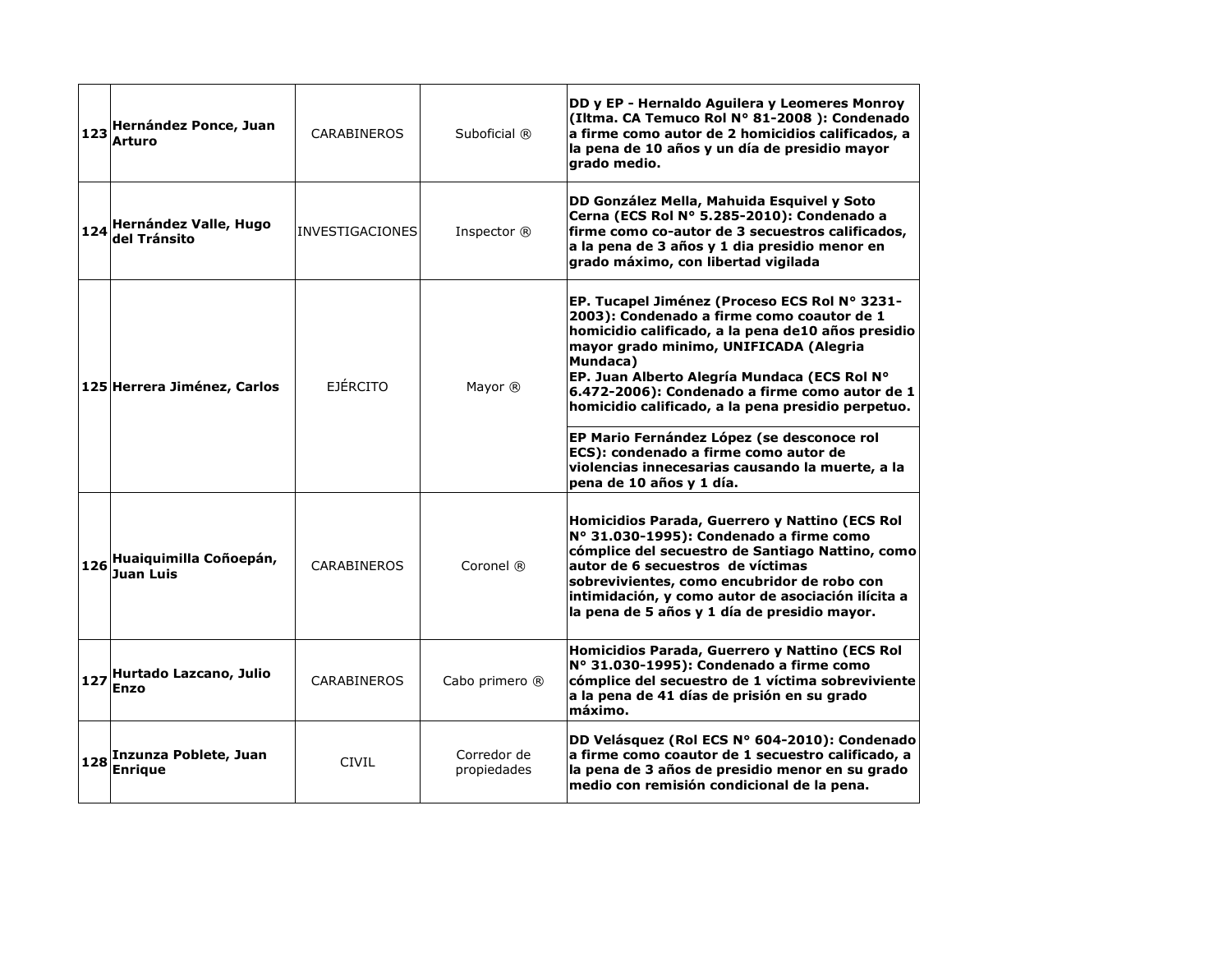| | | | | |
|---|---|---|---|---|
| 123 | **Hernández Ponce, Juan Arturo** | CARABINEROS | Suboficial ® | **DD y EP - Hernaldo Aguilera y Leomeres Monroy (Iltma. CA Temuco Rol N° 81-2008 ): Condenado a firme como autor de 2 homicidios calificados, a la pena de 10 años y un día de presidio mayor grado medio.** |
| 124 | **Hernández Valle, Hugo del Tránsito** | INVESTIGACIONES | Inspector ® | **DD González Mella, Mahuida Esquivel y Soto Cerna (ECS Rol N° 5.285-2010): Condenado a firme como co-autor de 3 secuestros calificados, a la pena de 3 años y 1 dia presidio menor en grado máximo, con libertad vigilada** |
| 125 | **Herrera Jiménez, Carlos** | EJÉRCITO | Mayor ® | **EP. Tucapel Jiménez (Proceso ECS Rol N° 3231-2003): Condenado a firme como coautor de 1 homicidio calificado, a la pena de10 años presidio mayor grado minimo, UNIFICADA (Alegria Mundaca)<br>EP. Juan Alberto Alegría Mundaca (ECS Rol N° 6.472-2006): Condenado a firme como autor de 1 homicidio calificado, a la pena presidio perpetuo.** |
| | | | | **EP Mario Fernández López (se desconoce rol ECS): condenado a firme como autor de violencias innecesarias causando la muerte, a la pena de 10 años y 1 día.** |
| 126 | **Huaiquimilla Coñoepán, Juan Luis** | CARABINEROS | Coronel ® | **Homicidios Parada, Guerrero y Nattino (ECS Rol N° 31.030-1995): Condenado a firme como cómplice del secuestro de Santiago Nattino, como autor de 6 secuestros de víctimas sobrevivientes, como encubridor de robo con intimidación, y como autor de asociación ilícita a la pena de 5 años y 1 día de presidio mayor.** |
| 127 | **Hurtado Lazcano, Julio Enzo** | CARABINEROS | Cabo primero ® | **Homicidios Parada, Guerrero y Nattino (ECS Rol N° 31.030-1995): Condenado a firme como cómplice del secuestro de 1 víctima sobreviviente a la pena de 41 días de prisión en su grado máximo.** |
| 128 | **Inzunza Poblete, Juan Enrique** | CIVIL | Corredor de propiedades | **DD Velásquez (Rol ECS N° 604-2010): Condenado a firme como coautor de 1 secuestro calificado, a la pena de 3 años de presidio menor en su grado medio con remisión condicional de la pena.** |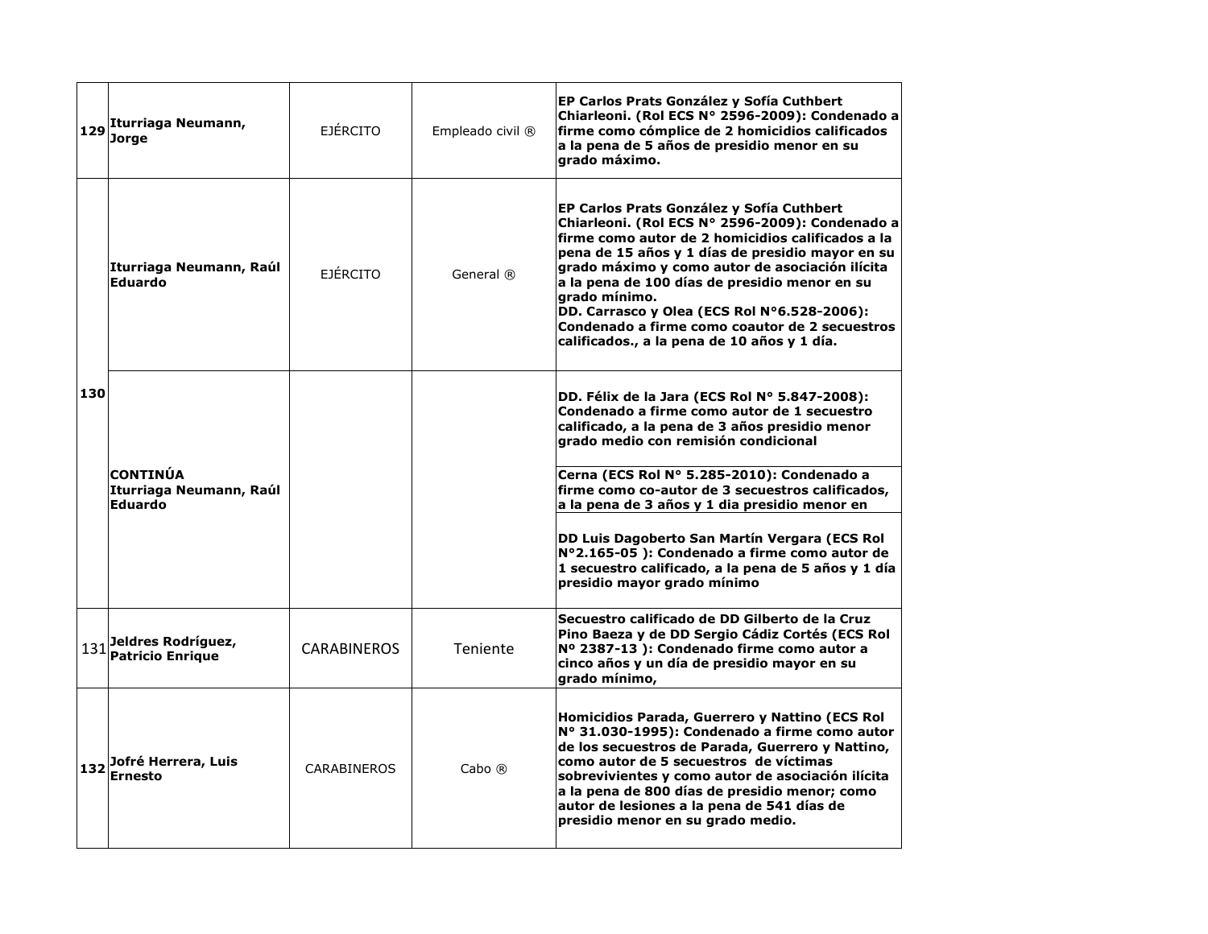| | | | | |
|---|---|---|---|---|
| 129 | Iturriaga Neumann, Jorge | EJÉRCITO | Empleado civil ® | **EP Carlos Prats González y Sofía Cuthbert Chiarleoni. (Rol ECS N° 2596-2009): Condenado a firme como cómplice de 2 homicidios calificados a la pena de 5 años de presidio menor en su grado máximo.** |
| 130 | Iturriaga Neumann, Raúl Eduardo | EJÉRCITO | General ® | **EP Carlos Prats González y Sofía Cuthbert Chiarleoni. (Rol ECS N° 2596-2009): Condenado a firme como autor de 2 homicidios calificados a la pena de 15 años y 1 días de presidio mayor en su grado máximo y como autor de asociación ilícita a la pena de 100 días de presidio menor en su grado mínimo.<br>DD. Carrasco y Olea (ECS Rol N°6.528-2006): Condenado a firme como coautor de 2 secuestros calificados., a la pena de 10 años y 1 día.** |
| | CONTINÚA Iturriaga Neumann, Raúl Eduardo | | | **DD. Félix de la Jara (ECS Rol N° 5.847-2008): Condenado a firme como autor de 1 secuestro calificado, a la pena de 3 años presidio menor grado medio con remisión condicional** |
| | | | | **Cerna (ECS Rol N° 5.285-2010): Condenado a firme como co-autor de 3 secuestros calificados, a la pena de 3 años y 1 dia presidio menor en** |
| | | | | **DD Luis Dagoberto San Martín Vergara (ECS Rol N°2.165-05 ): Condenado a firme como autor de 1 secuestro calificado, a la pena de 5 años y 1 día presidio mayor grado mínimo** |
| 131 | Jeldres Rodríguez, Patricio Enrique | CARABINEROS | Teniente | **Secuestro calificado de DD Gilberto de la Cruz Pino Baeza y de DD Sergio Cádiz Cortés (ECS Rol Nº 2387-13 ): Condenado firme como autor a cinco años y un día de presidio mayor en su grado mínimo,** |
| 132 | Jofré Herrera, Luis Ernesto | CARABINEROS | Cabo ® | **Homicidios Parada, Guerrero y Nattino (ECS Rol N° 31.030-1995): Condenado a firme como autor de los secuestros de Parada, Guerrero y Nattino, como autor de 5 secuestros de víctimas sobrevivientes y como autor de asociación ilícita a la pena de 800 días de presidio menor; como autor de lesiones a la pena de 541 días de presidio menor en su grado medio.** |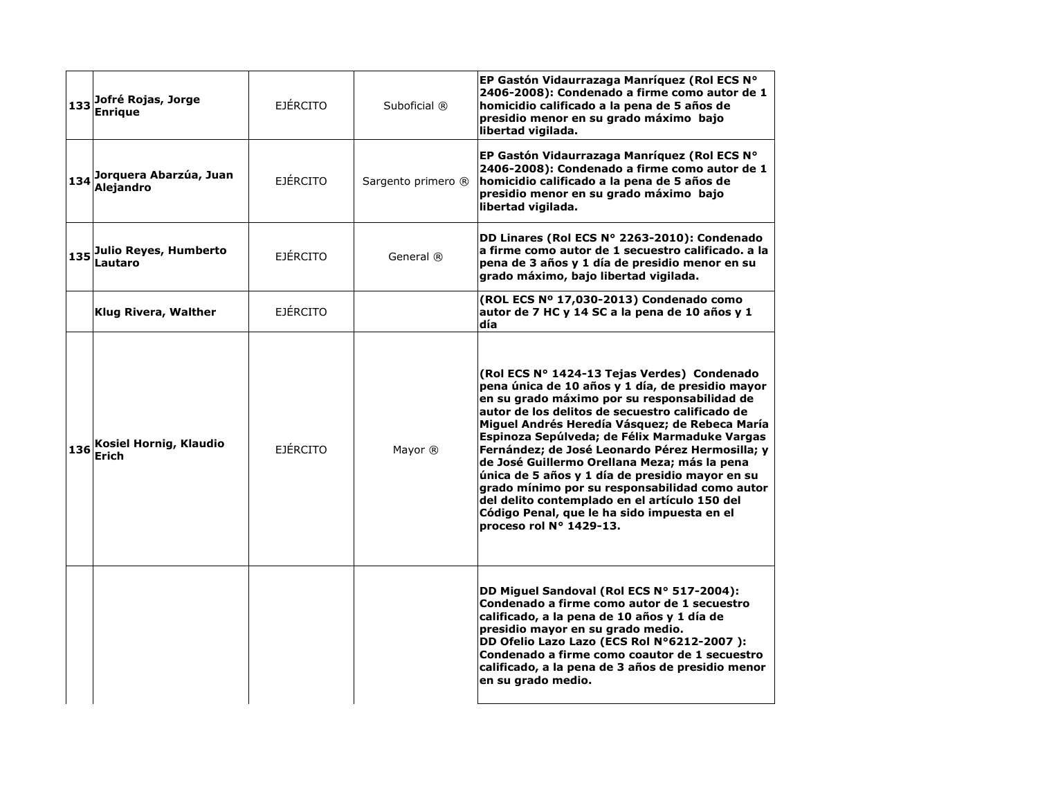| | | | | |
|---|---|---|---|---|
| **133** | **Jofré Rojas, Jorge Enrique** | EJÉRCITO | Suboficial ® | **EP Gastón Vidaurrazaga Manríquez (Rol ECS N° 2406-2008): Condenado a firme como autor de 1 homicidio calificado a la pena de 5 años de presidio menor en su grado máximo bajo libertad vigilada.** |
| **134** | **Jorquera Abarzúa, Juan Alejandro** | EJÉRCITO | Sargento primero ® | **EP Gastón Vidaurrazaga Manríquez (Rol ECS N° 2406-2008): Condenado a firme como autor de 1 homicidio calificado a la pena de 5 años de presidio menor en su grado máximo bajo libertad vigilada.** |
| **135** | **Julio Reyes, Humberto Lautaro** | EJÉRCITO | General ® | **DD Linares (Rol ECS N° 2263-2010): Condenado a firme como autor de 1 secuestro calificado. a la pena de 3 años y 1 día de presidio menor en su grado máximo, bajo libertad vigilada.** |
| | **Klug Rivera, Walther** | EJÉRCITO | | **(ROL ECS Nº 17,030-2013) Condenado como autor de 7 HC y 14 SC a la pena de 10 años y 1 día** |
| **136** | **Kosiel Hornig, Klaudio Erich** | EJÉRCITO | Mayor ® | **(Rol ECS N° 1424-13 Tejas Verdes) Condenado pena única de 10 años y 1 día, de presidio mayor en su grado máximo por su responsabilidad de autor de los delitos de secuestro calificado de Miguel Andrés Heredía Vásquez; de Rebeca María Espinoza Sepúlveda; de Félix Marmaduke Vargas Fernández; de José Leonardo Pérez Hermosilla; y de José Guillermo Orellana Meza; más la pena única de 5 años y 1 día de presidio mayor en su grado mínimo por su responsabilidad como autor del delito contemplado en el artículo 150 del Código Penal, que le ha sido impuesta en el proceso rol N° 1429-13.** |
| | | | | **DD Miguel Sandoval (Rol ECS N° 517-2004): Condenado a firme como autor de 1 secuestro calificado, a la pena de 10 años y 1 día de presidio mayor en su grado medio.**<br>**DD Ofelio Lazo Lazo (ECS Rol N°6212-2007 ): Condenado a firme como coautor de 1 secuestro calificado, a la pena de 3 años de presidio menor en su grado medio.** |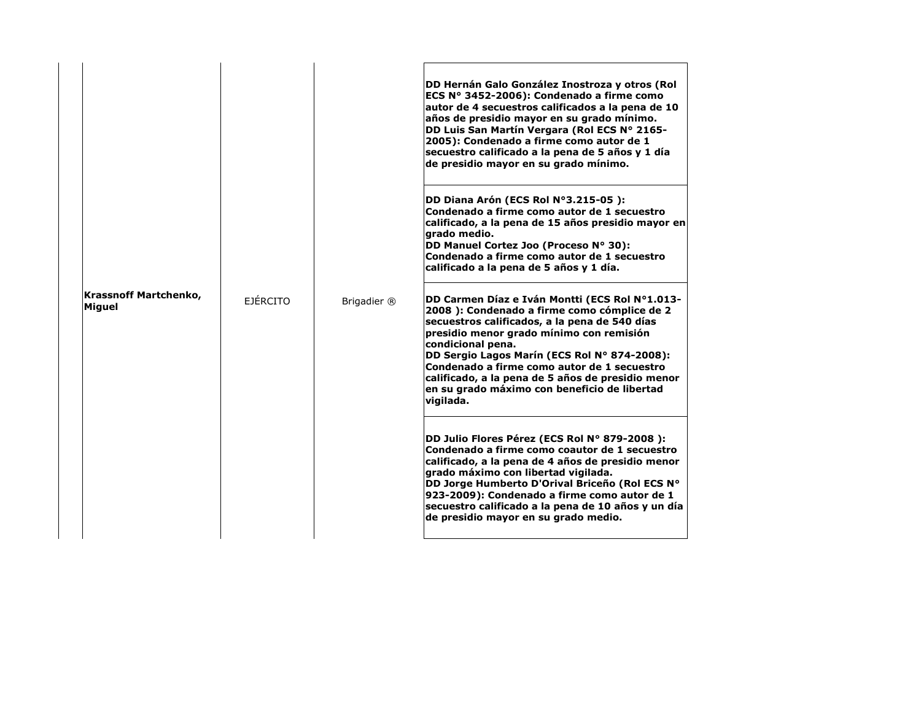| | Krassnoff Martchenko, Miguel | EJÉRCITO | Brigadier ® | **DD Hernán Galo González Inostroza y otros (Rol ECS N° 3452-2006): Condenado a firme como autor de 4 secuestros calificados a la pena de 10 años de presidio mayor en su grado mínimo.**<br>**DD Luis San Martín Vergara (Rol ECS N° 2165-2005): Condenado a firme como autor de 1 secuestro calificado a la pena de 5 años y 1 día de presidio mayor en su grado mínimo.** |
|---|---|---|---|---|
| | | | | **DD Diana Arón (ECS Rol N°3.215-05 ): Condenado a firme como autor de 1 secuestro calificado, a la pena de 15 años presidio mayor en grado medio.**<br>**DD Manuel Cortez Joo (Proceso N° 30): Condenado a firme como autor de 1 secuestro calificado a la pena de 5 años y 1 día.** |
| | | | | **DD Carmen Díaz e Iván Montti (ECS Rol N°1.013-2008 ): Condenado a firme como cómplice de 2 secuestros calificados, a la pena de 540 días presidio menor grado mínimo con remisión condicional pena.**<br>**DD Sergio Lagos Marín (ECS Rol N° 874-2008): Condenado a firme como autor de 1 secuestro calificado, a la pena de 5 años de presidio menor en su grado máximo con beneficio de libertad vigilada.** |
| | | | | **DD Julio Flores Pérez (ECS Rol N° 879-2008 ): Condenado a firme como coautor de 1 secuestro calificado, a la pena de 4 años de presidio menor grado máximo con libertad vigilada.**<br>**DD Jorge Humberto D'Orival Briceño (Rol ECS N° 923-2009): Condenado a firme como autor de 1 secuestro calificado a la pena de 10 años y un día de presidio mayor en su grado medio.** |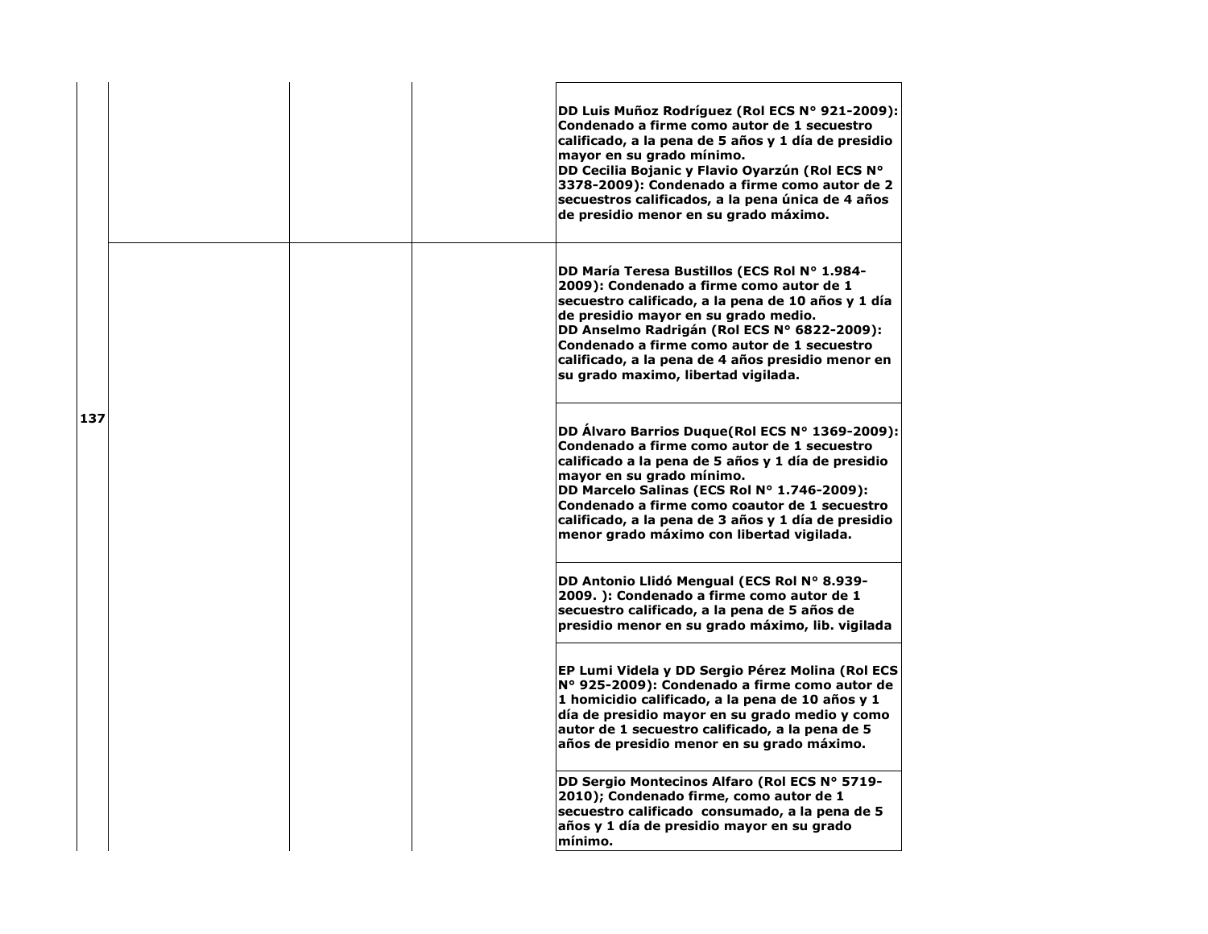| | | | | |
|---|---|---|---|---|
| | | | | **DD Luis Muñoz Rodríguez (Rol ECS N° 921-2009): Condenado a firme como autor de 1 secuestro calificado, a la pena de 5 años y 1 día de presidio mayor en su grado mínimo.**<br>**DD Cecilia Bojanic y Flavio Oyarzún (Rol ECS N° 3378-2009): Condenado a firme como autor de 2 secuestros calificados, a la pena única de 4 años de presidio menor en su grado máximo.** |
| **137** | | | | **DD María Teresa Bustillos (ECS Rol N° 1.984-2009): Condenado a firme como autor de 1 secuestro calificado, a la pena de 10 años y 1 día de presidio mayor en su grado medio.**<br>**DD Anselmo Radrigán (Rol ECS N° 6822-2009): Condenado a firme como autor de 1 secuestro calificado, a la pena de 4 años presidio menor en su grado maximo, libertad vigilada.** |
| | | | | **DD Álvaro Barrios Duque(Rol ECS N° 1369-2009): Condenado a firme como autor de 1 secuestro calificado a la pena de 5 años y 1 día de presidio mayor en su grado mínimo.**<br>**DD Marcelo Salinas (ECS Rol N° 1.746-2009): Condenado a firme como coautor de 1 secuestro calificado, a la pena de 3 años y 1 día de presidio menor grado máximo con libertad vigilada.** |
| | | | | **DD Antonio Llidó Mengual (ECS Rol N° 8.939-2009. ): Condenado a firme como autor de 1 secuestro calificado, a la pena de 5 años de presidio menor en su grado máximo, lib. vigilada** |
| | | | | **EP Lumi Videla y DD Sergio Pérez Molina (Rol ECS N° 925-2009): Condenado a firme como autor de 1 homicidio calificado, a la pena de 10 años y 1 día de presidio mayor en su grado medio y como autor de 1 secuestro calificado, a la pena de 5 años de presidio menor en su grado máximo.** |
| | | | | **DD Sergio Montecinos Alfaro (Rol ECS N° 5719-2010); Condenado firme, como autor de 1 secuestro calificado consumado, a la pena de 5 años y 1 día de presidio mayor en su grado mínimo.** |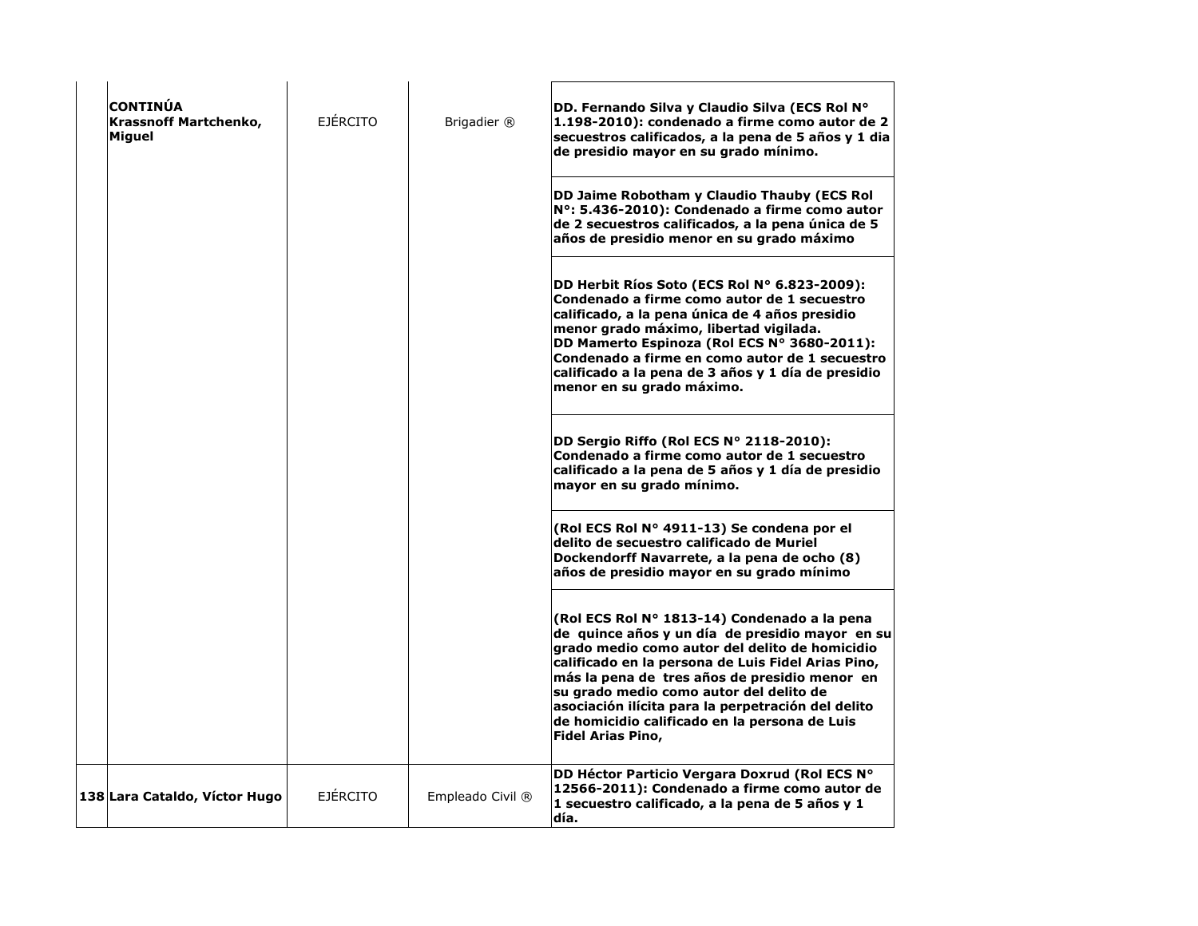| | | | | |
|---|---|---|---|---|
| | **CONTINÚA Krassnoff Martchenko, Miguel** | EJÉRCITO | Brigadier ® | **DD. Fernando Silva y Claudio Silva (ECS Rol N° 1.198-2010): condenado a firme como autor de 2 secuestros calificados, a la pena de 5 años y 1 dia de presidio mayor en su grado mínimo.** |
| | | | | **DD Jaime Robotham y Claudio Thauby (ECS Rol N°: 5.436-2010): Condenado a firme como autor de 2 secuestros calificados, a la pena única de 5 años de presidio menor en su grado máximo** |
| | | | | **DD Herbit Ríos Soto (ECS Rol N° 6.823-2009): Condenado a firme como autor de 1 secuestro calificado, a la pena única de 4 años presidio menor grado máximo, libertad vigilada.** **DD Mamerto Espinoza (Rol ECS N° 3680-2011): Condenado a firme en como autor de 1 secuestro calificado a la pena de 3 años y 1 día de presidio menor en su grado máximo.** |
| | | | | **DD Sergio Riffo (Rol ECS N° 2118-2010): Condenado a firme como autor de 1 secuestro calificado a la pena de 5 años y 1 día de presidio mayor en su grado mínimo.** |
| | | | | **(Rol ECS Rol N° 4911-13) Se condena por el delito de secuestro calificado de Muriel Dockendorff Navarrete, a la pena de ocho (8) años de presidio mayor en su grado mínimo** |
| | | | | **(Rol ECS Rol N° 1813-14) Condenado a la pena de quince años y un día de presidio mayor en su grado medio como autor del delito de homicidio calificado en la persona de Luis Fidel Arias Pino, más la pena de tres años de presidio menor en su grado medio como autor del delito de asociación ilícita para la perpetración del delito de homicidio calificado en la persona de Luis Fidel Arias Pino,** |
| **138** | **Lara Cataldo, Víctor Hugo** | EJÉRCITO | Empleado Civil ® | **DD Héctor Particio Vergara Doxrud (Rol ECS N° 12566-2011): Condenado a firme como autor de 1 secuestro calificado, a la pena de 5 años y 1 día.** |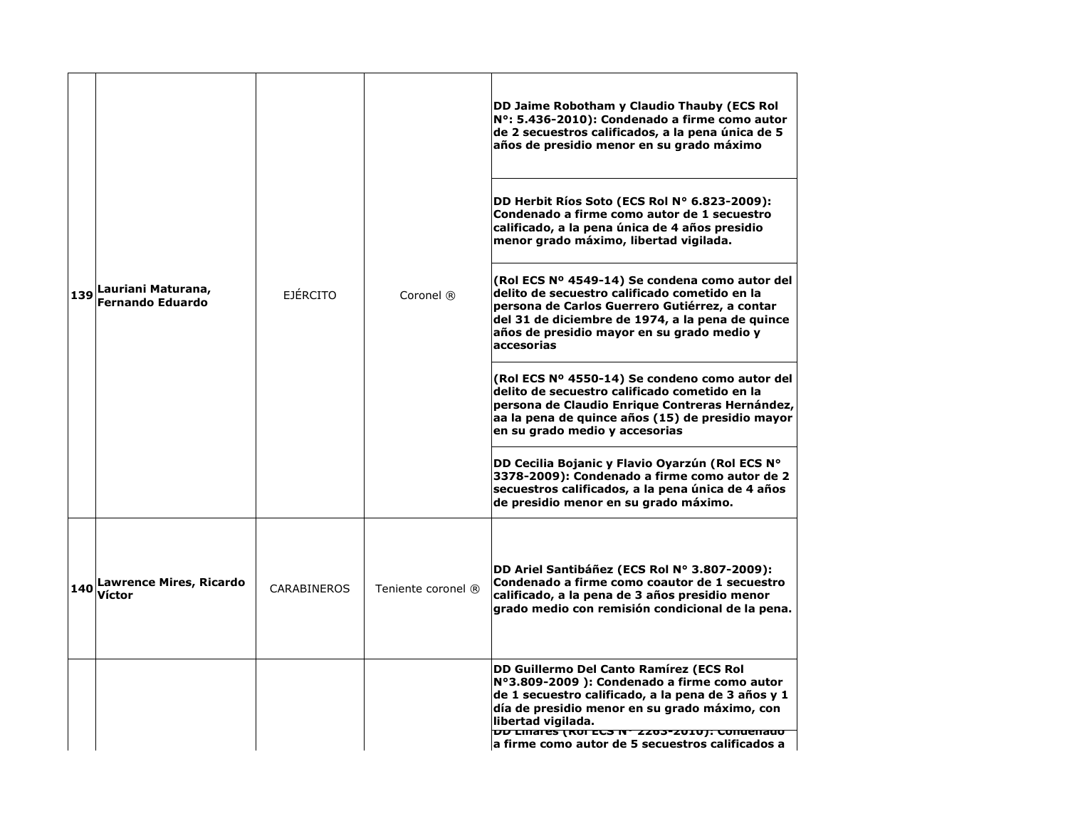| | | | | |
|---|---|---|---|---|
| 139 | **Lauriani Maturana, Fernando Eduardo** | EJÉRCITO | Coronel ® | **DD Jaime Robotham y Claudio Thauby (ECS Rol N°: 5.436-2010): Condenado a firme como autor de 2 secuestros calificados, a la pena única de 5 años de presidio menor en su grado máximo** |
| | | | | **DD Herbit Ríos Soto (ECS Rol N° 6.823-2009): Condenado a firme como autor de 1 secuestro calificado, a la pena única de 4 años presidio menor grado máximo, libertad vigilada.** |
| | | | | **(Rol ECS Nº 4549-14) Se condena como autor del delito de secuestro calificado cometido en la persona de Carlos Guerrero Gutiérrez, a contar del 31 de diciembre de 1974, a la pena de quince años de presidio mayor en su grado medio y accesorias** |
| | | | | **(Rol ECS Nº 4550-14) Se condeno como autor del delito de secuestro calificado cometido en la persona de Claudio Enrique Contreras Hernández, aa la pena de quince años (15) de presidio mayor en su grado medio y accesorias** |
| | | | | **DD Cecilia Bojanic y Flavio Oyarzún (Rol ECS N° 3378-2009): Condenado a firme como autor de 2 secuestros calificados, a la pena única de 4 años de presidio menor en su grado máximo.** |
| 140 | **Lawrence Mires, Ricardo Víctor** | CARABINEROS | Teniente coronel ® | **DD Ariel Santibáñez (ECS Rol N° 3.807-2009): Condenado a firme como coautor de 1 secuestro calificado, a la pena de 3 años presidio menor grado medio con remisión condicional de la pena.** |
| | | | | **DD Guillermo Del Canto Ramírez (ECS Rol N°3.809-2009 ): Condenado a firme como autor de 1 secuestro calificado, a la pena de 3 años y 1 día de presidio menor en su grado máximo, con libertad vigilada.** **DD Linares (Rol ECS N° 2263-2010): Condenado a firme como autor de 5 secuestros calificados a** |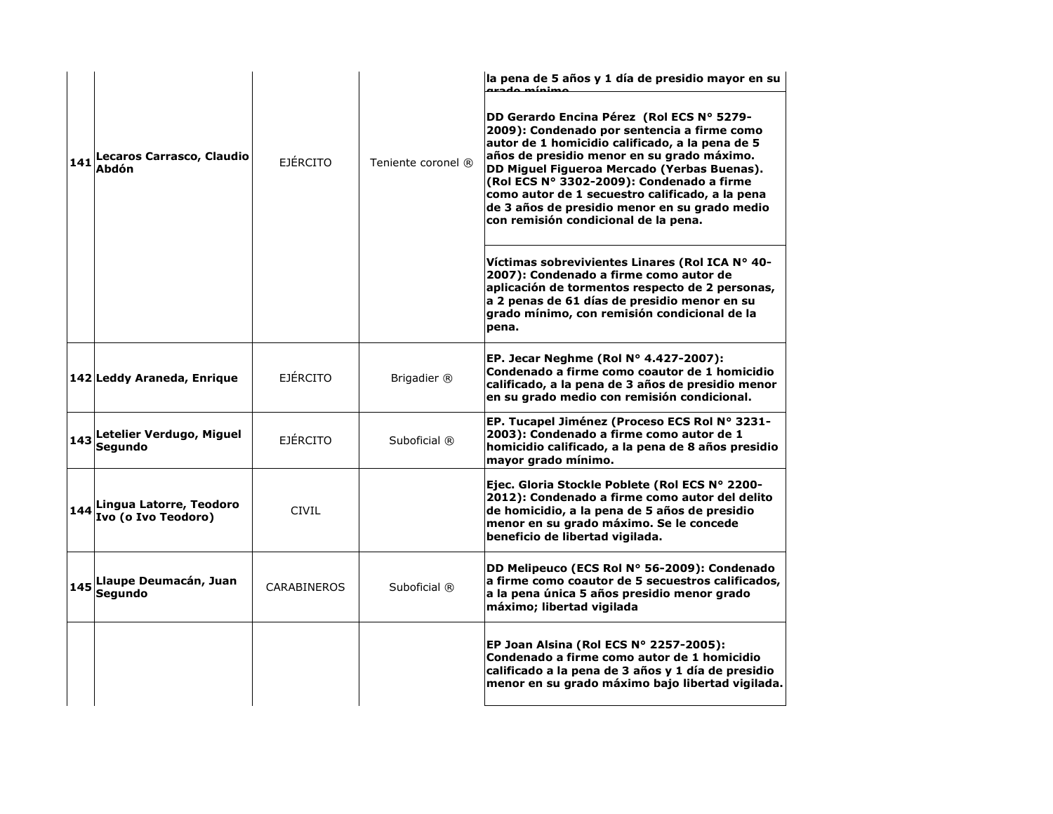| | | | | |
|---|---|---|---|---|
| | | | | la pena de 5 años y 1 día de presidio mayor en su grado mínimo |
| 141 | Lecaros Carrasco, Claudio Abdón | EJÉRCITO | Teniente coronel ® | DD Gerardo Encina Pérez (Rol ECS N° 5279-2009): Condenado por sentencia a firme como autor de 1 homicidio calificado, a la pena de 5 años de presidio menor en su grado máximo. DD Miguel Figueroa Mercado (Yerbas Buenas). (Rol ECS N° 3302-2009): Condenado a firme como autor de 1 secuestro calificado, a la pena de 3 años de presidio menor en su grado medio con remisión condicional de la pena. |
| | | | | Víctimas sobrevivientes Linares (Rol ICA N° 40-2007): Condenado a firme como autor de aplicación de tormentos respecto de 2 personas, a 2 penas de 61 días de presidio menor en su grado mínimo, con remisión condicional de la pena. |
| 142 | Leddy Araneda, Enrique | EJÉRCITO | Brigadier ® | EP. Jecar Neghme (Rol N° 4.427-2007): Condenado a firme como coautor de 1 homicidio calificado, a la pena de 3 años de presidio menor en su grado medio con remisión condicional. |
| 143 | Letelier Verdugo, Miguel Segundo | EJÉRCITO | Suboficial ® | EP. Tucapel Jiménez (Proceso ECS Rol N° 3231-2003): Condenado a firme como autor de 1 homicidio calificado, a la pena de 8 años presidio mayor grado mínimo. |
| 144 | Lingua Latorre, Teodoro Ivo (o Ivo Teodoro) | CIVIL | | Ejec. Gloria Stockle Poblete (Rol ECS N° 2200-2012): Condenado a firme como autor del delito de homicidio, a la pena de 5 años de presidio menor en su grado máximo. Se le concede beneficio de libertad vigilada. |
| 145 | Llaupe Deumacán, Juan Segundo | CARABINEROS | Suboficial ® | DD Melipeuco (ECS Rol N° 56-2009): Condenado a firme como coautor de 5 secuestros calificados, a la pena única 5 años presidio menor grado máximo; libertad vigilada |
| | | | | EP Joan Alsina (Rol ECS N° 2257-2005): Condenado a firme como autor de 1 homicidio calificado a la pena de 3 años y 1 día de presidio menor en su grado máximo bajo libertad vigilada. |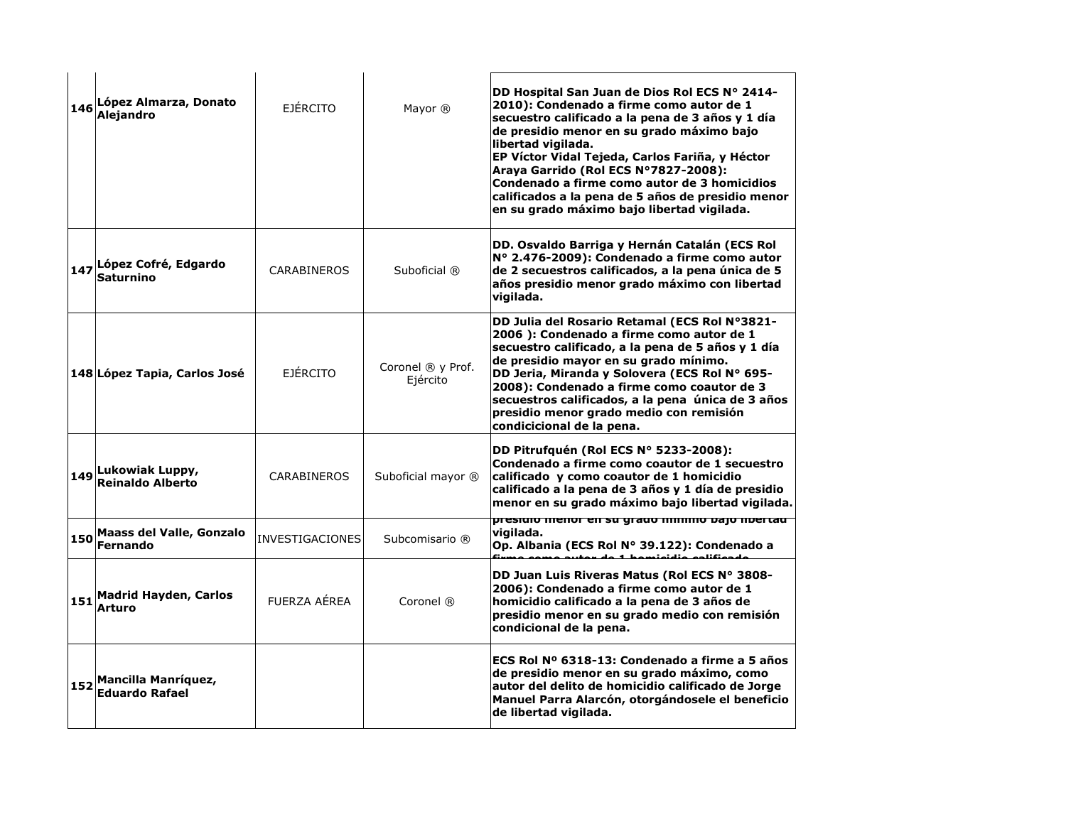| | | | | |
|---|---|---|---|---|
| 146 | **López Almarza, Donato Alejandro** | EJÉRCITO | Mayor ® | **DD Hospital San Juan de Dios Rol ECS N° 2414-2010): Condenado a firme como autor de 1 secuestro calificado a la pena de 3 años y 1 día de presidio menor en su grado máximo bajo libertad vigilada.** <br> **EP Víctor Vidal Tejeda, Carlos Fariña, y Héctor Araya Garrido (Rol ECS N°7827-2008): Condenado a firme como autor de 3 homicidios calificados a la pena de 5 años de presidio menor en su grado máximo bajo libertad vigilada.** |
| 147 | **López Cofré, Edgardo Saturnino** | CARABINEROS | Suboficial ® | **DD. Osvaldo Barriga y Hernán Catalán (ECS Rol N° 2.476-2009): Condenado a firme como autor de 2 secuestros calificados, a la pena única de 5 años presidio menor grado máximo con libertad vigilada.** |
| 148 | **López Tapia, Carlos José** | EJÉRCITO | Coronel ® y Prof. Ejército | **DD Julia del Rosario Retamal (ECS Rol N°3821-2006 ): Condenado a firme como autor de 1 secuestro calificado, a la pena de 5 años y 1 día de presidio mayor en su grado mínimo.** <br> **DD Jeria, Miranda y Solovera (ECS Rol N° 695-2008): Condenado a firme como coautor de 3 secuestros calificados, a la pena única de 3 años presidio menor grado medio con remisión condicicional de la pena.** |
| 149 | **Lukowiak Luppy, Reinaldo Alberto** | CARABINEROS | Suboficial mayor ® | **DD Pitrufquén (Rol ECS N° 5233-2008): Condenado a firme como coautor de 1 secuestro calificado y como coautor de 1 homicidio calificado a la pena de 3 años y 1 día de presidio menor en su grado máximo bajo libertad vigilada.** |
| 150 | **Maass del Valle, Gonzalo Fernando** | INVESTIGACIONES | Subcomisario ® | **presidio menor en su grado mínimo bajo libertad vigilada.** <br> **Op. Albania (ECS Rol N° 39.122): Condenado a firme como autor de 1 homicidio calificado** |
| 151 | **Madrid Hayden, Carlos Arturo** | FUERZA AÉREA | Coronel ® | **DD Juan Luis Riveras Matus (Rol ECS N° 3808-2006): Condenado a firme como autor de 1 homicidio calificado a la pena de 3 años de presidio menor en su grado medio con remisión condicional de la pena.** |
| 152 | **Mancilla Manríquez, Eduardo Rafael** | | | **ECS Rol Nº 6318-13: Condenado a firme a 5 años de presidio menor en su grado máximo, como autor del delito de homicidio calificado de Jorge Manuel Parra Alarcón, otorgándosele el beneficio de libertad vigilada.** |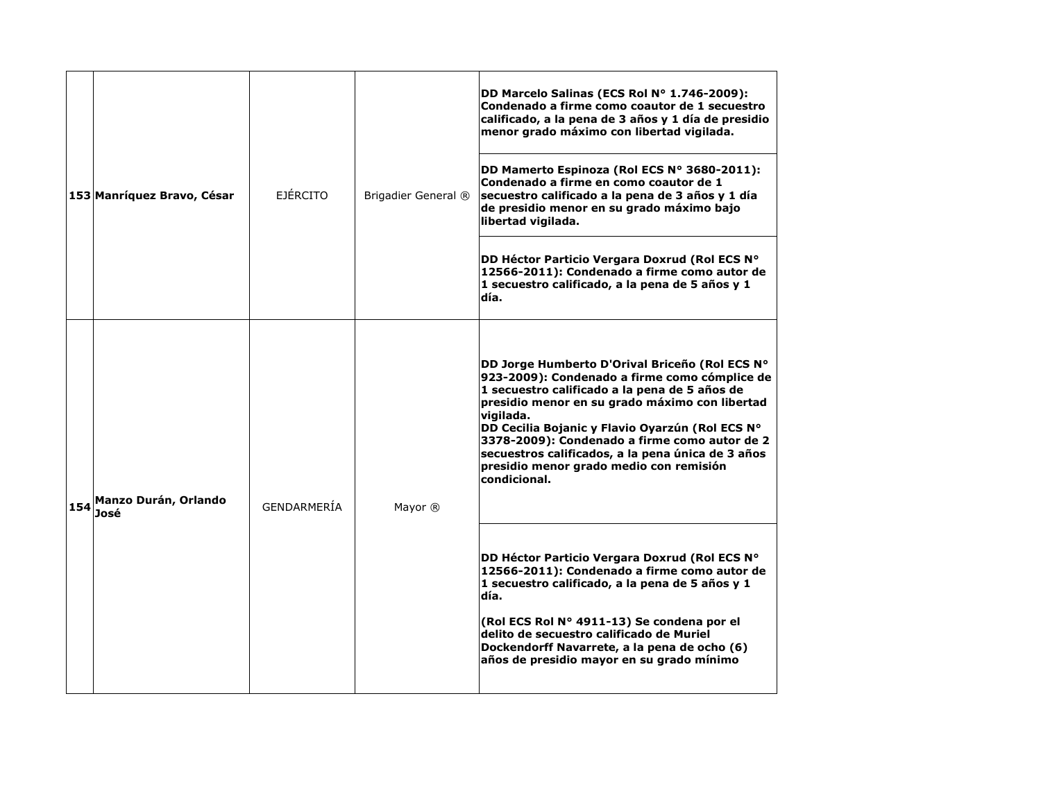| | | | | |
|---|---|---|---|---|
| 153 | Manríquez Bravo, César | EJÉRCITO | Brigadier General ® | **DD Marcelo Salinas (ECS Rol N° 1.746-2009): Condenado a firme como coautor de 1 secuestro calificado, a la pena de 3 años y 1 día de presidio menor grado máximo con libertad vigilada.** |
| | | | | **DD Mamerto Espinoza (Rol ECS N° 3680-2011): Condenado a firme en como coautor de 1 secuestro calificado a la pena de 3 años y 1 día de presidio menor en su grado máximo bajo libertad vigilada.** |
| | | | | **DD Héctor Particio Vergara Doxrud (Rol ECS N° 12566-2011): Condenado a firme como autor de 1 secuestro calificado, a la pena de 5 años y 1 día.** |
| 154 | Manzo Durán, Orlando José | GENDARMERÍA | Mayor ® | **DD Jorge Humberto D'Orival Briceño (Rol ECS N° 923-2009): Condenado a firme como cómplice de 1 secuestro calificado a la pena de 5 años de presidio menor en su grado máximo con libertad vigilada.**<br>**DD Cecilia Bojanic y Flavio Oyarzún (Rol ECS N° 3378-2009): Condenado a firme como autor de 2 secuestros calificados, a la pena única de 3 años presidio menor grado medio con remisión condicional.** |
| | | | | **DD Héctor Particio Vergara Doxrud (Rol ECS N° 12566-2011): Condenado a firme como autor de 1 secuestro calificado, a la pena de 5 años y 1 día.**<br><br>**(Rol ECS Rol N° 4911-13) Se condena por el delito de secuestro calificado de Muriel Dockendorff Navarrete, a la pena de ocho (6) años de presidio mayor en su grado mínimo** |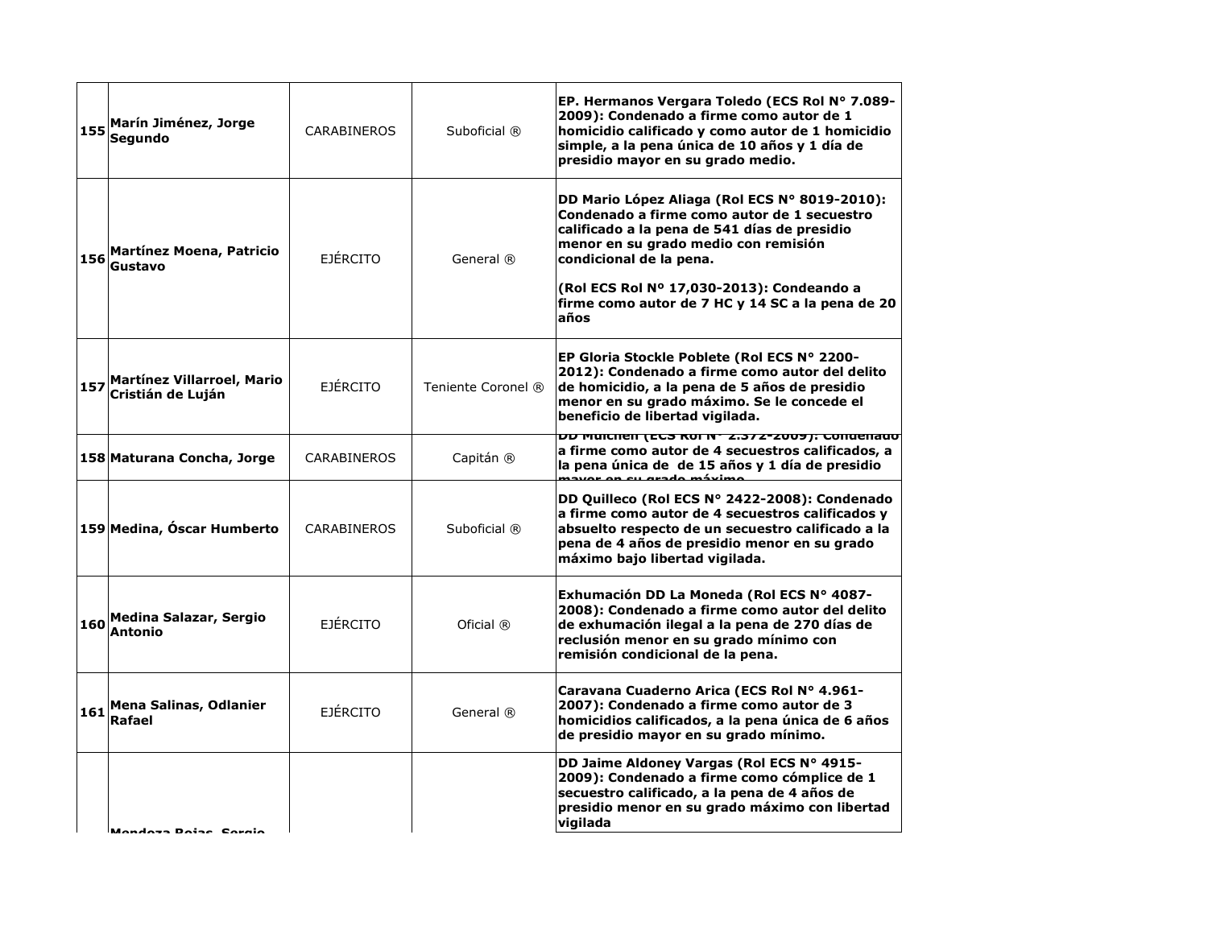| | | | | |
|---|---|---|---|---|
| 155 | **Marín Jiménez, Jorge Segundo** | CARABINEROS | Suboficial ® | **EP. Hermanos Vergara Toledo (ECS Rol N° 7.089-2009): Condenado a firme como autor de 1 homicidio calificado y como autor de 1 homicidio simple, a la pena única de 10 años y 1 día de presidio mayor en su grado medio.** |
| 156 | **Martínez Moena, Patricio Gustavo** | EJÉRCITO | General ® | **DD Mario López Aliaga (Rol ECS N° 8019-2010): Condenado a firme como autor de 1 secuestro calificado a la pena de 541 días de presidio menor en su grado medio con remisión condicional de la pena.**<br><br>**(Rol ECS Rol Nº 17,030-2013): Condeando a firme como autor de 7 HC y 14 SC a la pena de 20 años** |
| 157 | **Martínez Villarroel, Mario Cristián de Luján** | EJÉRCITO | Teniente Coronel ® | **EP Gloria Stockle Poblete (Rol ECS N° 2200-2012): Condenado a firme como autor del delito de homicidio, a la pena de 5 años de presidio menor en su grado máximo. Se le concede el beneficio de libertad vigilada.** |
| 158 | **Maturana Concha, Jorge** | CARABINEROS | Capitán ® | **DD Mulchén (ECS Rol N° 2.372-2009): Condenado a firme como autor de 4 secuestros calificados, a la pena única de de 15 años y 1 día de presidio mayor en su grado máximo** |
| 159 | **Medina, Óscar Humberto** | CARABINEROS | Suboficial ® | **DD Quilleco (Rol ECS N° 2422-2008): Condenado a firme como autor de 4 secuestros calificados y absuelto respecto de un secuestro calificado a la pena de 4 años de presidio menor en su grado máximo bajo libertad vigilada.** |
| 160 | **Medina Salazar, Sergio Antonio** | EJÉRCITO | Oficial ® | **Exhumación DD La Moneda (Rol ECS N° 4087-2008): Condenado a firme como autor del delito de exhumación ilegal a la pena de 270 días de reclusión menor en su grado mínimo con remisión condicional de la pena.** |
| 161 | **Mena Salinas, Odlanier Rafael** | EJÉRCITO | General ® | **Caravana Cuaderno Arica (ECS Rol N° 4.961-2007): Condenado a firme como autor de 3 homicidios calificados, a la pena única de 6 años de presidio mayor en su grado mínimo.** |
| | **Mendoza Rojas, Sergio** | | | **DD Jaime Aldoney Vargas (Rol ECS N° 4915-2009): Condenado a firme como cómplice de 1 secuestro calificado, a la pena de 4 años de presidio menor en su grado máximo con libertad vigilada** |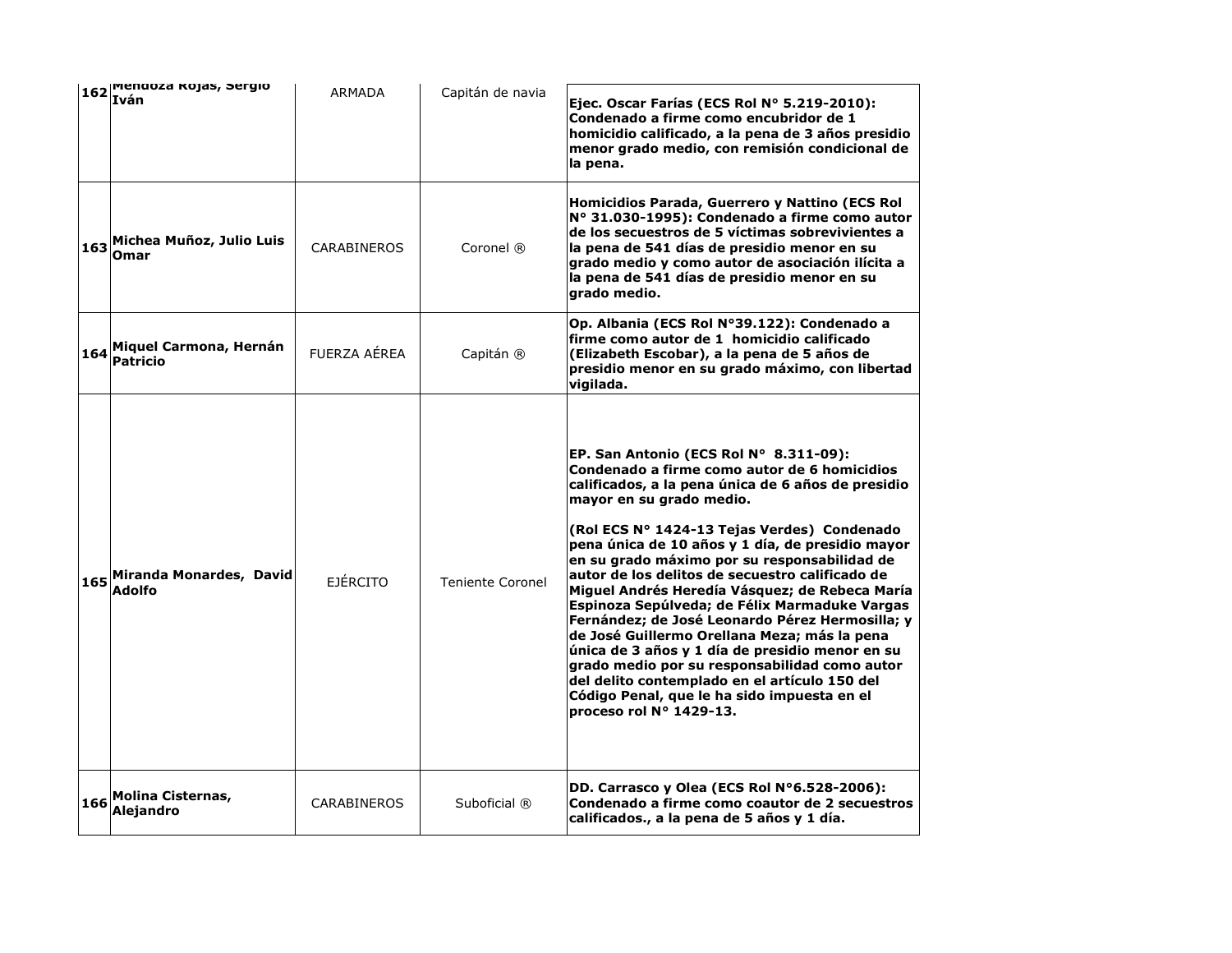| | | | | |
|---|---|---|---|---|
| 162 | Mendoza Rojas, Sergio Iván | ARMADA | Capitán de navia | **Ejec. Oscar Farías (ECS Rol N° 5.219-2010): Condenado a firme como encubridor de 1 homicidio calificado, a la pena de 3 años presidio menor grado medio, con remisión condicional de la pena.** |
| 163 | Michea Muñoz, Julio Luis Omar | CARABINEROS | Coronel ® | **Homicidios Parada, Guerrero y Nattino (ECS Rol N° 31.030-1995): Condenado a firme como autor de los secuestros de 5 víctimas sobrevivientes a la pena de 541 días de presidio menor en su grado medio y como autor de asociación ilícita a la pena de 541 días de presidio menor en su grado medio.** |
| 164 | Miquel Carmona, Hernán Patricio | FUERZA AÉREA | Capitán ® | **Op. Albania (ECS Rol N°39.122): Condenado a firme como autor de 1 homicidio calificado (Elizabeth Escobar), a la pena de 5 años de presidio menor en su grado máximo, con libertad vigilada.** |
| 165 | Miranda Monardes, David Adolfo | EJÉRCITO | Teniente Coronel | **EP. San Antonio (ECS Rol N° 8.311-09): Condenado a firme como autor de 6 homicidios calificados, a la pena única de 6 años de presidio mayor en su grado medio.**<br><br>**(Rol ECS N° 1424-13 Tejas Verdes) Condenado pena única de 10 años y 1 día, de presidio mayor en su grado máximo por su responsabilidad de autor de los delitos de secuestro calificado de Miguel Andrés Heredía Vásquez; de Rebeca María Espinoza Sepúlveda; de Félix Marmaduke Vargas Fernández; de José Leonardo Pérez Hermosilla; y de José Guillermo Orellana Meza; más la pena única de 3 años y 1 día de presidio menor en su grado medio por su responsabilidad como autor del delito contemplado en el artículo 150 del Código Penal, que le ha sido impuesta en el proceso rol N° 1429-13.** |
| 166 | Molina Cisternas, Alejandro | CARABINEROS | Suboficial ® | **DD. Carrasco y Olea (ECS Rol N°6.528-2006): Condenado a firme como coautor de 2 secuestros calificados., a la pena de 5 años y 1 día.** |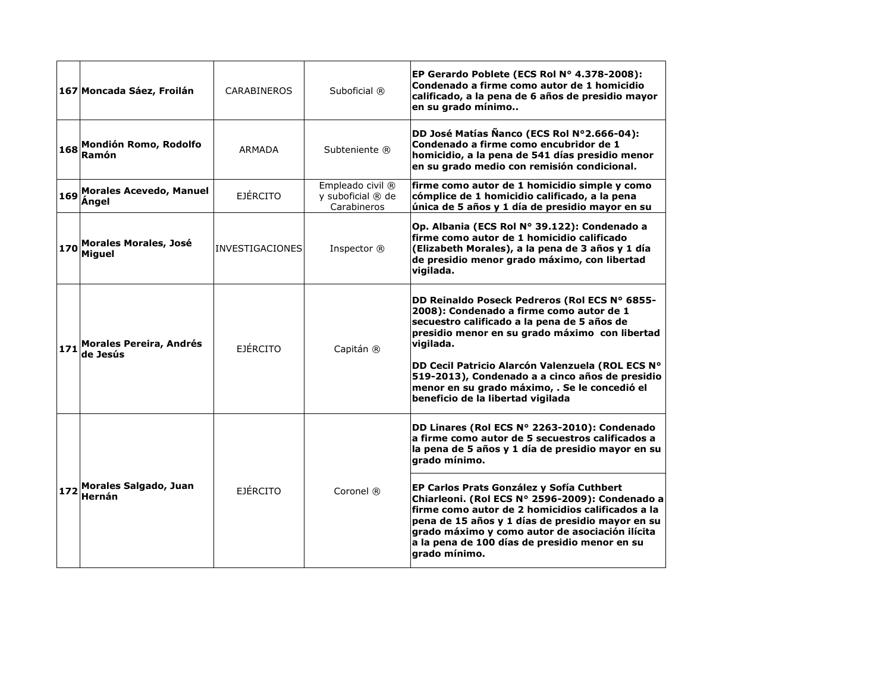| | | | | |
|---|---|---|---|---|
| 167 | **Moncada Sáez, Froilán** | CARABINEROS | Suboficial ® | **EP Gerardo Poblete (ECS Rol N° 4.378-2008): Condenado a firme como autor de 1 homicidio calificado, a la pena de 6 años de presidio mayor en su grado mínimo..** |
| 168 | **Mondión Romo, Rodolfo Ramón** | ARMADA | Subteniente ® | **DD José Matías Ñanco (ECS Rol N°2.666-04): Condenado a firme como encubridor de 1 homicidio, a la pena de 541 días presidio menor en su grado medio con remisión condicional.** |
| 169 | **Morales Acevedo, Manuel Ángel** | EJÉRCITO | Empleado civil ® y suboficial ® de Carabineros | **firme como autor de 1 homicidio simple y como cómplice de 1 homicidio calificado, a la pena única de 5 años y 1 día de presidio mayor en su** |
| 170 | **Morales Morales, José Miguel** | INVESTIGACIONES | Inspector ® | **Op. Albania (ECS Rol N° 39.122): Condenado a firme como autor de 1 homicidio calificado (Elizabeth Morales), a la pena de 3 años y 1 día de presidio menor grado máximo, con libertad vigilada.** |
| 171 | **Morales Pereira, Andrés de Jesús** | EJÉRCITO | Capitán ® | **DD Reinaldo Poseck Pedreros (Rol ECS N° 6855-2008): Condenado a firme como autor de 1 secuestro calificado a la pena de 5 años de presidio menor en su grado máximo con libertad vigilada.**<br><br>**DD Cecil Patricio Alarcón Valenzuela (ROL ECS N° 519-2013), Condenado a a cinco años de presidio menor en su grado máximo, . Se le concedió el beneficio de la libertad vigilada** |
| 172 | **Morales Salgado, Juan Hernán** | EJÉRCITO | Coronel ® | **DD Linares (Rol ECS N° 2263-2010): Condenado a firme como autor de 5 secuestros calificados a la pena de 5 años y 1 día de presidio mayor en su grado mínimo.**<br><br>**EP Carlos Prats González y Sofía Cuthbert Chiarleoni. (Rol ECS N° 2596-2009): Condenado a firme como autor de 2 homicidios calificados a la pena de 15 años y 1 días de presidio mayor en su grado máximo y como autor de asociación ilícita a la pena de 100 días de presidio menor en su grado mínimo.** |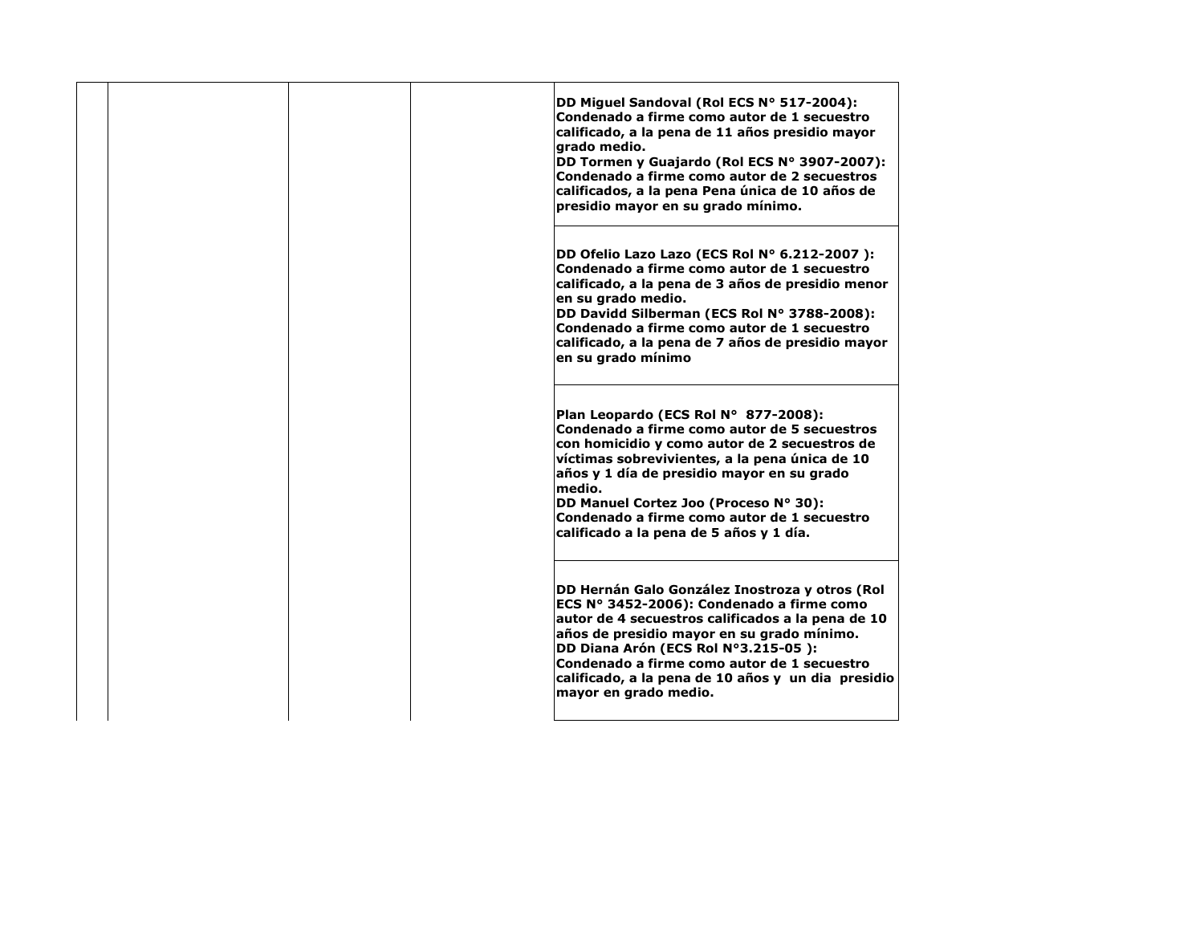| | | | | |
|---|---|---|---|---|
| | | | | **DD Miguel Sandoval (Rol ECS N° 517-2004): Condenado a firme como autor de 1 secuestro calificado, a la pena de 11 años presidio mayor grado medio.**<br>**DD Tormen y Guajardo (Rol ECS N° 3907-2007): Condenado a firme como autor de 2 secuestros calificados, a la pena Pena única de 10 años de presidio mayor en su grado mínimo.** |
| | | | | **DD Ofelio Lazo Lazo (ECS Rol N° 6.212-2007 ): Condenado a firme como autor de 1 secuestro calificado, a la pena de 3 años de presidio menor en su grado medio.**<br>**DD Davidd Silberman (ECS Rol N° 3788-2008): Condenado a firme como autor de 1 secuestro calificado, a la pena de 7 años de presidio mayor en su grado mínimo** |
| | | | | **Plan Leopardo (ECS Rol N° 877-2008): Condenado a firme como autor de 5 secuestros con homicidio y como autor de 2 secuestros de víctimas sobrevivientes, a la pena única de 10 años y 1 día de presidio mayor en su grado medio.**<br>**DD Manuel Cortez Joo (Proceso N° 30): Condenado a firme como autor de 1 secuestro calificado a la pena de 5 años y 1 día.** |
| | | | | **DD Hernán Galo González Inostroza y otros (Rol ECS N° 3452-2006): Condenado a firme como autor de 4 secuestros calificados a la pena de 10 años de presidio mayor en su grado mínimo.**<br>**DD Diana Arón (ECS Rol N°3.215-05 ): Condenado a firme como autor de 1 secuestro calificado, a la pena de 10 años y un dia presidio mayor en grado medio.** |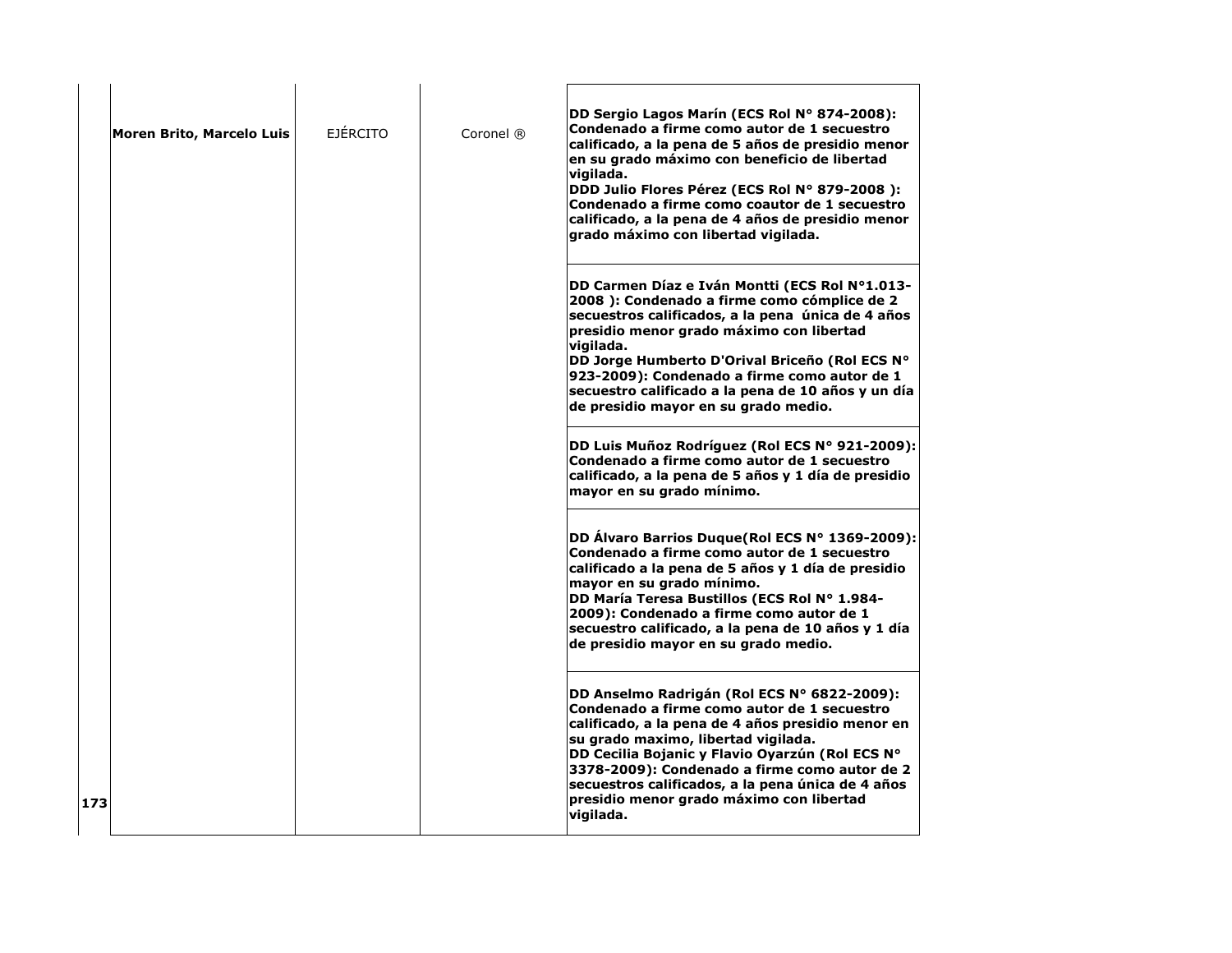| | | | | |
|---|---|---|---|---|
| 173 | **Moren Brito, Marcelo Luis** | EJÉRCITO | Coronel ® | **DD Sergio Lagos Marín (ECS Rol N° 874-2008): Condenado a firme como autor de 1 secuestro calificado, a la pena de 5 años de presidio menor en su grado máximo con beneficio de libertad vigilada.**<br>**DDD Julio Flores Pérez (ECS Rol N° 879-2008 ): Condenado a firme como coautor de 1 secuestro calificado, a la pena de 4 años de presidio menor grado máximo con libertad vigilada.** |
| | | | | **DD Carmen Díaz e Iván Montti (ECS Rol N°1.013-2008 ): Condenado a firme como cómplice de 2 secuestros calificados, a la pena única de 4 años presidio menor grado máximo con libertad vigilada.**<br>**DD Jorge Humberto D'Orival Briceño (Rol ECS N° 923-2009): Condenado a firme como autor de 1 secuestro calificado a la pena de 10 años y un día de presidio mayor en su grado medio.** |
| | | | | **DD Luis Muñoz Rodríguez (Rol ECS N° 921-2009): Condenado a firme como autor de 1 secuestro calificado, a la pena de 5 años y 1 día de presidio mayor en su grado mínimo.** |
| | | | | **DD Álvaro Barrios Duque(Rol ECS N° 1369-2009): Condenado a firme como autor de 1 secuestro calificado a la pena de 5 años y 1 día de presidio mayor en su grado mínimo.**<br>**DD María Teresa Bustillos (ECS Rol N° 1.984-2009): Condenado a firme como autor de 1 secuestro calificado, a la pena de 10 años y 1 día de presidio mayor en su grado medio.** |
| | | | | **DD Anselmo Radrigán (Rol ECS N° 6822-2009): Condenado a firme como autor de 1 secuestro calificado, a la pena de 4 años presidio menor en su grado maximo, libertad vigilada.**<br>**DD Cecilia Bojanic y Flavio Oyarzún (Rol ECS N° 3378-2009): Condenado a firme como autor de 2 secuestros calificados, a la pena única de 4 años presidio menor grado máximo con libertad vigilada.** |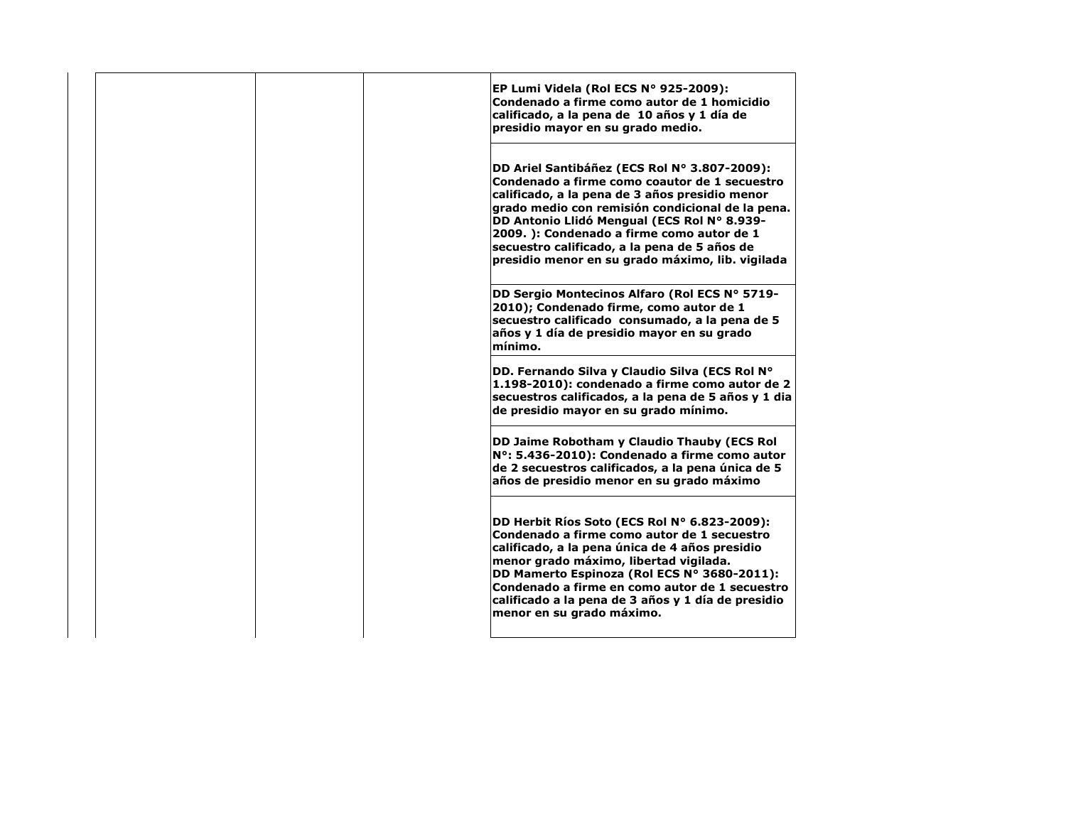| | | | |
|---|---|---|---|
| | | | **EP Lumi Videla (Rol ECS N° 925-2009): Condenado a firme como autor de 1 homicidio calificado, a la pena de 10 años y 1 día de presidio mayor en su grado medio.** |
| | | | **DD Ariel Santibáñez (ECS Rol N° 3.807-2009): Condenado a firme como coautor de 1 secuestro calificado, a la pena de 3 años presidio menor grado medio con remisión condicional de la pena.**<br>**DD Antonio Llidó Mengual (ECS Rol N° 8.939-2009. ): Condenado a firme como autor de 1 secuestro calificado, a la pena de 5 años de presidio menor en su grado máximo, lib. vigilada** |
| | | | **DD Sergio Montecinos Alfaro (Rol ECS N° 5719-2010); Condenado firme, como autor de 1 secuestro calificado consumado, a la pena de 5 años y 1 día de presidio mayor en su grado mínimo.** |
| | | | **DD. Fernando Silva y Claudio Silva (ECS Rol N° 1.198-2010): condenado a firme como autor de 2 secuestros calificados, a la pena de 5 años y 1 dia de presidio mayor en su grado mínimo.** |
| | | | **DD Jaime Robotham y Claudio Thauby (ECS Rol N°: 5.436-2010): Condenado a firme como autor de 2 secuestros calificados, a la pena única de 5 años de presidio menor en su grado máximo** |
| | | | **DD Herbit Ríos Soto (ECS Rol N° 6.823-2009): Condenado a firme como autor de 1 secuestro calificado, a la pena única de 4 años presidio menor grado máximo, libertad vigilada.**<br>**DD Mamerto Espinoza (Rol ECS N° 3680-2011): Condenado a firme en como autor de 1 secuestro calificado a la pena de 3 años y 1 día de presidio menor en su grado máximo.** |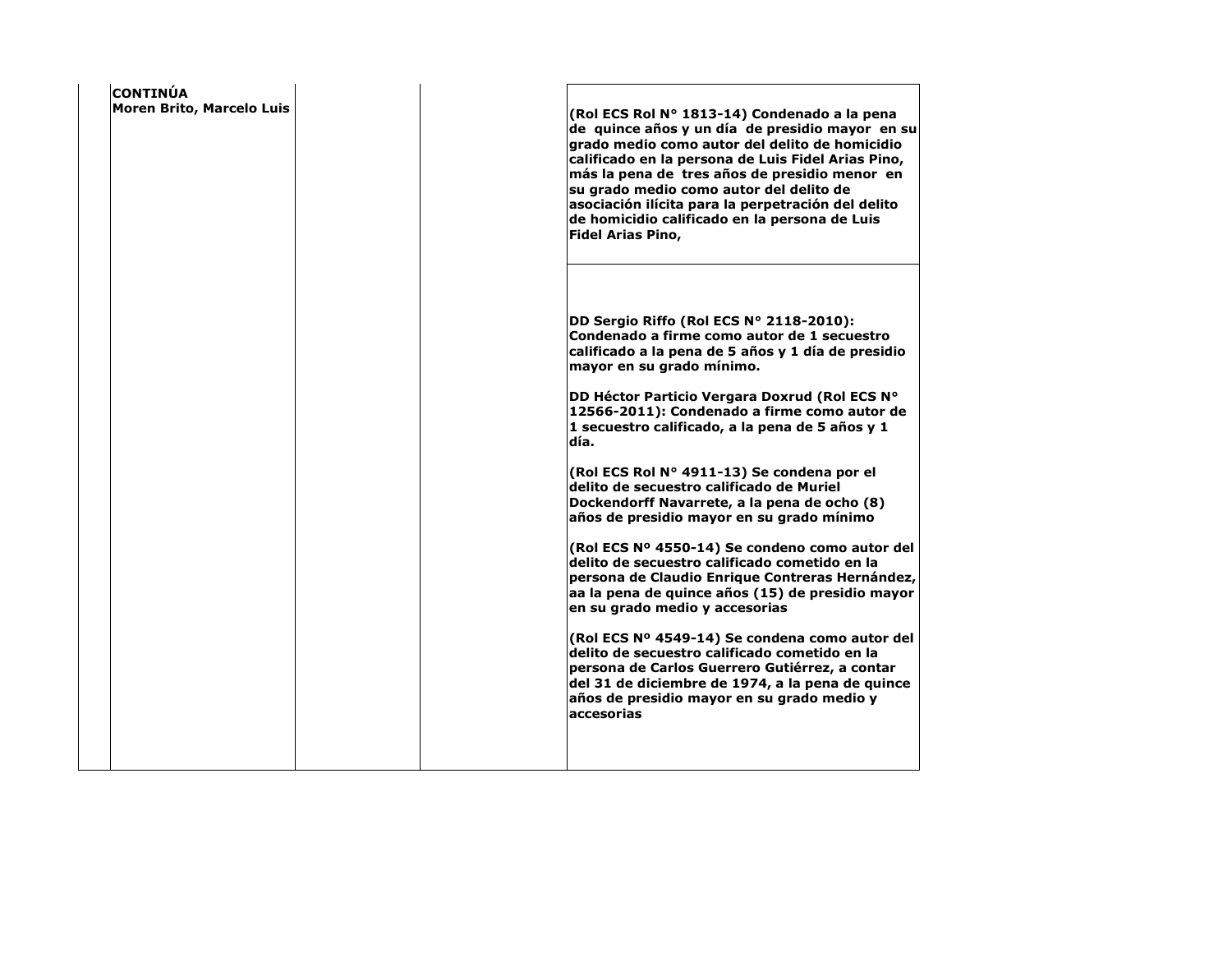| | | | | |
|---|---|---|---|---|
| | **CONTINÚA**<br>**Moren Brito, Marcelo Luis** | | | **(Rol ECS Rol N° 1813-14) Condenado a la pena de quince años y un día de presidio mayor en su grado medio como autor del delito de homicidio calificado en la persona de Luis Fidel Arias Pino, más la pena de tres años de presidio menor en su grado medio como autor del delito de asociación ilícita para la perpetración del delito de homicidio calificado en la persona de Luis Fidel Arias Pino,** |
| | | | | **DD Sergio Riffo (Rol ECS N° 2118-2010): Condenado a firme como autor de 1 secuestro calificado a la pena de 5 años y 1 día de presidio mayor en su grado mínimo.**<br><br>**DD Héctor Particio Vergara Doxrud (Rol ECS N° 12566-2011): Condenado a firme como autor de 1 secuestro calificado, a la pena de 5 años y 1 día.**<br><br>**(Rol ECS Rol N° 4911-13) Se condena por el delito de secuestro calificado de Muriel Dockendorff Navarrete, a la pena de ocho (8) años de presidio mayor en su grado mínimo**<br><br>**(Rol ECS Nº 4550-14) Se condeno como autor del delito de secuestro calificado cometido en la persona de Claudio Enrique Contreras Hernández, aa la pena de quince años (15) de presidio mayor en su grado medio y accesorias**<br><br>**(Rol ECS Nº 4549-14) Se condena como autor del delito de secuestro calificado cometido en la persona de Carlos Guerrero Gutiérrez, a contar del 31 de diciembre de 1974, a la pena de quince años de presidio mayor en su grado medio y accesorias** |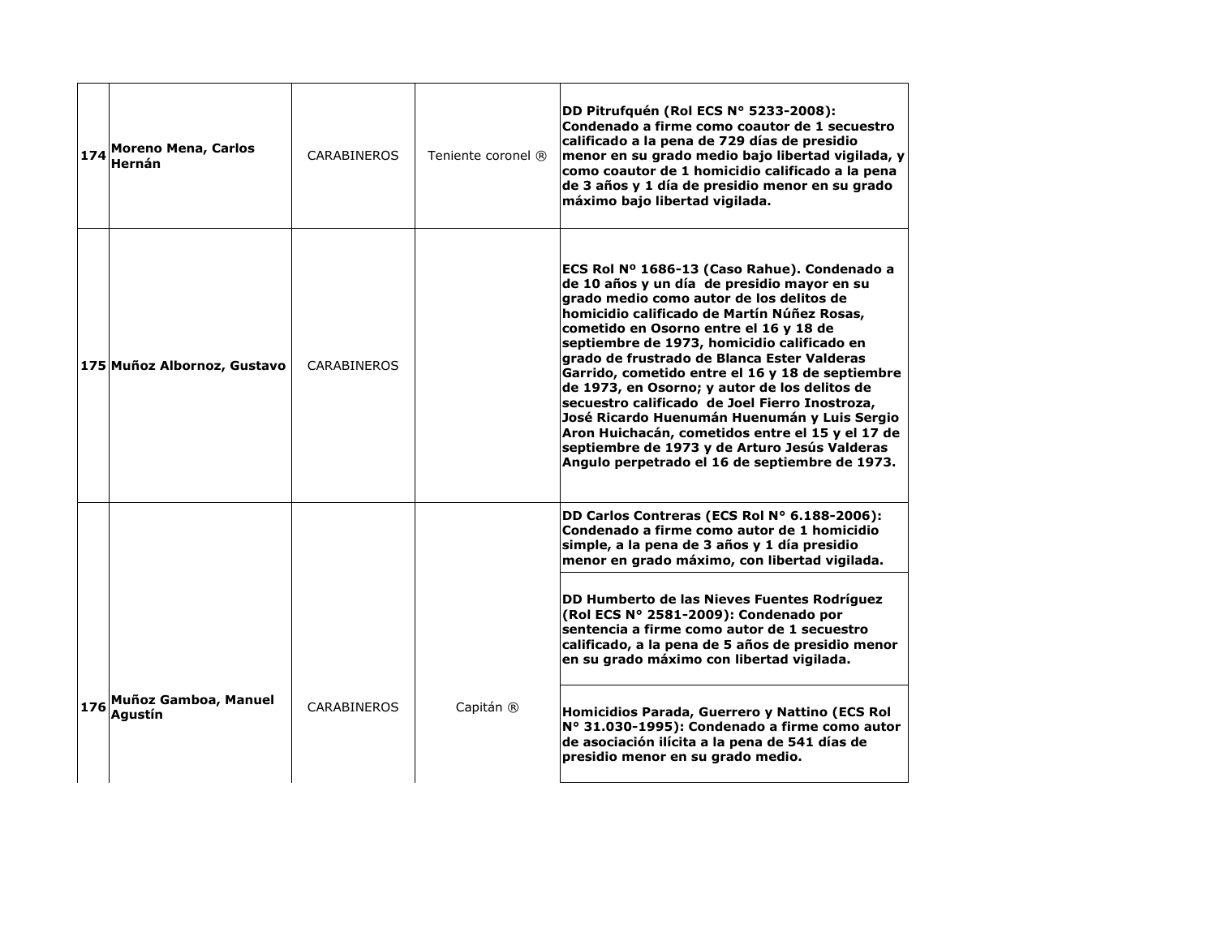| | | | | |
|---|---|---|---|---|
| **174** | **Moreno Mena, Carlos Hernán** | CARABINEROS | Teniente coronel ® | **DD Pitrufquén (Rol ECS N° 5233-2008): Condenado a firme como coautor de 1 secuestro calificado a la pena de 729 días de presidio menor en su grado medio bajo libertad vigilada, y como coautor de 1 homicidio calificado a la pena de 3 años y 1 día de presidio menor en su grado máximo bajo libertad vigilada.** |
| **175** | **Muñoz Albornoz, Gustavo** | CARABINEROS | | **ECS Rol Nº 1686-13 (Caso Rahue). Condenado a de 10 años y un día de presidio mayor en su grado medio como autor de los delitos de homicidio calificado de Martín Núñez Rosas, cometido en Osorno entre el 16 y 18 de septiembre de 1973, homicidio calificado en grado de frustrado de Blanca Ester Valderas Garrido, cometido entre el 16 y 18 de septiembre de 1973, en Osorno; y autor de los delitos de secuestro calificado de Joel Fierro Inostroza, José Ricardo Huenumán Huenumán y Luis Sergio Aron Huichacán, cometidos entre el 15 y el 17 de septiembre de 1973 y de Arturo Jesús Valderas Angulo perpetrado el 16 de septiembre de 1973.** |
| **176** | **Muñoz Gamboa, Manuel Agustín** | CARABINEROS | Capitán ® | **DD Carlos Contreras (ECS Rol N° 6.188-2006): Condenado a firme como autor de 1 homicidio simple, a la pena de 3 años y 1 día presidio menor en grado máximo, con libertad vigilada.** |
| | | | | **DD Humberto de las Nieves Fuentes Rodríguez (Rol ECS N° 2581-2009): Condenado por sentencia a firme como autor de 1 secuestro calificado, a la pena de 5 años de presidio menor en su grado máximo con libertad vigilada.** |
| | | | | **Homicidios Parada, Guerrero y Nattino (ECS Rol N° 31.030-1995): Condenado a firme como autor de asociación ilícita a la pena de 541 días de presidio menor en su grado medio.** |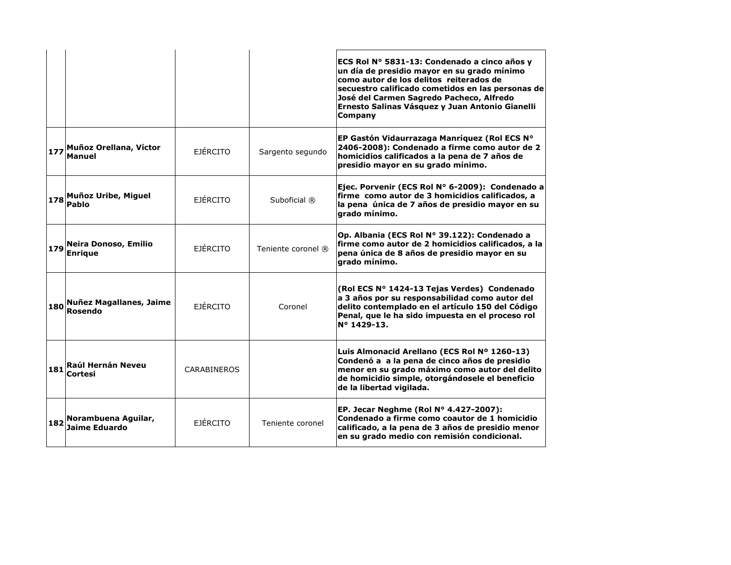|  |  |  |  |  |
|---|---|---|---|---|
|  |  |  |  | **ECS Rol N° 5831-13: Condenado a cinco años y un día de presidio mayor en su grado mínimo como autor de los delitos reiterados de secuestro calificado cometidos en las personas de José del Carmen Sagredo Pacheco, Alfredo Ernesto Salinas Vásquez y Juan Antonio Gianelli Company** |
| **177** | **Muñoz Orellana, Víctor Manuel** | EJÉRCITO | Sargento segundo | **EP Gastón Vidaurrazaga Manríquez (Rol ECS N° 2406-2008): Condenado a firme como autor de 2 homicidios calificados a la pena de 7 años de presidio mayor en su grado mínimo.** |
| **178** | **Muñoz Uribe, Miguel Pablo** | EJÉRCITO | Suboficial ® | **Ejec. Porvenir (ECS Rol N° 6-2009): Condenado a firme como autor de 3 homicidios calificados, a la pena única de 7 años de presidio mayor en su grado mínimo.** |
| **179** | **Neira Donoso, Emilio Enrique** | EJÉRCITO | Teniente coronel ® | **Op. Albania (ECS Rol N° 39.122): Condenado a firme como autor de 2 homicidios calificados, a la pena única de 8 años de presidio mayor en su grado mínimo.** |
| **180** | **Nuñez Magallanes, Jaime Rosendo** | EJÉRCITO | Coronel | **(Rol ECS N° 1424-13 Tejas Verdes) Condenado a 3 años por su responsabilidad como autor del delito contemplado en el artículo 150 del Código Penal, que le ha sido impuesta en el proceso rol N° 1429-13.** |
| **181** | **Raúl Hernán Neveu Cortesi** | CARABINEROS |  | **Luis Almonacid Arellano (ECS Rol Nº 1260-13) Condenó a a la pena de cinco años de presidio menor en su grado máximo como autor del delito de homicidio simple, otorgándosele el beneficio de la libertad vigilada.** |
| **182** | **Norambuena Aguilar, Jaime Eduardo** | EJÉRCITO | Teniente coronel | **EP. Jecar Neghme (Rol N° 4.427-2007): Condenado a firme como coautor de 1 homicidio calificado, a la pena de 3 años de presidio menor en su grado medio con remisión condicional.** |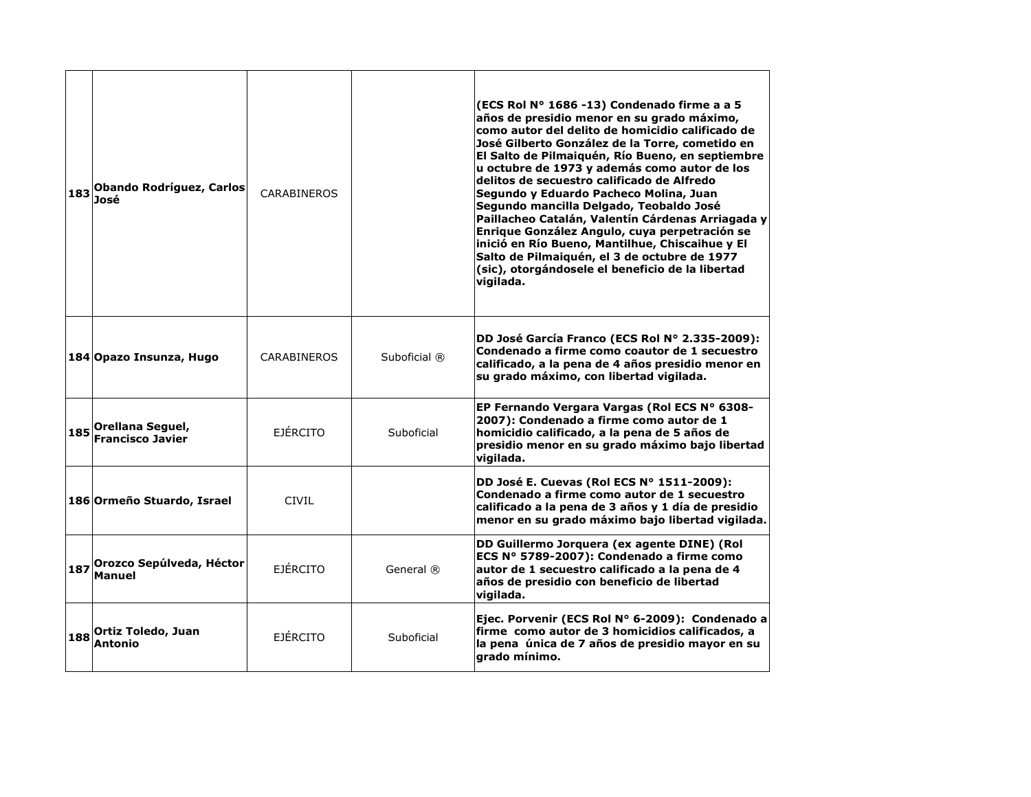| | | | | |
|---|---|---|---|---|
| **183** | **Obando Rodríguez, Carlos José** | CARABINEROS | | **(ECS Rol N° 1686 -13) Condenado firme a a 5 años de presidio menor en su grado máximo, como autor del delito de homicidio calificado de José Gilberto González de la Torre, cometido en El Salto de Pilmaiquén, Río Bueno, en septiembre u octubre de 1973 y además como autor de los delitos de secuestro calificado de Alfredo Segundo y Eduardo Pacheco Molina, Juan Segundo mancilla Delgado, Teobaldo José Paillacheo Catalán, Valentín Cárdenas Arriagada y Enrique González Angulo, cuya perpetración se inició en Río Bueno, Mantilhue, Chiscaihue y El Salto de Pilmaiquén, el 3 de octubre de 1977 (sic), otorgándosele el beneficio de la libertad vigilada.** |
| **184** | **Opazo Insunza, Hugo** | CARABINEROS | Suboficial ® | **DD José García Franco (ECS Rol N° 2.335-2009): Condenado a firme como coautor de 1 secuestro calificado, a la pena de 4 años presidio menor en su grado máximo, con libertad vigilada.** |
| **185** | **Orellana Seguel, Francisco Javier** | EJÉRCITO | Suboficial | **EP Fernando Vergara Vargas (Rol ECS N° 6308-2007): Condenado a firme como autor de 1 homicidio calificado, a la pena de 5 años de presidio menor en su grado máximo bajo libertad vigilada.** |
| **186** | **Ormeño Stuardo, Israel** | CIVIL | | **DD José E. Cuevas (Rol ECS N° 1511-2009): Condenado a firme como autor de 1 secuestro calificado a la pena de 3 años y 1 día de presidio menor en su grado máximo bajo libertad vigilada.** |
| **187** | **Orozco Sepúlveda, Héctor Manuel** | EJÉRCITO | General ® | **DD Guillermo Jorquera (ex agente DINE) (Rol ECS N° 5789-2007): Condenado a firme como autor de 1 secuestro calificado a la pena de 4 años de presidio con beneficio de libertad vigilada.** |
| **188** | **Ortiz Toledo, Juan Antonio** | EJÉRCITO | Suboficial | **Ejec. Porvenir (ECS Rol N° 6-2009): Condenado a firme como autor de 3 homicidios calificados, a la pena única de 7 años de presidio mayor en su grado mínimo.** |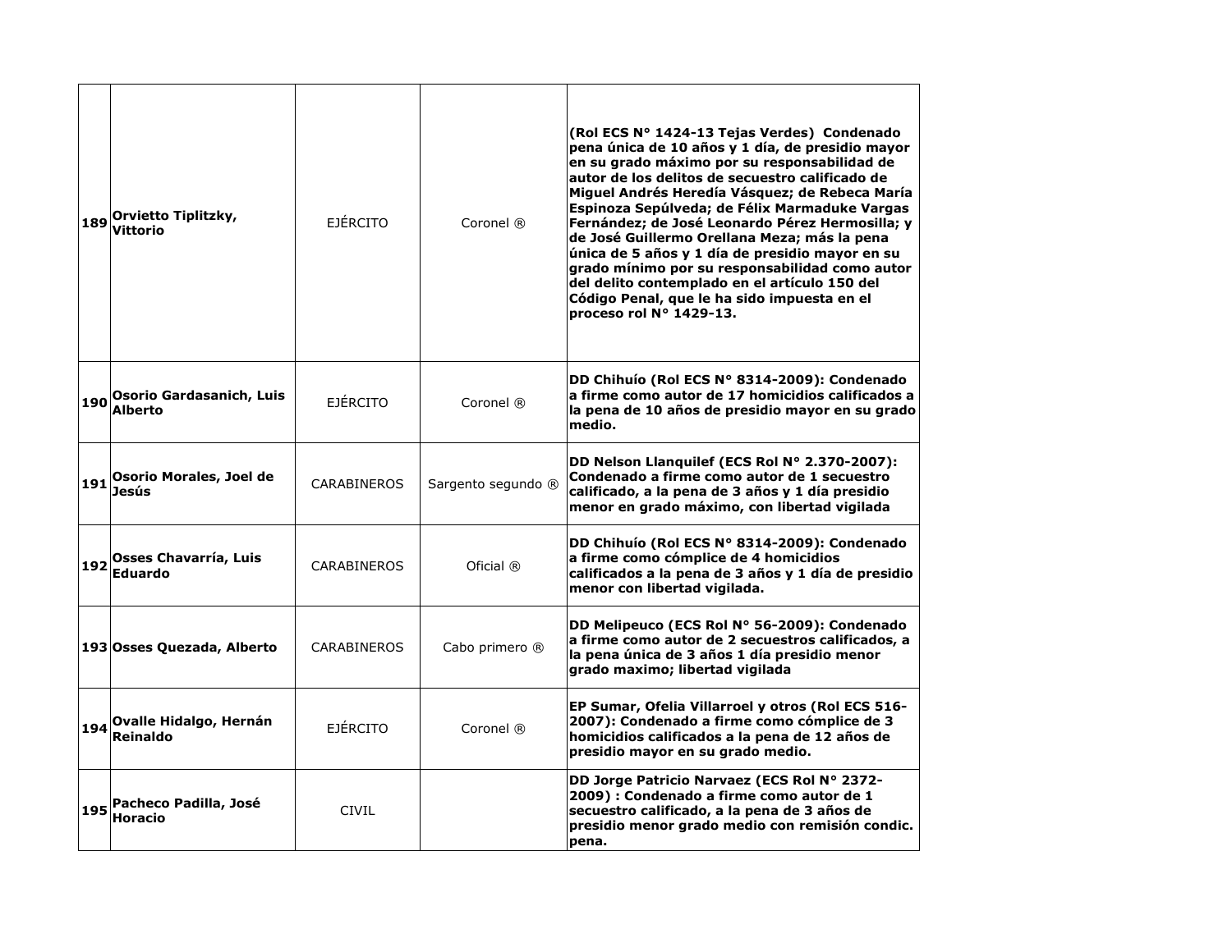| | | | | |
|---|---|---|---|---|
| 189 | **Orvietto Tiplitzky, Vittorio** | EJÉRCITO | Coronel ® | **(Rol ECS N° 1424-13 Tejas Verdes) Condenado pena única de 10 años y 1 día, de presidio mayor en su grado máximo por su responsabilidad de autor de los delitos de secuestro calificado de Miguel Andrés Heredía Vásquez; de Rebeca María Espinoza Sepúlveda; de Félix Marmaduke Vargas Fernández; de José Leonardo Pérez Hermosilla; y de José Guillermo Orellana Meza; más la pena única de 5 años y 1 día de presidio mayor en su grado mínimo por su responsabilidad como autor del delito contemplado en el artículo 150 del Código Penal, que le ha sido impuesta en el proceso rol N° 1429-13.** |
| 190 | **Osorio Gardasanich, Luis Alberto** | EJÉRCITO | Coronel ® | **DD Chihuío (Rol ECS N° 8314-2009): Condenado a firme como autor de 17 homicidios calificados a la pena de 10 años de presidio mayor en su grado medio.** |
| 191 | **Osorio Morales, Joel de Jesús** | CARABINEROS | Sargento segundo ® | **DD Nelson Llanquilef (ECS Rol N° 2.370-2007): Condenado a firme como autor de 1 secuestro calificado, a la pena de 3 años y 1 día presidio menor en grado máximo, con libertad vigilada** |
| 192 | **Osses Chavarría, Luis Eduardo** | CARABINEROS | Oficial ® | **DD Chihuío (Rol ECS N° 8314-2009): Condenado a firme como cómplice de 4 homicidios calificados a la pena de 3 años y 1 día de presidio menor con libertad vigilada.** |
| 193 | **Osses Quezada, Alberto** | CARABINEROS | Cabo primero ® | **DD Melipeuco (ECS Rol N° 56-2009): Condenado a firme como autor de 2 secuestros calificados, a la pena única de 3 años 1 día presidio menor grado maximo; libertad vigilada** |
| 194 | **Ovalle Hidalgo, Hernán Reinaldo** | EJÉRCITO | Coronel ® | **EP Sumar, Ofelia Villarroel y otros (Rol ECS 516-2007): Condenado a firme como cómplice de 3 homicidios calificados a la pena de 12 años de presidio mayor en su grado medio.** |
| 195 | **Pacheco Padilla, José Horacio** | CIVIL | | **DD Jorge Patricio Narvaez (ECS Rol N° 2372-2009) : Condenado a firme como autor de 1 secuestro calificado, a la pena de 3 años de presidio menor grado medio con remisión condic. pena.** |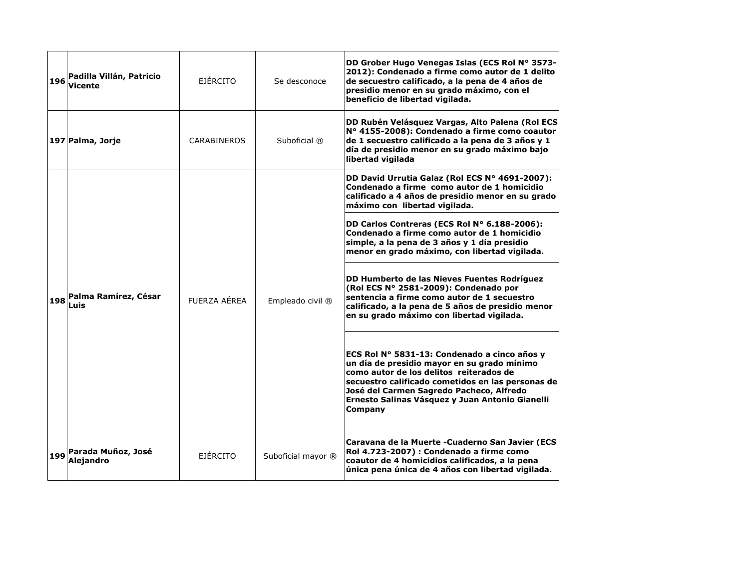| | | | | |
|---|---|---|---|---|
| 196 | **Padilla Villán, Patricio Vicente** | EJÉRCITO | Se desconoce | **DD Grober Hugo Venegas Islas (ECS Rol N° 3573-2012): Condenado a firme como autor de 1 delito de secuestro calificado, a la pena de 4 años de presidio menor en su grado máximo, con el beneficio de libertad vigilada.** |
| 197 | **Palma, Jorje** | CARABINEROS | Suboficial ® | **DD Rubén Velásquez Vargas, Alto Palena (Rol ECS N° 4155-2008): Condenado a firme como coautor de 1 secuestro calificado a la pena de 3 años y 1 día de presidio menor en su grado máximo bajo libertad vigilada** |
| 198 | **Palma Ramírez, César Luis** | FUERZA AÉREA | Empleado civil ® | **DD David Urrutia Galaz (Rol ECS N° 4691-2007): Condenado a firme como autor de 1 homicidio calificado a 4 años de presidio menor en su grado máximo con libertad vigilada.** |
| | | | | **DD Carlos Contreras (ECS Rol N° 6.188-2006): Condenado a firme como autor de 1 homicidio simple, a la pena de 3 años y 1 día presidio menor en grado máximo, con libertad vigilada.** |
| | | | | **DD Humberto de las Nieves Fuentes Rodríguez (Rol ECS N° 2581-2009): Condenado por sentencia a firme como autor de 1 secuestro calificado, a la pena de 5 años de presidio menor en su grado máximo con libertad vigilada.** |
| | | | | **ECS Rol N° 5831-13: Condenado a cinco años y un día de presidio mayor en su grado mínimo como autor de los delitos reiterados de secuestro calificado cometidos en las personas de José del Carmen Sagredo Pacheco, Alfredo Ernesto Salinas Vásquez y Juan Antonio Gianelli Company** |
| 199 | **Parada Muñoz, José Alejandro** | EJÉRCITO | Suboficial mayor ® | **Caravana de la Muerte -Cuaderno San Javier (ECS Rol 4.723-2007) : Condenado a firme como coautor de 4 homicidios calificados, a la pena única pena única de 4 años con libertad vigilada.** |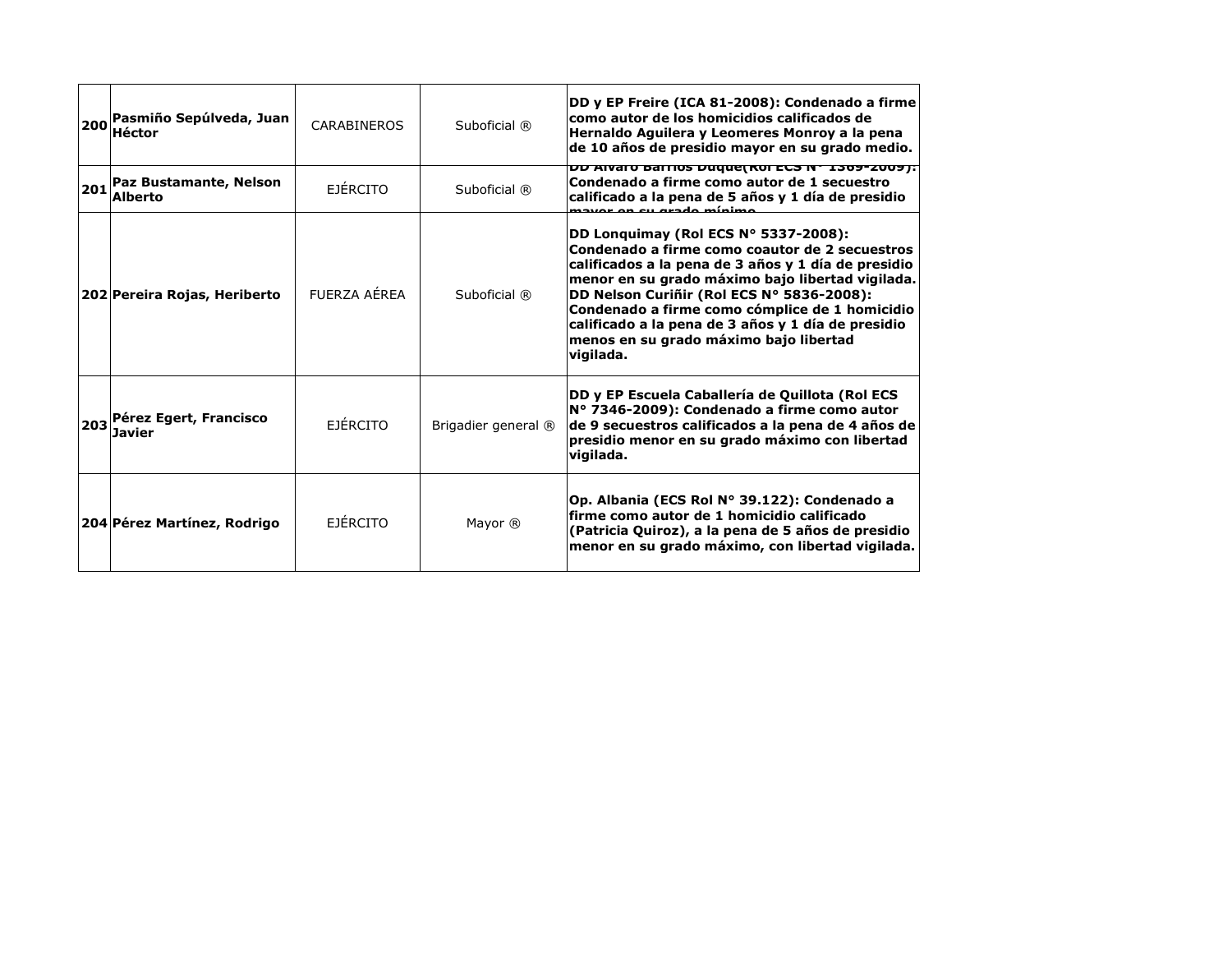| | | | | |
|---|---|---|---|---|
| 200 | **Pasmiño Sepúlveda, Juan Héctor** | CARABINEROS | Suboficial ® | **DD y EP Freire (ICA 81-2008): Condenado a firme como autor de los homicidios calificados de Hernaldo Aguilera y Leomeres Monroy a la pena de 10 años de presidio mayor en su grado medio.** |
| 201 | **Paz Bustamante, Nelson Alberto** | EJÉRCITO | Suboficial ® | **DD Alvaro Barrios Duque(Rol ECS N° 1369-2009): Condenado a firme como autor de 1 secuestro calificado a la pena de 5 años y 1 día de presidio mayor en su grado mínimo** |
| 202 | **Pereira Rojas, Heriberto** | FUERZA AÉREA | Suboficial ® | **DD Lonquimay (Rol ECS N° 5337-2008): Condenado a firme como coautor de 2 secuestros calificados a la pena de 3 años y 1 día de presidio menor en su grado máximo bajo libertad vigilada. DD Nelson Curiñir (Rol ECS N° 5836-2008): Condenado a firme como cómplice de 1 homicidio calificado a la pena de 3 años y 1 día de presidio menos en su grado máximo bajo libertad vigilada.** |
| 203 | **Pérez Egert, Francisco Javier** | EJÉRCITO | Brigadier general ® | **DD y EP Escuela Caballería de Quillota (Rol ECS N° 7346-2009): Condenado a firme como autor de 9 secuestros calificados a la pena de 4 años de presidio menor en su grado máximo con libertad vigilada.** |
| 204 | **Pérez Martínez, Rodrigo** | EJÉRCITO | Mayor ® | **Op. Albania (ECS Rol N° 39.122): Condenado a firme como autor de 1 homicidio calificado (Patricia Quiroz), a la pena de 5 años de presidio menor en su grado máximo, con libertad vigilada.** |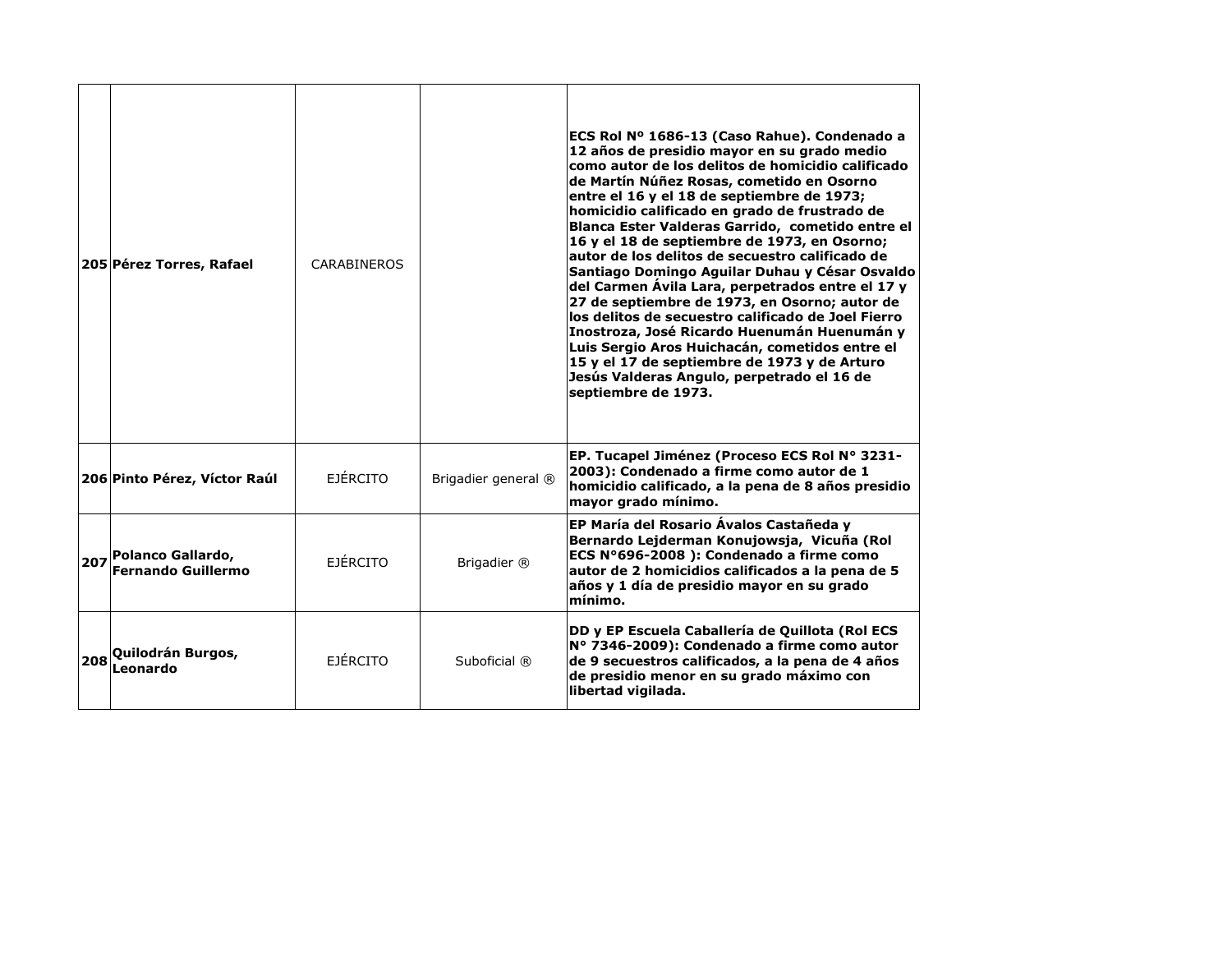| | | | | |
|---|---|---|---|---|
| 205 | **Pérez Torres, Rafael** | CARABINEROS | | **ECS Rol Nº 1686-13 (Caso Rahue). Condenado a 12 años de presidio mayor en su grado medio como autor de los delitos de homicidio calificado de Martín Núñez Rosas, cometido en Osorno entre el 16 y el 18 de septiembre de 1973; homicidio calificado en grado de frustrado de Blanca Ester Valderas Garrido, cometido entre el 16 y el 18 de septiembre de 1973, en Osorno; autor de los delitos de secuestro calificado de Santiago Domingo Aguilar Duhau y César Osvaldo del Carmen Ávila Lara, perpetrados entre el 17 y 27 de septiembre de 1973, en Osorno; autor de los delitos de secuestro calificado de Joel Fierro Inostroza, José Ricardo Huenumán Huenumán y Luis Sergio Aros Huichacán, cometidos entre el 15 y el 17 de septiembre de 1973 y de Arturo Jesús Valderas Angulo, perpetrado el 16 de septiembre de 1973.** |
| 206 | **Pinto Pérez, Víctor Raúl** | EJÉRCITO | Brigadier general ® | **EP. Tucapel Jiménez (Proceso ECS Rol N° 3231-2003): Condenado a firme como autor de 1 homicidio calificado, a la pena de 8 años presidio mayor grado mínimo.** |
| 207 | **Polanco Gallardo, Fernando Guillermo** | EJÉRCITO | Brigadier ® | **EP María del Rosario Ávalos Castañeda y Bernardo Lejderman Konujowsja, Vicuña (Rol ECS N°696-2008 ): Condenado a firme como autor de 2 homicidios calificados a la pena de 5 años y 1 día de presidio mayor en su grado mínimo.** |
| 208 | **Quilodrán Burgos, Leonardo** | EJÉRCITO | Suboficial ® | **DD y EP Escuela Caballería de Quillota (Rol ECS N° 7346-2009): Condenado a firme como autor de 9 secuestros calificados, a la pena de 4 años de presidio menor en su grado máximo con libertad vigilada.** |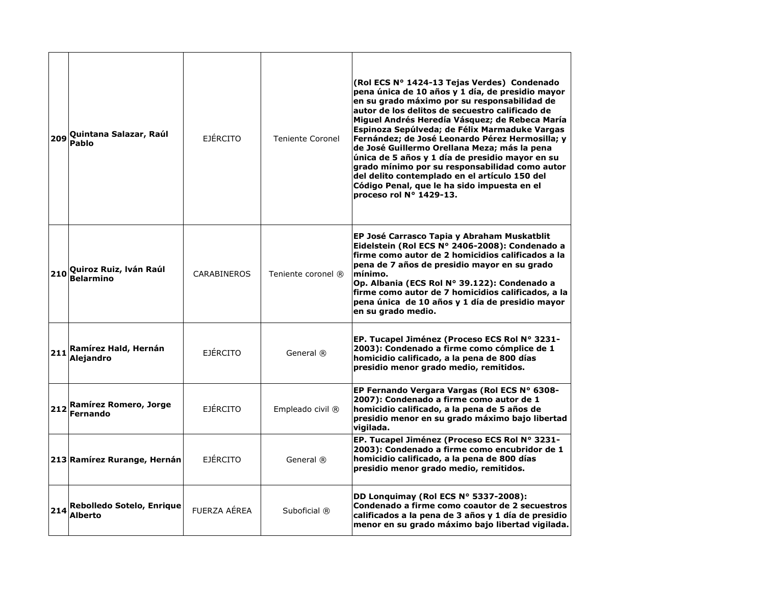| | | | | |
|---|---|---|---|---|
| 209 | **Quintana Salazar, Raúl Pablo** | EJÉRCITO | Teniente Coronel | **(Rol ECS N° 1424-13 Tejas Verdes) Condenado pena única de 10 años y 1 día, de presidio mayor en su grado máximo por su responsabilidad de autor de los delitos de secuestro calificado de Miguel Andrés Heredía Vásquez; de Rebeca María Espinoza Sepúlveda; de Félix Marmaduke Vargas Fernández; de José Leonardo Pérez Hermosilla; y de José Guillermo Orellana Meza; más la pena única de 5 años y 1 día de presidio mayor en su grado mínimo por su responsabilidad como autor del delito contemplado en el artículo 150 del Código Penal, que le ha sido impuesta en el proceso rol N° 1429-13.** |
| 210 | **Quiroz Ruiz, Iván Raúl Belarmino** | CARABINEROS | Teniente coronel ® | **EP José Carrasco Tapia y Abraham Muskatblit Eidelstein (Rol ECS N° 2406-2008): Condenado a firme como autor de 2 homicidios calificados a la pena de 7 años de presidio mayor en su grado mínimo.**<br>**Op. Albania (ECS Rol N° 39.122): Condenado a firme como autor de 7 homicidios calificados, a la pena única de 10 años y 1 día de presidio mayor en su grado medio.** |
| 211 | **Ramírez Hald, Hernán Alejandro** | EJÉRCITO | General ® | **EP. Tucapel Jiménez (Proceso ECS Rol N° 3231-2003): Condenado a firme como cómplice de 1 homicidio calificado, a la pena de 800 días presidio menor grado medio, remitidos.** |
| 212 | **Ramírez Romero, Jorge Fernando** | EJÉRCITO | Empleado civil ® | **EP Fernando Vergara Vargas (Rol ECS N° 6308-2007): Condenado a firme como autor de 1 homicidio calificado, a la pena de 5 años de presidio menor en su grado máximo bajo libertad vigilada.** |
| 213 | **Ramírez Rurange, Hernán** | EJÉRCITO | General ® | **EP. Tucapel Jiménez (Proceso ECS Rol N° 3231-2003): Condenado a firme como encubridor de 1 homicidio calificado, a la pena de 800 días presidio menor grado medio, remitidos.** |
| 214 | **Rebolledo Sotelo, Enrique Alberto** | FUERZA AÉREA | Suboficial ® | **DD Lonquimay (Rol ECS N° 5337-2008): Condenado a firme como coautor de 2 secuestros calificados a la pena de 3 años y 1 día de presidio menor en su grado máximo bajo libertad vigilada.** |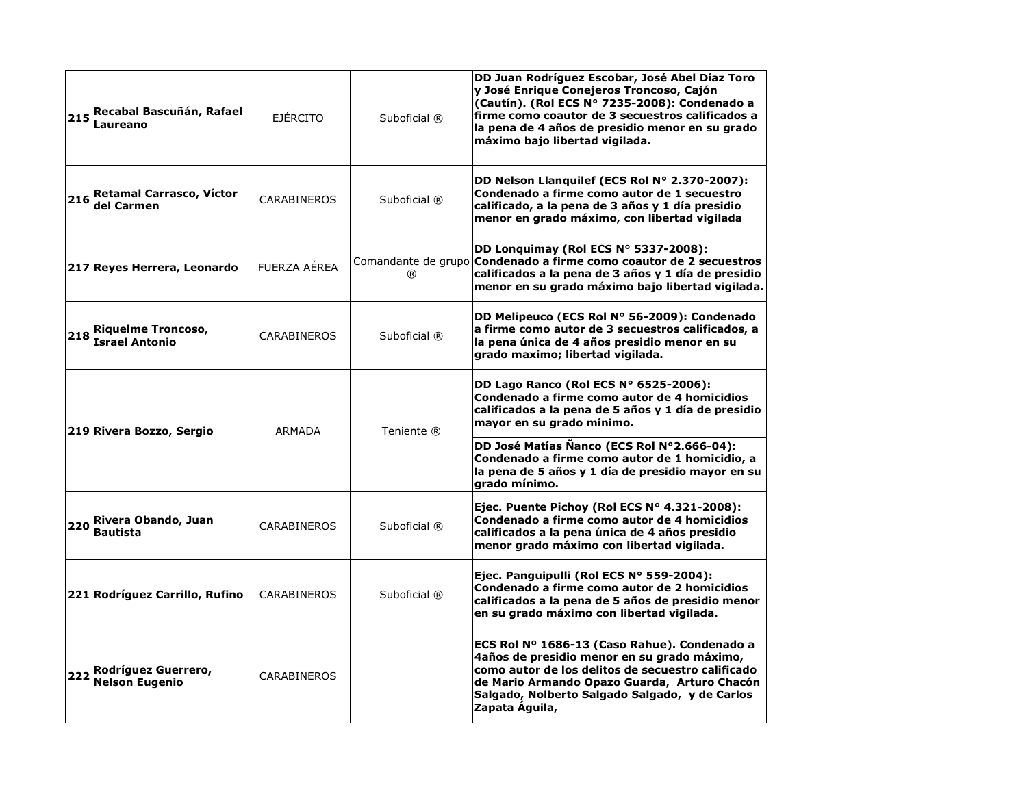| | | | | |
|---|---|---|---|---|
| **215** | **Recabal Bascuñán, Rafael Laureano** | EJÉRCITO | Suboficial ® | **DD Juan Rodríguez Escobar, José Abel Díaz Toro y José Enrique Conejeros Troncoso, Cajón (Cautín). (Rol ECS N° 7235-2008): Condenado a firme como coautor de 3 secuestros calificados a la pena de 4 años de presidio menor en su grado máximo bajo libertad vigilada.** |
| **216** | **Retamal Carrasco, Víctor del Carmen** | CARABINEROS | Suboficial ® | **DD Nelson Llanquilef (ECS Rol N° 2.370-2007): Condenado a firme como autor de 1 secuestro calificado, a la pena de 3 años y 1 día presidio menor en grado máximo, con libertad vigilada** |
| **217** | **Reyes Herrera, Leonardo** | FUERZA AÉREA | Comandante de grupo ® | **DD Lonquimay (Rol ECS N° 5337-2008): Condenado a firme como coautor de 2 secuestros calificados a la pena de 3 años y 1 día de presidio menor en su grado máximo bajo libertad vigilada.** |
| **218** | **Riquelme Troncoso, Israel Antonio** | CARABINEROS | Suboficial ® | **DD Melipeuco (ECS Rol N° 56-2009): Condenado a firme como autor de 3 secuestros calificados, a la pena única de 4 años presidio menor en su grado maximo; libertad vigilada.** |
| **219** | **Rivera Bozzo, Sergio** | ARMADA | Teniente ® | **DD Lago Ranco (Rol ECS N° 6525-2006): Condenado a firme como autor de 4 homicidios calificados a la pena de 5 años y 1 día de presidio mayor en su grado mínimo.** |
| | | | | **DD José Matías Ñanco (ECS Rol N°2.666-04): Condenado a firme como autor de 1 homicidio, a la pena de 5 años y 1 día de presidio mayor en su grado mínimo.** |
| **220** | **Rivera Obando, Juan Bautista** | CARABINEROS | Suboficial ® | **Ejec. Puente Pichoy (Rol ECS N° 4.321-2008): Condenado a firme como autor de 4 homicidios calificados a la pena única de 4 años presidio menor grado máximo con libertad vigilada.** |
| **221** | **Rodríguez Carrillo, Rufino** | CARABINEROS | Suboficial ® | **Ejec. Panguipulli (Rol ECS N° 559-2004): Condenado a firme como autor de 2 homicidios calificados a la pena de 5 años de presidio menor en su grado máximo con libertad vigilada.** |
| **222** | **Rodríguez Guerrero, Nelson Eugenio** | CARABINEROS | | **ECS Rol Nº 1686-13 (Caso Rahue). Condenado a 4años de presidio menor en su grado máximo, como autor de los delitos de secuestro calificado de Mario Armando Opazo Guarda, Arturo Chacón Salgado, Nolberto Salgado Salgado, y de Carlos Zapata Águila,** |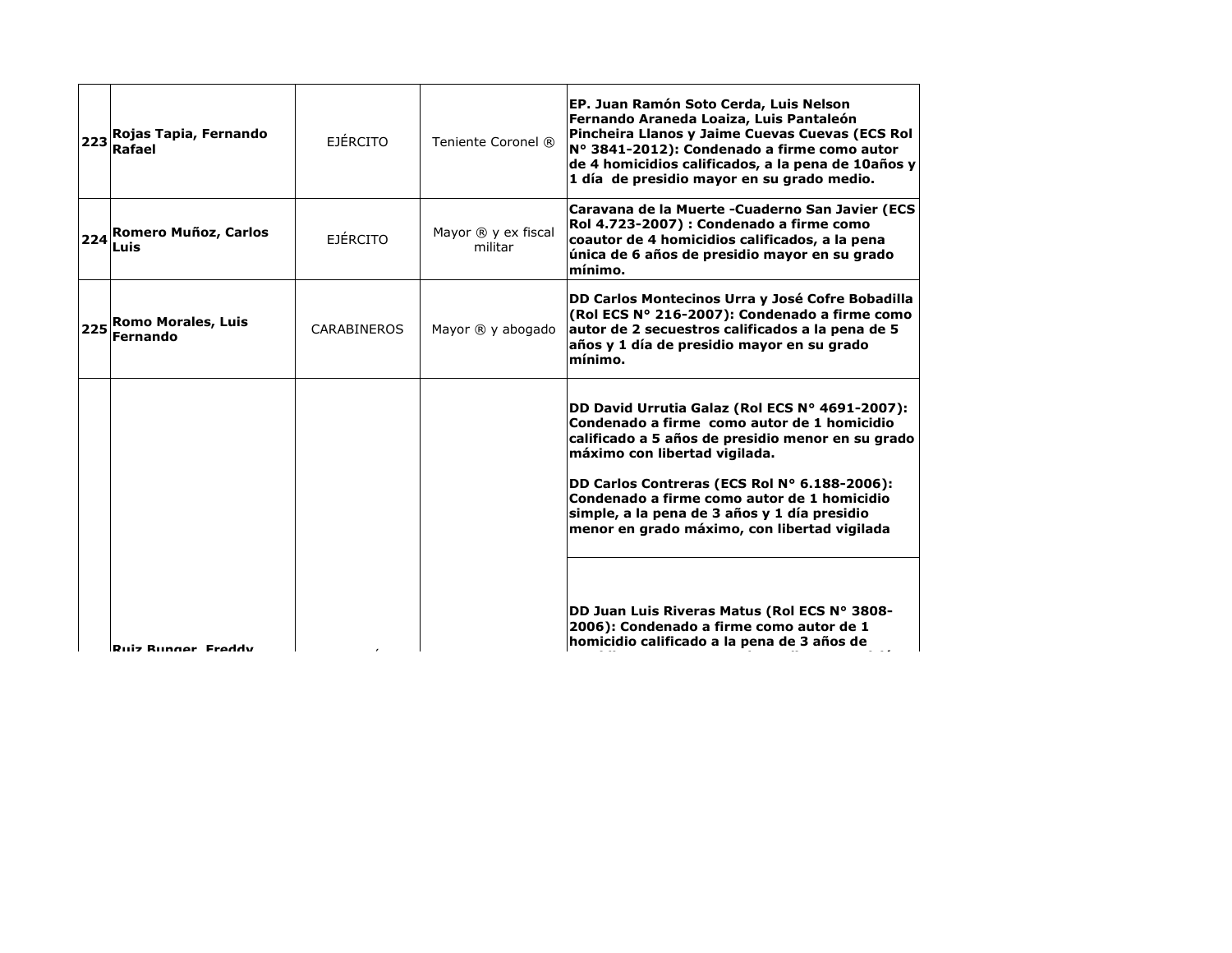| | | | | |
|---|---|---|---|---|
| 223 | **Rojas Tapia, Fernando Rafael** | EJÉRCITO | Teniente Coronel ® | **EP. Juan Ramón Soto Cerda, Luis Nelson Fernando Araneda Loaiza, Luis Pantaleón Pincheira Llanos y Jaime Cuevas Cuevas (ECS Rol N° 3841-2012): Condenado a firme como autor de 4 homicidios calificados, a la pena de 10años y 1 día de presidio mayor en su grado medio.** |
| 224 | **Romero Muñoz, Carlos Luis** | EJÉRCITO | Mayor ® y ex fiscal militar | **Caravana de la Muerte -Cuaderno San Javier (ECS Rol 4.723-2007) : Condenado a firme como coautor de 4 homicidios calificados, a la pena única de 6 años de presidio mayor en su grado mínimo.** |
| 225 | **Romo Morales, Luis Fernando** | CARABINEROS | Mayor ® y abogado | **DD Carlos Montecinos Urra y José Cofre Bobadilla (Rol ECS N° 216-2007): Condenado a firme como autor de 2 secuestros calificados a la pena de 5 años y 1 día de presidio mayor en su grado mínimo.** |
| | **Ruiz Bunger, Freddy** | | | **DD David Urrutia Galaz (Rol ECS N° 4691-2007): Condenado a firme como autor de 1 homicidio calificado a 5 años de presidio menor en su grado máximo con libertad vigilada.**<br><br>**DD Carlos Contreras (ECS Rol N° 6.188-2006): Condenado a firme como autor de 1 homicidio simple, a la pena de 3 años y 1 día presidio menor en grado máximo, con libertad vigilada** |
| | | | | **DD Juan Luis Riveras Matus (Rol ECS N° 3808-2006): Condenado a firme como autor de 1 homicidio calificado a la pena de 3 años de** |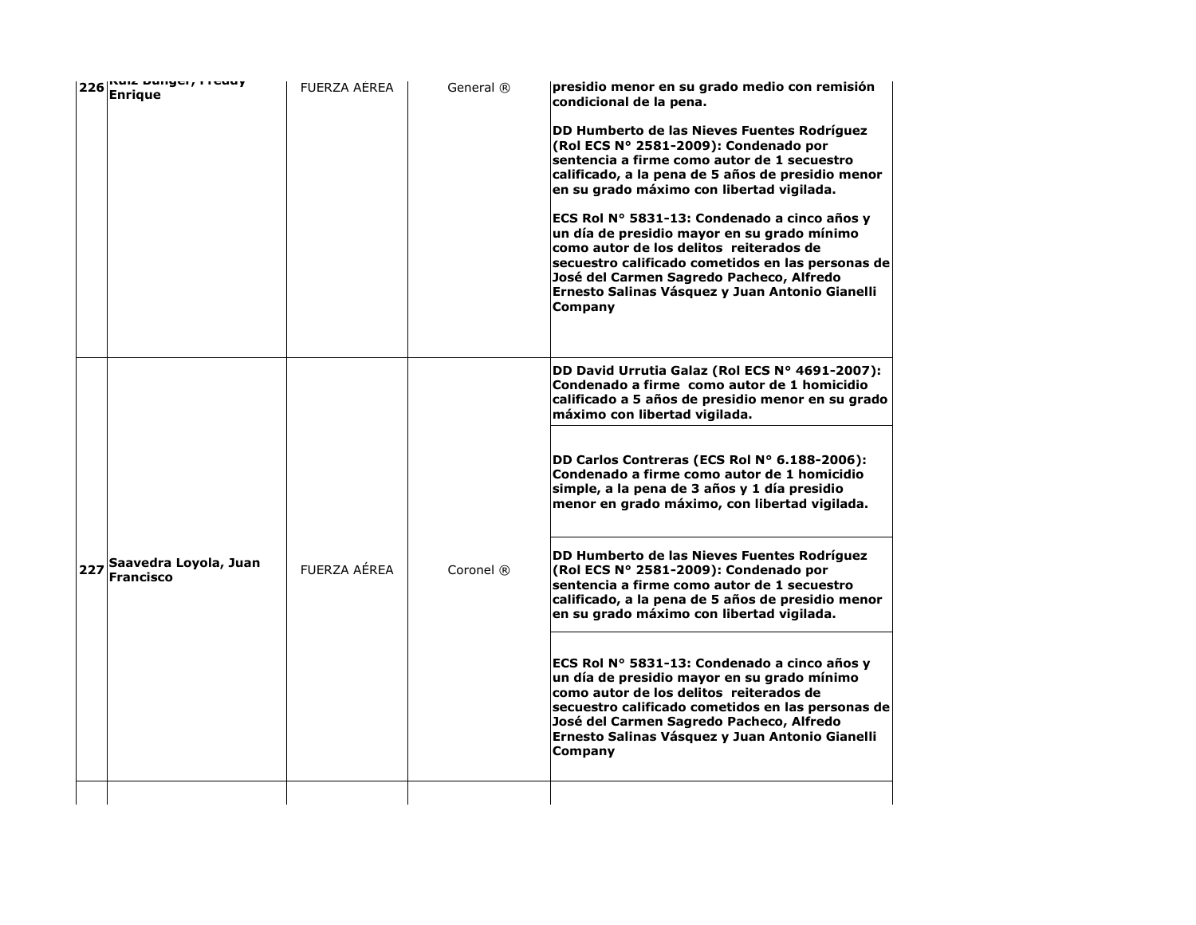| 226 | Ruiz Bunger, Freddy Enrique | FUERZA AEREA | General ® | **presidio menor en su grado medio con remisión condicional de la pena.**<br><br>**DD Humberto de las Nieves Fuentes Rodríguez (Rol ECS N° 2581-2009): Condenado por sentencia a firme como autor de 1 secuestro calificado, a la pena de 5 años de presidio menor en su grado máximo con libertad vigilada.**<br><br>**ECS Rol N° 5831-13: Condenado a cinco años y un día de presidio mayor en su grado mínimo como autor de los delitos reiterados de secuestro calificado cometidos en las personas de José del Carmen Sagredo Pacheco, Alfredo Ernesto Salinas Vásquez y Juan Antonio Gianelli Company** |
|---|---|---|---|---|
| 227 | **Saavedra Loyola, Juan Francisco** | FUERZA AÉREA | Coronel ® | **DD David Urrutia Galaz (Rol ECS N° 4691-2007): Condenado a firme como autor de 1 homicidio calificado a 5 años de presidio menor en su grado máximo con libertad vigilada.** |
| | | | | **DD Carlos Contreras (ECS Rol N° 6.188-2006): Condenado a firme como autor de 1 homicidio simple, a la pena de 3 años y 1 día presidio menor en grado máximo, con libertad vigilada.** |
| | | | | **DD Humberto de las Nieves Fuentes Rodríguez (Rol ECS N° 2581-2009): Condenado por sentencia a firme como autor de 1 secuestro calificado, a la pena de 5 años de presidio menor en su grado máximo con libertad vigilada.** |
| | | | | **ECS Rol N° 5831-13: Condenado a cinco años y un día de presidio mayor en su grado mínimo como autor de los delitos reiterados de secuestro calificado cometidos en las personas de José del Carmen Sagredo Pacheco, Alfredo Ernesto Salinas Vásquez y Juan Antonio Gianelli Company** |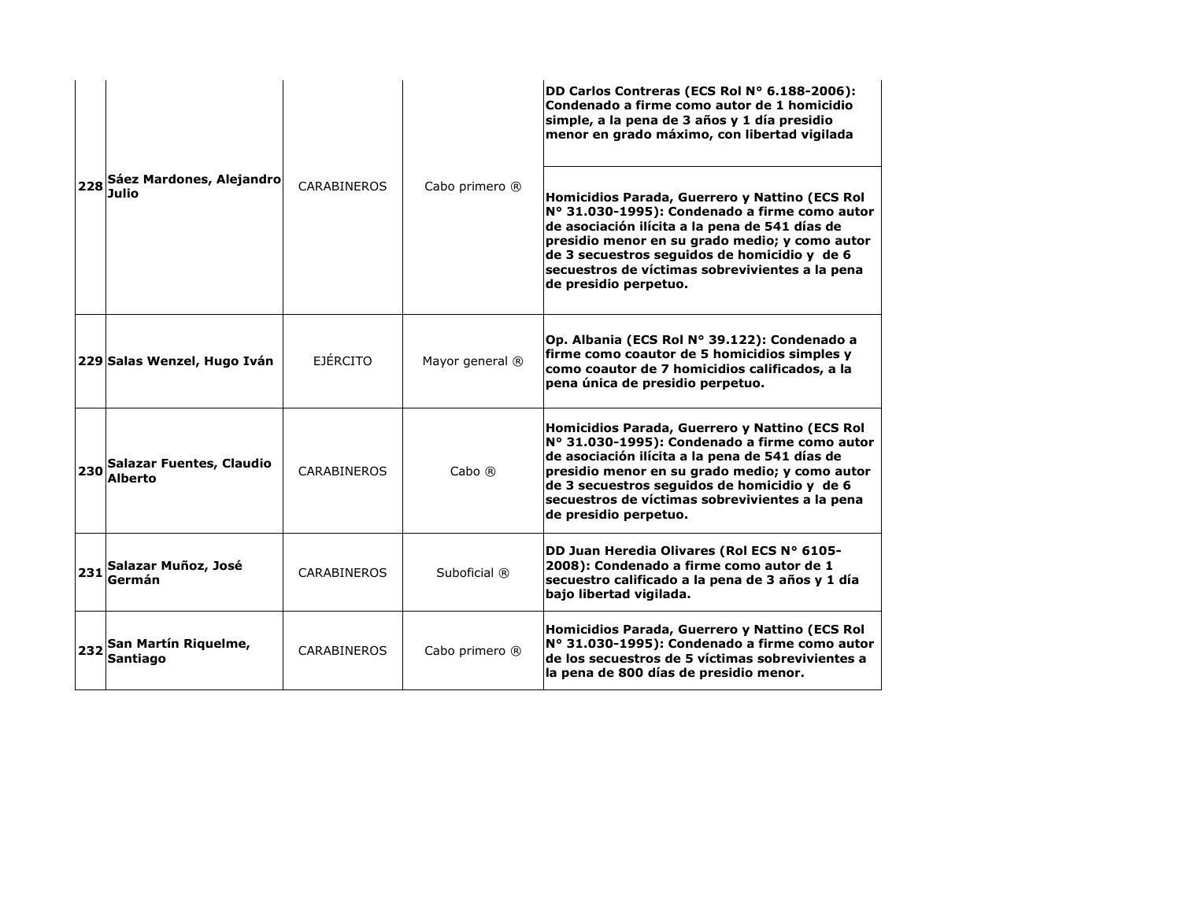| | | | | |
|---|---|---|---|---|
| 228 | **Sáez Mardones, Alejandro Julio** | CARABINEROS | Cabo primero ® | **DD Carlos Contreras (ECS Rol N° 6.188-2006): Condenado a firme como autor de 1 homicidio simple, a la pena de 3 años y 1 día presidio menor en grado máximo, con libertad vigilada** |
| | | | | **Homicidios Parada, Guerrero y Nattino (ECS Rol N° 31.030-1995): Condenado a firme como autor de asociación ilícita a la pena de 541 días de presidio menor en su grado medio; y como autor de 3 secuestros seguidos de homicidio y de 6 secuestros de víctimas sobrevivientes a la pena de presidio perpetuo.** |
| 229 | **Salas Wenzel, Hugo Iván** | EJÉRCITO | Mayor general ® | **Op. Albania (ECS Rol N° 39.122): Condenado a firme como coautor de 5 homicidios simples y como coautor de 7 homicidios calificados, a la pena única de presidio perpetuo.** |
| 230 | **Salazar Fuentes, Claudio Alberto** | CARABINEROS | Cabo ® | **Homicidios Parada, Guerrero y Nattino (ECS Rol N° 31.030-1995): Condenado a firme como autor de asociación ilícita a la pena de 541 días de presidio menor en su grado medio; y como autor de 3 secuestros seguidos de homicidio y de 6 secuestros de víctimas sobrevivientes a la pena de presidio perpetuo.** |
| 231 | **Salazar Muñoz, José Germán** | CARABINEROS | Suboficial ® | **DD Juan Heredia Olivares (Rol ECS N° 6105-2008): Condenado a firme como autor de 1 secuestro calificado a la pena de 3 años y 1 día bajo libertad vigilada.** |
| 232 | **San Martín Riquelme, Santiago** | CARABINEROS | Cabo primero ® | **Homicidios Parada, Guerrero y Nattino (ECS Rol N° 31.030-1995): Condenado a firme como autor de los secuestros de 5 víctimas sobrevivientes a la pena de 800 días de presidio menor.** |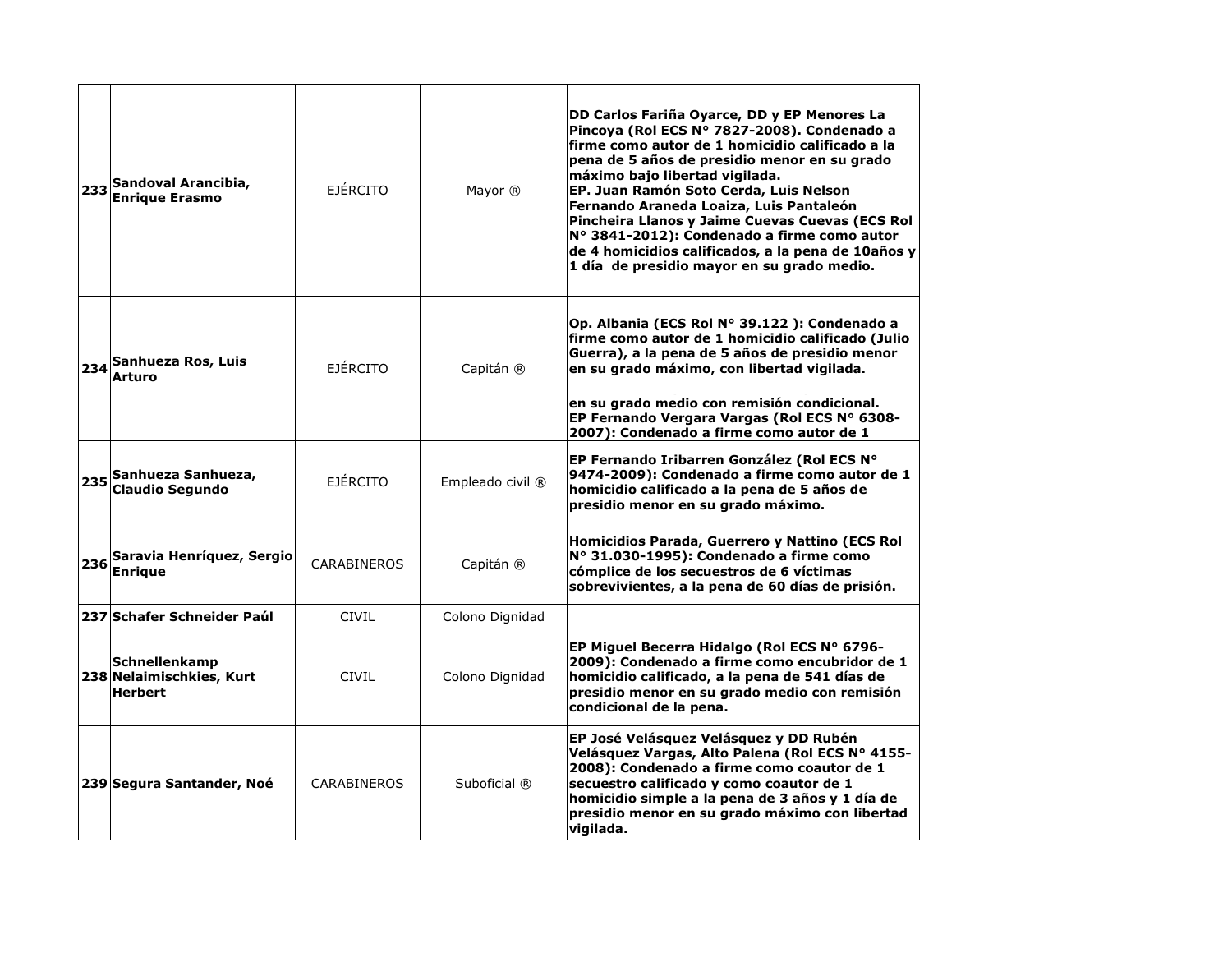| | | | | |
|---|---|---|---|---|
| **233** | **Sandoval Arancibia, Enrique Erasmo** | EJÉRCITO | Mayor ® | **DD Carlos Fariña Oyarce, DD y EP Menores La Pincoya (Rol ECS N° 7827-2008). Condenado a firme como autor de 1 homicidio calificado a la pena de 5 años de presidio menor en su grado máximo bajo libertad vigilada.**<br>**EP. Juan Ramón Soto Cerda, Luis Nelson Fernando Araneda Loaiza, Luis Pantaleón Pincheira Llanos y Jaime Cuevas Cuevas (ECS Rol N° 3841-2012): Condenado a firme como autor de 4 homicidios calificados, a la pena de 10años y 1 día de presidio mayor en su grado medio.** |
| **234** | **Sanhueza Ros, Luis Arturo** | EJÉRCITO | Capitán ® | **Op. Albania (ECS Rol N° 39.122 ): Condenado a firme como autor de 1 homicidio calificado (Julio Guerra), a la pena de 5 años de presidio menor en su grado máximo, con libertad vigilada.**<br>**en su grado medio con remisión condicional.**<br>**EP Fernando Vergara Vargas (Rol ECS N° 6308-2007): Condenado a firme como autor de 1** |
| **235** | **Sanhueza Sanhueza, Claudio Segundo** | EJÉRCITO | Empleado civil ® | **EP Fernando Iribarren González (Rol ECS N° 9474-2009): Condenado a firme como autor de 1 homicidio calificado a la pena de 5 años de presidio menor en su grado máximo.** |
| **236** | **Saravia Henríquez, Sergio Enrique** | CARABINEROS | Capitán ® | **Homicidios Parada, Guerrero y Nattino (ECS Rol N° 31.030-1995): Condenado a firme como cómplice de los secuestros de 6 víctimas sobrevivientes, a la pena de 60 días de prisión.** |
| **237** | **Schafer Schneider Paúl** | CIVIL | Colono Dignidad | |
| **238** | **Schnellenkamp Nelaimischkies, Kurt Herbert** | CIVIL | Colono Dignidad | **EP Miguel Becerra Hidalgo (Rol ECS N° 6796-2009): Condenado a firme como encubridor de 1 homicidio calificado, a la pena de 541 días de presidio menor en su grado medio con remisión condicional de la pena.** |
| **239** | **Segura Santander, Noé** | CARABINEROS | Suboficial ® | **EP José Velásquez Velásquez y DD Rubén Velásquez Vargas, Alto Palena (Rol ECS N° 4155-2008): Condenado a firme como coautor de 1 secuestro calificado y como coautor de 1 homicidio simple a la pena de 3 años y 1 día de presidio menor en su grado máximo con libertad vigilada.** |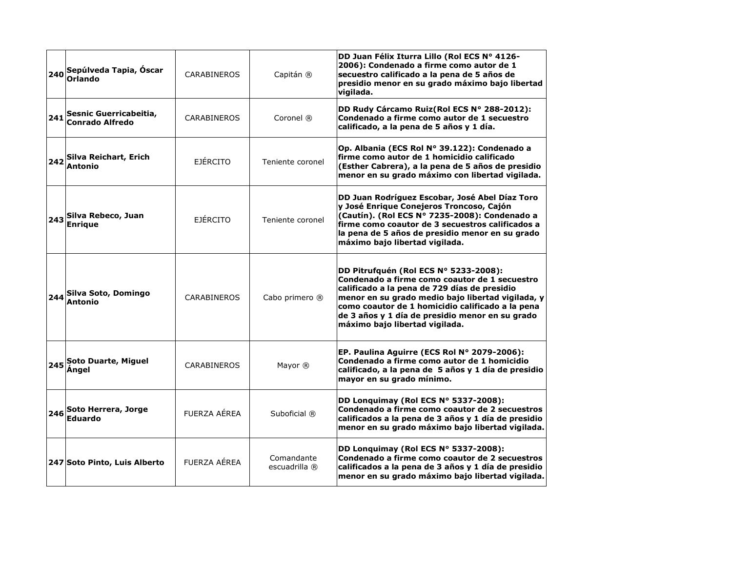| | | | | |
|---|---|---|---|---|
| **240** | **Sepúlveda Tapia, Óscar Orlando** | CARABINEROS | Capitán ® | **DD Juan Félix Iturra Lillo (Rol ECS N° 4126-2006): Condenado a firme como autor de 1 secuestro calificado a la pena de 5 años de presidio menor en su grado máximo bajo libertad vigilada.** |
| **241** | **Sesnic Guerricabeitia, Conrado Alfredo** | CARABINEROS | Coronel ® | **DD Rudy Cárcamo Ruiz(Rol ECS N° 288-2012): Condenado a firme como autor de 1 secuestro calificado, a la pena de 5 años y 1 día.** |
| **242** | **Silva Reichart, Erich Antonio** | EJÉRCITO | Teniente coronel | **Op. Albania (ECS Rol N° 39.122): Condenado a firme como autor de 1 homicidio calificado (Esther Cabrera), a la pena de 5 años de presidio menor en su grado máximo con libertad vigilada.** |
| **243** | **Silva Rebeco, Juan Enrique** | EJÉRCITO | Teniente coronel | **DD Juan Rodríguez Escobar, José Abel Díaz Toro y José Enrique Conejeros Troncoso, Cajón (Cautín). (Rol ECS N° 7235-2008): Condenado a firme como coautor de 3 secuestros calificados a la pena de 5 años de presidio menor en su grado máximo bajo libertad vigilada.** |
| **244** | **Silva Soto, Domingo Antonio** | CARABINEROS | Cabo primero ® | **DD Pitrufquén (Rol ECS N° 5233-2008): Condenado a firme como coautor de 1 secuestro calificado a la pena de 729 días de presidio menor en su grado medio bajo libertad vigilada, y como coautor de 1 homicidio calificado a la pena de 3 años y 1 día de presidio menor en su grado máximo bajo libertad vigilada.** |
| **245** | **Soto Duarte, Miguel Ángel** | CARABINEROS | Mayor ® | **EP. Paulina Aguirre (ECS Rol N° 2079-2006): Condenado a firme como autor de 1 homicidio calificado, a la pena de 5 años y 1 día de presidio mayor en su grado mínimo.** |
| **246** | **Soto Herrera, Jorge Eduardo** | FUERZA AÉREA | Suboficial ® | **DD Lonquimay (Rol ECS N° 5337-2008): Condenado a firme como coautor de 2 secuestros calificados a la pena de 3 años y 1 día de presidio menor en su grado máximo bajo libertad vigilada.** |
| **247** | **Soto Pinto, Luis Alberto** | FUERZA AÉREA | Comandante escuadrilla ® | **DD Lonquimay (Rol ECS N° 5337-2008): Condenado a firme como coautor de 2 secuestros calificados a la pena de 3 años y 1 día de presidio menor en su grado máximo bajo libertad vigilada.** |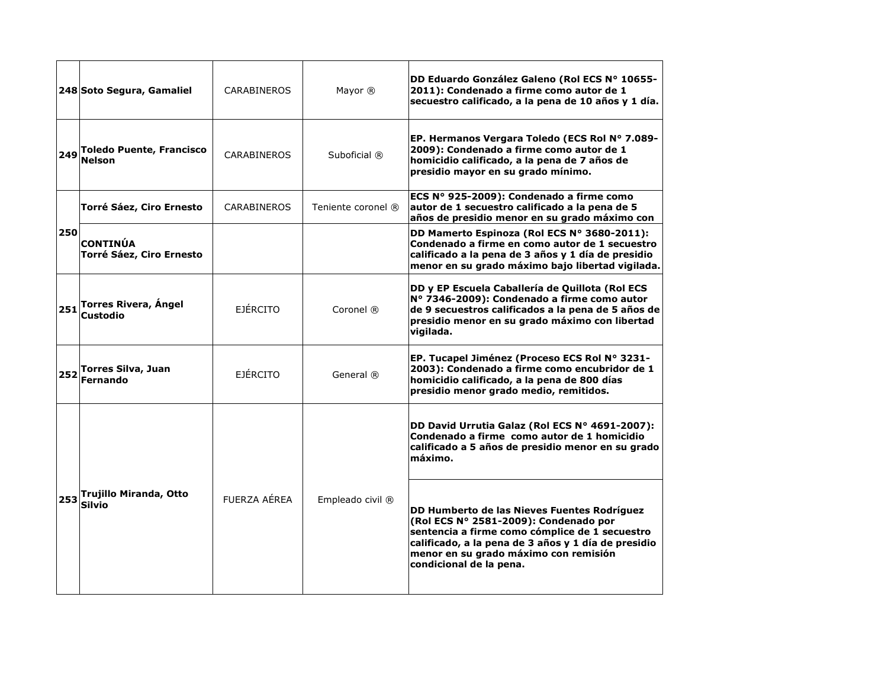| | | | | |
|---|---|---|---|---|
| **248** | **Soto Segura, Gamaliel** | CARABINEROS | Mayor ® | **DD Eduardo González Galeno (Rol ECS N° 10655-2011): Condenado a firme como autor de 1 secuestro calificado, a la pena de 10 años y 1 día.** |
| **249** | **Toledo Puente, Francisco Nelson** | CARABINEROS | Suboficial ® | **EP. Hermanos Vergara Toledo (ECS Rol N° 7.089-2009): Condenado a firme como autor de 1 homicidio calificado, a la pena de 7 años de presidio mayor en su grado mínimo.** |
| **250** | **Torré Sáez, Ciro Ernesto** | CARABINEROS | Teniente coronel ® | **ECS N° 925-2009): Condenado a firme como autor de 1 secuestro calificado a la pena de 5 años de presidio menor en su grado máximo con** |
| | **CONTINÚA Torré Sáez, Ciro Ernesto** | | | **DD Mamerto Espinoza (Rol ECS N° 3680-2011): Condenado a firme en como autor de 1 secuestro calificado a la pena de 3 años y 1 día de presidio menor en su grado máximo bajo libertad vigilada.** |
| **251** | **Torres Rivera, Ángel Custodio** | EJÉRCITO | Coronel ® | **DD y EP Escuela Caballería de Quillota (Rol ECS N° 7346-2009): Condenado a firme como autor de 9 secuestros calificados a la pena de 5 años de presidio menor en su grado máximo con libertad vigilada.** |
| **252** | **Torres Silva, Juan Fernando** | EJÉRCITO | General ® | **EP. Tucapel Jiménez (Proceso ECS Rol N° 3231-2003): Condenado a firme como encubridor de 1 homicidio calificado, a la pena de 800 días presidio menor grado medio, remitidos.** |
| **253** | **Trujillo Miranda, Otto Silvio** | FUERZA AÉREA | Empleado civil ® | **DD David Urrutia Galaz (Rol ECS N° 4691-2007): Condenado a firme como autor de 1 homicidio calificado a 5 años de presidio menor en su grado máximo.** |
| | | | | **DD Humberto de las Nieves Fuentes Rodríguez (Rol ECS N° 2581-2009): Condenado por sentencia a firme como cómplice de 1 secuestro calificado, a la pena de 3 años y 1 día de presidio menor en su grado máximo con remisión condicional de la pena.** |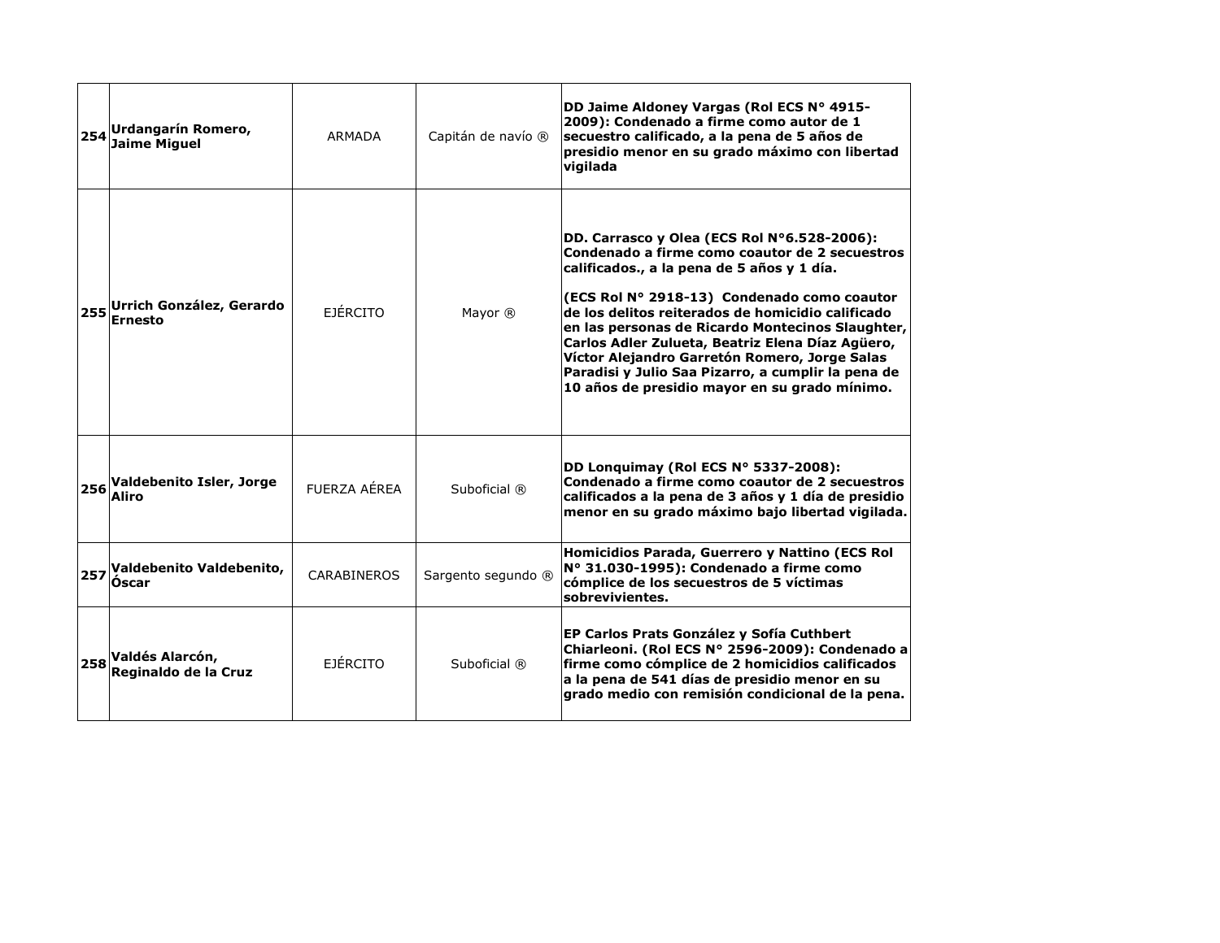| | | | | |
|---|---|---|---|---|
| **254** | **Urdangarín Romero, Jaime Miguel** | ARMADA | Capitán de navío ® | **DD Jaime Aldoney Vargas (Rol ECS N° 4915-2009): Condenado a firme como autor de 1 secuestro calificado, a la pena de 5 años de presidio menor en su grado máximo con libertad vigilada** |
| **255** | **Urrich González, Gerardo Ernesto** | EJÉRCITO | Mayor ® | **DD. Carrasco y Olea (ECS Rol N°6.528-2006): Condenado a firme como coautor de 2 secuestros calificados., a la pena de 5 años y 1 día.**<br><br>**(ECS Rol N° 2918-13) Condenado como coautor de los delitos reiterados de homicidio calificado en las personas de Ricardo Montecinos Slaughter, Carlos Adler Zulueta, Beatriz Elena Díaz Agüero, Víctor Alejandro Garretón Romero, Jorge Salas Paradisi y Julio Saa Pizarro, a cumplir la pena de 10 años de presidio mayor en su grado mínimo.** |
| **256** | **Valdebenito Isler, Jorge Aliro** | FUERZA AÉREA | Suboficial ® | **DD Lonquimay (Rol ECS N° 5337-2008): Condenado a firme como coautor de 2 secuestros calificados a la pena de 3 años y 1 día de presidio menor en su grado máximo bajo libertad vigilada.** |
| **257** | **Valdebenito Valdebenito, Óscar** | CARABINEROS | Sargento segundo ® | **Homicidios Parada, Guerrero y Nattino (ECS Rol N° 31.030-1995): Condenado a firme como cómplice de los secuestros de 5 víctimas sobrevivientes.** |
| **258** | **Valdés Alarcón, Reginaldo de la Cruz** | EJÉRCITO | Suboficial ® | **EP Carlos Prats González y Sofía Cuthbert Chiarleoni. (Rol ECS N° 2596-2009): Condenado a firme como cómplice de 2 homicidios calificados a la pena de 541 días de presidio menor en su grado medio con remisión condicional de la pena.** |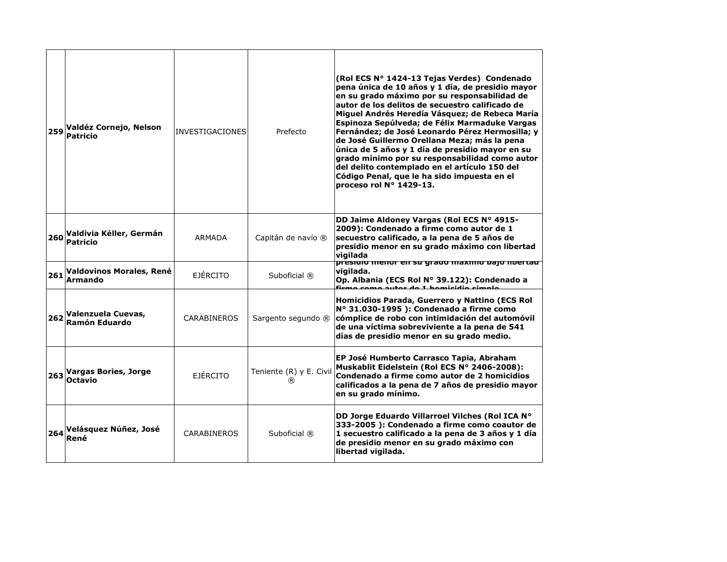| 259 | Valdéz Cornejo, Nelson Patricio | INVESTIGACIONES | Prefecto | (Rol ECS N° 1424-13 Tejas Verdes) Condenado pena única de 10 años y 1 día, de presidio mayor en su grado máximo por su responsabilidad de autor de los delitos de secuestro calificado de Miguel Andrés Heredía Vásquez; de Rebeca María Espinoza Sepúlveda; de Félix Marmaduke Vargas Fernández; de José Leonardo Pérez Hermosilla; y de José Guillermo Orellana Meza; más la pena única de 5 años y 1 día de presidio mayor en su grado mínimo por su responsabilidad como autor del delito contemplado en el artículo 150 del Código Penal, que le ha sido impuesta en el proceso rol N° 1429-13. |
|---|---|---|---|---|
| 260 | Valdivia Kéller, Germán Patricio | ARMADA | Capitán de navío ® | DD Jaime Aldoney Vargas (Rol ECS N° 4915-2009): Condenado a firme como autor de 1 secuestro calificado, a la pena de 5 años de presidio menor en su grado máximo con libertad vigilada |
| 261 | Valdovinos Morales, René Armando | EJÉRCITO | Suboficial ® | presidio menor en su grado máximo bajo libertad vigilada.<br>Op. Albania (ECS Rol N° 39.122): Condenado a firme como autor de 1 homicidio simple |
| 262 | Valenzuela Cuevas, Ramón Eduardo | CARABINEROS | Sargento segundo ® | Homicidios Parada, Guerrero y Nattino (ECS Rol N° 31.030-1995 ): Condenado a firme como cómplice de robo con intimidación del automóvil de una víctima sobreviviente a la pena de 541 días de presidio menor en su grado medio. |
| 263 | Vargas Bories, Jorge Octavio | EJÉRCITO | Teniente (R) y E. Civil ® | EP José Humberto Carrasco Tapia, Abraham Muskablit Eidelstein (Rol ECS N° 2406-2008): Condenado a firme como autor de 2 homicidios calificados a la pena de 7 años de presidio mayor en su grado mínimo. |
| 264 | Velásquez Núñez, José René | CARABINEROS | Suboficial ® | DD Jorge Eduardo Villarroel Vilches (Rol ICA N° 333-2005 ): Condenado a firme como coautor de 1 secuestro calificado a la pena de 3 años y 1 día de presidio menor en su grado máximo con libertad vigilada. |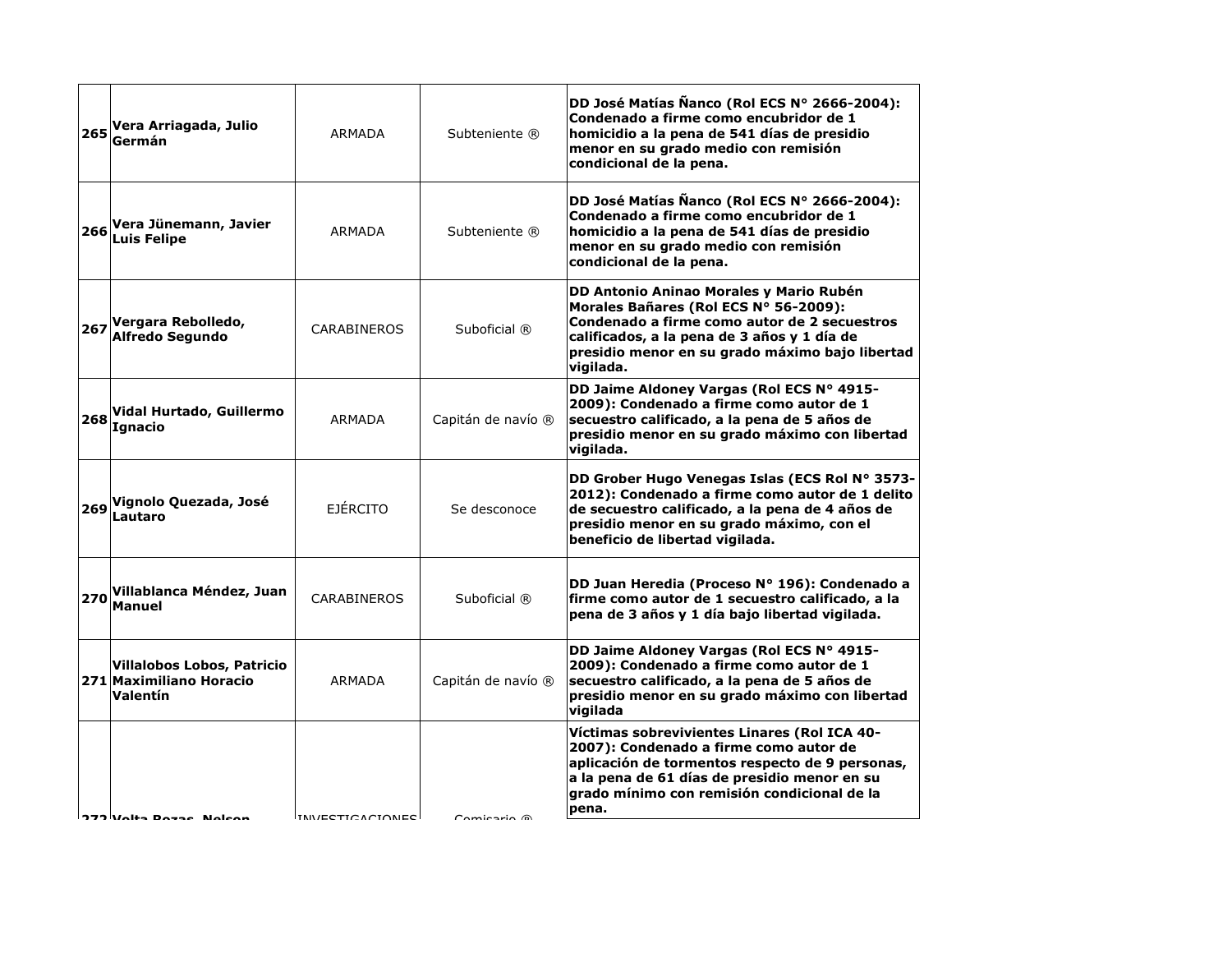| | | | | |
|---|---|---|---|---|
| **265** | **Vera Arriagada, Julio Germán** | ARMADA | Subteniente ® | **DD José Matías Ñanco (Rol ECS N° 2666-2004): Condenado a firme como encubridor de 1 homicidio a la pena de 541 días de presidio menor en su grado medio con remisión condicional de la pena.** |
| **266** | **Vera Jünemann, Javier Luis Felipe** | ARMADA | Subteniente ® | **DD José Matías Ñanco (Rol ECS N° 2666-2004): Condenado a firme como encubridor de 1 homicidio a la pena de 541 días de presidio menor en su grado medio con remisión condicional de la pena.** |
| **267** | **Vergara Rebolledo, Alfredo Segundo** | CARABINEROS | Suboficial ® | **DD Antonio Aninao Morales y Mario Rubén Morales Bañares (Rol ECS N° 56-2009): Condenado a firme como autor de 2 secuestros calificados, a la pena de 3 años y 1 día de presidio menor en su grado máximo bajo libertad vigilada.** |
| **268** | **Vidal Hurtado, Guillermo Ignacio** | ARMADA | Capitán de navío ® | **DD Jaime Aldoney Vargas (Rol ECS N° 4915-2009): Condenado a firme como autor de 1 secuestro calificado, a la pena de 5 años de presidio menor en su grado máximo con libertad vigilada.** |
| **269** | **Vignolo Quezada, José Lautaro** | EJÉRCITO | Se desconoce | **DD Grober Hugo Venegas Islas (ECS Rol N° 3573-2012): Condenado a firme como autor de 1 delito de secuestro calificado, a la pena de 4 años de presidio menor en su grado máximo, con el beneficio de libertad vigilada.** |
| **270** | **Villablanca Méndez, Juan Manuel** | CARABINEROS | Suboficial ® | **DD Juan Heredia (Proceso N° 196): Condenado a firme como autor de 1 secuestro calificado, a la pena de 3 años y 1 día bajo libertad vigilada.** |
| **271** | **Villalobos Lobos, Patricio Maximiliano Horacio Valentín** | ARMADA | Capitán de navío ® | **DD Jaime Aldoney Vargas (Rol ECS N° 4915-2009): Condenado a firme como autor de 1 secuestro calificado, a la pena de 5 años de presidio menor en su grado máximo con libertad vigilada** |
| **272** | **Volta Rozas, Nelson** | INVESTIGACIONES | Comisario ® | **Víctimas sobrevivientes Linares (Rol ICA 40-2007): Condenado a firme como autor de aplicación de tormentos respecto de 9 personas, a la pena de 61 días de presidio menor en su grado mínimo con remisión condicional de la pena.** |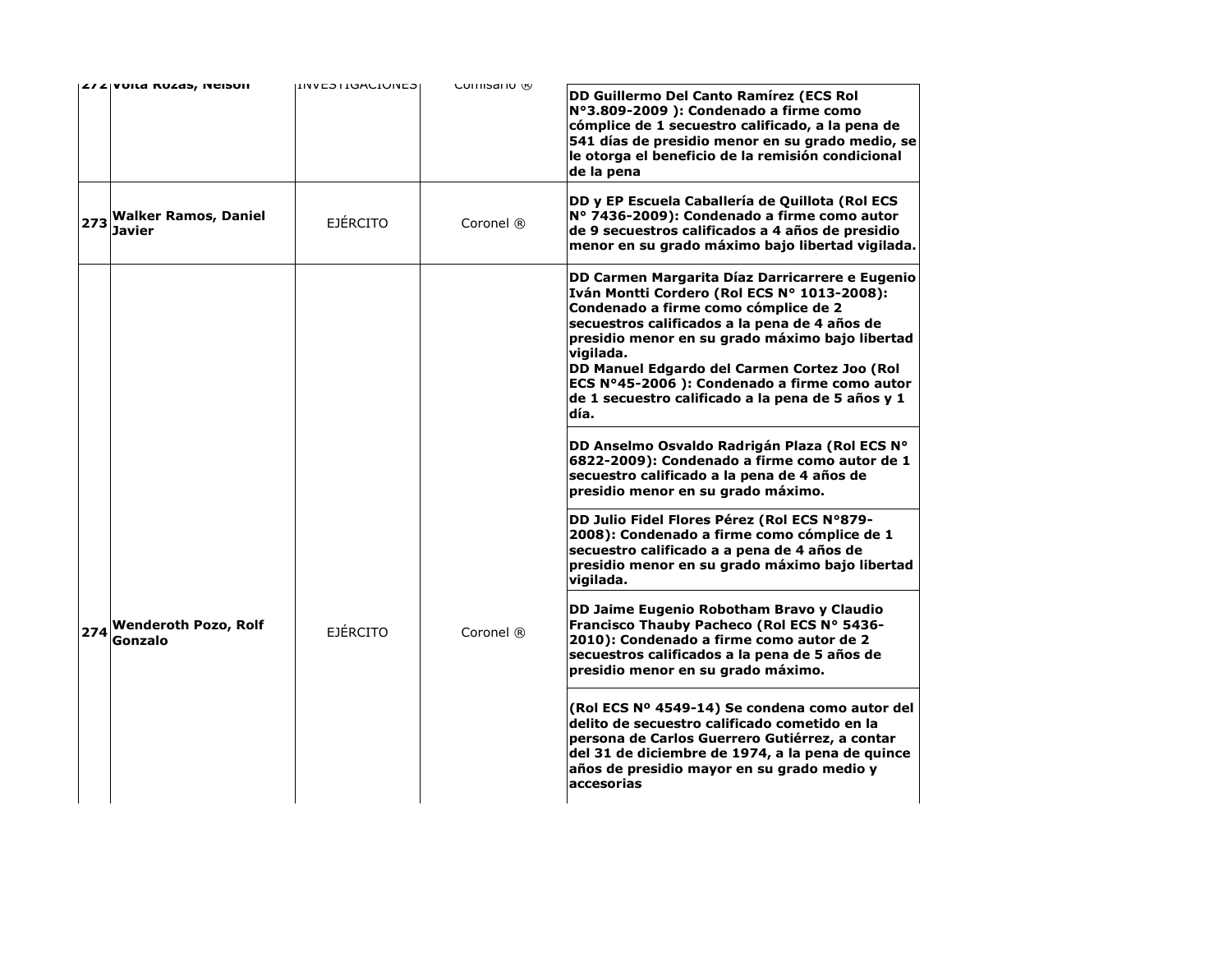| | | | | |
|---|---|---|---|---|
| 272 | Volta Rozas, Nelson | INVESTIGACIONES | Comisario ® | **DD Guillermo Del Canto Ramírez (ECS Rol N°3.809-2009 ): Condenado a firme como cómplice de 1 secuestro calificado, a la pena de 541 días de presidio menor en su grado medio, se le otorga el beneficio de la remisión condicional de la pena** |
| 273 | **Walker Ramos, Daniel Javier** | EJÉRCITO | Coronel ® | **DD y EP Escuela Caballería de Quillota (Rol ECS N° 7436-2009): Condenado a firme como autor de 9 secuestros calificados a 4 años de presidio menor en su grado máximo bajo libertad vigilada.** |
| 274 | **Wenderoth Pozo, Rolf Gonzalo** | EJÉRCITO | Coronel ® | **DD Carmen Margarita Díaz Darricarrere e Eugenio Iván Montti Cordero (Rol ECS N° 1013-2008): Condenado a firme como cómplice de 2 secuestros calificados a la pena de 4 años de presidio menor en su grado máximo bajo libertad vigilada.** <br> **DD Manuel Edgardo del Carmen Cortez Joo (Rol ECS N°45-2006 ): Condenado a firme como autor de 1 secuestro calificado a la pena de 5 años y 1 día.** |
| | | | | **DD Anselmo Osvaldo Radrigán Plaza (Rol ECS N° 6822-2009): Condenado a firme como autor de 1 secuestro calificado a la pena de 4 años de presidio menor en su grado máximo.** |
| | | | | **DD Julio Fidel Flores Pérez (Rol ECS N°879-2008): Condenado a firme como cómplice de 1 secuestro calificado a a pena de 4 años de presidio menor en su grado máximo bajo libertad vigilada.** |
| | | | | **DD Jaime Eugenio Robotham Bravo y Claudio Francisco Thauby Pacheco (Rol ECS N° 5436-2010): Condenado a firme como autor de 2 secuestros calificados a la pena de 5 años de presidio menor en su grado máximo.** |
| | | | | **(Rol ECS Nº 4549-14) Se condena como autor del delito de secuestro calificado cometido en la persona de Carlos Guerrero Gutiérrez, a contar del 31 de diciembre de 1974, a la pena de quince años de presidio mayor en su grado medio y accesorias** |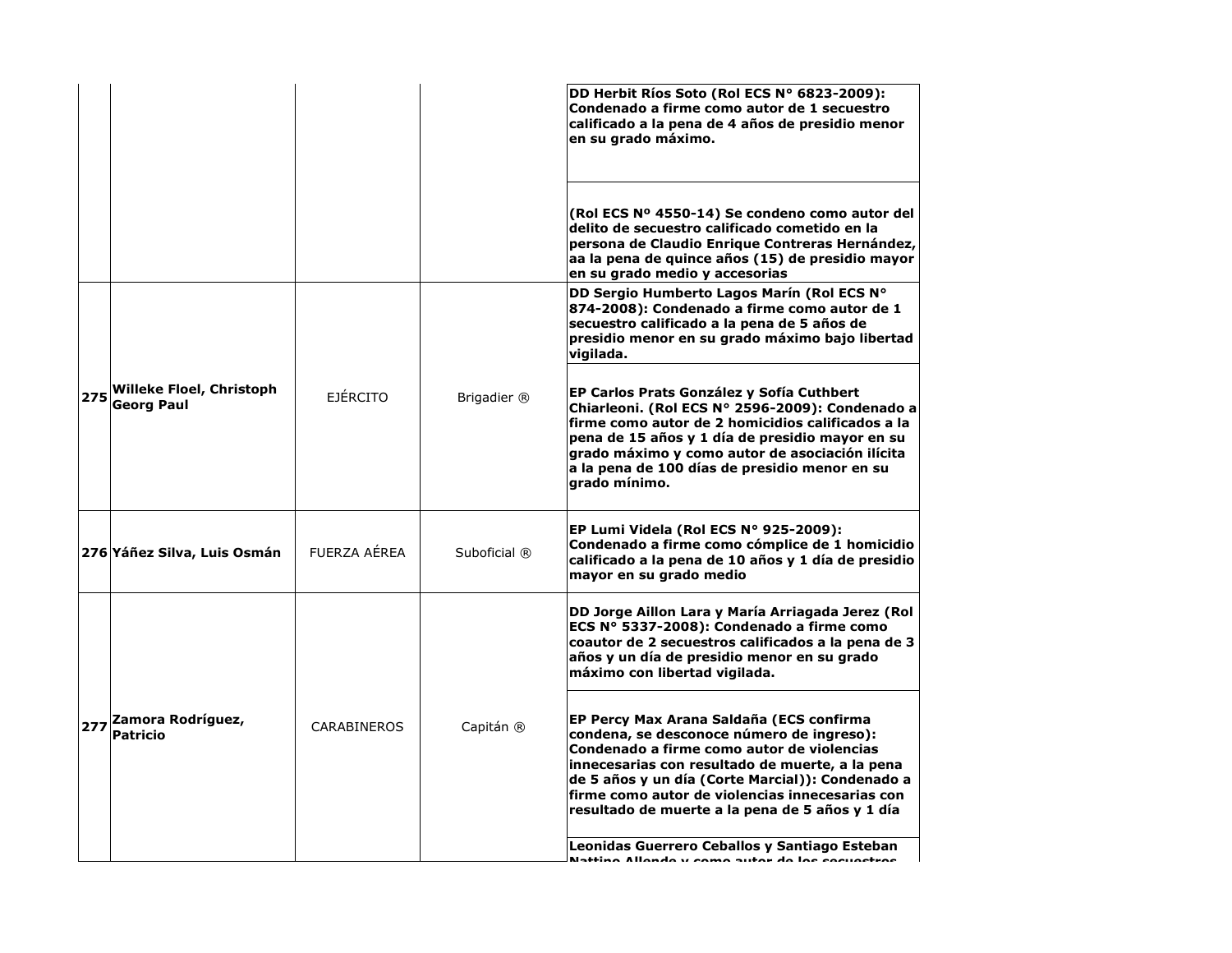| | | | | |
|---|---|---|---|---|
| | | | | **DD Herbit Ríos Soto (Rol ECS N° 6823-2009): Condenado a firme como autor de 1 secuestro calificado a la pena de 4 años de presidio menor en su grado máximo.** |
| | | | | **(Rol ECS Nº 4550-14) Se condeno como autor del delito de secuestro calificado cometido en la persona de Claudio Enrique Contreras Hernández, aa la pena de quince años (15) de presidio mayor en su grado medio y accesorias** |
| **275** | **Willeke Floel, Christoph Georg Paul** | EJÉRCITO | Brigadier ® | **DD Sergio Humberto Lagos Marín (Rol ECS N° 874-2008): Condenado a firme como autor de 1 secuestro calificado a la pena de 5 años de presidio menor en su grado máximo bajo libertad vigilada.** |
| | | | | **EP Carlos Prats González y Sofía Cuthbert Chiarleoni. (Rol ECS N° 2596-2009): Condenado a firme como autor de 2 homicidios calificados a la pena de 15 años y 1 día de presidio mayor en su grado máximo y como autor de asociación ilícita a la pena de 100 días de presidio menor en su grado mínimo.** |
| **276** | **Yáñez Silva, Luis Osmán** | FUERZA AÉREA | Suboficial ® | **EP Lumi Videla (Rol ECS N° 925-2009): Condenado a firme como cómplice de 1 homicidio calificado a la pena de 10 años y 1 día de presidio mayor en su grado medio** |
| **277** | **Zamora Rodríguez, Patricio** | CARABINEROS | Capitán ® | **DD Jorge Aillon Lara y María Arriagada Jerez (Rol ECS N° 5337-2008): Condenado a firme como coautor de 2 secuestros calificados a la pena de 3 años y un día de presidio menor en su grado máximo con libertad vigilada.** |
| | | | | **EP Percy Max Arana Saldaña (ECS confirma condena, se desconoce número de ingreso): Condenado a firme como autor de violencias innecesarias con resultado de muerte, a la pena de 5 años y un día (Corte Marcial)): Condenado a firme como autor de violencias innecesarias con resultado de muerte a la pena de 5 años y 1 día** |
| | | | | **Leonidas Guerrero Ceballos y Santiago Esteban Nattino Allende y como autor de los secuestros** |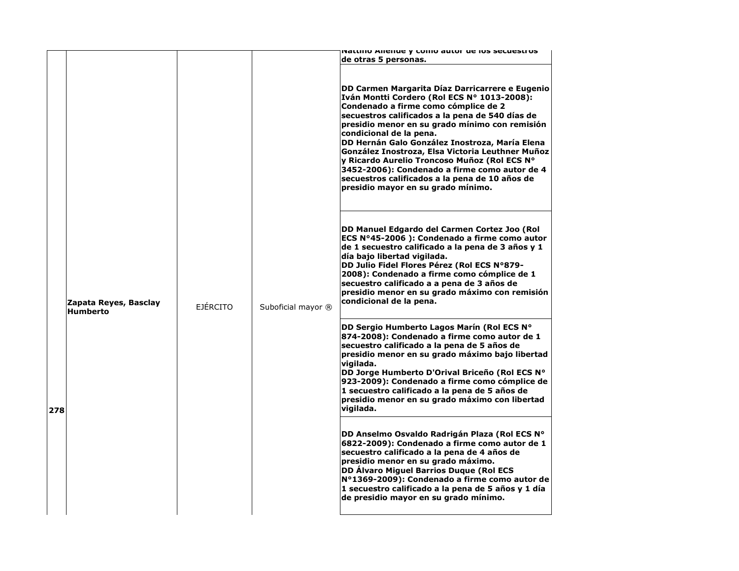| | | | | |
|---|---|---|---|---|
| 278 | **Zapata Reyes, Basclay Humberto** | EJÉRCITO | Suboficial mayor ® | **Nattino Allende y como autor de los secuestros de otras 5 personas.** |
| | | | | **DD Carmen Margarita Díaz Darricarrere e Eugenio Iván Montti Cordero (Rol ECS N° 1013-2008): Condenado a firme como cómplice de 2 secuestros calificados a la pena de 540 días de presidio menor en su grado mínimo con remisión condicional de la pena.**<br>**DD Hernán Galo González Inostroza, María Elena González Inostroza, Elsa Victoria Leuthner Muñoz y Ricardo Aurelio Troncoso Muñoz (Rol ECS N° 3452-2006): Condenado a firme como autor de 4 secuestros calificados a la pena de 10 años de presidio mayor en su grado mínimo.** |
| | | | | **DD Manuel Edgardo del Carmen Cortez Joo (Rol ECS N°45-2006 ): Condenado a firme como autor de 1 secuestro calificado a la pena de 3 años y 1 día bajo libertad vigilada.**<br>**DD Julio Fidel Flores Pérez (Rol ECS N°879-2008): Condenado a firme como cómplice de 1 secuestro calificado a a pena de 3 años de presidio menor en su grado máximo con remisión condicional de la pena.** |
| | | | | **DD Sergio Humberto Lagos Marín (Rol ECS N° 874-2008): Condenado a firme como autor de 1 secuestro calificado a la pena de 5 años de presidio menor en su grado máximo bajo libertad vigilada.**<br>**DD Jorge Humberto D'Orival Briceño (Rol ECS N° 923-2009): Condenado a firme como cómplice de 1 secuestro calificado a la pena de 5 años de presidio menor en su grado máximo con libertad vigilada.** |
| | | | | **DD Anselmo Osvaldo Radrigán Plaza (Rol ECS N° 6822-2009): Condenado a firme como autor de 1 secuestro calificado a la pena de 4 años de presidio menor en su grado máximo.**<br>**DD Álvaro Miguel Barrios Duque (Rol ECS N°1369-2009): Condenado a firme como autor de 1 secuestro calificado a la pena de 5 años y 1 día de presidio mayor en su grado mínimo.** |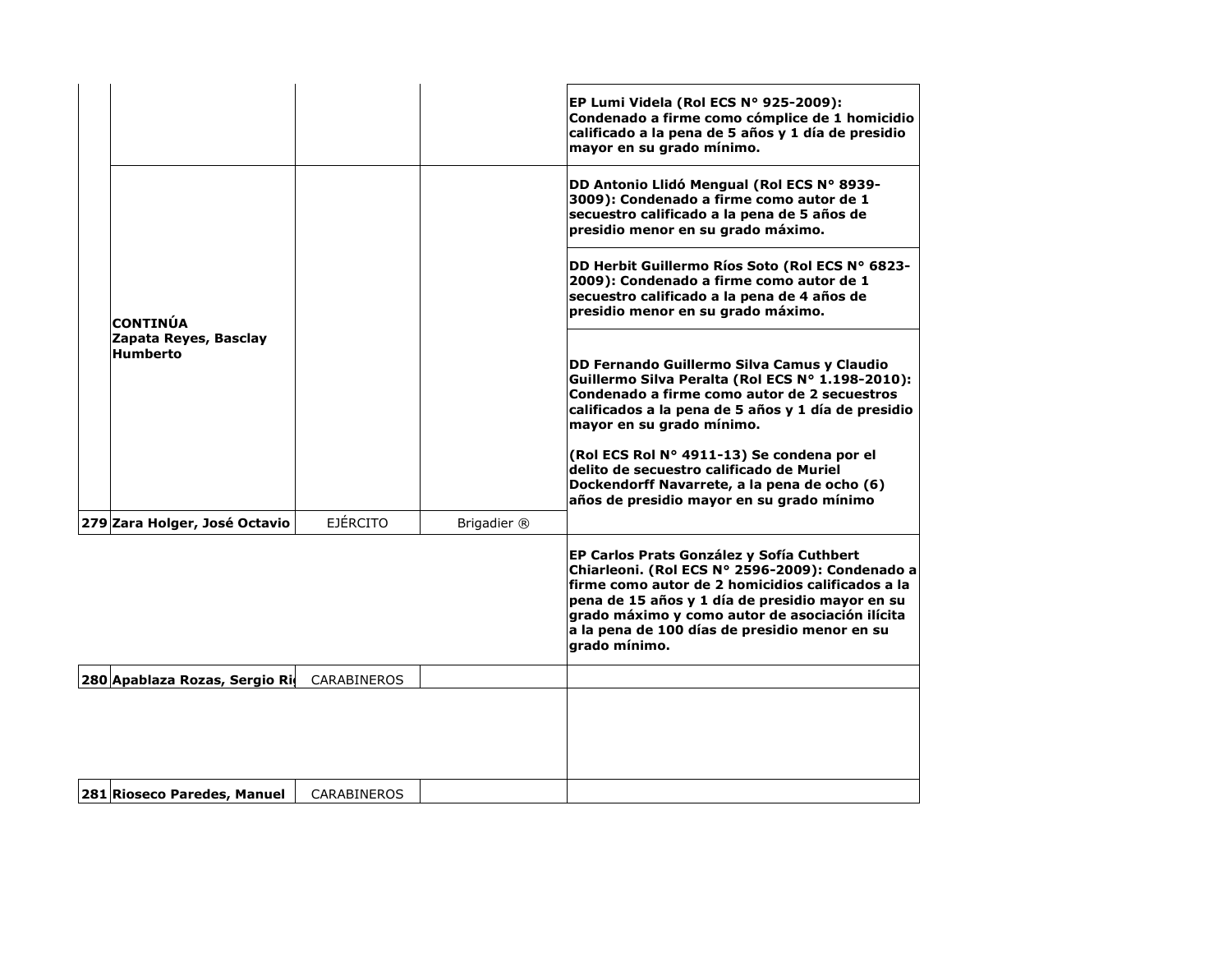| | | | | |
|---|---|---|---|---|
| | | | | **EP Lumi Videla (Rol ECS N° 925-2009): Condenado a firme como cómplice de 1 homicidio calificado a la pena de 5 años y 1 día de presidio mayor en su grado mínimo.** |
| | **CONTINÚA Zapata Reyes, Basclay Humberto** | | | **DD Antonio Llidó Mengual (Rol ECS N° 8939-3009): Condenado a firme como autor de 1 secuestro calificado a la pena de 5 años de presidio menor en su grado máximo.** |
| | | | | **DD Herbit Guillermo Ríos Soto (Rol ECS N° 6823-2009): Condenado a firme como autor de 1 secuestro calificado a la pena de 4 años de presidio menor en su grado máximo.** |
| | | | | **DD Fernando Guillermo Silva Camus y Claudio Guillermo Silva Peralta (Rol ECS N° 1.198-2010): Condenado a firme como autor de 2 secuestros calificados a la pena de 5 años y 1 día de presidio mayor en su grado mínimo.** <br><br> **(Rol ECS Rol N° 4911-13) Se condena por el delito de secuestro calificado de Muriel Dockendorff Navarrete, a la pena de ocho (6) años de presidio mayor en su grado mínimo** |
| **279** | **Zara Holger, José Octavio** | EJÉRCITO | Brigadier ® | |
| | | | | **EP Carlos Prats González y Sofía Cuthbert Chiarleoni. (Rol ECS N° 2596-2009): Condenado a firme como autor de 2 homicidios calificados a la pena de 15 años y 1 día de presidio mayor en su grado máximo y como autor de asociación ilícita a la pena de 100 días de presidio menor en su grado mínimo.** |
| **280** | **Apablaza Rozas, Sergio Ri** | CARABINEROS | | |
| | | | | |
| **281** | **Rioseco Paredes, Manuel** | CARABINEROS | | |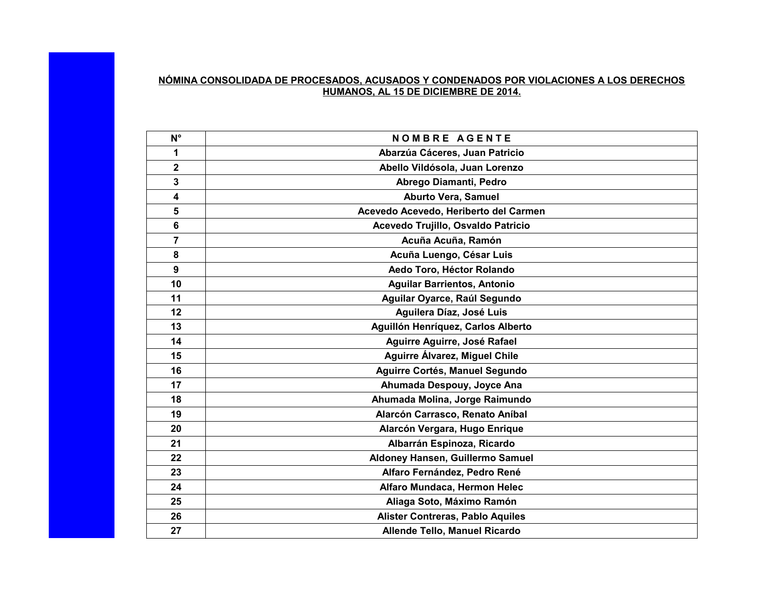**NÓMINA CONSOLIDADA DE PROCESADOS, ACUSADOS Y CONDENADOS POR VIOLACIONES A LOS DERECHOS HUMANOS, AL 15 DE DICIEMBRE DE 2014.**

| N° | NOMBRE AGENTE |
|---|---|
| 1 | Abarzúa Cáceres, Juan Patricio |
| 2 | Abello Vildósola, Juan Lorenzo |
| 3 | Abrego Diamanti, Pedro |
| 4 | Aburto Vera, Samuel |
| 5 | Acevedo Acevedo, Heriberto del Carmen |
| 6 | Acevedo Trujillo, Osvaldo Patricio |
| 7 | Acuña Acuña, Ramón |
| 8 | Acuña Luengo, César Luis |
| 9 | Aedo Toro, Héctor Rolando |
| 10 | Aguilar Barrientos, Antonio |
| 11 | Aguilar Oyarce, Raúl Segundo |
| 12 | Aguilera Díaz, José Luis |
| 13 | Aguillón Henríquez, Carlos Alberto |
| 14 | Aguirre Aguirre, José Rafael |
| 15 | Aguirre Álvarez, Miguel Chile |
| 16 | Aguirre Cortés, Manuel Segundo |
| 17 | Ahumada Despouy, Joyce Ana |
| 18 | Ahumada Molina, Jorge Raimundo |
| 19 | Alarcón Carrasco, Renato Aníbal |
| 20 | Alarcón Vergara, Hugo Enrique |
| 21 | Albarrán Espinoza, Ricardo |
| 22 | Aldoney Hansen, Guillermo Samuel |
| 23 | Alfaro Fernández, Pedro René |
| 24 | Alfaro Mundaca, Hermon Helec |
| 25 | Aliaga Soto, Máximo Ramón |
| 26 | Alister Contreras, Pablo Aquiles |
| 27 | Allende Tello, Manuel Ricardo |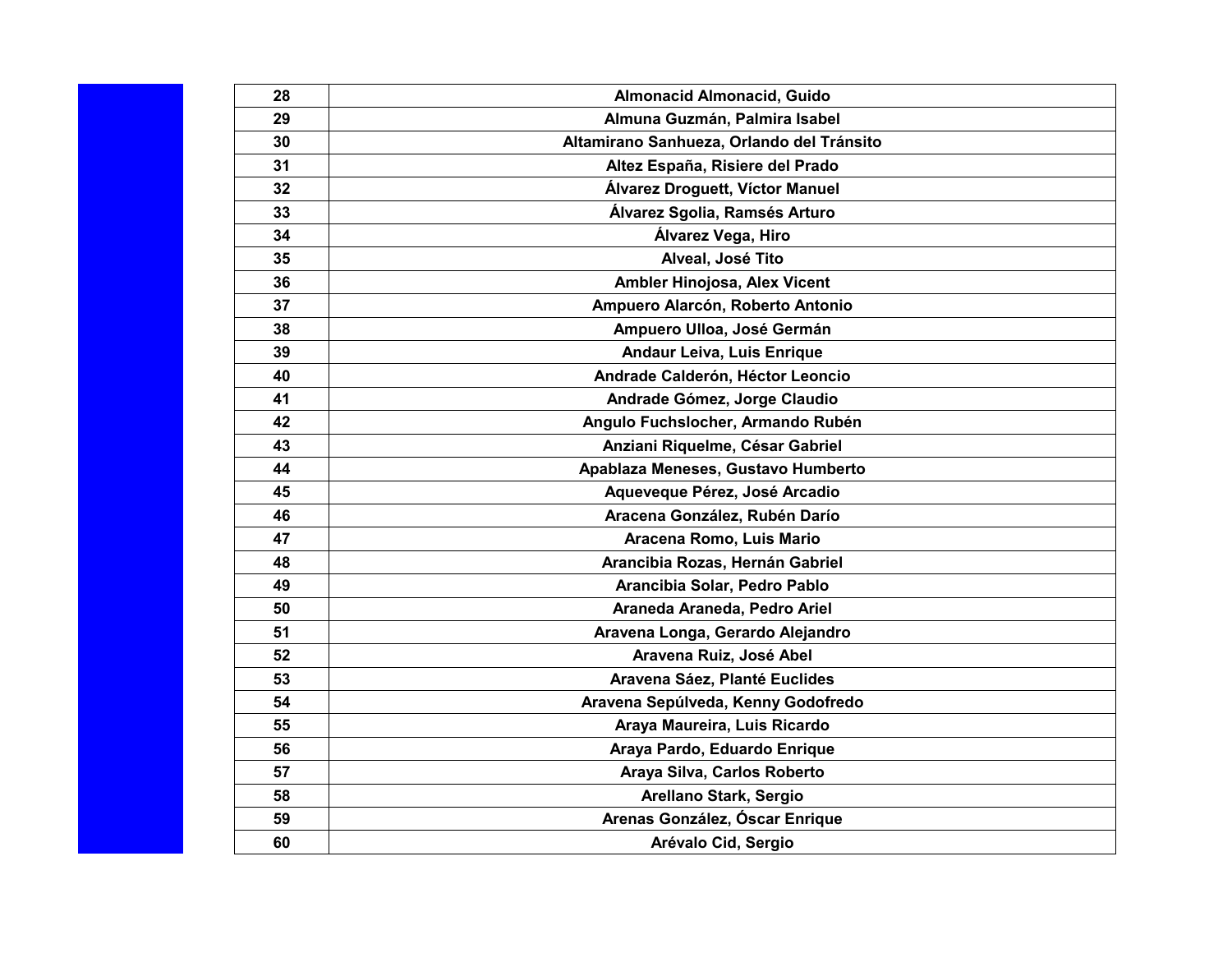| 28 | Almonacid Almonacid, Guido |
|---|---|
| 29 | Almuna Guzmán, Palmira Isabel |
| 30 | Altamirano Sanhueza, Orlando del Tránsito |
| 31 | Altez España, Risiere del Prado |
| 32 | Álvarez Droguett, Víctor Manuel |
| 33 | Álvarez Sgolia, Ramsés Arturo |
| 34 | Álvarez Vega, Hiro |
| 35 | Alveal, José Tito |
| 36 | Ambler Hinojosa, Alex Vicent |
| 37 | Ampuero Alarcón, Roberto Antonio |
| 38 | Ampuero Ulloa, José Germán |
| 39 | Andaur Leiva, Luis Enrique |
| 40 | Andrade Calderón, Héctor Leoncio |
| 41 | Andrade Gómez, Jorge Claudio |
| 42 | Angulo Fuchslocher, Armando Rubén |
| 43 | Anziani Riquelme, César Gabriel |
| 44 | Apablaza Meneses, Gustavo Humberto |
| 45 | Aqueveque Pérez, José Arcadio |
| 46 | Aracena González, Rubén Darío |
| 47 | Aracena Romo, Luis Mario |
| 48 | Arancibia Rozas, Hernán Gabriel |
| 49 | Arancibia Solar, Pedro Pablo |
| 50 | Araneda Araneda, Pedro Ariel |
| 51 | Aravena Longa, Gerardo Alejandro |
| 52 | Aravena Ruiz, José Abel |
| 53 | Aravena Sáez, Planté Euclides |
| 54 | Aravena Sepúlveda, Kenny Godofredo |
| 55 | Araya Maureira, Luis Ricardo |
| 56 | Araya Pardo, Eduardo Enrique |
| 57 | Araya Silva, Carlos Roberto |
| 58 | Arellano Stark, Sergio |
| 59 | Arenas González, Óscar Enrique |
| 60 | Arévalo Cid, Sergio |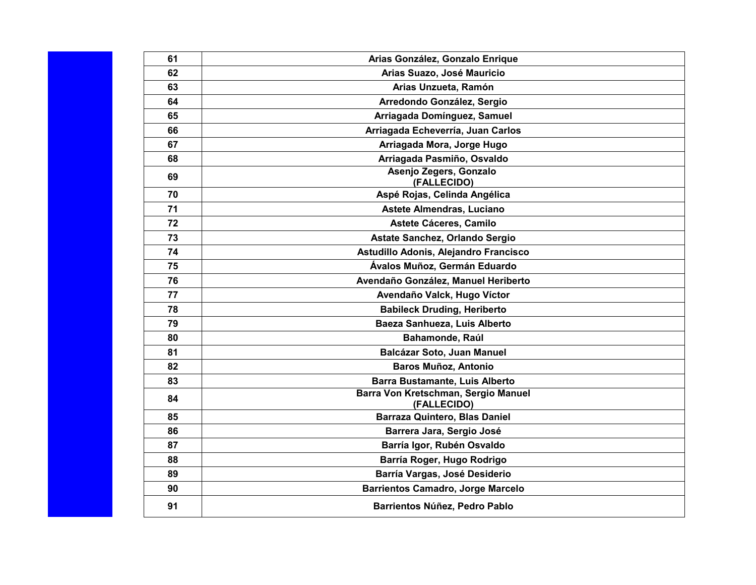| | |
|---|---|
| 61 | Arias González, Gonzalo Enrique |
| 62 | Arias Suazo, José Mauricio |
| 63 | Arias Unzueta, Ramón |
| 64 | Arredondo González, Sergio |
| 65 | Arriagada Domínguez, Samuel |
| 66 | Arriagada Echeverría, Juan Carlos |
| 67 | Arriagada Mora, Jorge Hugo |
| 68 | Arriagada Pasmiño, Osvaldo |
| 69 | Asenjo Zegers, Gonzalo (FALLECIDO) |
| 70 | Aspé Rojas, Celinda Angélica |
| 71 | Astete Almendras, Luciano |
| 72 | Astete Cáceres, Camilo |
| 73 | Astate Sanchez, Orlando Sergio |
| 74 | Astudillo Adonis, Alejandro Francisco |
| 75 | Ávalos Muñoz, Germán Eduardo |
| 76 | Avendaño González, Manuel Heriberto |
| 77 | Avendaño Valck, Hugo Víctor |
| 78 | Babileck Druding, Heriberto |
| 79 | Baeza Sanhueza, Luis Alberto |
| 80 | Bahamonde, Raúl |
| 81 | Balcázar Soto, Juan Manuel |
| 82 | Baros Muñoz, Antonio |
| 83 | Barra Bustamante, Luis Alberto |
| 84 | Barra Von Kretschman, Sergio Manuel (FALLECIDO) |
| 85 | Barraza Quintero, Blas Daniel |
| 86 | Barrera Jara, Sergio José |
| 87 | Barría Igor, Rubén Osvaldo |
| 88 | Barría Roger, Hugo Rodrigo |
| 89 | Barría Vargas, José Desiderio |
| 90 | Barrientos Camadro, Jorge Marcelo |
| 91 | Barrientos Núñez, Pedro Pablo |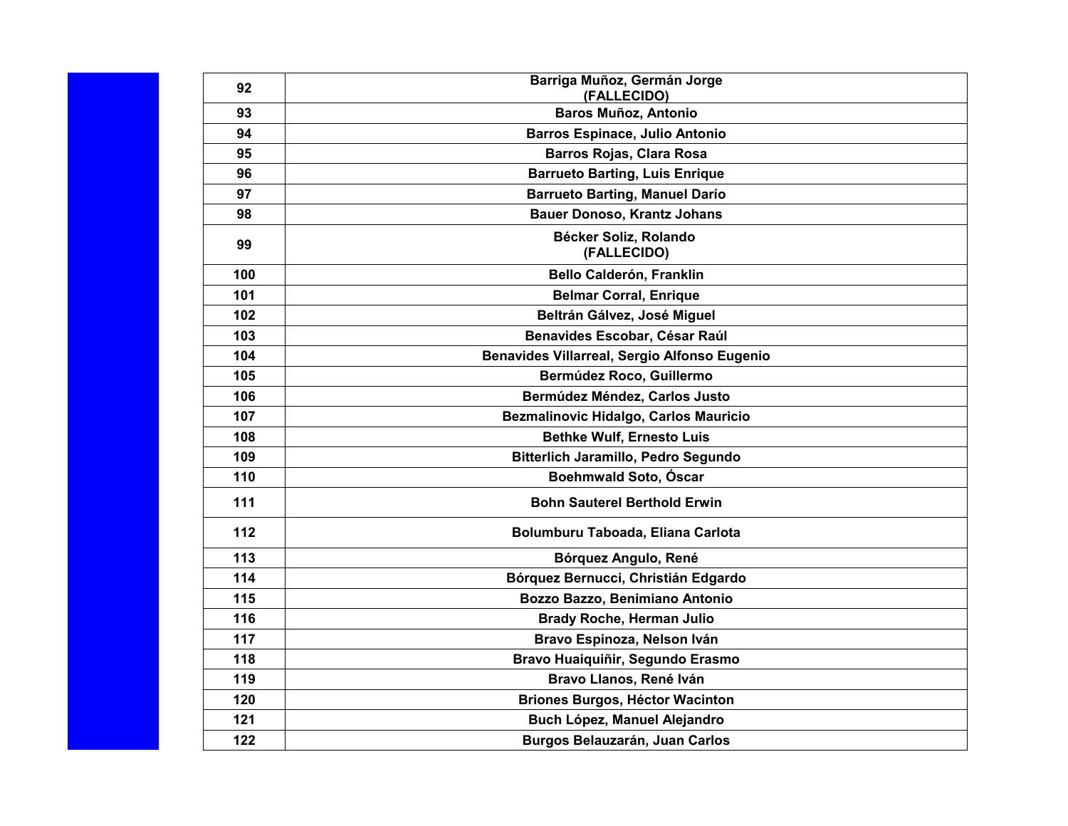| | |
|---|---|
| **92** | **Barriga Muñoz, Germán Jorge (FALLECIDO)** |
| **93** | **Baros Muñoz, Antonio** |
| **94** | **Barros Espinace, Julio Antonio** |
| **95** | **Barros Rojas, Clara Rosa** |
| **96** | **Barrueto Barting, Luis Enrique** |
| **97** | **Barrueto Barting, Manuel Darío** |
| **98** | **Bauer Donoso, Krantz Johans** |
| **99** | **Bécker Soliz, Rolando (FALLECIDO)** |
| **100** | **Bello Calderón, Franklin** |
| **101** | **Belmar Corral, Enrique** |
| **102** | **Beltrán Gálvez, José Miguel** |
| **103** | **Benavides Escobar, César Raúl** |
| **104** | **Benavides Villarreal, Sergio Alfonso Eugenio** |
| **105** | **Bermúdez Roco, Guillermo** |
| **106** | **Bermúdez Méndez, Carlos Justo** |
| **107** | **Bezmalinovic Hidalgo, Carlos Mauricio** |
| **108** | **Bethke Wulf, Ernesto Luis** |
| **109** | **Bitterlich Jaramillo, Pedro Segundo** |
| **110** | **Boehmwald Soto, Óscar** |
| **111** | **Bohn Sauterel Berthold Erwin** |
| **112** | **Bolumburu Taboada, Eliana Carlota** |
| **113** | **Bórquez Angulo, René** |
| **114** | **Bórquez Bernucci, Christián Edgardo** |
| **115** | **Bozzo Bazzo, Benimiano Antonio** |
| **116** | **Brady Roche, Herman Julio** |
| **117** | **Bravo Espinoza, Nelson Iván** |
| **118** | **Bravo Huaiquiñir, Segundo Erasmo** |
| **119** | **Bravo Llanos, René Iván** |
| **120** | **Briones Burgos, Héctor Wacinton** |
| **121** | **Buch López, Manuel Alejandro** |
| **122** | **Burgos Belauzarán, Juan Carlos** |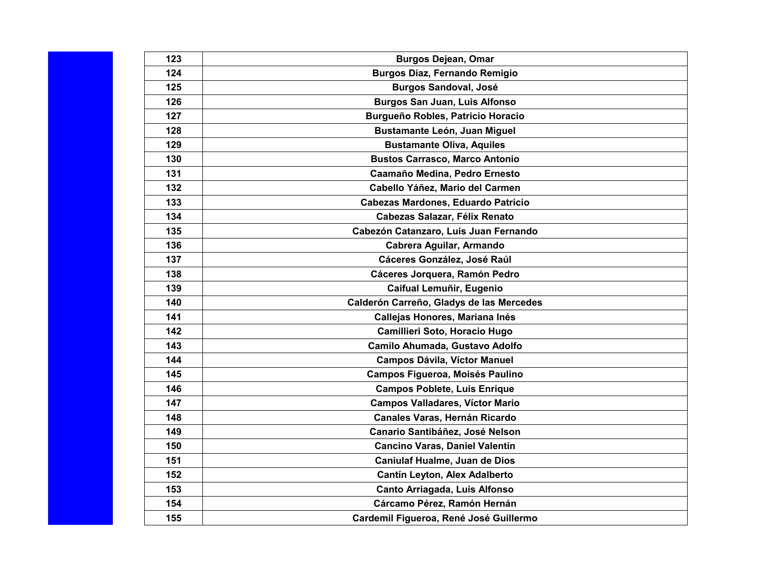| 123 | Burgos Dejean, Omar |
|---|---|
| 124 | Burgos Díaz, Fernando Remigio |
| 125 | Burgos Sandoval, José |
| 126 | Burgos San Juan, Luis Alfonso |
| 127 | Burgueño Robles, Patricio Horacio |
| 128 | Bustamante León, Juan Miguel |
| 129 | Bustamante Oliva, Aquiles |
| 130 | Bustos Carrasco, Marco Antonio |
| 131 | Caamaño Medina, Pedro Ernesto |
| 132 | Cabello Yáñez, Mario del Carmen |
| 133 | Cabezas Mardones, Eduardo Patricio |
| 134 | Cabezas Salazar, Félix Renato |
| 135 | Cabezón Catanzaro, Luis Juan Fernando |
| 136 | Cabrera Aguilar, Armando |
| 137 | Cáceres González, José Raúl |
| 138 | Cáceres Jorquera, Ramón Pedro |
| 139 | Caifual Lemuñir, Eugenio |
| 140 | Calderón Carreño, Gladys de las Mercedes |
| 141 | Callejas Honores, Mariana Inés |
| 142 | Camillieri Soto, Horacio Hugo |
| 143 | Camilo Ahumada, Gustavo Adolfo |
| 144 | Campos Dávila, Víctor Manuel |
| 145 | Campos Figueroa, Moisés Paulino |
| 146 | Campos Poblete, Luis Enrique |
| 147 | Campos Valladares, Víctor Mario |
| 148 | Canales Varas, Hernán Ricardo |
| 149 | Canario Santibáñez, José Nelson |
| 150 | Cancino Varas, Daniel Valentín |
| 151 | Caniulaf Hualme, Juan de Dios |
| 152 | Cantín Leyton, Alex Adalberto |
| 153 | Canto Arriagada, Luis Alfonso |
| 154 | Cárcamo Pérez, Ramón Hernán |
| 155 | Cardemil Figueroa, René José Guillermo |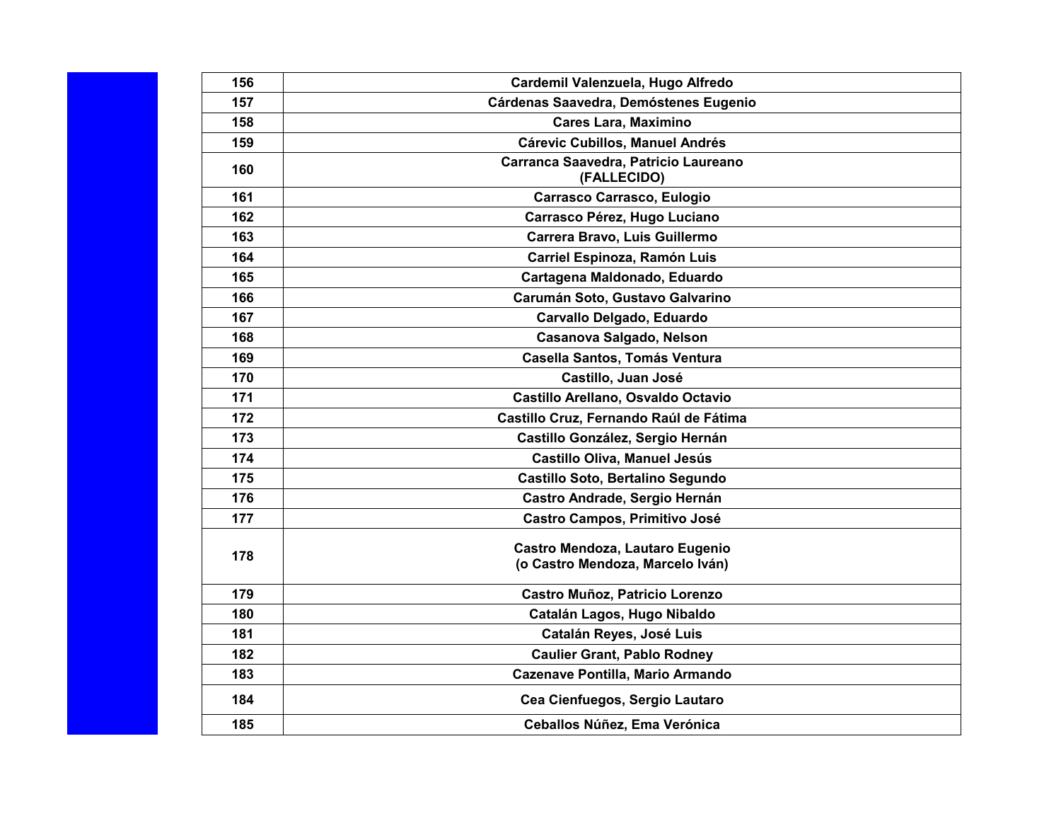| | |
|---|---|
| 156 | Cardemil Valenzuela, Hugo Alfredo |
| 157 | Cárdenas Saavedra, Demóstenes Eugenio |
| 158 | Cares Lara, Maximino |
| 159 | Cárevic Cubillos, Manuel Andrés |
| 160 | Carranca Saavedra, Patricio Laureano (FALLECIDO) |
| 161 | Carrasco Carrasco, Eulogio |
| 162 | Carrasco Pérez, Hugo Luciano |
| 163 | Carrera Bravo, Luis Guillermo |
| 164 | Carriel Espinoza, Ramón Luis |
| 165 | Cartagena Maldonado, Eduardo |
| 166 | Carumán Soto, Gustavo Galvarino |
| 167 | Carvallo Delgado, Eduardo |
| 168 | Casanova Salgado, Nelson |
| 169 | Casella Santos, Tomás Ventura |
| 170 | Castillo, Juan José |
| 171 | Castillo Arellano, Osvaldo Octavio |
| 172 | Castillo Cruz, Fernando Raúl de Fátima |
| 173 | Castillo González, Sergio Hernán |
| 174 | Castillo Oliva, Manuel Jesús |
| 175 | Castillo Soto, Bertalino Segundo |
| 176 | Castro Andrade, Sergio Hernán |
| 177 | Castro Campos, Primitivo José |
| 178 | Castro Mendoza, Lautaro Eugenio (o Castro Mendoza, Marcelo Iván) |
| 179 | Castro Muñoz, Patricio Lorenzo |
| 180 | Catalán Lagos, Hugo Nibaldo |
| 181 | Catalán Reyes, José Luis |
| 182 | Caulier Grant, Pablo Rodney |
| 183 | Cazenave Pontilla, Mario Armando |
| 184 | Cea Cienfuegos, Sergio Lautaro |
| 185 | Ceballos Núñez, Ema Verónica |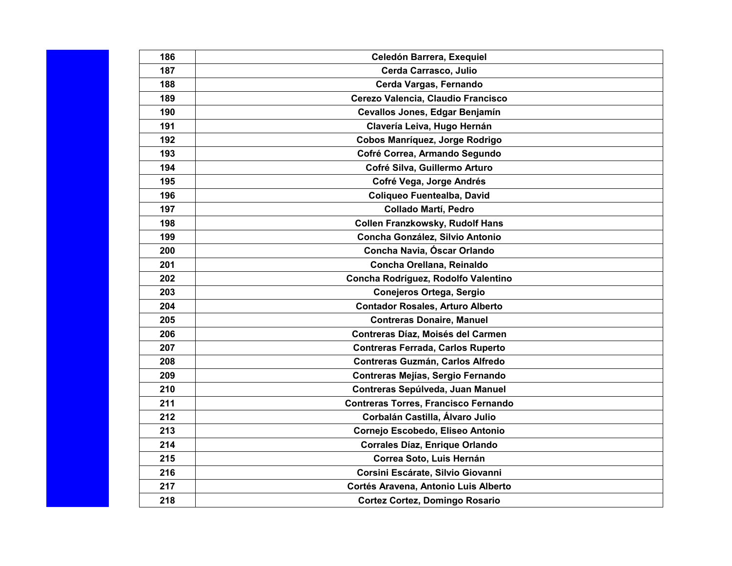| 186 | Celedón Barrera, Exequiel |
|---|---|
| 187 | Cerda Carrasco, Julio |
| 188 | Cerda Vargas, Fernando |
| 189 | Cerezo Valencia, Claudio Francisco |
| 190 | Cevallos Jones, Edgar Benjamín |
| 191 | Clavería Leiva, Hugo Hernán |
| 192 | Cobos Manríquez, Jorge Rodrigo |
| 193 | Cofré Correa, Armando Segundo |
| 194 | Cofré Silva, Guillermo Arturo |
| 195 | Cofré Vega, Jorge Andrés |
| 196 | Coliqueo Fuentealba, David |
| 197 | Collado Martí, Pedro |
| 198 | Collen Franzkowsky, Rudolf Hans |
| 199 | Concha González, Silvio Antonio |
| 200 | Concha Navia, Óscar Orlando |
| 201 | Concha Orellana, Reinaldo |
| 202 | Concha Rodríguez, Rodolfo Valentino |
| 203 | Conejeros Ortega, Sergio |
| 204 | Contador Rosales, Arturo Alberto |
| 205 | Contreras Donaire, Manuel |
| 206 | Contreras Díaz, Moisés del Carmen |
| 207 | Contreras Ferrada, Carlos Ruperto |
| 208 | Contreras Guzmán, Carlos Alfredo |
| 209 | Contreras Mejías, Sergio Fernando |
| 210 | Contreras Sepúlveda, Juan Manuel |
| 211 | Contreras Torres, Francisco Fernando |
| 212 | Corbalán Castilla, Álvaro Julio |
| 213 | Cornejo Escobedo, Eliseo Antonio |
| 214 | Corrales Díaz, Enrique Orlando |
| 215 | Correa Soto, Luis Hernán |
| 216 | Corsini Escárate, Silvio Giovanni |
| 217 | Cortés Aravena, Antonio Luis Alberto |
| 218 | Cortez Cortez, Domingo Rosario |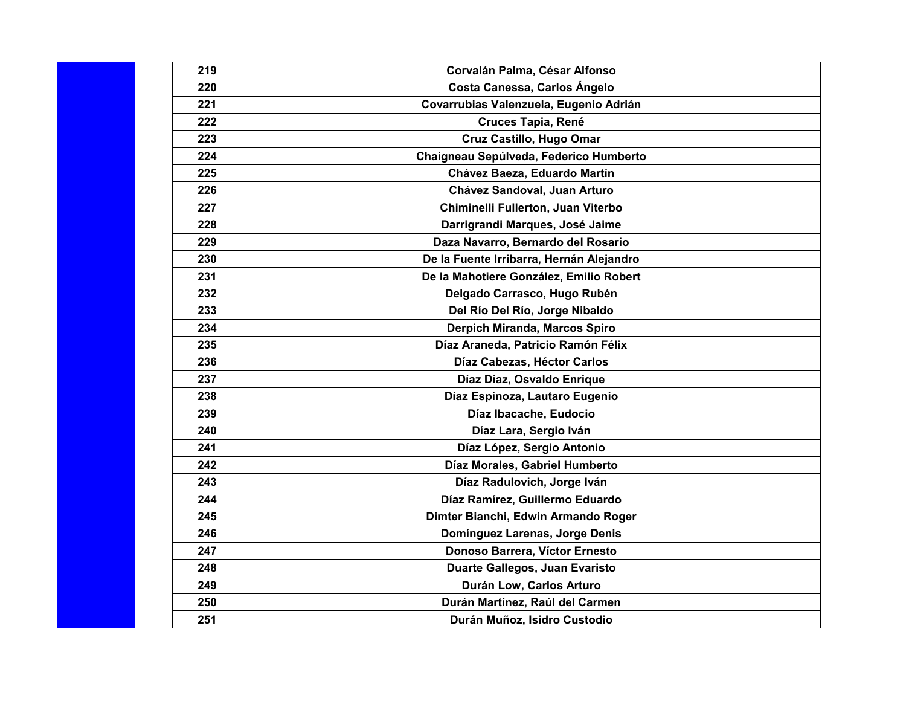| 219 | Corvalán Palma, César Alfonso |
|---|---|
| 220 | Costa Canessa, Carlos Ángelo |
| 221 | Covarrubias Valenzuela, Eugenio Adrián |
| 222 | Cruces Tapia, René |
| 223 | Cruz Castillo, Hugo Omar |
| 224 | Chaigneau Sepúlveda, Federico Humberto |
| 225 | Chávez Baeza, Eduardo Martín |
| 226 | Chávez Sandoval, Juan Arturo |
| 227 | Chiminelli Fullerton, Juan Viterbo |
| 228 | Darrigrandi Marques, José Jaime |
| 229 | Daza Navarro, Bernardo del Rosario |
| 230 | De la Fuente Irribarra, Hernán Alejandro |
| 231 | De la Mahotiere González, Emilio Robert |
| 232 | Delgado Carrasco, Hugo Rubén |
| 233 | Del Río Del Río, Jorge Nibaldo |
| 234 | Derpich Miranda, Marcos Spiro |
| 235 | Díaz Araneda, Patricio Ramón Félix |
| 236 | Díaz Cabezas, Héctor Carlos |
| 237 | Díaz Díaz, Osvaldo Enrique |
| 238 | Díaz Espinoza, Lautaro Eugenio |
| 239 | Díaz Ibacache, Eudocio |
| 240 | Díaz Lara, Sergio Iván |
| 241 | Díaz López, Sergio Antonio |
| 242 | Díaz Morales, Gabriel Humberto |
| 243 | Díaz Radulovich, Jorge Iván |
| 244 | Díaz Ramírez, Guillermo Eduardo |
| 245 | Dimter Bianchi, Edwin Armando Roger |
| 246 | Domínguez Larenas, Jorge Denis |
| 247 | Donoso Barrera, Víctor Ernesto |
| 248 | Duarte Gallegos, Juan Evaristo |
| 249 | Durán Low, Carlos Arturo |
| 250 | Durán Martínez, Raúl del Carmen |
| 251 | Durán Muñoz, Isidro Custodio |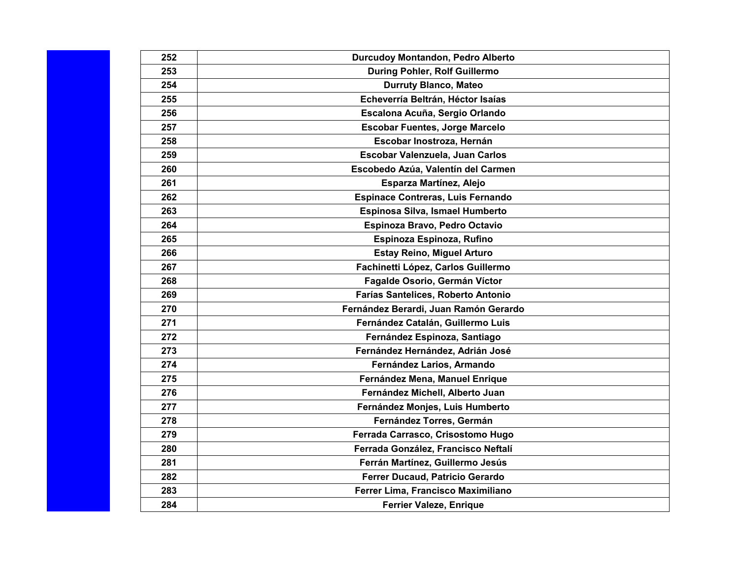| 252 | Durcudoy Montandon, Pedro Alberto |
|---|---|
| 253 | During Pohler, Rolf Guillermo |
| 254 | Durruty Blanco, Mateo |
| 255 | Echeverría Beltrán, Héctor Isaías |
| 256 | Escalona Acuña, Sergio Orlando |
| 257 | Escobar Fuentes, Jorge Marcelo |
| 258 | Escobar Inostroza, Hernán |
| 259 | Escobar Valenzuela, Juan Carlos |
| 260 | Escobedo Azúa, Valentín del Carmen |
| 261 | Esparza Martínez, Alejo |
| 262 | Espinace Contreras, Luis Fernando |
| 263 | Espinosa Silva, Ismael Humberto |
| 264 | Espinoza Bravo, Pedro Octavio |
| 265 | Espinoza Espinoza, Rufino |
| 266 | Estay Reino, Miguel Arturo |
| 267 | Fachinetti López, Carlos Guillermo |
| 268 | Fagalde Osorio, Germán Víctor |
| 269 | Farías Santelices, Roberto Antonio |
| 270 | Fernández Berardi, Juan Ramón Gerardo |
| 271 | Fernández Catalán, Guillermo Luis |
| 272 | Fernández Espinoza, Santiago |
| 273 | Fernández Hernández, Adrián José |
| 274 | Fernández Larios, Armando |
| 275 | Fernández Mena, Manuel Enrique |
| 276 | Fernández Michell, Alberto Juan |
| 277 | Fernández Monjes, Luis Humberto |
| 278 | Fernández Torres, Germán |
| 279 | Ferrada Carrasco, Crisostomo Hugo |
| 280 | Ferrada González, Francisco Neftalí |
| 281 | Ferrán Martínez, Guillermo Jesús |
| 282 | Ferrer Ducaud, Patricio Gerardo |
| 283 | Ferrer Lima, Francisco Maximiliano |
| 284 | Ferrier Valeze, Enrique |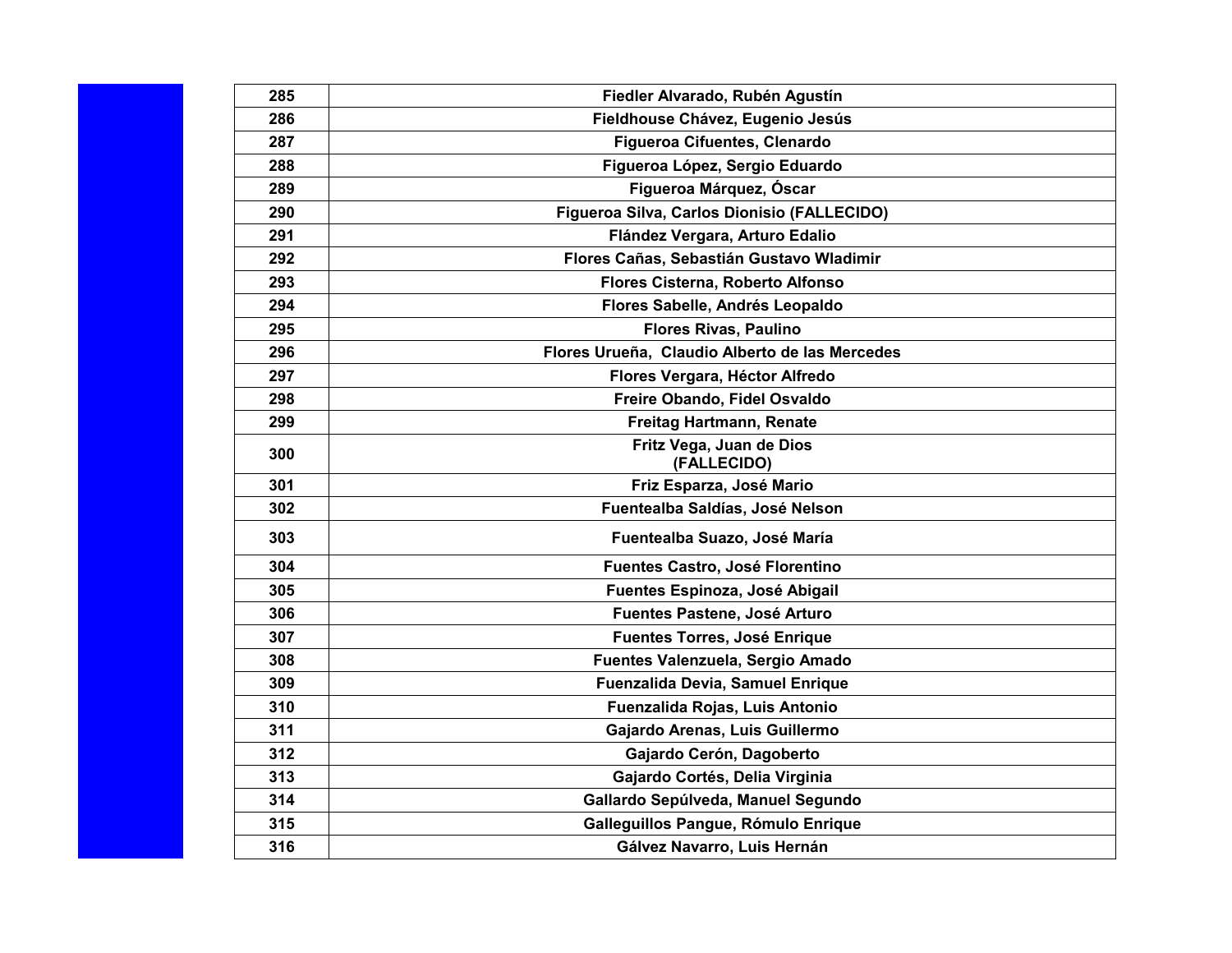| | |
|---|---|
| 285 | Fiedler Alvarado, Rubén Agustín |
| 286 | Fieldhouse Chávez, Eugenio Jesús |
| 287 | Figueroa Cifuentes, Clenardo |
| 288 | Figueroa López, Sergio Eduardo |
| 289 | Figueroa Márquez, Óscar |
| 290 | Figueroa Silva, Carlos Dionisio (FALLECIDO) |
| 291 | Flández Vergara, Arturo Edalio |
| 292 | Flores Cañas, Sebastián Gustavo Wladimir |
| 293 | Flores Cisterna, Roberto Alfonso |
| 294 | Flores Sabelle, Andrés Leopaldo |
| 295 | Flores Rivas, Paulino |
| 296 | Flores Urueña, Claudio Alberto de las Mercedes |
| 297 | Flores Vergara, Héctor Alfredo |
| 298 | Freire Obando, Fidel Osvaldo |
| 299 | Freitag Hartmann, Renate |
| 300 | Fritz Vega, Juan de Dios (FALLECIDO) |
| 301 | Friz Esparza, José Mario |
| 302 | Fuentealba Saldías, José Nelson |
| 303 | Fuentealba Suazo, José María |
| 304 | Fuentes Castro, José Florentino |
| 305 | Fuentes Espinoza, José Abigail |
| 306 | Fuentes Pastene, José Arturo |
| 307 | Fuentes Torres, José Enrique |
| 308 | Fuentes Valenzuela, Sergio Amado |
| 309 | Fuenzalida Devia, Samuel Enrique |
| 310 | Fuenzalida Rojas, Luis Antonio |
| 311 | Gajardo Arenas, Luis Guillermo |
| 312 | Gajardo Cerón, Dagoberto |
| 313 | Gajardo Cortés, Delia Virginia |
| 314 | Gallardo Sepúlveda, Manuel Segundo |
| 315 | Galleguillos Pangue, Rómulo Enrique |
| 316 | Gálvez Navarro, Luis Hernán |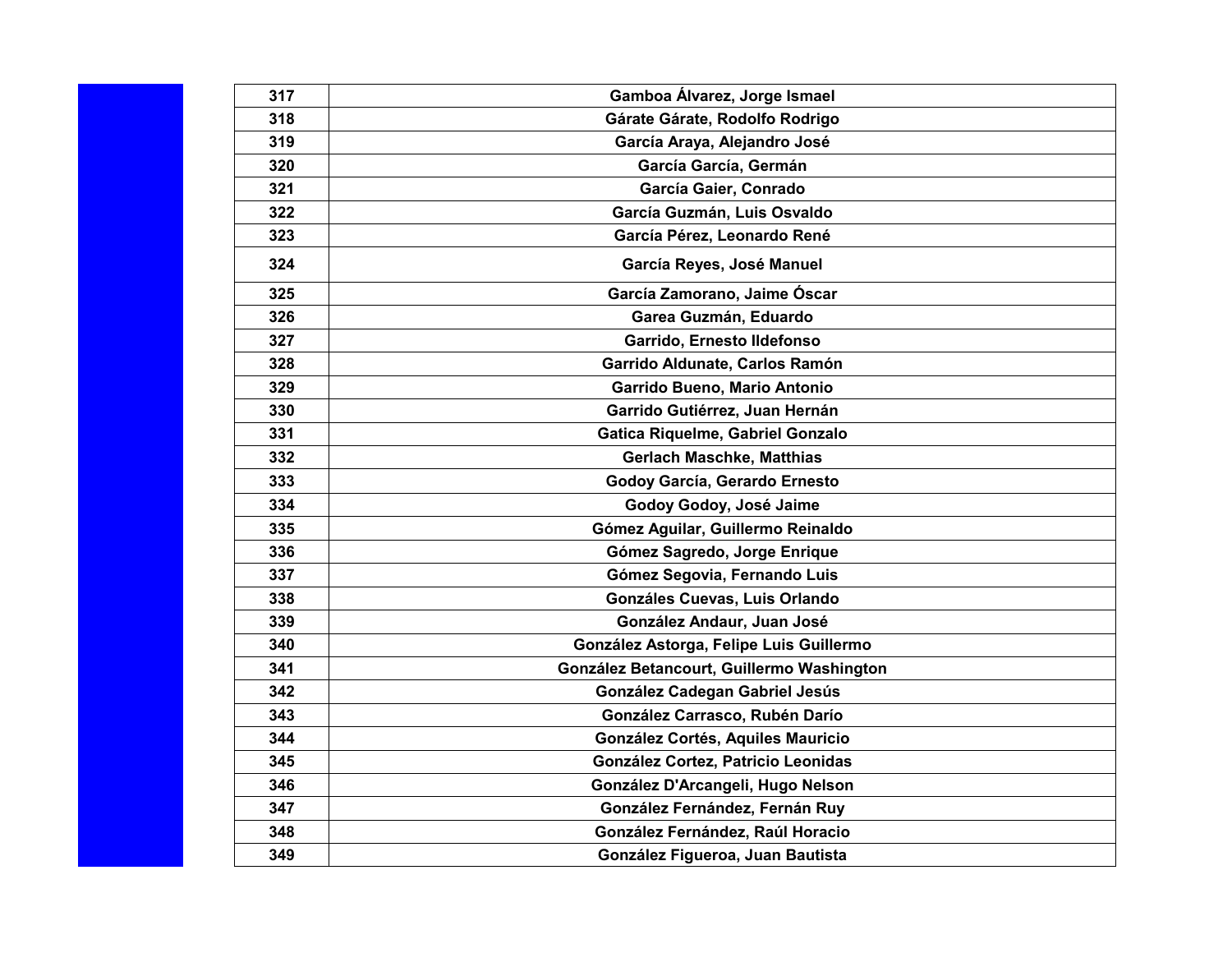| 317 | Gamboa Álvarez, Jorge Ismael |
|---|---|
| 318 | Gárate Gárate, Rodolfo Rodrigo |
| 319 | García Araya, Alejandro José |
| 320 | García García, Germán |
| 321 | García Gaier, Conrado |
| 322 | García Guzmán, Luis Osvaldo |
| 323 | García Pérez, Leonardo René |
| 324 | García Reyes, José Manuel |
| 325 | García Zamorano, Jaime Óscar |
| 326 | Garea Guzmán, Eduardo |
| 327 | Garrido, Ernesto Ildefonso |
| 328 | Garrido Aldunate, Carlos Ramón |
| 329 | Garrido Bueno, Mario Antonio |
| 330 | Garrido Gutiérrez, Juan Hernán |
| 331 | Gatica Riquelme, Gabriel Gonzalo |
| 332 | Gerlach Maschke, Matthias |
| 333 | Godoy García, Gerardo Ernesto |
| 334 | Godoy Godoy, José Jaime |
| 335 | Gómez Aguilar, Guillermo Reinaldo |
| 336 | Gómez Sagredo, Jorge Enrique |
| 337 | Gómez Segovia, Fernando Luis |
| 338 | Gonzáles Cuevas, Luis Orlando |
| 339 | González Andaur, Juan José |
| 340 | González Astorga, Felipe Luis Guillermo |
| 341 | González Betancourt, Guillermo Washington |
| 342 | González Cadegan Gabriel Jesús |
| 343 | González Carrasco, Rubén Darío |
| 344 | González Cortés, Aquiles Mauricio |
| 345 | González Cortez, Patricio Leonidas |
| 346 | González D'Arcangeli, Hugo Nelson |
| 347 | González Fernández, Fernán Ruy |
| 348 | González Fernández, Raúl Horacio |
| 349 | González Figueroa, Juan Bautista |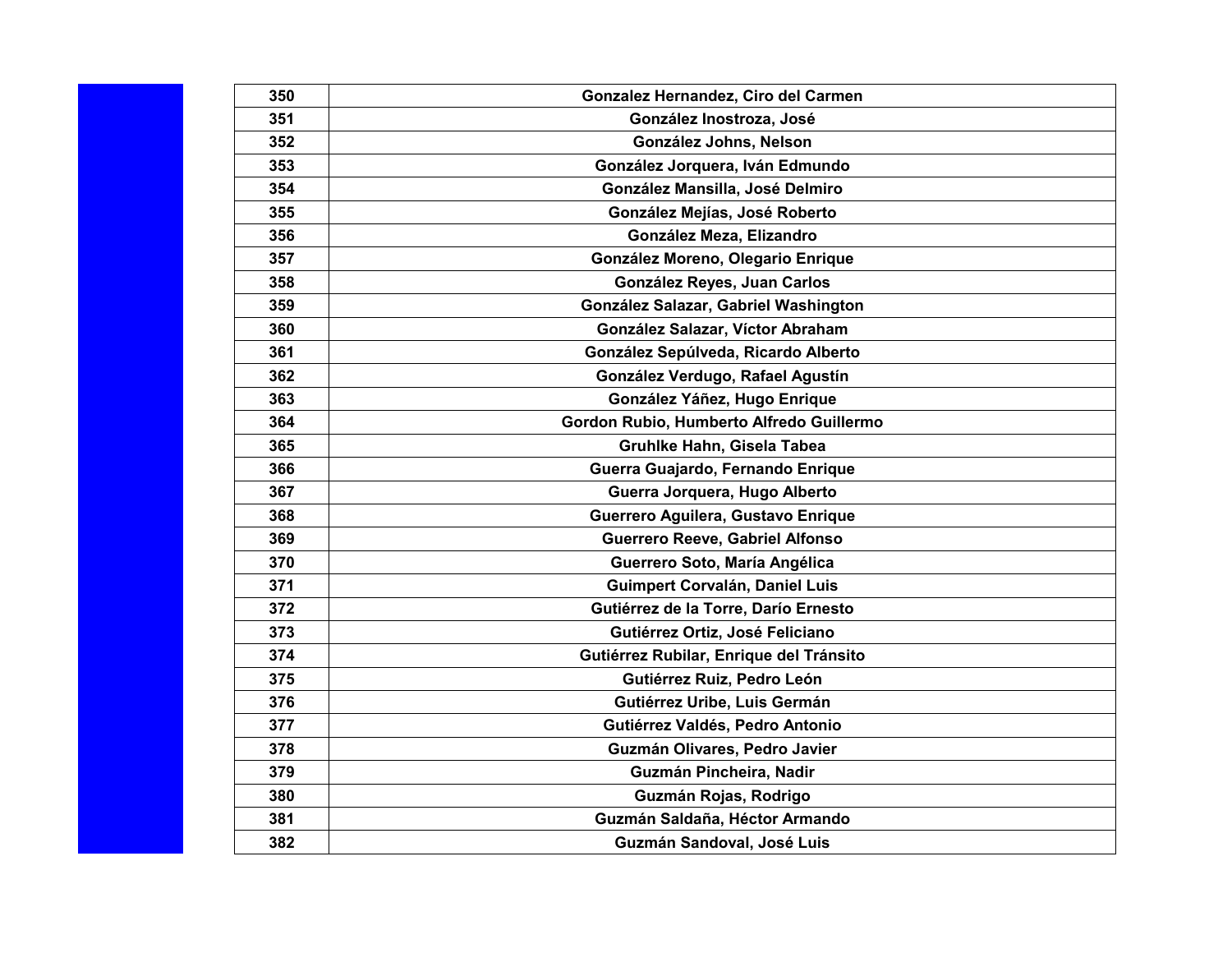| 350 | Gonzalez Hernandez, Ciro del Carmen |
|---|---|
| 351 | González Inostroza, José |
| 352 | González Johns, Nelson |
| 353 | González Jorquera, Iván Edmundo |
| 354 | González Mansilla, José Delmiro |
| 355 | González Mejías, José Roberto |
| 356 | González Meza, Elizandro |
| 357 | González Moreno, Olegario Enrique |
| 358 | González Reyes, Juan Carlos |
| 359 | González Salazar, Gabriel Washington |
| 360 | González Salazar, Víctor Abraham |
| 361 | González Sepúlveda, Ricardo Alberto |
| 362 | González Verdugo, Rafael Agustín |
| 363 | González Yáñez, Hugo Enrique |
| 364 | Gordon Rubio, Humberto Alfredo Guillermo |
| 365 | Gruhlke Hahn, Gisela Tabea |
| 366 | Guerra Guajardo, Fernando Enrique |
| 367 | Guerra Jorquera, Hugo Alberto |
| 368 | Guerrero Aguilera, Gustavo Enrique |
| 369 | Guerrero Reeve, Gabriel Alfonso |
| 370 | Guerrero Soto, María Angélica |
| 371 | Guimpert Corvalán, Daniel Luis |
| 372 | Gutiérrez de la Torre, Darío Ernesto |
| 373 | Gutiérrez Ortiz, José Feliciano |
| 374 | Gutiérrez Rubilar, Enrique del Tránsito |
| 375 | Gutiérrez Ruiz, Pedro León |
| 376 | Gutiérrez Uribe, Luis Germán |
| 377 | Gutiérrez Valdés, Pedro Antonio |
| 378 | Guzmán Olivares, Pedro Javier |
| 379 | Guzmán Pincheira, Nadir |
| 380 | Guzmán Rojas, Rodrigo |
| 381 | Guzmán Saldaña, Héctor Armando |
| 382 | Guzmán Sandoval, José Luis |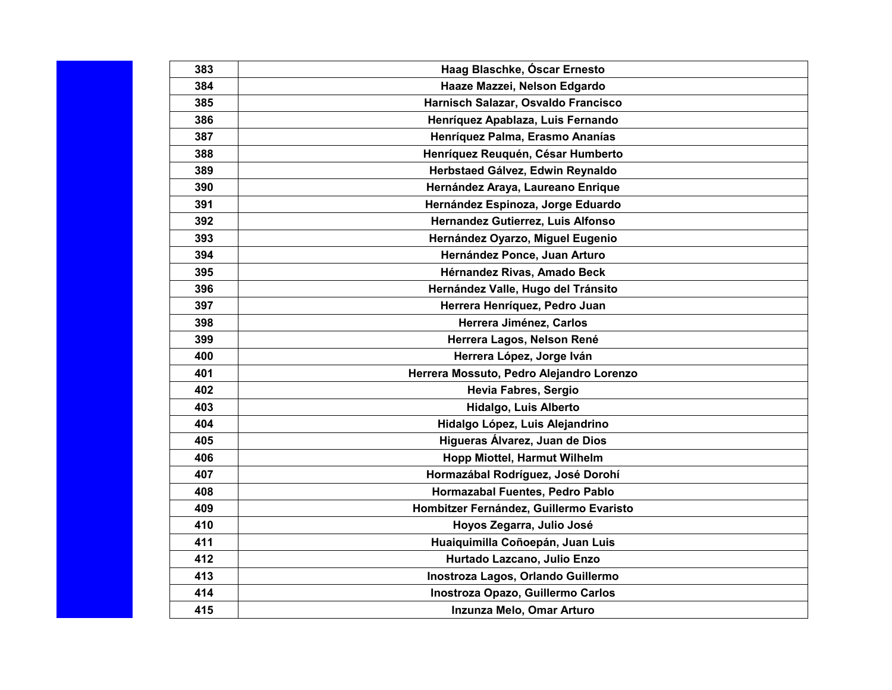| 383 | Haag Blaschke, Óscar Ernesto |
|---|---|
| 384 | Haaze Mazzei, Nelson Edgardo |
| 385 | Harnisch Salazar, Osvaldo Francisco |
| 386 | Henríquez Apablaza, Luis Fernando |
| 387 | Henríquez Palma, Erasmo Ananías |
| 388 | Henríquez Reuquén, César Humberto |
| 389 | Herbstaed Gálvez, Edwin Reynaldo |
| 390 | Hernández Araya, Laureano Enrique |
| 391 | Hernández Espinoza, Jorge Eduardo |
| 392 | Hernandez Gutierrez, Luis Alfonso |
| 393 | Hernández Oyarzo, Miguel Eugenio |
| 394 | Hernández Ponce, Juan Arturo |
| 395 | Hérnandez Rivas, Amado Beck |
| 396 | Hernández Valle, Hugo del Tránsito |
| 397 | Herrera Henríquez, Pedro Juan |
| 398 | Herrera Jiménez, Carlos |
| 399 | Herrera Lagos, Nelson René |
| 400 | Herrera López, Jorge Iván |
| 401 | Herrera Mossuto, Pedro Alejandro Lorenzo |
| 402 | Hevia Fabres, Sergio |
| 403 | Hidalgo, Luis Alberto |
| 404 | Hidalgo López, Luis Alejandrino |
| 405 | Higueras Álvarez, Juan de Dios |
| 406 | Hopp Miottel, Harmut Wilhelm |
| 407 | Hormazábal Rodríguez, José Dorohí |
| 408 | Hormazabal Fuentes, Pedro Pablo |
| 409 | Hombitzer Fernández, Guillermo Evaristo |
| 410 | Hoyos Zegarra, Julio José |
| 411 | Huaiquimilla Coñoepán, Juan Luis |
| 412 | Hurtado Lazcano, Julio Enzo |
| 413 | Inostroza Lagos, Orlando Guillermo |
| 414 | Inostroza Opazo, Guillermo Carlos |
| 415 | Inzunza Melo, Omar Arturo |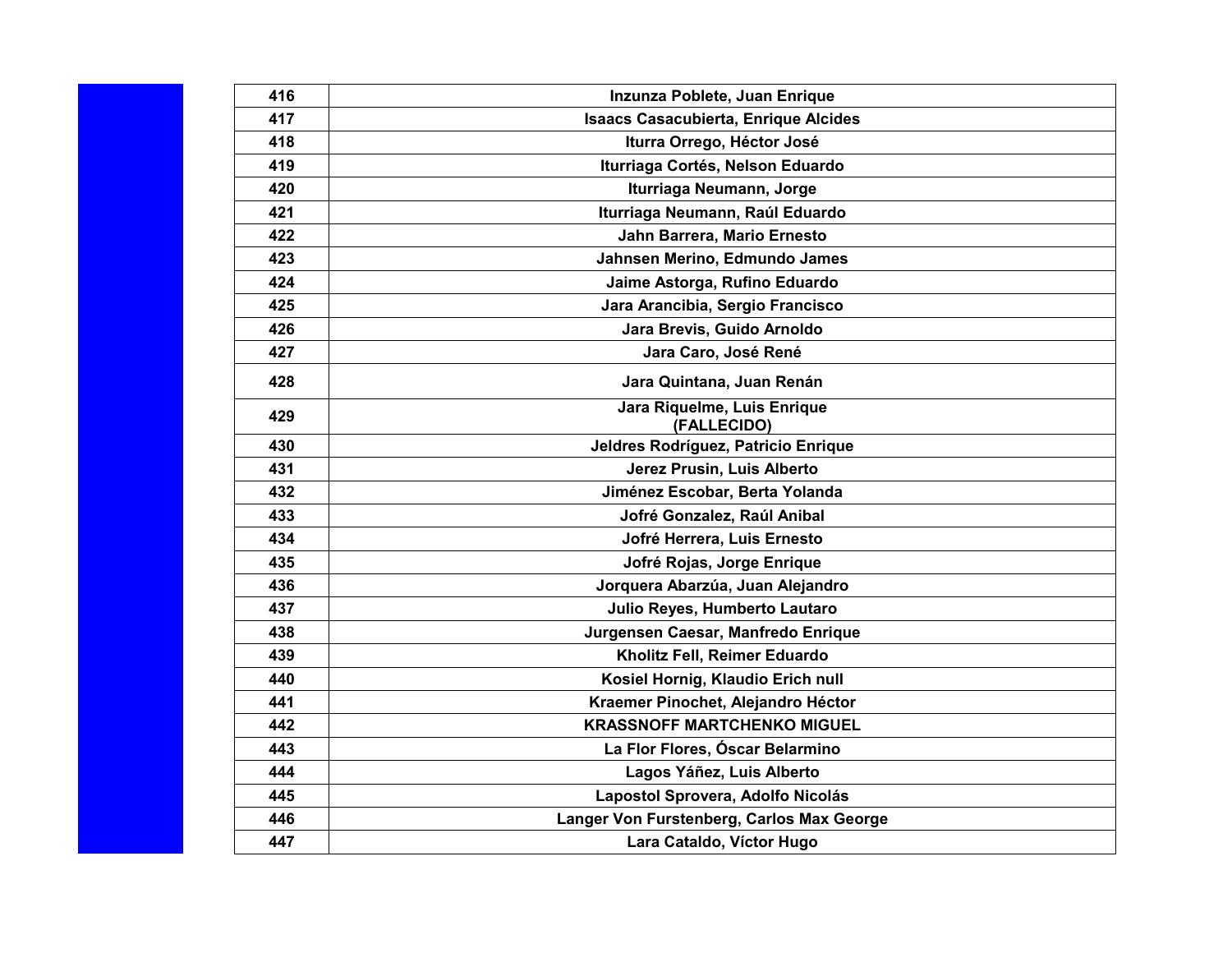| 416 | Inzunza Poblete, Juan Enrique |
|---|---|
| 417 | Isaacs Casacubierta, Enrique Alcides |
| 418 | Iturra Orrego, Héctor José |
| 419 | Iturriaga Cortés, Nelson Eduardo |
| 420 | Iturriaga Neumann, Jorge |
| 421 | Iturriaga Neumann, Raúl Eduardo |
| 422 | Jahn Barrera, Mario Ernesto |
| 423 | Jahnsen Merino, Edmundo James |
| 424 | Jaime Astorga, Rufino Eduardo |
| 425 | Jara Arancibia, Sergio Francisco |
| 426 | Jara Brevis, Guido Arnoldo |
| 427 | Jara Caro, José René |
| 428 | Jara Quintana, Juan Renán |
| 429 | Jara Riquelme, Luis Enrique (FALLECIDO) |
| 430 | Jeldres Rodríguez, Patricio Enrique |
| 431 | Jerez Prusin, Luis Alberto |
| 432 | Jiménez Escobar, Berta Yolanda |
| 433 | Jofré Gonzalez, Raúl Anibal |
| 434 | Jofré Herrera, Luis Ernesto |
| 435 | Jofré Rojas, Jorge Enrique |
| 436 | Jorquera Abarzúa, Juan Alejandro |
| 437 | Julio Reyes, Humberto Lautaro |
| 438 | Jurgensen Caesar, Manfredo Enrique |
| 439 | Kholitz Fell, Reimer Eduardo |
| 440 | Kosiel Hornig, Klaudio Erich null |
| 441 | Kraemer Pinochet, Alejandro Héctor |
| 442 | KRASSNOFF MARTCHENKO MIGUEL |
| 443 | La Flor Flores, Óscar Belarmino |
| 444 | Lagos Yáñez, Luis Alberto |
| 445 | Lapostol Sprovera, Adolfo Nicolás |
| 446 | Langer Von Furstenberg, Carlos Max George |
| 447 | Lara Cataldo, Víctor Hugo |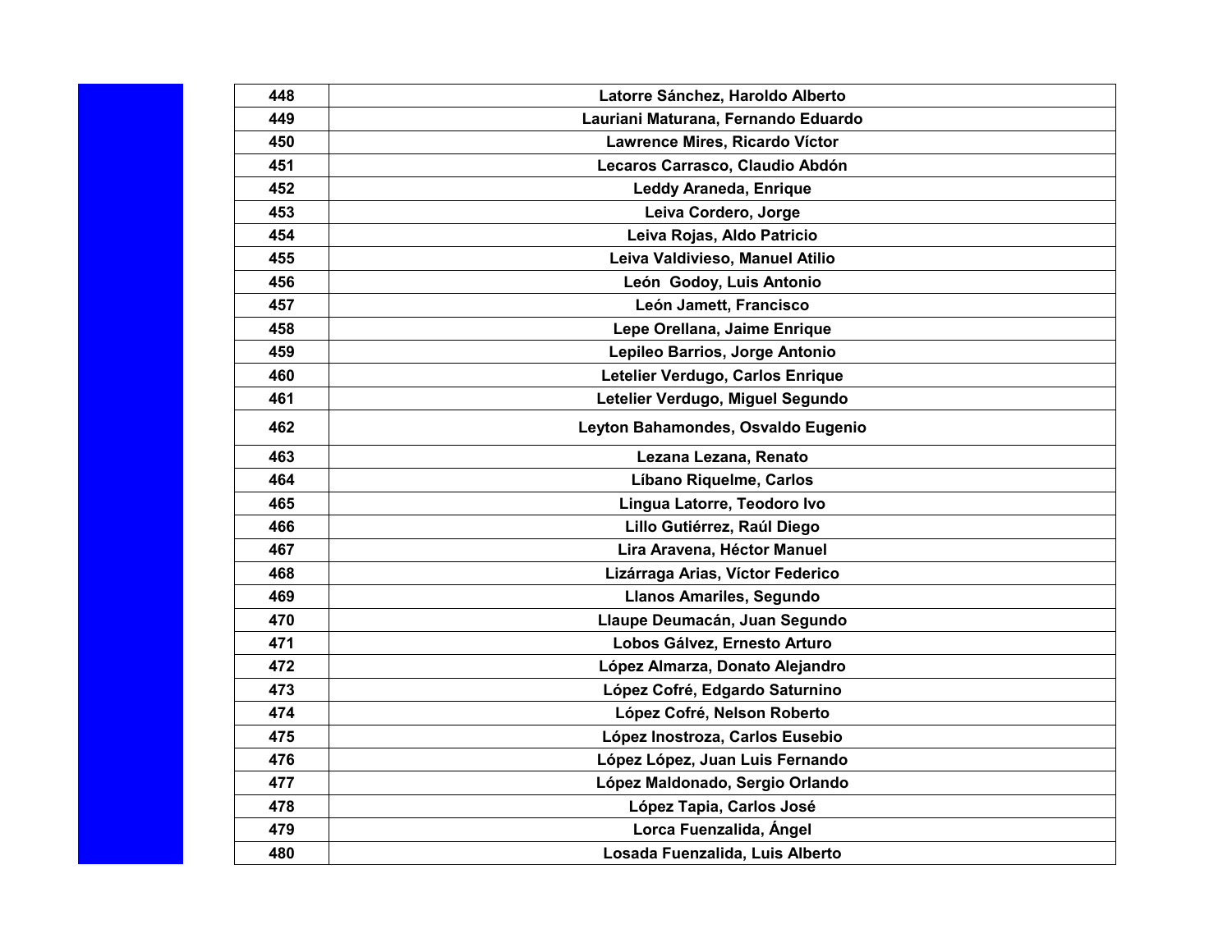| | |
|---|---|
| 448 | Latorre Sánchez, Haroldo Alberto |
| 449 | Lauriani Maturana, Fernando Eduardo |
| 450 | Lawrence Mires, Ricardo Víctor |
| 451 | Lecaros Carrasco, Claudio Abdón |
| 452 | Leddy Araneda, Enrique |
| 453 | Leiva Cordero, Jorge |
| 454 | Leiva Rojas, Aldo Patricio |
| 455 | Leiva Valdivieso, Manuel Atilio |
| 456 | León Godoy, Luis Antonio |
| 457 | León Jamett, Francisco |
| 458 | Lepe Orellana, Jaime Enrique |
| 459 | Lepileo Barrios, Jorge Antonio |
| 460 | Letelier Verdugo, Carlos Enrique |
| 461 | Letelier Verdugo, Miguel Segundo |
| 462 | Leyton Bahamondes, Osvaldo Eugenio |
| 463 | Lezana Lezana, Renato |
| 464 | Líbano Riquelme, Carlos |
| 465 | Lingua Latorre, Teodoro Ivo |
| 466 | Lillo Gutiérrez, Raúl Diego |
| 467 | Lira Aravena, Héctor Manuel |
| 468 | Lizárraga Arias, Víctor Federico |
| 469 | Llanos Amariles, Segundo |
| 470 | Llaupe Deumacán, Juan Segundo |
| 471 | Lobos Gálvez, Ernesto Arturo |
| 472 | López Almarza, Donato Alejandro |
| 473 | López Cofré, Edgardo Saturnino |
| 474 | López Cofré, Nelson Roberto |
| 475 | López Inostroza, Carlos Eusebio |
| 476 | López López, Juan Luis Fernando |
| 477 | López Maldonado, Sergio Orlando |
| 478 | López Tapia, Carlos José |
| 479 | Lorca Fuenzalida, Ángel |
| 480 | Losada Fuenzalida, Luis Alberto |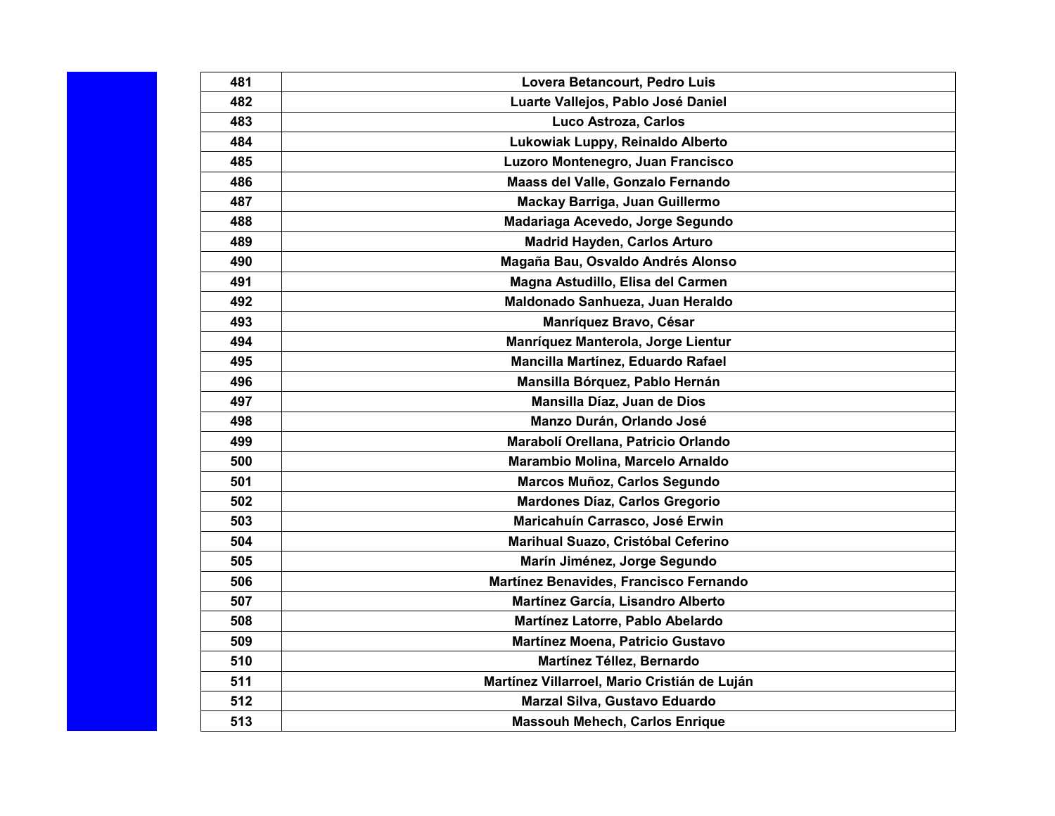| 481 | Lovera Betancourt, Pedro Luis |
|---|---|
| 482 | Luarte Vallejos, Pablo José Daniel |
| 483 | Luco Astroza, Carlos |
| 484 | Lukowiak Luppy, Reinaldo Alberto |
| 485 | Luzoro Montenegro, Juan Francisco |
| 486 | Maass del Valle, Gonzalo Fernando |
| 487 | Mackay Barriga, Juan Guillermo |
| 488 | Madariaga Acevedo, Jorge Segundo |
| 489 | Madrid Hayden, Carlos Arturo |
| 490 | Magaña Bau, Osvaldo Andrés Alonso |
| 491 | Magna Astudillo, Elisa del Carmen |
| 492 | Maldonado Sanhueza, Juan Heraldo |
| 493 | Manríquez Bravo, César |
| 494 | Manríquez Manterola, Jorge Lientur |
| 495 | Mancilla Martínez, Eduardo Rafael |
| 496 | Mansilla Bórquez, Pablo Hernán |
| 497 | Mansilla Díaz, Juan de Dios |
| 498 | Manzo Durán, Orlando José |
| 499 | Maraboli Orellana, Patricio Orlando |
| 500 | Marambio Molina, Marcelo Arnaldo |
| 501 | Marcos Muñoz, Carlos Segundo |
| 502 | Mardones Díaz, Carlos Gregorio |
| 503 | Maricahuín Carrasco, José Erwin |
| 504 | Marihual Suazo, Cristóbal Ceferino |
| 505 | Marín Jiménez, Jorge Segundo |
| 506 | Martínez Benavides, Francisco Fernando |
| 507 | Martínez García, Lisandro Alberto |
| 508 | Martínez Latorre, Pablo Abelardo |
| 509 | Martínez Moena, Patricio Gustavo |
| 510 | Martínez Téllez, Bernardo |
| 511 | Martínez Villarroel, Mario Cristián de Luján |
| 512 | Marzal Silva, Gustavo Eduardo |
| 513 | Massouh Mehech, Carlos Enrique |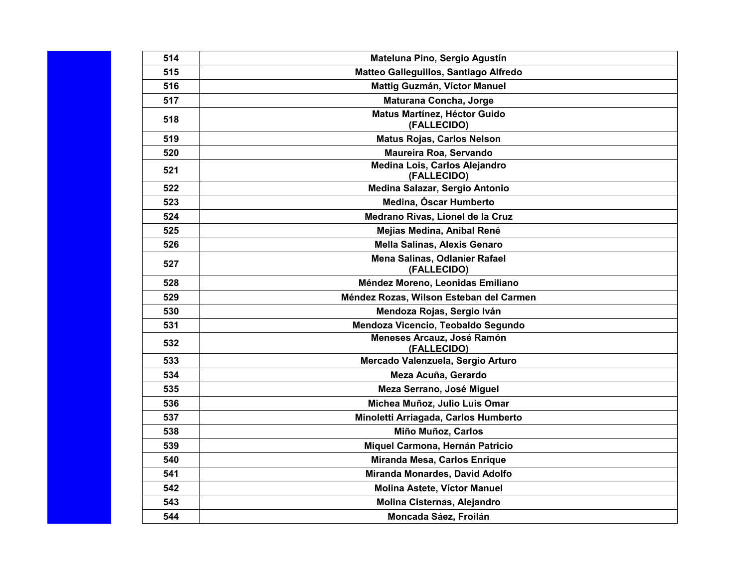| | |
|---|---|
| 514 | Mateluna Pino, Sergio Agustín |
| 515 | Matteo Galleguillos, Santiago Alfredo |
| 516 | Mattig Guzmán, Víctor Manuel |
| 517 | Maturana Concha, Jorge |
| 518 | Matus Martínez, Héctor Guido (FALLECIDO) |
| 519 | Matus Rojas, Carlos Nelson |
| 520 | Maureira Roa, Servando |
| 521 | Medina Lois, Carlos Alejandro (FALLECIDO) |
| 522 | Medina Salazar, Sergio Antonio |
| 523 | Medina, Óscar Humberto |
| 524 | Medrano Rivas, Lionel de la Cruz |
| 525 | Mejías Medina, Aníbal René |
| 526 | Mella Salinas, Alexis Genaro |
| 527 | Mena Salinas, Odlanier Rafael (FALLECIDO) |
| 528 | Méndez Moreno, Leonidas Emiliano |
| 529 | Méndez Rozas, Wilson Esteban del Carmen |
| 530 | Mendoza Rojas, Sergio Iván |
| 531 | Mendoza Vicencio, Teobaldo Segundo |
| 532 | Meneses Arcauz, José Ramón (FALLECIDO) |
| 533 | Mercado Valenzuela, Sergio Arturo |
| 534 | Meza Acuña, Gerardo |
| 535 | Meza Serrano, José Miguel |
| 536 | Michea Muñoz, Julio Luis Omar |
| 537 | Minoletti Arriagada, Carlos Humberto |
| 538 | Miño Muñoz, Carlos |
| 539 | Miquel Carmona, Hernán Patricio |
| 540 | Miranda Mesa, Carlos Enrique |
| 541 | Miranda Monardes, David Adolfo |
| 542 | Molina Astete, Víctor Manuel |
| 543 | Molina Cisternas, Alejandro |
| 544 | Moncada Sáez, Froilán |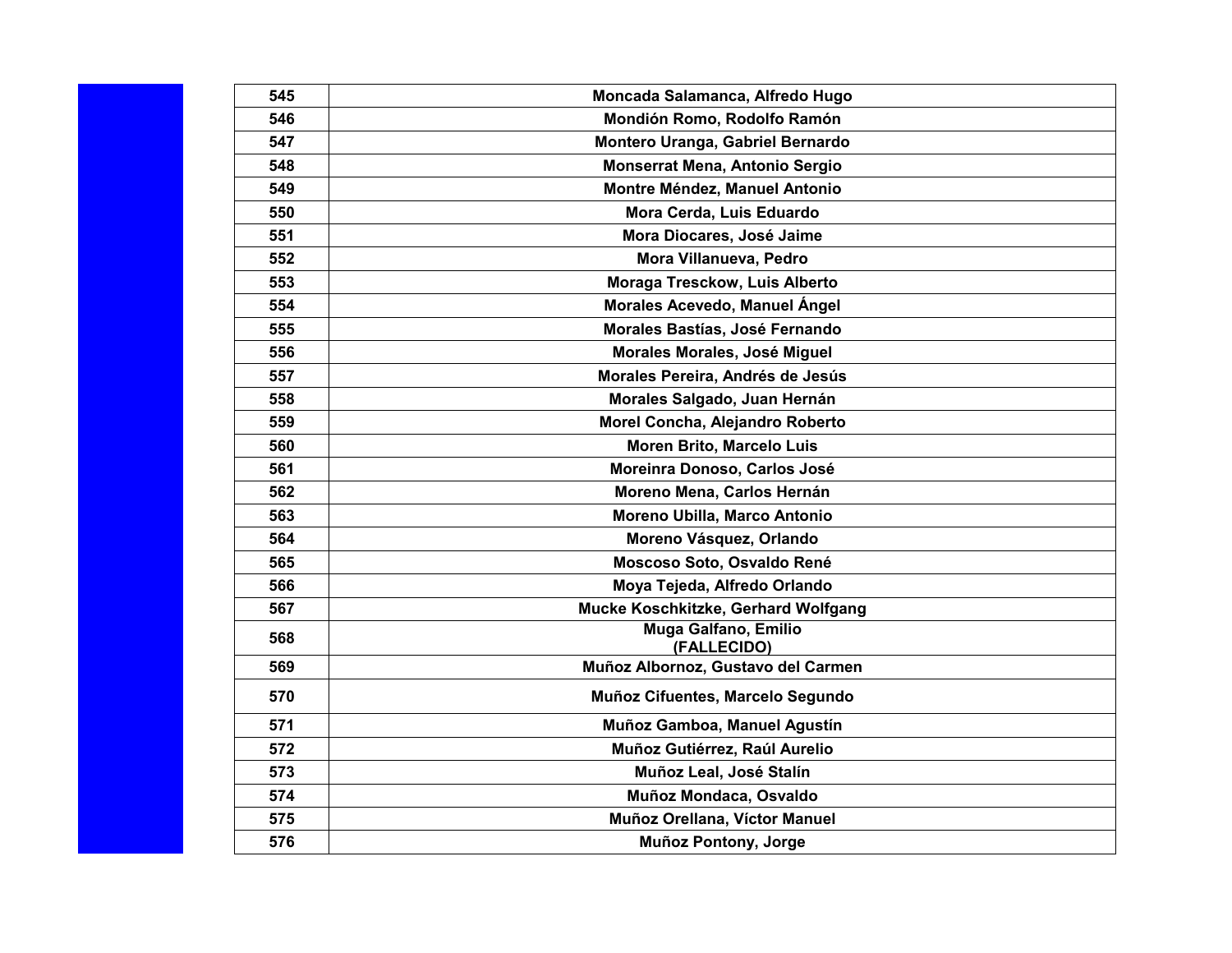| 545 | Moncada Salamanca, Alfredo Hugo |
| --- | --- |
| 546 | Mondión Romo, Rodolfo Ramón |
| 547 | Montero Uranga, Gabriel Bernardo |
| 548 | Monserrat Mena, Antonio Sergio |
| 549 | Montre Méndez, Manuel Antonio |
| 550 | Mora Cerda, Luis Eduardo |
| 551 | Mora Diocares, José Jaime |
| 552 | Mora Villanueva, Pedro |
| 553 | Moraga Tresckow, Luis Alberto |
| 554 | Morales Acevedo, Manuel Ángel |
| 555 | Morales Bastías, José Fernando |
| 556 | Morales Morales, José Miguel |
| 557 | Morales Pereira, Andrés de Jesús |
| 558 | Morales Salgado, Juan Hernán |
| 559 | Morel Concha, Alejandro Roberto |
| 560 | Moren Brito, Marcelo Luis |
| 561 | Moreinra Donoso, Carlos José |
| 562 | Moreno Mena, Carlos Hernán |
| 563 | Moreno Ubilla, Marco Antonio |
| 564 | Moreno Vásquez, Orlando |
| 565 | Moscoso Soto, Osvaldo René |
| 566 | Moya Tejeda, Alfredo Orlando |
| 567 | Mucke Koschkitzke, Gerhard Wolfgang |
| 568 | Muga Galfano, Emilio (FALLECIDO) |
| 569 | Muñoz Albornoz, Gustavo del Carmen |
| 570 | Muñoz Cifuentes, Marcelo Segundo |
| 571 | Muñoz Gamboa, Manuel Agustín |
| 572 | Muñoz Gutiérrez, Raúl Aurelio |
| 573 | Muñoz Leal, José Stalín |
| 574 | Muñoz Mondaca, Osvaldo |
| 575 | Muñoz Orellana, Víctor Manuel |
| 576 | Muñoz Pontony, Jorge |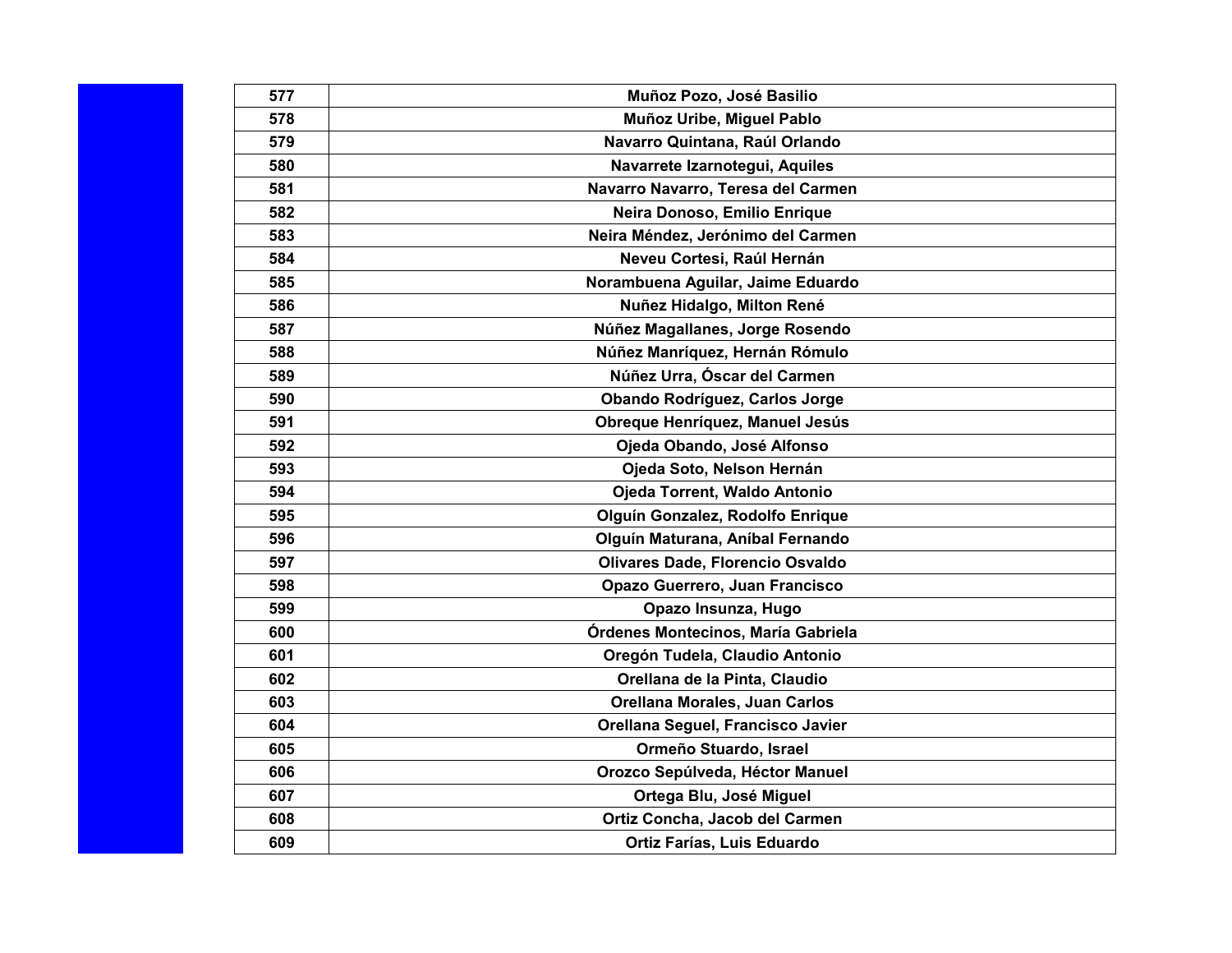| 577 | Muñoz Pozo, José Basilio |
|---|---|
| 578 | Muñoz Uribe, Miguel Pablo |
| 579 | Navarro Quintana, Raúl Orlando |
| 580 | Navarrete Izarnotegui, Aquiles |
| 581 | Navarro Navarro, Teresa del Carmen |
| 582 | Neira Donoso, Emilio Enrique |
| 583 | Neira Méndez, Jerónimo del Carmen |
| 584 | Neveu Cortesi, Raúl Hernán |
| 585 | Norambuena Aguilar, Jaime Eduardo |
| 586 | Nuñez Hidalgo, Milton René |
| 587 | Núñez Magallanes, Jorge Rosendo |
| 588 | Núñez Manríquez, Hernán Rómulo |
| 589 | Núñez Urra, Óscar del Carmen |
| 590 | Obando Rodríguez, Carlos Jorge |
| 591 | Obreque Henríquez, Manuel Jesús |
| 592 | Ojeda Obando, José Alfonso |
| 593 | Ojeda Soto, Nelson Hernán |
| 594 | Ojeda Torrent, Waldo Antonio |
| 595 | Olguín Gonzalez, Rodolfo Enrique |
| 596 | Olguín Maturana, Aníbal Fernando |
| 597 | Olivares Dade, Florencio Osvaldo |
| 598 | Opazo Guerrero, Juan Francisco |
| 599 | Opazo Insunza, Hugo |
| 600 | Órdenes Montecinos, María Gabriela |
| 601 | Oregón Tudela, Claudio Antonio |
| 602 | Orellana de la Pinta, Claudio |
| 603 | Orellana Morales, Juan Carlos |
| 604 | Orellana Seguel, Francisco Javier |
| 605 | Ormeño Stuardo, Israel |
| 606 | Orozco Sepúlveda, Héctor Manuel |
| 607 | Ortega Blu, José Miguel |
| 608 | Ortiz Concha, Jacob del Carmen |
| 609 | Ortiz Farías, Luis Eduardo |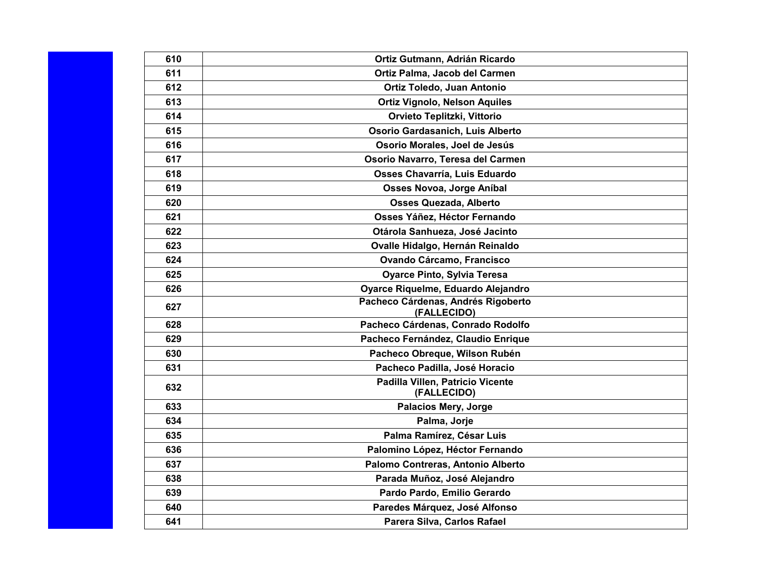| 610 | Ortiz Gutmann, Adrián Ricardo |
|---|---|
| 611 | Ortiz Palma, Jacob del Carmen |
| 612 | Ortiz Toledo, Juan Antonio |
| 613 | Ortiz Vignolo, Nelson Aquiles |
| 614 | Orvieto Teplitzki, Vittorio |
| 615 | Osorio Gardasanich, Luis Alberto |
| 616 | Osorio Morales, Joel de Jesús |
| 617 | Osorio Navarro, Teresa del Carmen |
| 618 | Osses Chavarría, Luis Eduardo |
| 619 | Osses Novoa, Jorge Aníbal |
| 620 | Osses Quezada, Alberto |
| 621 | Osses Yáñez, Héctor Fernando |
| 622 | Otárola Sanhueza, José Jacinto |
| 623 | Ovalle Hidalgo, Hernán Reinaldo |
| 624 | Ovando Cárcamo, Francisco |
| 625 | Oyarce Pinto, Sylvia Teresa |
| 626 | Oyarce Riquelme, Eduardo Alejandro |
| 627 | Pacheco Cárdenas, Andrés Rigoberto (FALLECIDO) |
| 628 | Pacheco Cárdenas, Conrado Rodolfo |
| 629 | Pacheco Fernández, Claudio Enrique |
| 630 | Pacheco Obreque, Wilson Rubén |
| 631 | Pacheco Padilla, José Horacio |
| 632 | Padilla Villen, Patricio Vicente (FALLECIDO) |
| 633 | Palacios Mery, Jorge |
| 634 | Palma, Jorje |
| 635 | Palma Ramírez, César Luis |
| 636 | Palomino López, Héctor Fernando |
| 637 | Palomo Contreras, Antonio Alberto |
| 638 | Parada Muñoz, José Alejandro |
| 639 | Pardo Pardo, Emilio Gerardo |
| 640 | Paredes Márquez, José Alfonso |
| 641 | Parera Silva, Carlos Rafael |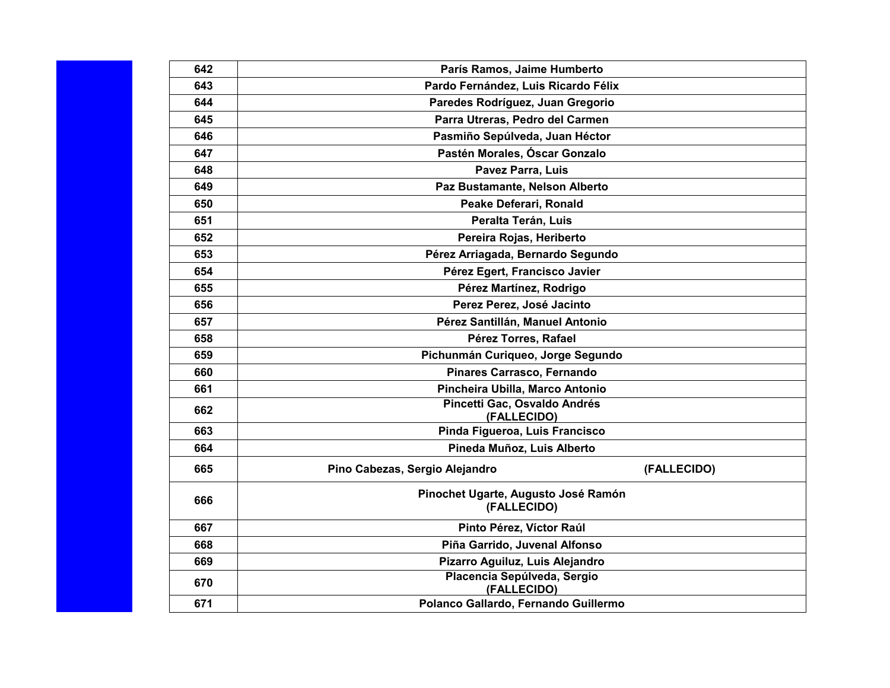| 642 | París Ramos, Jaime Humberto |
|---|---|
| 643 | Pardo Fernández, Luis Ricardo Félix |
| 644 | Paredes Rodríguez, Juan Gregorio |
| 645 | Parra Utreras, Pedro del Carmen |
| 646 | Pasmiño Sepúlveda, Juan Héctor |
| 647 | Pastén Morales, Óscar Gonzalo |
| 648 | Pavez Parra, Luis |
| 649 | Paz Bustamante, Nelson Alberto |
| 650 | Peake Deferari, Ronald |
| 651 | Peralta Terán, Luis |
| 652 | Pereira Rojas, Heriberto |
| 653 | Pérez Arriagada, Bernardo Segundo |
| 654 | Pérez Egert, Francisco Javier |
| 655 | Pérez Martínez, Rodrigo |
| 656 | Perez Perez, José Jacinto |
| 657 | Pérez Santillán, Manuel Antonio |
| 658 | Pérez Torres, Rafael |
| 659 | Pichunmán Curiqueo, Jorge Segundo |
| 660 | Pinares Carrasco, Fernando |
| 661 | Pincheira Ubilla, Marco Antonio |
| 662 | Pincetti Gac, Osvaldo Andrés (FALLECIDO) |
| 663 | Pinda Figueroa, Luis Francisco |
| 664 | Pineda Muñoz, Luis Alberto |
| 665 | Pino Cabezas, Sergio Alejandro (FALLECIDO) |
| 666 | Pinochet Ugarte, Augusto José Ramón (FALLECIDO) |
| 667 | Pinto Pérez, Víctor Raúl |
| 668 | Piña Garrido, Juvenal Alfonso |
| 669 | Pizarro Aguiluz, Luis Alejandro |
| 670 | Placencia Sepúlveda, Sergio (FALLECIDO) |
| 671 | Polanco Gallardo, Fernando Guillermo |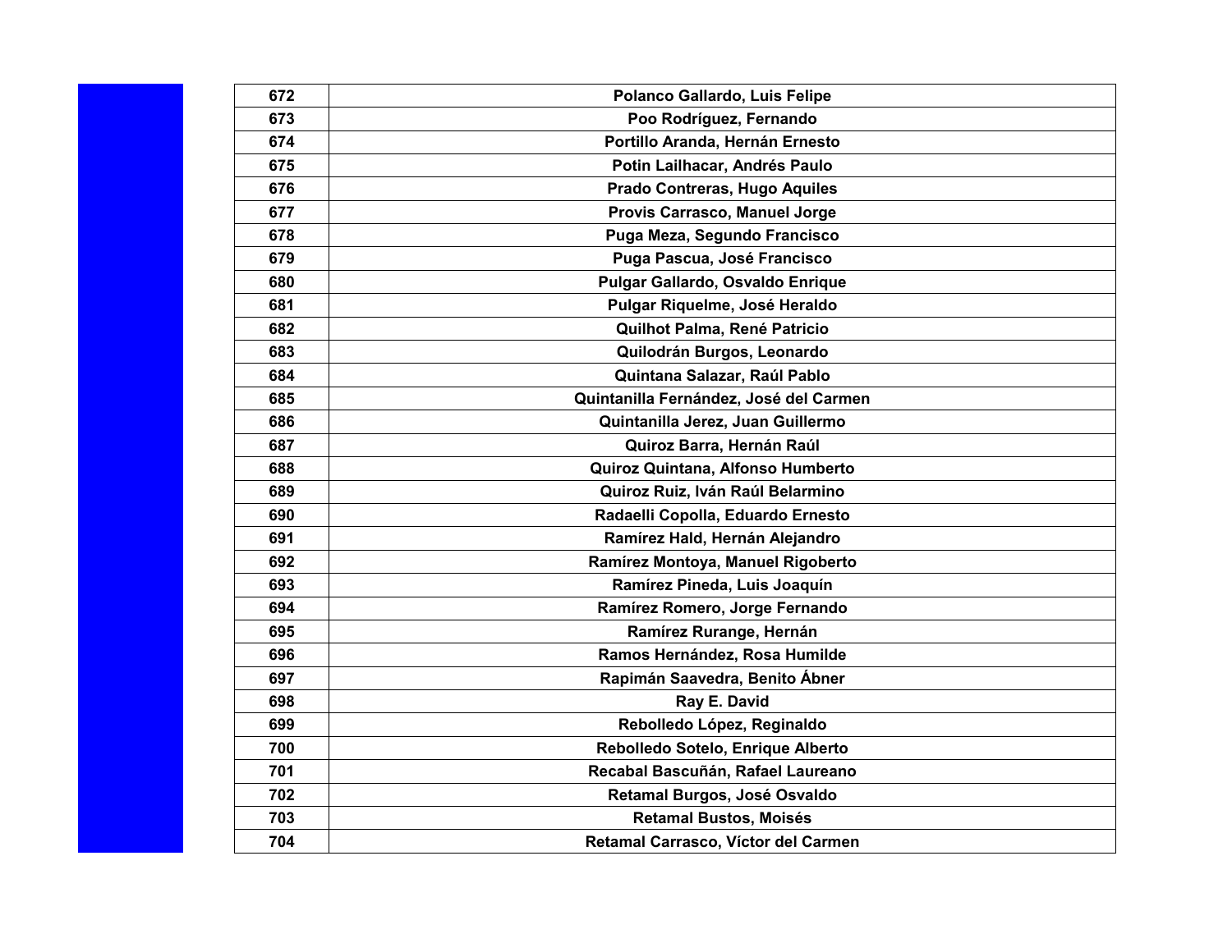| 672 | Polanco Gallardo, Luis Felipe |
|---|---|
| 673 | Poo Rodríguez, Fernando |
| 674 | Portillo Aranda, Hernán Ernesto |
| 675 | Potin Lailhacar, Andrés Paulo |
| 676 | Prado Contreras, Hugo Aquiles |
| 677 | Provis Carrasco, Manuel Jorge |
| 678 | Puga Meza, Segundo Francisco |
| 679 | Puga Pascua, José Francisco |
| 680 | Pulgar Gallardo, Osvaldo Enrique |
| 681 | Pulgar Riquelme, José Heraldo |
| 682 | Quilhot Palma, René Patricio |
| 683 | Quilodrán Burgos, Leonardo |
| 684 | Quintana Salazar, Raúl Pablo |
| 685 | Quintanilla Fernández, José del Carmen |
| 686 | Quintanilla Jerez, Juan Guillermo |
| 687 | Quiroz Barra, Hernán Raúl |
| 688 | Quiroz Quintana, Alfonso Humberto |
| 689 | Quiroz Ruiz, Iván Raúl Belarmino |
| 690 | Radaelli Copolla, Eduardo Ernesto |
| 691 | Ramírez Hald, Hernán Alejandro |
| 692 | Ramírez Montoya, Manuel Rigoberto |
| 693 | Ramírez Pineda, Luis Joaquín |
| 694 | Ramírez Romero, Jorge Fernando |
| 695 | Ramírez Rurange, Hernán |
| 696 | Ramos Hernández, Rosa Humilde |
| 697 | Rapimán Saavedra, Benito Ábner |
| 698 | Ray E. David |
| 699 | Rebolledo López, Reginaldo |
| 700 | Rebolledo Sotelo, Enrique Alberto |
| 701 | Recabal Bascuñán, Rafael Laureano |
| 702 | Retamal Burgos, José Osvaldo |
| 703 | Retamal Bustos, Moisés |
| 704 | Retamal Carrasco, Víctor del Carmen |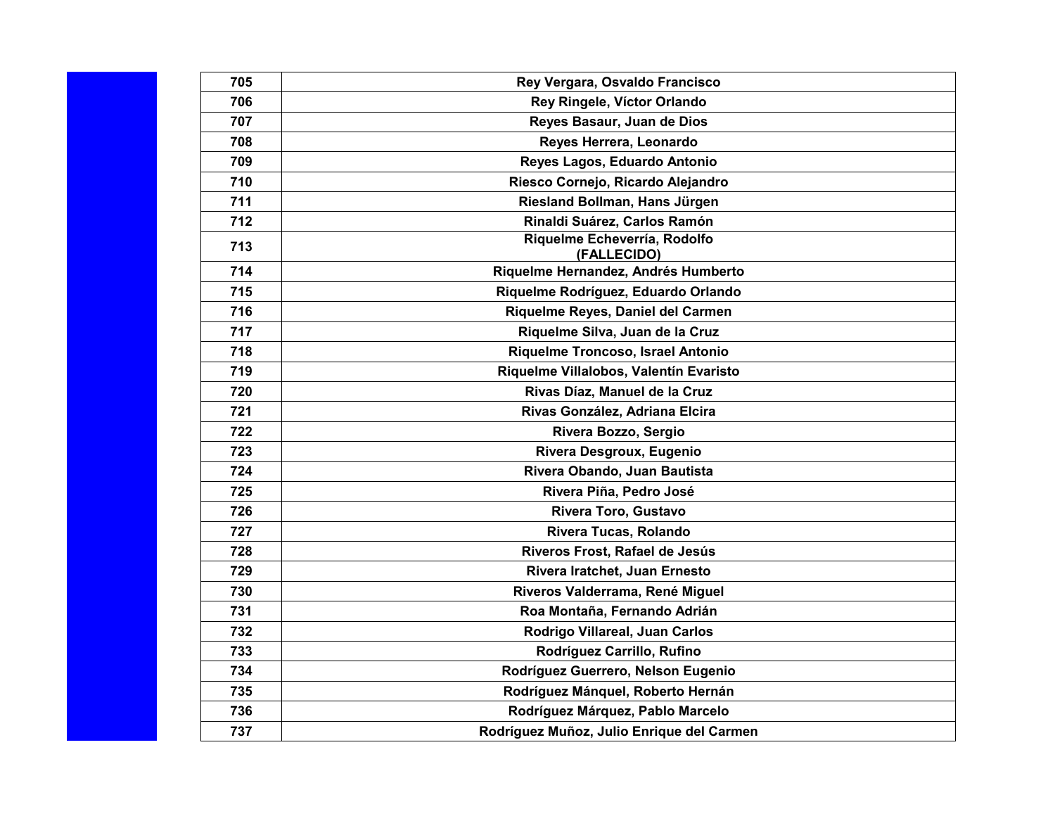| 705 | Rey Vergara, Osvaldo Francisco |
|---|---|
| 706 | Rey Ringele, Víctor Orlando |
| 707 | Reyes Basaur, Juan de Dios |
| 708 | Reyes Herrera, Leonardo |
| 709 | Reyes Lagos, Eduardo Antonio |
| 710 | Riesco Cornejo, Ricardo Alejandro |
| 711 | Riesland Bollman, Hans Jürgen |
| 712 | Rinaldi Suárez, Carlos Ramón |
| 713 | Riquelme Echeverría, Rodolfo (FALLECIDO) |
| 714 | Riquelme Hernandez, Andrés Humberto |
| 715 | Riquelme Rodríguez, Eduardo Orlando |
| 716 | Riquelme Reyes, Daniel del Carmen |
| 717 | Riquelme Silva, Juan de la Cruz |
| 718 | Riquelme Troncoso, Israel Antonio |
| 719 | Riquelme Villalobos, Valentín Evaristo |
| 720 | Rivas Díaz, Manuel de la Cruz |
| 721 | Rivas González, Adriana Elcira |
| 722 | Rivera Bozzo, Sergio |
| 723 | Rivera Desgroux, Eugenio |
| 724 | Rivera Obando, Juan Bautista |
| 725 | Rivera Piña, Pedro José |
| 726 | Rivera Toro, Gustavo |
| 727 | Rivera Tucas, Rolando |
| 728 | Riveros Frost, Rafael de Jesús |
| 729 | Rivera Iratchet, Juan Ernesto |
| 730 | Riveros Valderrama, René Miguel |
| 731 | Roa Montaña, Fernando Adrián |
| 732 | Rodrigo Villareal, Juan Carlos |
| 733 | Rodríguez Carrillo, Rufino |
| 734 | Rodríguez Guerrero, Nelson Eugenio |
| 735 | Rodríguez Mánquel, Roberto Hernán |
| 736 | Rodríguez Márquez, Pablo Marcelo |
| 737 | Rodríguez Muñoz, Julio Enrique del Carmen |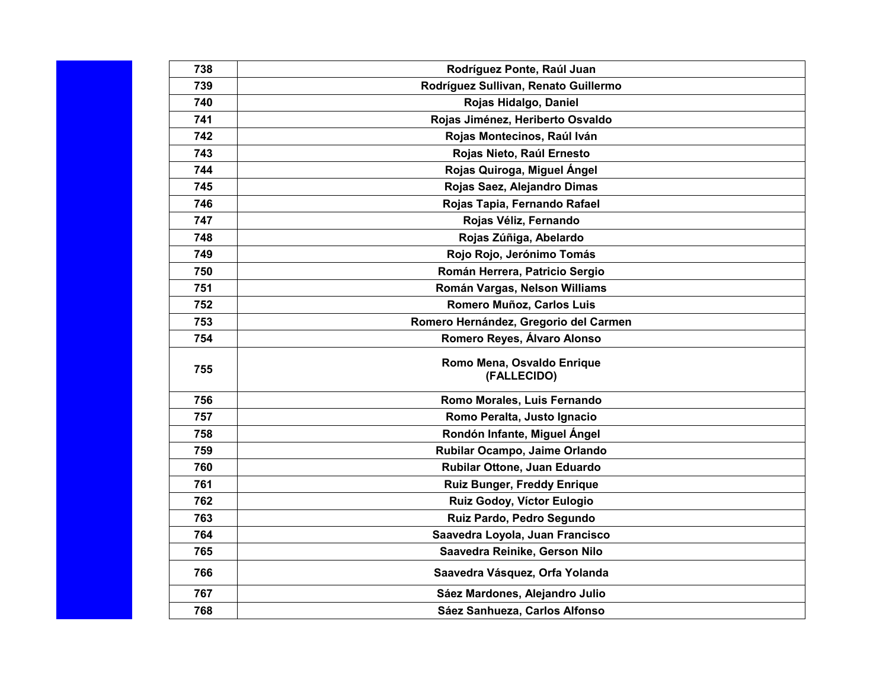| 738 | Rodríguez Ponte, Raúl Juan |
|---|---|
| 739 | Rodríguez Sullivan, Renato Guillermo |
| 740 | Rojas Hidalgo, Daniel |
| 741 | Rojas Jiménez, Heriberto Osvaldo |
| 742 | Rojas Montecinos, Raúl Iván |
| 743 | Rojas Nieto, Raúl Ernesto |
| 744 | Rojas Quiroga, Miguel Ángel |
| 745 | Rojas Saez, Alejandro Dimas |
| 746 | Rojas Tapia, Fernando Rafael |
| 747 | Rojas Véliz, Fernando |
| 748 | Rojas Zúñiga, Abelardo |
| 749 | Rojo Rojo, Jerónimo Tomás |
| 750 | Román Herrera, Patricio Sergio |
| 751 | Román Vargas, Nelson Williams |
| 752 | Romero Muñoz, Carlos Luis |
| 753 | Romero Hernández, Gregorio del Carmen |
| 754 | Romero Reyes, Álvaro Alonso |
| 755 | Romo Mena, Osvaldo Enrique (FALLECIDO) |
| 756 | Romo Morales, Luis Fernando |
| 757 | Romo Peralta, Justo Ignacio |
| 758 | Rondón Infante, Miguel Ángel |
| 759 | Rubilar Ocampo, Jaime Orlando |
| 760 | Rubilar Ottone, Juan Eduardo |
| 761 | Ruiz Bunger, Freddy Enrique |
| 762 | Ruiz Godoy, Víctor Eulogio |
| 763 | Ruiz Pardo, Pedro Segundo |
| 764 | Saavedra Loyola, Juan Francisco |
| 765 | Saavedra Reinike, Gerson Nilo |
| 766 | Saavedra Vásquez, Orfa Yolanda |
| 767 | Sáez Mardones, Alejandro Julio |
| 768 | Sáez Sanhueza, Carlos Alfonso |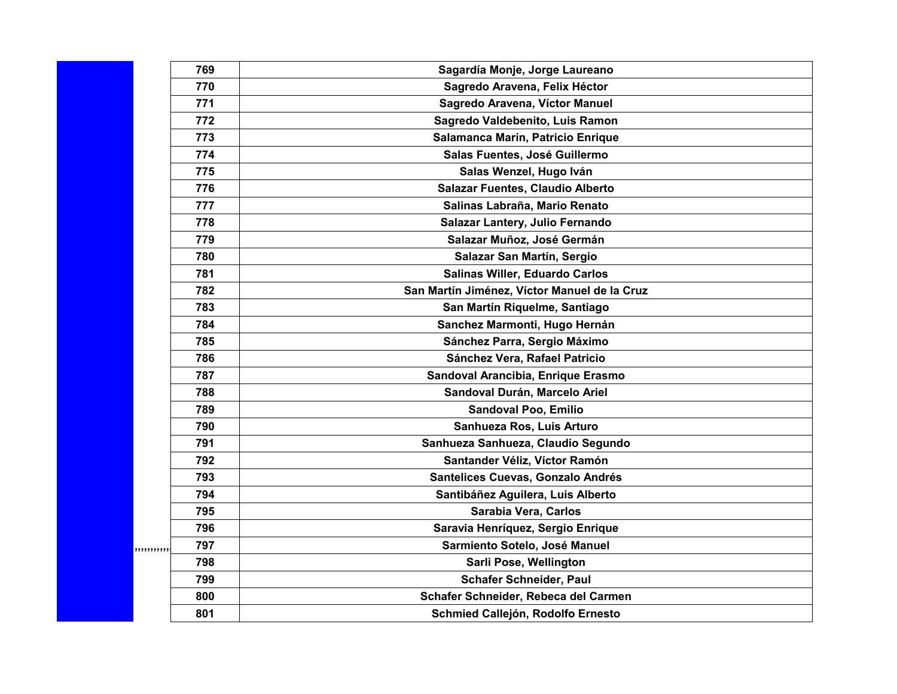| 769 | Sagardía Monje, Jorge Laureano |
|---|---|
| 770 | Sagredo Aravena, Felix Héctor |
| 771 | Sagredo Aravena, Víctor Manuel |
| 772 | Sagredo Valdebenito, Luis Ramon |
| 773 | Salamanca Marín, Patricio Enrique |
| 774 | Salas Fuentes, José Guillermo |
| 775 | Salas Wenzel, Hugo Iván |
| 776 | Salazar Fuentes, Claudio Alberto |
| 777 | Salinas Labraña, Mario Renato |
| 778 | Salazar Lantery, Julio Fernando |
| 779 | Salazar Muñoz, José Germán |
| 780 | Salazar San Martín, Sergio |
| 781 | Salinas Willer, Eduardo Carlos |
| 782 | San Martín Jiménez, Víctor Manuel de la Cruz |
| 783 | San Martín Riquelme, Santiago |
| 784 | Sanchez Marmonti, Hugo Hernán |
| 785 | Sánchez Parra, Sergio Máximo |
| 786 | Sánchez Vera, Rafael Patricio |
| 787 | Sandoval Arancibia, Enrique Erasmo |
| 788 | Sandoval Durán, Marcelo Ariel |
| 789 | Sandoval Poo, Emilio |
| 790 | Sanhueza Ros, Luis Arturo |
| 791 | Sanhueza Sanhueza, Claudio Segundo |
| 792 | Santander Véliz, Víctor Ramón |
| 793 | Santelices Cuevas, Gonzalo Andrés |
| 794 | Santibáñez Aguilera, Luis Alberto |
| 795 | Sarabia Vera, Carlos |
| 796 | Saravia Henríquez, Sergio Enrique |
| 797 | Sarmiento Sotelo, José Manuel |
| 798 | Sarli Pose, Wellington |
| 799 | Schafer Schneider, Paul |
| 800 | Schafer Schneider, Rebeca del Carmen |
| 801 | Schmied Callejón, Rodolfo Ernesto |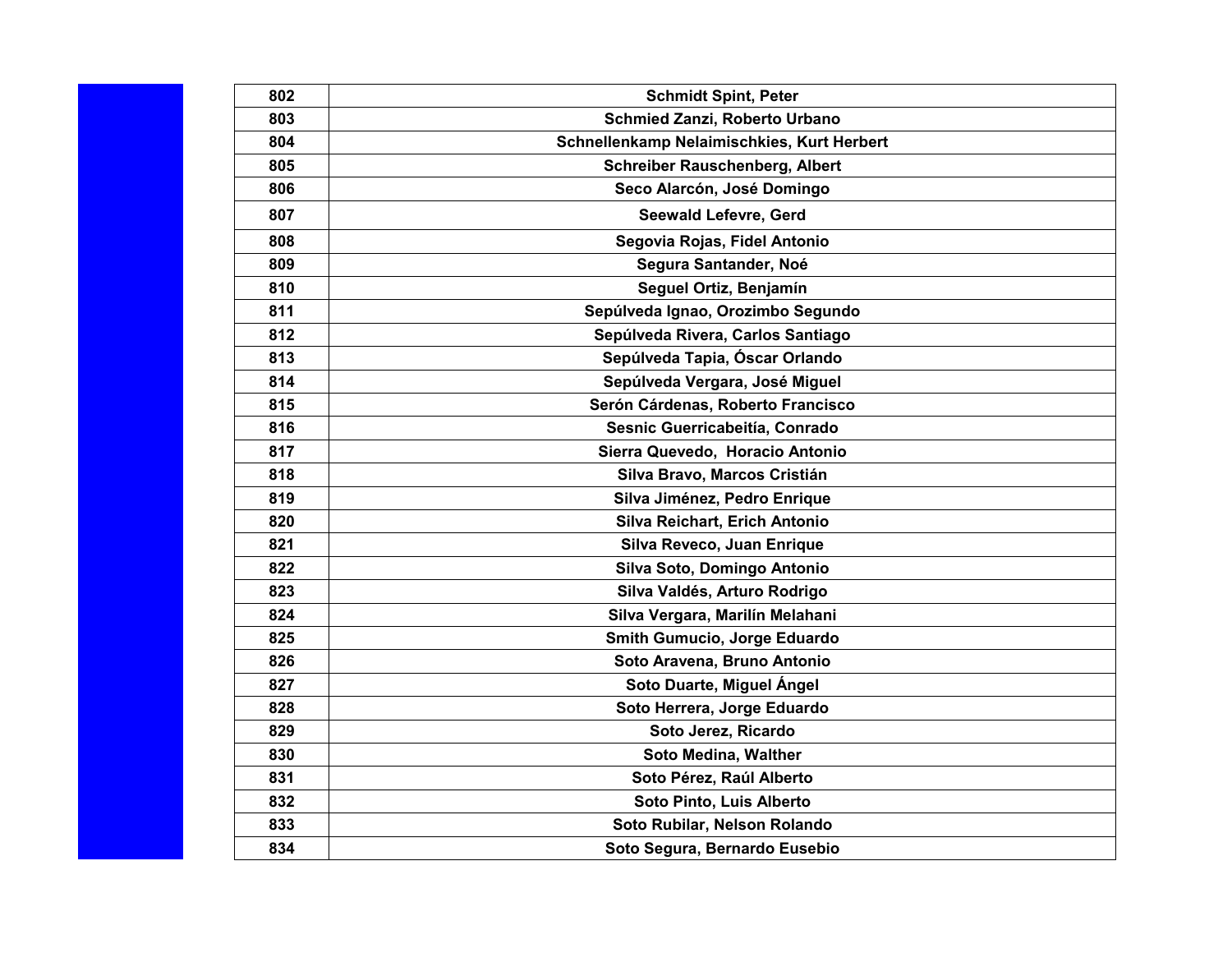| 802 | Schmidt Spint, Peter |
|---|---|
| 803 | Schmied Zanzi, Roberto Urbano |
| 804 | Schnellenkamp Nelaimischkies, Kurt Herbert |
| 805 | Schreiber Rauschenberg, Albert |
| 806 | Seco Alarcón, José Domingo |
| 807 | Seewald Lefevre, Gerd |
| 808 | Segovia Rojas, Fidel Antonio |
| 809 | Segura Santander, Noé |
| 810 | Seguel Ortiz, Benjamín |
| 811 | Sepúlveda Ignao, Orozimbo Segundo |
| 812 | Sepúlveda Rivera, Carlos Santiago |
| 813 | Sepúlveda Tapia, Óscar Orlando |
| 814 | Sepúlveda Vergara, José Miguel |
| 815 | Serón Cárdenas, Roberto Francisco |
| 816 | Sesnic Guerricabeitía, Conrado |
| 817 | Sierra Quevedo,  Horacio Antonio |
| 818 | Silva Bravo, Marcos Cristián |
| 819 | Silva Jiménez, Pedro Enrique |
| 820 | Silva Reichart, Erich Antonio |
| 821 | Silva Reveco, Juan Enrique |
| 822 | Silva Soto, Domingo Antonio |
| 823 | Silva Valdés, Arturo Rodrigo |
| 824 | Silva Vergara, Marilín Melahani |
| 825 | Smith Gumucio, Jorge Eduardo |
| 826 | Soto Aravena, Bruno Antonio |
| 827 | Soto Duarte, Miguel Ángel |
| 828 | Soto Herrera, Jorge Eduardo |
| 829 | Soto Jerez, Ricardo |
| 830 | Soto Medina, Walther |
| 831 | Soto Pérez, Raúl Alberto |
| 832 | Soto Pinto, Luis Alberto |
| 833 | Soto Rubilar, Nelson Rolando |
| 834 | Soto Segura, Bernardo Eusebio |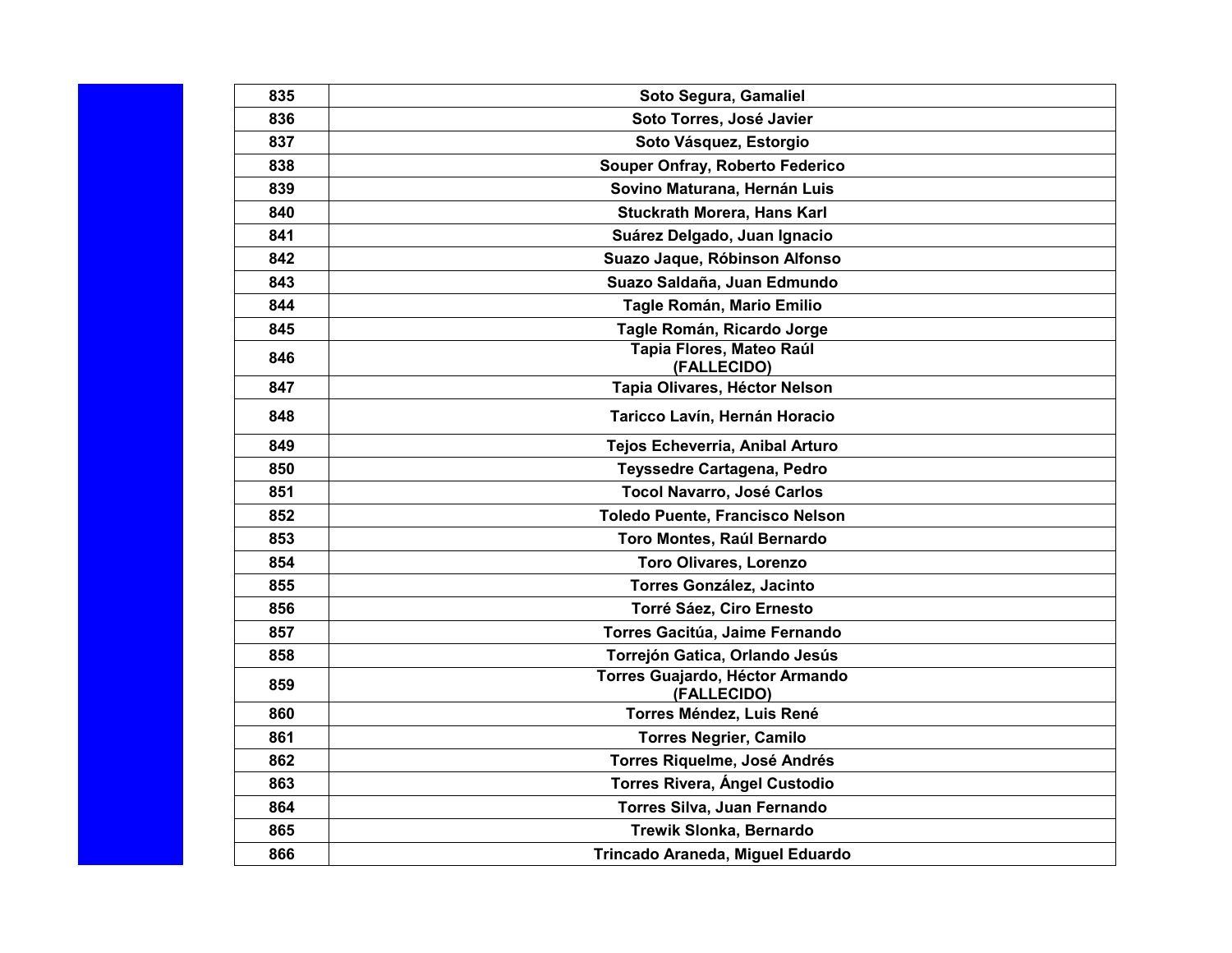| 835 | Soto Segura, Gamaliel |
|---|---|
| 836 | Soto Torres, José Javier |
| 837 | Soto Vásquez, Estorgio |
| 838 | Souper Onfray, Roberto Federico |
| 839 | Sovino Maturana, Hernán Luis |
| 840 | Stuckrath Morera, Hans Karl |
| 841 | Suárez Delgado, Juan Ignacio |
| 842 | Suazo Jaque, Róbinson Alfonso |
| 843 | Suazo Saldaña, Juan Edmundo |
| 844 | Tagle Román, Mario Emilio |
| 845 | Tagle Román, Ricardo Jorge |
| 846 | Tapia Flores, Mateo Raúl (FALLECIDO) |
| 847 | Tapia Olivares, Héctor Nelson |
| 848 | Taricco Lavín, Hernán Horacio |
| 849 | Tejos Echeverria, Anibal Arturo |
| 850 | Teyssedre Cartagena, Pedro |
| 851 | Tocol Navarro, José Carlos |
| 852 | Toledo Puente, Francisco Nelson |
| 853 | Toro Montes, Raúl Bernardo |
| 854 | Toro Olivares, Lorenzo |
| 855 | Torres González, Jacinto |
| 856 | Torré Sáez, Ciro Ernesto |
| 857 | Torres Gacitúa, Jaime Fernando |
| 858 | Torrejón Gatica, Orlando Jesús |
| 859 | Torres Guajardo, Héctor Armando (FALLECIDO) |
| 860 | Torres Méndez, Luis René |
| 861 | Torres Negrier, Camilo |
| 862 | Torres Riquelme, José Andrés |
| 863 | Torres Rivera, Ángel Custodio |
| 864 | Torres Silva, Juan Fernando |
| 865 | Trewik Slonka, Bernardo |
| 866 | Trincado Araneda, Miguel Eduardo |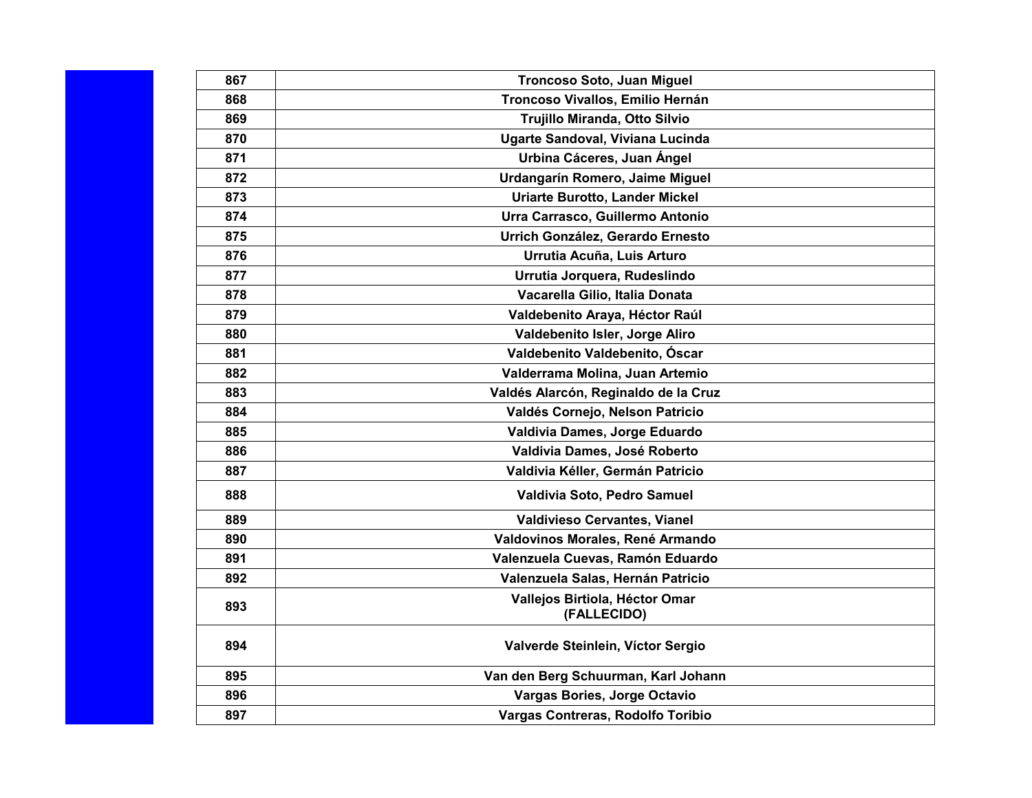| 867 | Troncoso Soto, Juan Miguel |
|---|---|
| 868 | Troncoso Vivallos, Emilio Hernán |
| 869 | Trujillo Miranda, Otto Silvio |
| 870 | Ugarte Sandoval, Viviana Lucinda |
| 871 | Urbina Cáceres, Juan Ángel |
| 872 | Urdangarín Romero, Jaime Miguel |
| 873 | Uriarte Burotto, Lander Mickel |
| 874 | Urra Carrasco, Guillermo Antonio |
| 875 | Urrich González, Gerardo Ernesto |
| 876 | Urrutia Acuña, Luis Arturo |
| 877 | Urrutia Jorquera, Rudeslindo |
| 878 | Vacarella Gilio, Italia Donata |
| 879 | Valdebenito Araya, Héctor Raúl |
| 880 | Valdebenito Isler, Jorge Aliro |
| 881 | Valdebenito Valdebenito, Óscar |
| 882 | Valderrama Molina, Juan Artemio |
| 883 | Valdés Alarcón, Reginaldo de la Cruz |
| 884 | Valdés Cornejo, Nelson Patricio |
| 885 | Valdivia Dames, Jorge Eduardo |
| 886 | Valdivia Dames, José Roberto |
| 887 | Valdivia Kéller, Germán Patricio |
| 888 | Valdivia Soto, Pedro Samuel |
| 889 | Valdivieso Cervantes, Vianel |
| 890 | Valdovinos Morales, René Armando |
| 891 | Valenzuela Cuevas, Ramón Eduardo |
| 892 | Valenzuela Salas, Hernán Patricio |
| 893 | Vallejos Birtiola, Héctor Omar (FALLECIDO) |
| 894 | Valverde Steinlein, Víctor Sergio |
| 895 | Van den Berg Schuurman, Karl Johann |
| 896 | Vargas Bories, Jorge Octavio |
| 897 | Vargas Contreras, Rodolfo Toribio |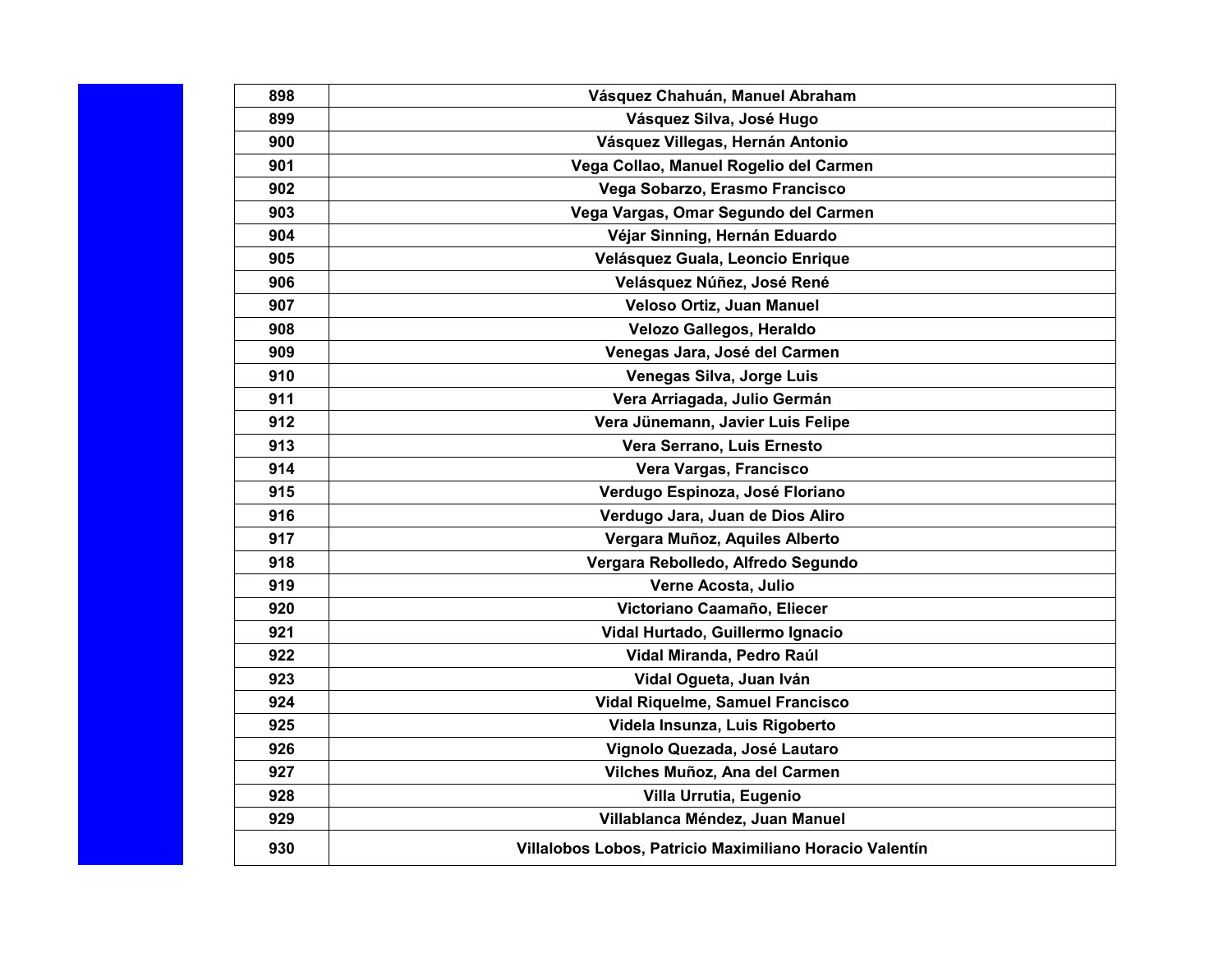| 898 | Vásquez Chahuán, Manuel Abraham |
|---|---|
| 899 | Vásquez Silva, José Hugo |
| 900 | Vásquez Villegas, Hernán Antonio |
| 901 | Vega Collao, Manuel Rogelio del Carmen |
| 902 | Vega Sobarzo, Erasmo Francisco |
| 903 | Vega Vargas, Omar Segundo del Carmen |
| 904 | Véjar Sinning, Hernán Eduardo |
| 905 | Velásquez Guala, Leoncio Enrique |
| 906 | Velásquez Núñez, José René |
| 907 | Veloso Ortiz, Juan Manuel |
| 908 | Velozo Gallegos, Heraldo |
| 909 | Venegas Jara, José del Carmen |
| 910 | Venegas Silva, Jorge Luis |
| 911 | Vera Arriagada, Julio Germán |
| 912 | Vera Jünemann, Javier Luis Felipe |
| 913 | Vera Serrano, Luis Ernesto |
| 914 | Vera Vargas, Francisco |
| 915 | Verdugo Espinoza, José Floriano |
| 916 | Verdugo Jara, Juan de Dios Aliro |
| 917 | Vergara Muñoz, Aquiles Alberto |
| 918 | Vergara Rebolledo, Alfredo Segundo |
| 919 | Verne Acosta, Julio |
| 920 | Victoriano Caamaño, Eliecer |
| 921 | Vidal Hurtado, Guillermo Ignacio |
| 922 | Vidal Miranda, Pedro Raúl |
| 923 | Vidal Ogueta, Juan Iván |
| 924 | Vidal Riquelme, Samuel Francisco |
| 925 | Videla Insunza, Luis Rigoberto |
| 926 | Vignolo Quezada, José Lautaro |
| 927 | Vilches Muñoz, Ana del Carmen |
| 928 | Villa Urrutia, Eugenio |
| 929 | Villablanca Méndez, Juan Manuel |
| 930 | Villalobos Lobos, Patricio Maximiliano Horacio Valentín |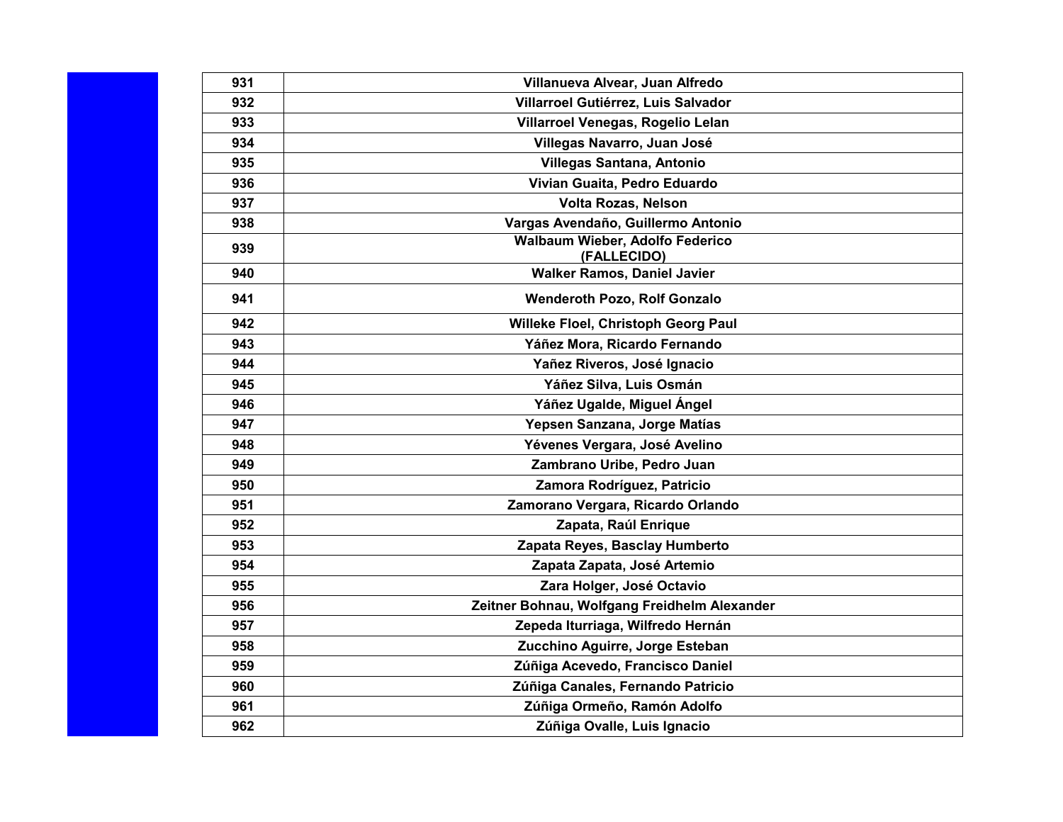| 931 | Villanueva Alvear, Juan Alfredo |
|---|---|
| 932 | Villarroel Gutiérrez, Luis Salvador |
| 933 | Villarroel Venegas, Rogelio Lelan |
| 934 | Villegas Navarro, Juan José |
| 935 | Villegas Santana, Antonio |
| 936 | Vivian Guaita, Pedro Eduardo |
| 937 | Volta Rozas, Nelson |
| 938 | Vargas Avendaño, Guillermo Antonio |
| 939 | Walbaum Wieber, Adolfo Federico (FALLECIDO) |
| 940 | Walker Ramos, Daniel Javier |
| 941 | Wenderoth Pozo, Rolf Gonzalo |
| 942 | Willeke Floel, Christoph Georg Paul |
| 943 | Yáñez Mora, Ricardo Fernando |
| 944 | Yañez Riveros, José Ignacio |
| 945 | Yáñez Silva, Luis Osmán |
| 946 | Yáñez Ugalde, Miguel Ángel |
| 947 | Yepsen Sanzana, Jorge Matías |
| 948 | Yévenes Vergara, José Avelino |
| 949 | Zambrano Uribe, Pedro Juan |
| 950 | Zamora Rodríguez, Patricio |
| 951 | Zamorano Vergara, Ricardo Orlando |
| 952 | Zapata, Raúl Enrique |
| 953 | Zapata Reyes, Basclay Humberto |
| 954 | Zapata Zapata, José Artemio |
| 955 | Zara Holger, José Octavio |
| 956 | Zeitner Bohnau, Wolfgang Freidhelm Alexander |
| 957 | Zepeda Iturriaga, Wilfredo Hernán |
| 958 | Zucchino Aguirre, Jorge Esteban |
| 959 | Zúñiga Acevedo, Francisco Daniel |
| 960 | Zúñiga Canales, Fernando Patricio |
| 961 | Zúñiga Ormeño, Ramón Adolfo |
| 962 | Zúñiga Ovalle, Luis Ignacio |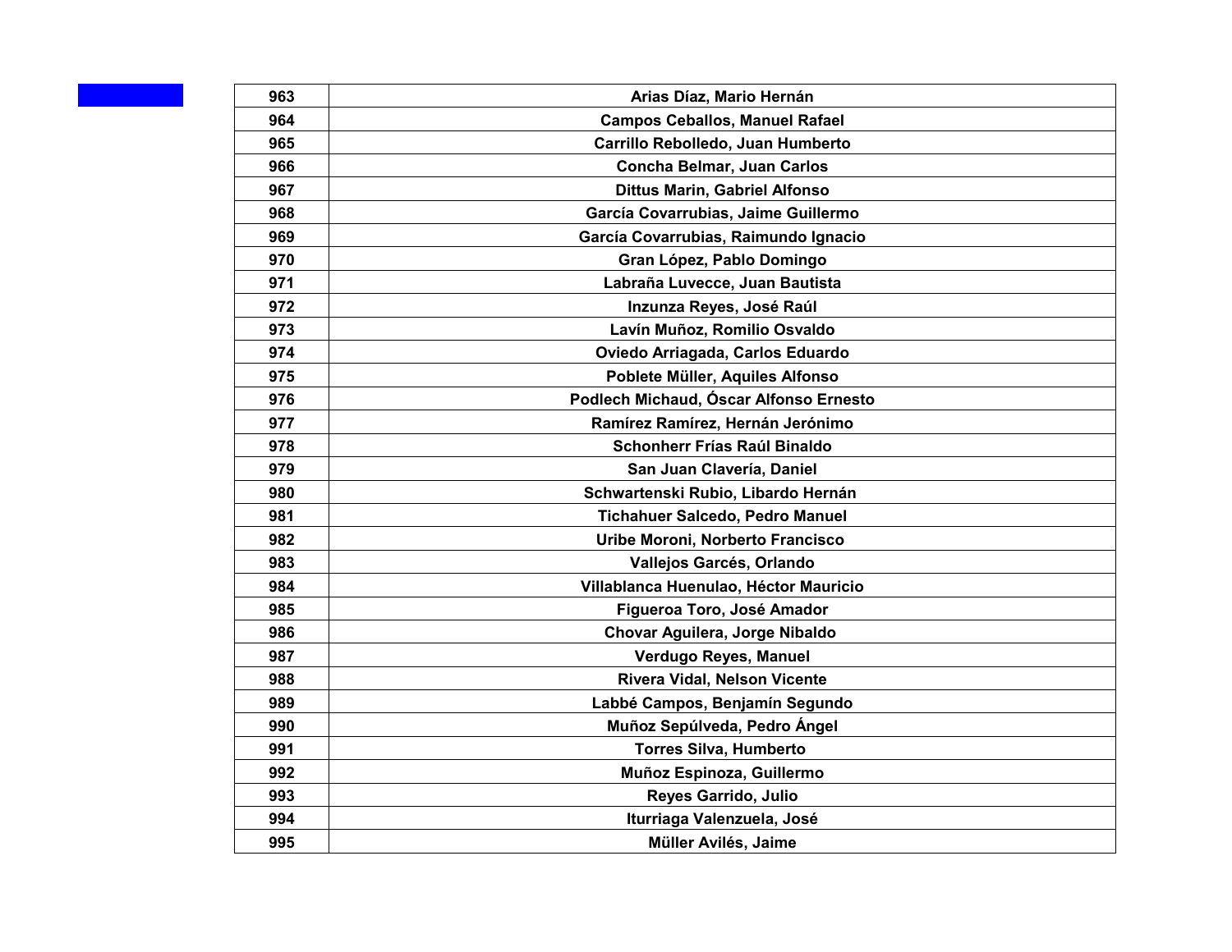| 963 | Arias Díaz, Mario Hernán |
|---|---|
| 964 | Campos Ceballos, Manuel Rafael |
| 965 | Carrillo Rebolledo, Juan Humberto |
| 966 | Concha Belmar, Juan Carlos |
| 967 | Dittus Marin, Gabriel Alfonso |
| 968 | García Covarrubias, Jaime Guillermo |
| 969 | García Covarrubias, Raimundo Ignacio |
| 970 | Gran López, Pablo Domingo |
| 971 | Labraña Luvecce, Juan Bautista |
| 972 | Inzunza Reyes, José Raúl |
| 973 | Lavín Muñoz, Romilio Osvaldo |
| 974 | Oviedo Arriagada, Carlos Eduardo |
| 975 | Poblete Müller, Aquiles Alfonso |
| 976 | Podlech Michaud, Óscar Alfonso Ernesto |
| 977 | Ramírez Ramírez, Hernán Jerónimo |
| 978 | Schonherr Frías Raúl Binaldo |
| 979 | San Juan Clavería, Daniel |
| 980 | Schwartenski Rubio, Libardo Hernán |
| 981 | Tichahuer Salcedo, Pedro Manuel |
| 982 | Uribe Moroni, Norberto Francisco |
| 983 | Vallejos Garcés, Orlando |
| 984 | Villablanca Huenulao, Héctor Mauricio |
| 985 | Figueroa Toro, José Amador |
| 986 | Chovar Aguilera, Jorge Nibaldo |
| 987 | Verdugo Reyes, Manuel |
| 988 | Rivera Vidal, Nelson Vicente |
| 989 | Labbé Campos, Benjamín Segundo |
| 990 | Muñoz Sepúlveda, Pedro Ángel |
| 991 | Torres Silva, Humberto |
| 992 | Muñoz Espinoza, Guillermo |
| 993 | Reyes Garrido, Julio |
| 994 | Iturriaga Valenzuela, José |
| 995 | Müller Avilés, Jaime |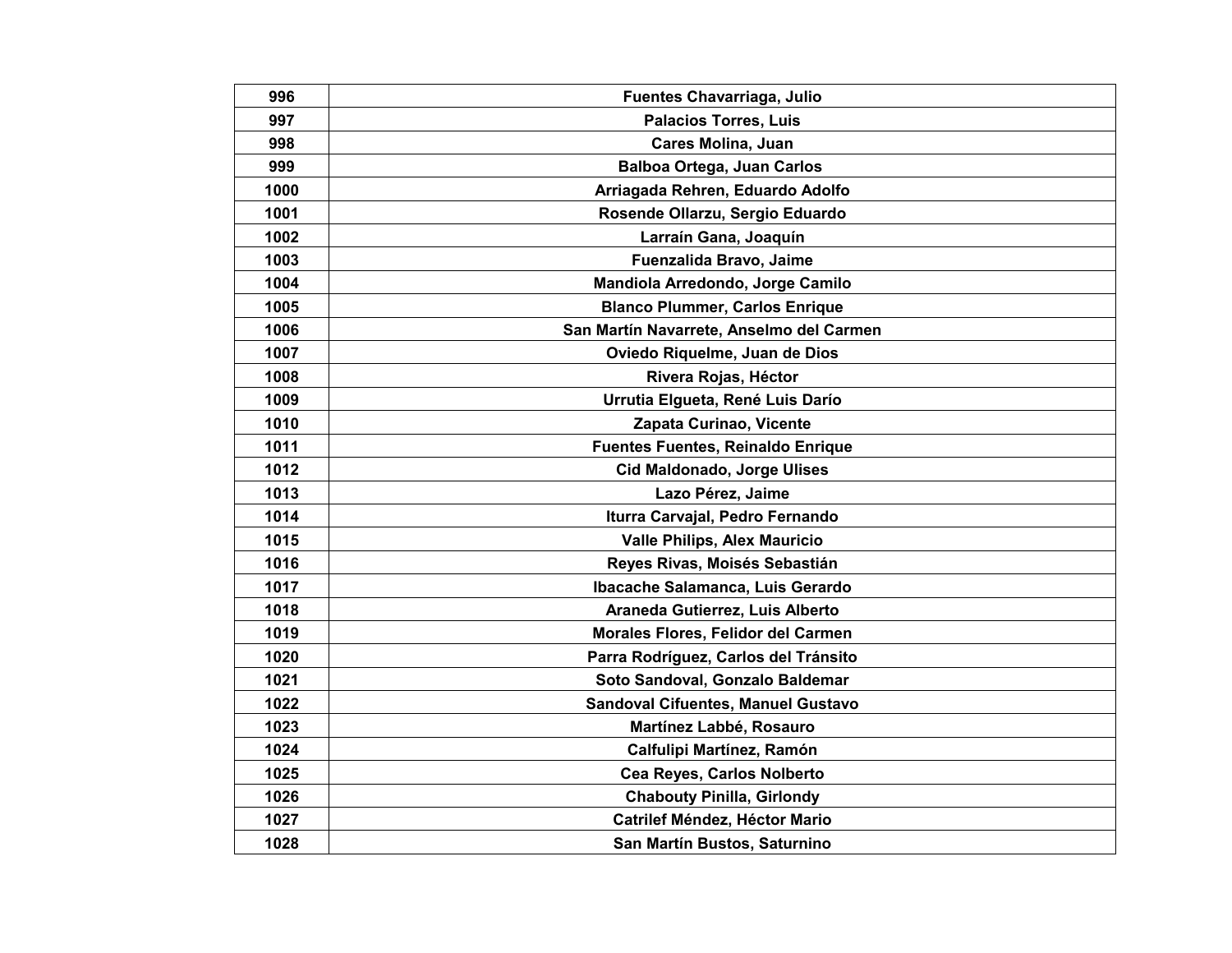| 996 | Fuentes Chavarriaga, Julio |
|---|---|
| 997 | Palacios Torres, Luis |
| 998 | Cares Molina, Juan |
| 999 | Balboa Ortega, Juan Carlos |
| 1000 | Arriagada Rehren, Eduardo Adolfo |
| 1001 | Rosende Ollarzu, Sergio Eduardo |
| 1002 | Larraín Gana, Joaquín |
| 1003 | Fuenzalida Bravo, Jaime |
| 1004 | Mandiola Arredondo, Jorge Camilo |
| 1005 | Blanco Plummer, Carlos Enrique |
| 1006 | San Martín Navarrete, Anselmo del Carmen |
| 1007 | Oviedo Riquelme, Juan de Dios |
| 1008 | Rivera Rojas, Héctor |
| 1009 | Urrutia Elgueta, René Luis Darío |
| 1010 | Zapata Curinao, Vicente |
| 1011 | Fuentes Fuentes, Reinaldo Enrique |
| 1012 | Cid Maldonado, Jorge Ulises |
| 1013 | Lazo Pérez, Jaime |
| 1014 | Iturra Carvajal, Pedro Fernando |
| 1015 | Valle Philips, Alex Mauricio |
| 1016 | Reyes Rivas, Moisés Sebastián |
| 1017 | Ibacache Salamanca, Luis Gerardo |
| 1018 | Araneda Gutierrez, Luis Alberto |
| 1019 | Morales Flores, Felidor del Carmen |
| 1020 | Parra Rodríguez, Carlos del Tránsito |
| 1021 | Soto Sandoval, Gonzalo Baldemar |
| 1022 | Sandoval Cifuentes, Manuel Gustavo |
| 1023 | Martínez Labbé, Rosauro |
| 1024 | Calfulipi Martínez, Ramón |
| 1025 | Cea Reyes, Carlos Nolberto |
| 1026 | Chabouty Pinilla, Girlondy |
| 1027 | Catrilef Méndez, Héctor Mario |
| 1028 | San Martín Bustos, Saturnino |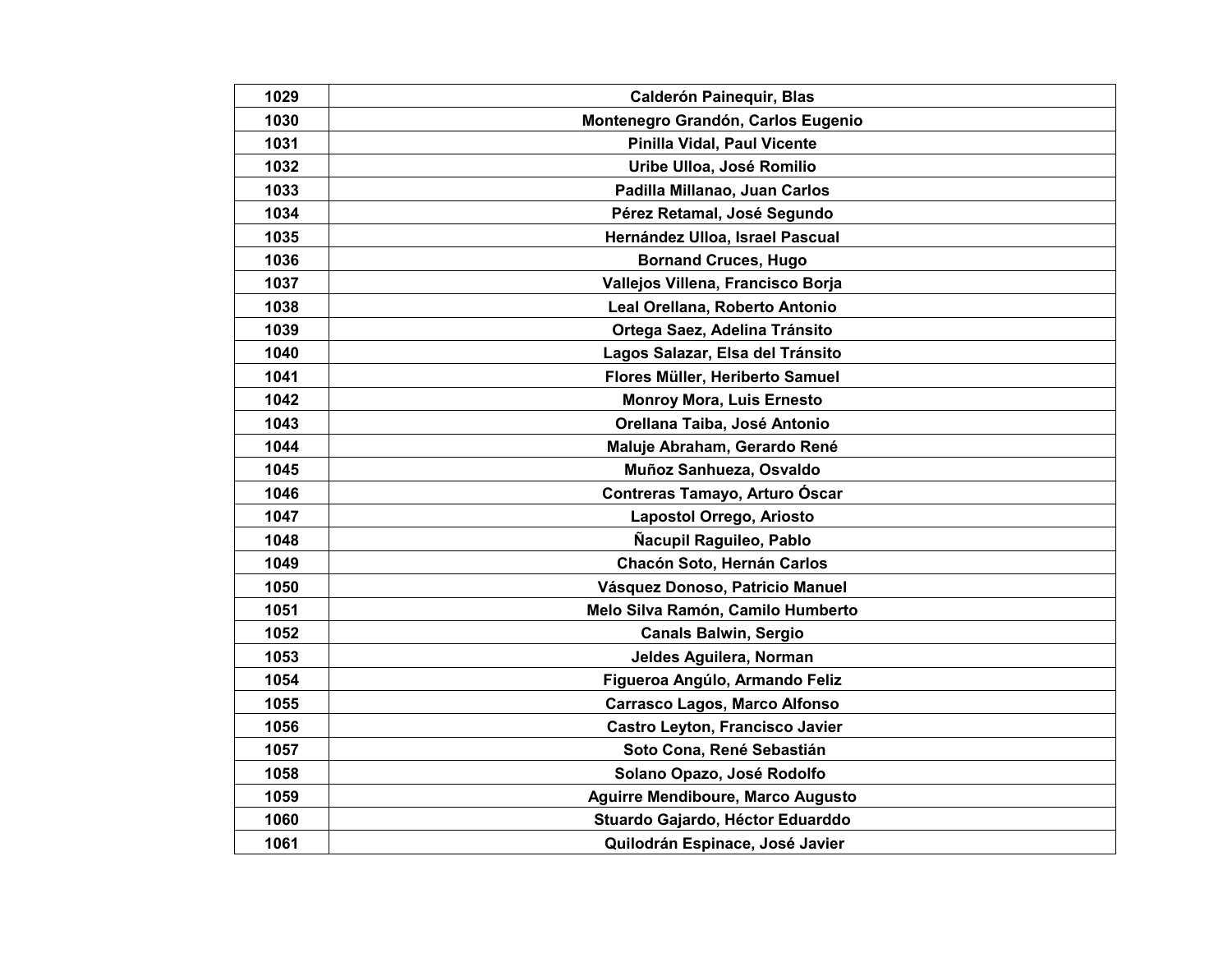| 1029 | Calderón Painequir, Blas |
|---|---|
| 1030 | Montenegro Grandón, Carlos Eugenio |
| 1031 | Pinilla Vidal, Paul Vicente |
| 1032 | Uribe Ulloa, José Romilio |
| 1033 | Padilla Millanao, Juan Carlos |
| 1034 | Pérez Retamal, José Segundo |
| 1035 | Hernández Ulloa, Israel Pascual |
| 1036 | Bornand Cruces, Hugo |
| 1037 | Vallejos Villena, Francisco Borja |
| 1038 | Leal Orellana, Roberto Antonio |
| 1039 | Ortega Saez, Adelina Tránsito |
| 1040 | Lagos Salazar, Elsa del Tránsito |
| 1041 | Flores Müller, Heriberto Samuel |
| 1042 | Monroy Mora, Luis Ernesto |
| 1043 | Orellana Taiba, José Antonio |
| 1044 | Maluje Abraham, Gerardo René |
| 1045 | Muñoz Sanhueza, Osvaldo |
| 1046 | Contreras Tamayo, Arturo Óscar |
| 1047 | Lapostol Orrego, Ariosto |
| 1048 | Ñacupil Raguileo, Pablo |
| 1049 | Chacón Soto, Hernán Carlos |
| 1050 | Vásquez Donoso, Patricio Manuel |
| 1051 | Melo Silva Ramón, Camilo Humberto |
| 1052 | Canals Balwin, Sergio |
| 1053 | Jeldes Aguilera, Norman |
| 1054 | Figueroa Angúlo, Armando Feliz |
| 1055 | Carrasco Lagos, Marco Alfonso |
| 1056 | Castro Leyton, Francisco Javier |
| 1057 | Soto Cona, René Sebastián |
| 1058 | Solano Opazo, José Rodolfo |
| 1059 | Aguirre Mendiboure, Marco Augusto |
| 1060 | Stuardo Gajardo, Héctor Eduarddo |
| 1061 | Quilodrán Espinace, José Javier |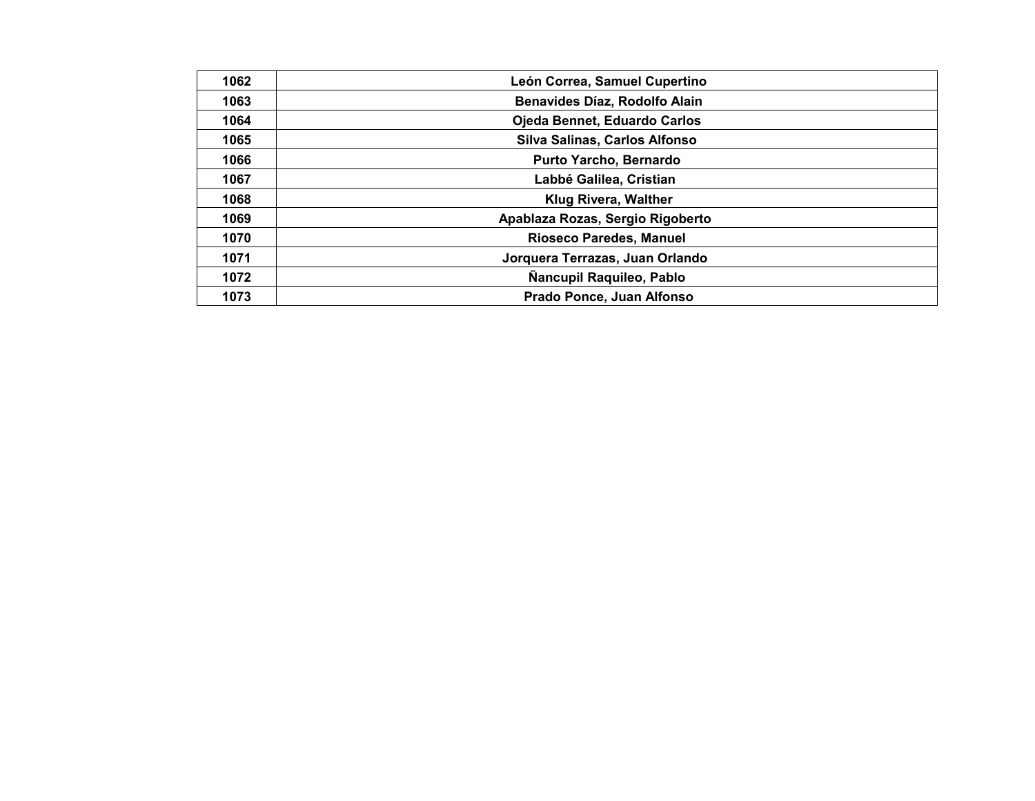| | |
|---|---|
| **1062** | **León Correa, Samuel Cupertino** |
| **1063** | **Benavides Díaz, Rodolfo Alain** |
| **1064** | **Ojeda Bennet, Eduardo Carlos** |
| **1065** | **Silva Salinas, Carlos Alfonso** |
| **1066** | **Purto Yarcho, Bernardo** |
| **1067** | **Labbé Galilea, Cristian** |
| **1068** | **Klug Rivera, Walther** |
| **1069** | **Apablaza Rozas, Sergio Rigoberto** |
| **1070** | **Rioseco Paredes, Manuel** |
| **1071** | **Jorquera Terrazas, Juan Orlando** |
| **1072** | **Ñancupil Raquileo, Pablo** |
| **1073** | **Prado Ponce, Juan Alfonso** |